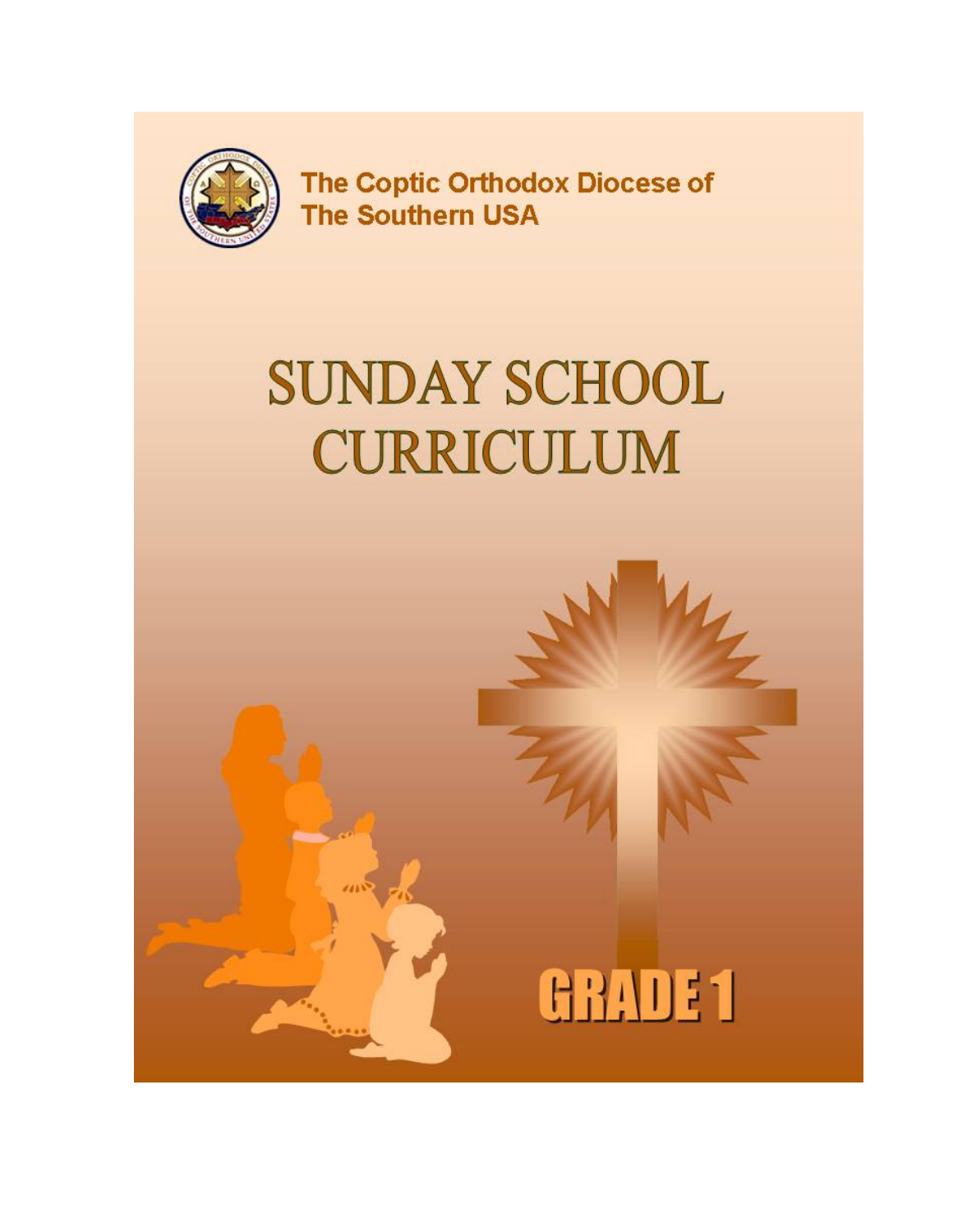The Coptic Orthodox Diocese of The Southern USA

# SUNDAY SCHOOL CURRICULUM

## GRADE 1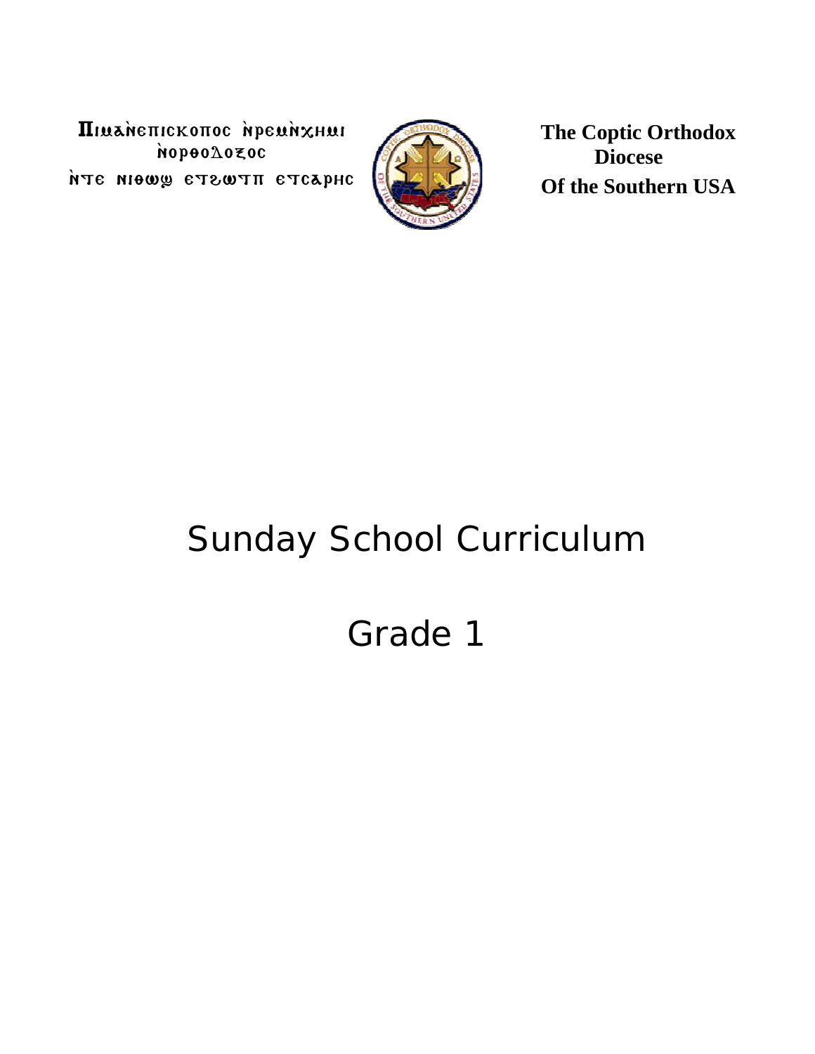Ⲡⲓⲙⲁⲛ̀ⲉⲡⲓⲥⲕⲟⲡⲟⲥ ⲛ̀ⲣⲉⲙⲛ̀ⲭⲏⲙⲓ ⲛ̀ⲟⲣⲑⲟⲇⲟⲝⲟⲥ
ⲛ̀ⲧⲉ ⲛⲓⲑⲱϣ ⲉⲧϩⲱⲧⲡ ⲉⲧⲥⲁⲣⲏⲥ

**The Coptic Orthodox Diocese Of the Southern USA**

# Sunday School Curriculum

# Grade 1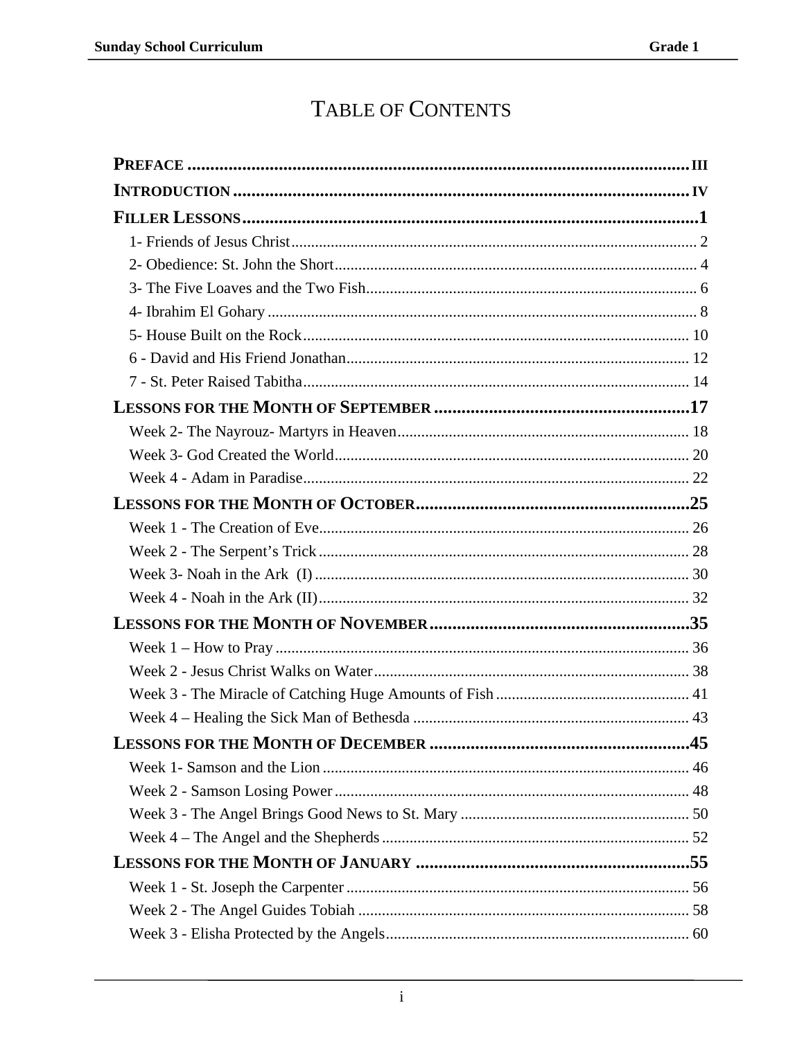# TABLE OF CONTENTS

**PREFACE** ..... III

**INTRODUCTION** ..... IV

**FILLER LESSONS** ..... 1

- 1- Friends of Jesus Christ ..... 2
- 2- Obedience: St. John the Short ..... 4
- 3- The Five Loaves and the Two Fish ..... 6
- 4- Ibrahim El Gohary ..... 8
- 5- House Built on the Rock ..... 10
- 6 - David and His Friend Jonathan ..... 12
- 7 - St. Peter Raised Tabitha ..... 14

**LESSONS FOR THE MONTH OF SEPTEMBER** ..... 17

- Week 2- The Nayrouz- Martyrs in Heaven ..... 18
- Week 3- God Created the World ..... 20
- Week 4 - Adam in Paradise ..... 22

**LESSONS FOR THE MONTH OF OCTOBER** ..... 25

- Week 1 - The Creation of Eve ..... 26
- Week 2 - The Serpent's Trick ..... 28
- Week 3- Noah in the Ark (I) ..... 30
- Week 4 - Noah in the Ark (II) ..... 32

**LESSONS FOR THE MONTH OF NOVEMBER** ..... 35

- Week 1 – How to Pray ..... 36
- Week 2 - Jesus Christ Walks on Water ..... 38
- Week 3 - The Miracle of Catching Huge Amounts of Fish ..... 41
- Week 4 – Healing the Sick Man of Bethesda ..... 43

**LESSONS FOR THE MONTH OF DECEMBER** ..... 45

- Week 1- Samson and the Lion ..... 46
- Week 2 - Samson Losing Power ..... 48
- Week 3 - The Angel Brings Good News to St. Mary ..... 50
- Week 4 – The Angel and the Shepherds ..... 52

**LESSONS FOR THE MONTH OF JANUARY** ..... 55

- Week 1 - St. Joseph the Carpenter ..... 56
- Week 2 - The Angel Guides Tobiah ..... 58
- Week 3 - Elisha Protected by the Angels ..... 60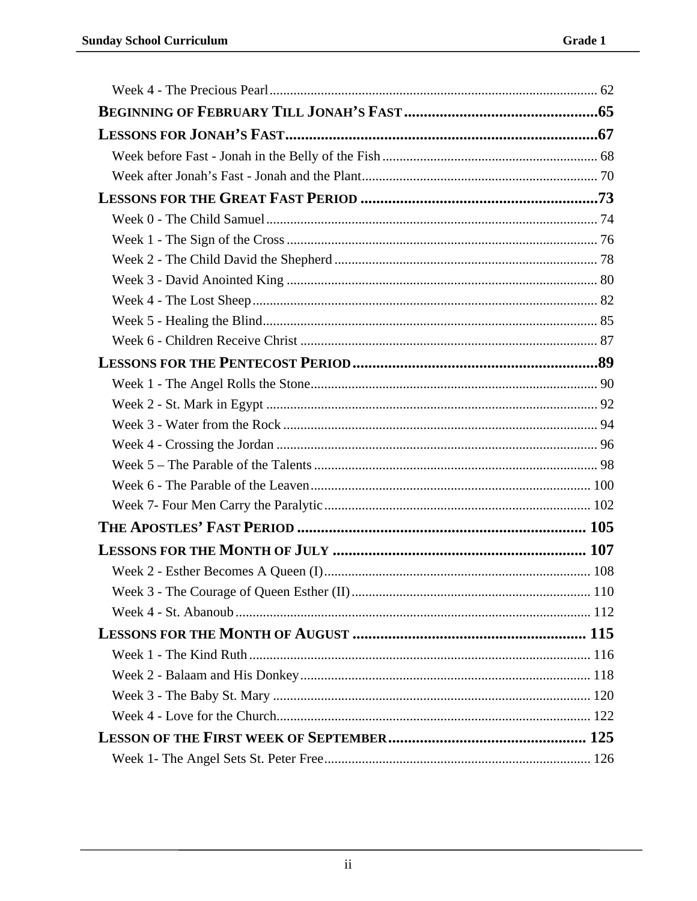Week 4 - The Precious Pearl ........................................................................................ 62

**BEGINNING OF FEBRUARY TILL JONAH'S FAST ................................................. 65**

**LESSONS FOR JONAH'S FAST ........................................................................... 67**

Week before Fast - Jonah in the Belly of the Fish ..................................................... 68

Week after Jonah's Fast - Jonah and the Plant ........................................................... 70

**LESSONS FOR THE GREAT FAST PERIOD ........................................................... 73**

Week 0 - The Child Samuel ......................................................................................... 74

Week 1 - The Sign of the Cross ................................................................................... 76

Week 2 - The Child David the Shepherd ..................................................................... 78

Week 3 - David Anointed King .................................................................................... 80

Week 4 - The Lost Sheep .............................................................................................. 82

Week 5 - Healing the Blind ........................................................................................... 85

Week 6 - Children Receive Christ ................................................................................ 87

**LESSONS FOR THE PENTECOST PERIOD ............................................................ 89**

Week 1 - The Angel Rolls the Stone ............................................................................ 90

Week 2 - St. Mark in Egypt .......................................................................................... 92

Week 3 - Water from the Rock ..................................................................................... 94

Week 4 - Crossing the Jordan ...................................................................................... 96

Week 5 – The Parable of the Talents ........................................................................... 98

Week 6 - The Parable of the Leaven .......................................................................... 100

Week 7- Four Men Carry the Paralytic ....................................................................... 102

**THE APOSTLES' FAST PERIOD ........................................................................ 105**

**LESSONS FOR THE MONTH OF JULY ............................................................... 107**

Week 2 - Esther Becomes A Queen (I) ....................................................................... 108

Week 3 - The Courage of Queen Esther (II) ................................................................ 110

Week 4 - St. Abanoub ................................................................................................. 112

**LESSONS FOR THE MONTH OF AUGUST .......................................................... 115**

Week 1 - The Kind Ruth ............................................................................................. 116

Week 2 - Balaam and His Donkey .............................................................................. 118

Week 3 - The Baby St. Mary ...................................................................................... 120

Week 4 - Love for the Church ..................................................................................... 122

**LESSON OF THE FIRST WEEK OF SEPTEMBER ................................................. 125**

Week 1- The Angel Sets St. Peter Free ....................................................................... 126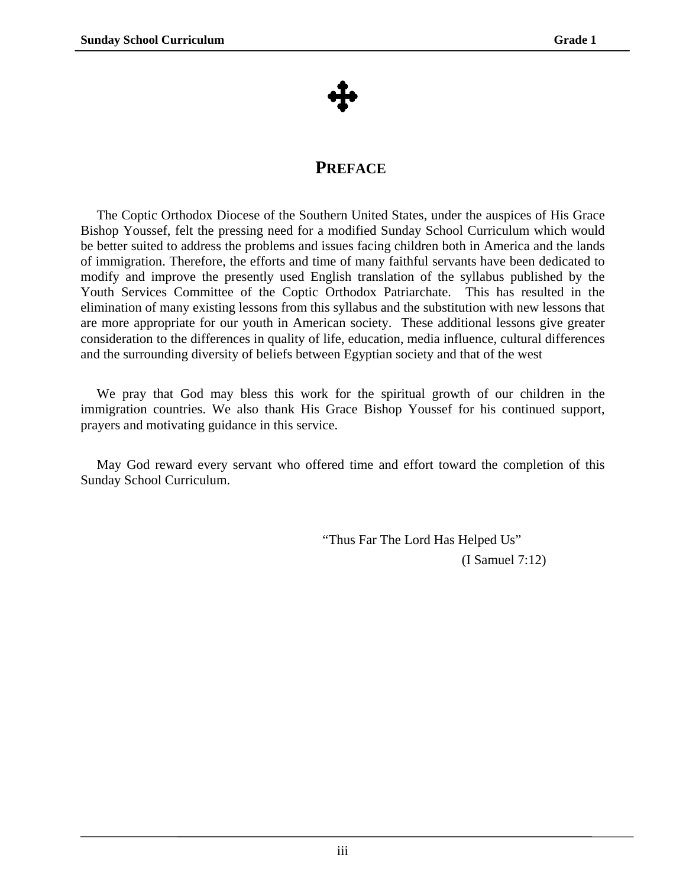# PREFACE

The Coptic Orthodox Diocese of the Southern United States, under the auspices of His Grace Bishop Youssef, felt the pressing need for a modified Sunday School Curriculum which would be better suited to address the problems and issues facing children both in America and the lands of immigration. Therefore, the efforts and time of many faithful servants have been dedicated to modify and improve the presently used English translation of the syllabus published by the Youth Services Committee of the Coptic Orthodox Patriarchate. This has resulted in the elimination of many existing lessons from this syllabus and the substitution with new lessons that are more appropriate for our youth in American society. These additional lessons give greater consideration to the differences in quality of life, education, media influence, cultural differences and the surrounding diversity of beliefs between Egyptian society and that of the west

We pray that God may bless this work for the spiritual growth of our children in the immigration countries. We also thank His Grace Bishop Youssef for his continued support, prayers and motivating guidance in this service.

May God reward every servant who offered time and effort toward the completion of this Sunday School Curriculum.

"Thus Far The Lord Has Helped Us"
(I Samuel 7:12)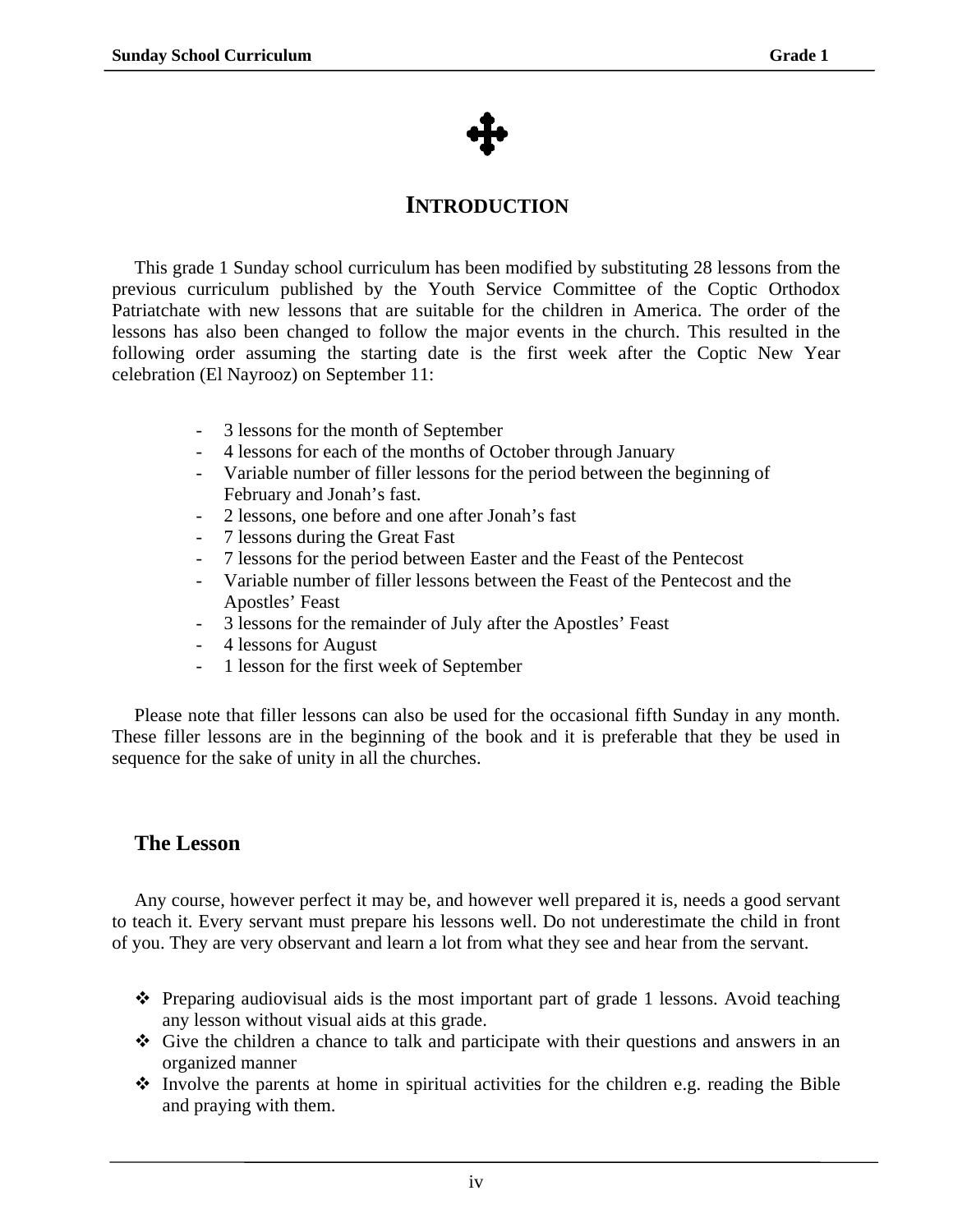# INTRODUCTION

This grade 1 Sunday school curriculum has been modified by substituting 28 lessons from the previous curriculum published by the Youth Service Committee of the Coptic Orthodox Patriatchate with new lessons that are suitable for the children in America. The order of the lessons has also been changed to follow the major events in the church. This resulted in the following order assuming the starting date is the first week after the Coptic New Year celebration (El Nayrooz) on September 11:

- 3 lessons for the month of September
- 4 lessons for each of the months of October through January
- Variable number of filler lessons for the period between the beginning of February and Jonah's fast.
- 2 lessons, one before and one after Jonah's fast
- 7 lessons during the Great Fast
- 7 lessons for the period between Easter and the Feast of the Pentecost
- Variable number of filler lessons between the Feast of the Pentecost and the Apostles' Feast
- 3 lessons for the remainder of July after the Apostles' Feast
- 4 lessons for August
- 1 lesson for the first week of September

Please note that filler lessons can also be used for the occasional fifth Sunday in any month. These filler lessons are in the beginning of the book and it is preferable that they be used in sequence for the sake of unity in all the churches.

## The Lesson

Any course, however perfect it may be, and however well prepared it is, needs a good servant to teach it. Every servant must prepare his lessons well. Do not underestimate the child in front of you. They are very observant and learn a lot from what they see and hear from the servant.

- Preparing audiovisual aids is the most important part of grade 1 lessons. Avoid teaching any lesson without visual aids at this grade.
- Give the children a chance to talk and participate with their questions and answers in an organized manner
- Involve the parents at home in spiritual activities for the children e.g. reading the Bible and praying with them.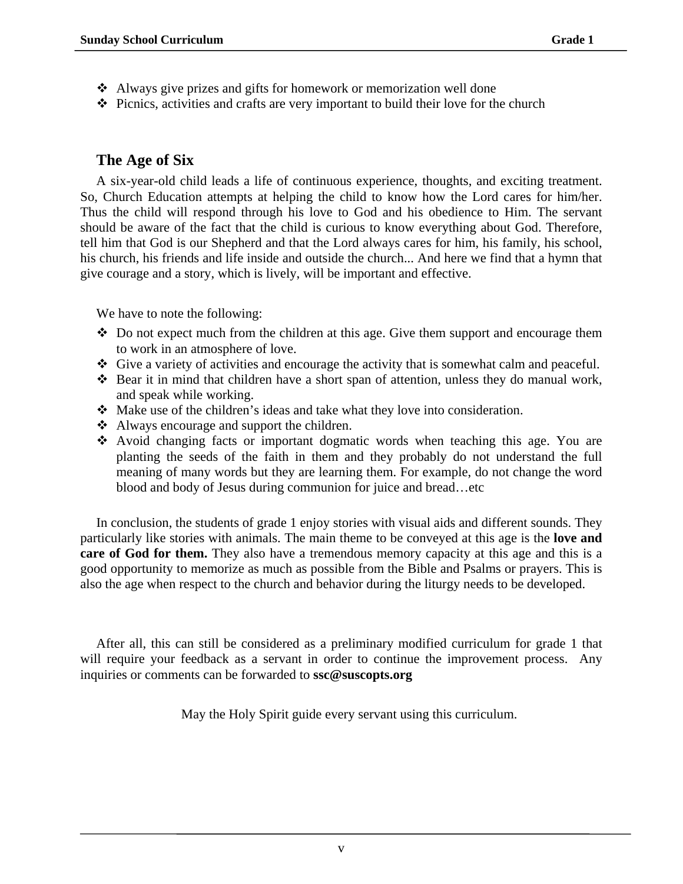- Always give prizes and gifts for homework or memorization well done
- Picnics, activities and crafts are very important to build their love for the church

## The Age of Six

A six-year-old child leads a life of continuous experience, thoughts, and exciting treatment. So, Church Education attempts at helping the child to know how the Lord cares for him/her. Thus the child will respond through his love to God and his obedience to Him. The servant should be aware of the fact that the child is curious to know everything about God. Therefore, tell him that God is our Shepherd and that the Lord always cares for him, his family, his school, his church, his friends and life inside and outside the church... And here we find that a hymn that give courage and a story, which is lively, will be important and effective.

We have to note the following:

- Do not expect much from the children at this age. Give them support and encourage them to work in an atmosphere of love.
- Give a variety of activities and encourage the activity that is somewhat calm and peaceful.
- Bear it in mind that children have a short span of attention, unless they do manual work, and speak while working.
- Make use of the children's ideas and take what they love into consideration.
- Always encourage and support the children.
- Avoid changing facts or important dogmatic words when teaching this age. You are planting the seeds of the faith in them and they probably do not understand the full meaning of many words but they are learning them. For example, do not change the word blood and body of Jesus during communion for juice and bread…etc

In conclusion, the students of grade 1 enjoy stories with visual aids and different sounds. They particularly like stories with animals. The main theme to be conveyed at this age is the **love and care of God for them.** They also have a tremendous memory capacity at this age and this is a good opportunity to memorize as much as possible from the Bible and Psalms or prayers. This is also the age when respect to the church and behavior during the liturgy needs to be developed.

After all, this can still be considered as a preliminary modified curriculum for grade 1 that will require your feedback as a servant in order to continue the improvement process. Any inquiries or comments can be forwarded to **ssc@suscopts.org**

May the Holy Spirit guide every servant using this curriculum.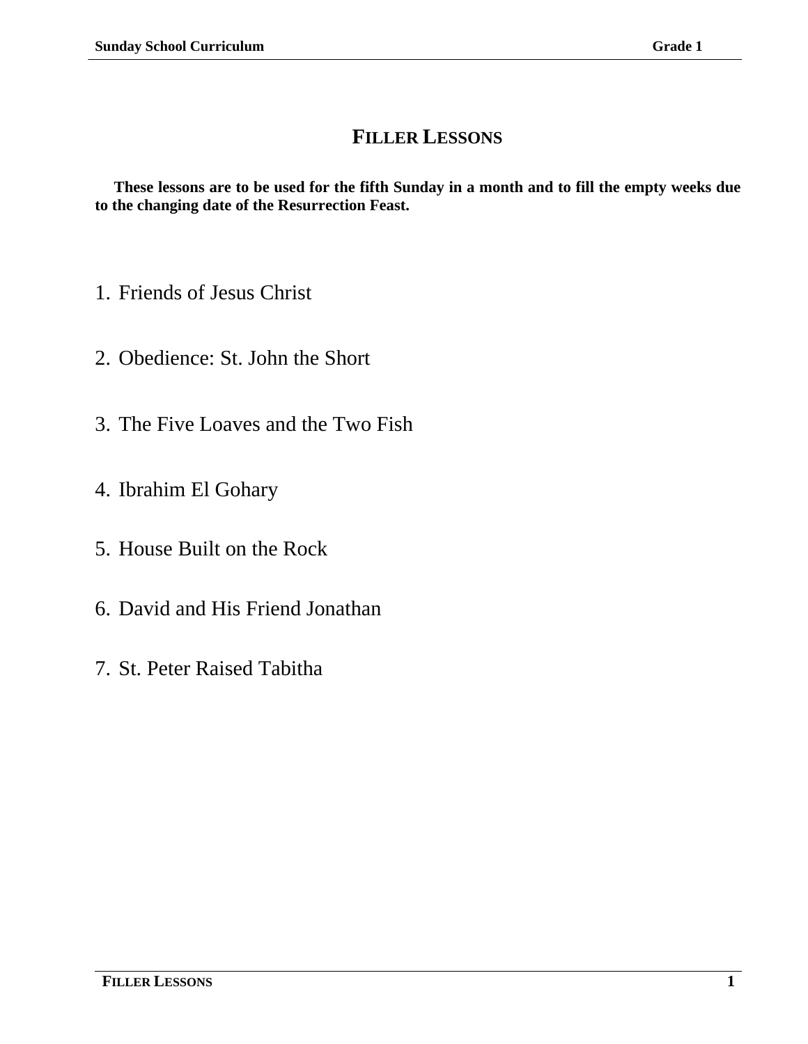# FILLER LESSONS

**These lessons are to be used for the fifth Sunday in a month and to fill the empty weeks due to the changing date of the Resurrection Feast.**

1. Friends of Jesus Christ

2. Obedience: St. John the Short

3. The Five Loaves and the Two Fish

4. Ibrahim El Gohary

5. House Built on the Rock

6. David and His Friend Jonathan

7. St. Peter Raised Tabitha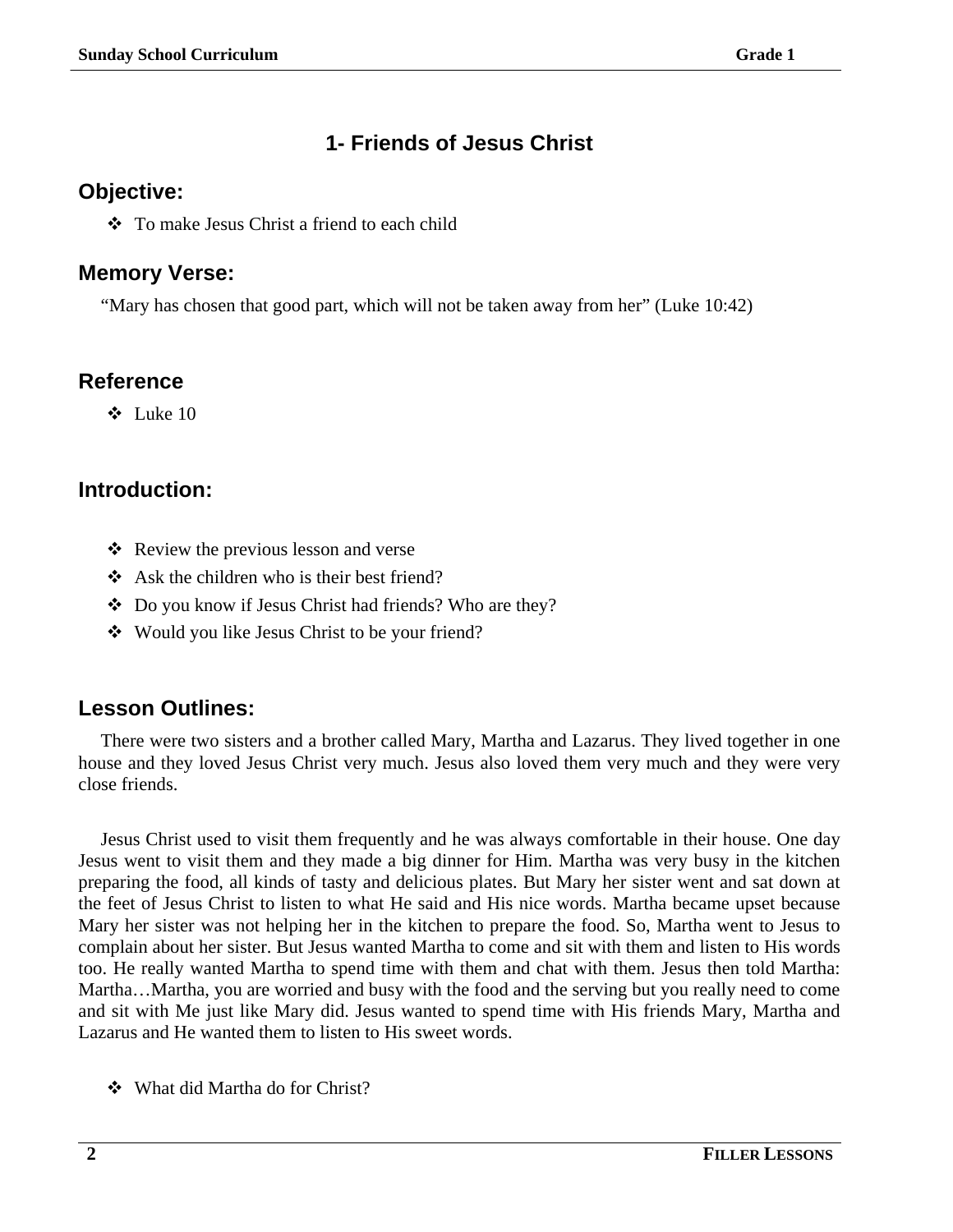# 1- Friends of Jesus Christ

## Objective:

- To make Jesus Christ a friend to each child

## Memory Verse:

"Mary has chosen that good part, which will not be taken away from her" (Luke 10:42)

## Reference

- Luke 10

## Introduction:

- Review the previous lesson and verse
- Ask the children who is their best friend?
- Do you know if Jesus Christ had friends? Who are they?
- Would you like Jesus Christ to be your friend?

## Lesson Outlines:

There were two sisters and a brother called Mary, Martha and Lazarus. They lived together in one house and they loved Jesus Christ very much. Jesus also loved them very much and they were very close friends.

Jesus Christ used to visit them frequently and he was always comfortable in their house. One day Jesus went to visit them and they made a big dinner for Him. Martha was very busy in the kitchen preparing the food, all kinds of tasty and delicious plates. But Mary her sister went and sat down at the feet of Jesus Christ to listen to what He said and His nice words. Martha became upset because Mary her sister was not helping her in the kitchen to prepare the food. So, Martha went to Jesus to complain about her sister. But Jesus wanted Martha to come and sit with them and listen to His words too. He really wanted Martha to spend time with them and chat with them. Jesus then told Martha: Martha…Martha, you are worried and busy with the food and the serving but you really need to come and sit with Me just like Mary did. Jesus wanted to spend time with His friends Mary, Martha and Lazarus and He wanted them to listen to His sweet words.

- What did Martha do for Christ?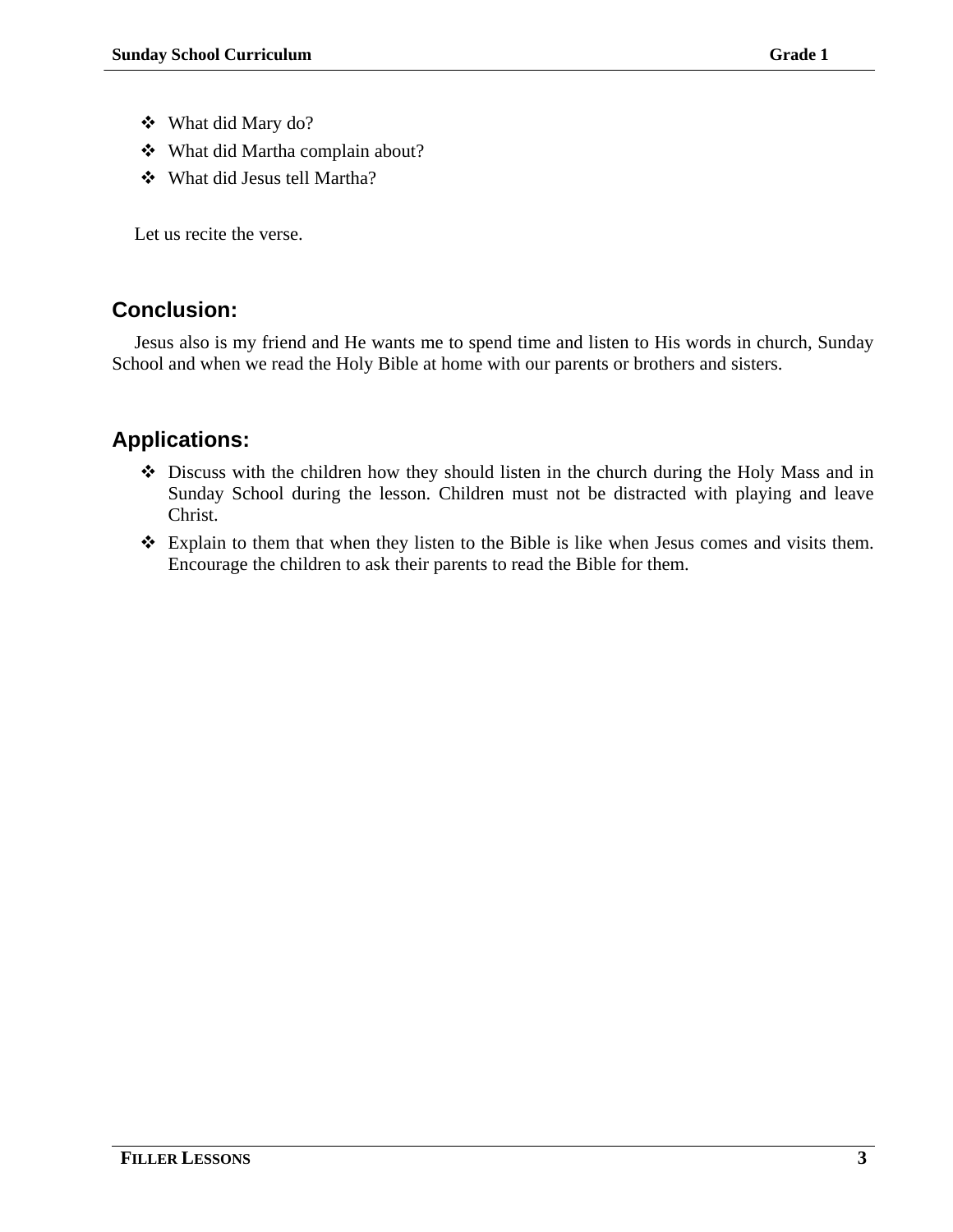- What did Mary do?
- What did Martha complain about?
- What did Jesus tell Martha?

Let us recite the verse.

## Conclusion:

Jesus also is my friend and He wants me to spend time and listen to His words in church, Sunday School and when we read the Holy Bible at home with our parents or brothers and sisters.

## Applications:

- Discuss with the children how they should listen in the church during the Holy Mass and in Sunday School during the lesson. Children must not be distracted with playing and leave Christ.
- Explain to them that when they listen to the Bible is like when Jesus comes and visits them. Encourage the children to ask their parents to read the Bible for them.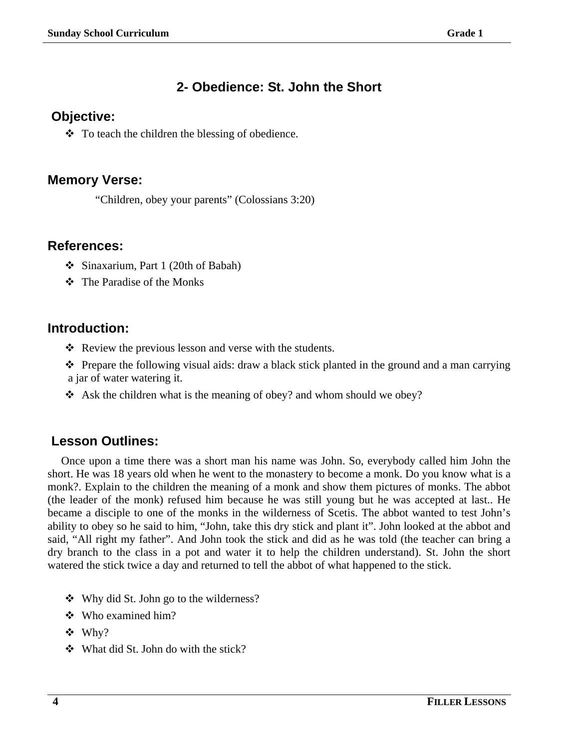## 2- Obedience: St. John the Short

### Objective:

- To teach the children the blessing of obedience.

### Memory Verse:

"Children, obey your parents" (Colossians 3:20)

### References:

- Sinaxarium, Part 1 (20th of Babah)
- The Paradise of the Monks

### Introduction:

- Review the previous lesson and verse with the students.
- Prepare the following visual aids: draw a black stick planted in the ground and a man carrying a jar of water watering it.
- Ask the children what is the meaning of obey? and whom should we obey?

### Lesson Outlines:

Once upon a time there was a short man his name was John. So, everybody called him John the short. He was 18 years old when he went to the monastery to become a monk. Do you know what is a monk?. Explain to the children the meaning of a monk and show them pictures of monks. The abbot (the leader of the monk) refused him because he was still young but he was accepted at last.. He became a disciple to one of the monks in the wilderness of Scetis. The abbot wanted to test John's ability to obey so he said to him, "John, take this dry stick and plant it". John looked at the abbot and said, "All right my father". And John took the stick and did as he was told (the teacher can bring a dry branch to the class in a pot and water it to help the children understand). St. John the short watered the stick twice a day and returned to tell the abbot of what happened to the stick.

- Why did St. John go to the wilderness?
- Who examined him?
- Why?
- What did St. John do with the stick?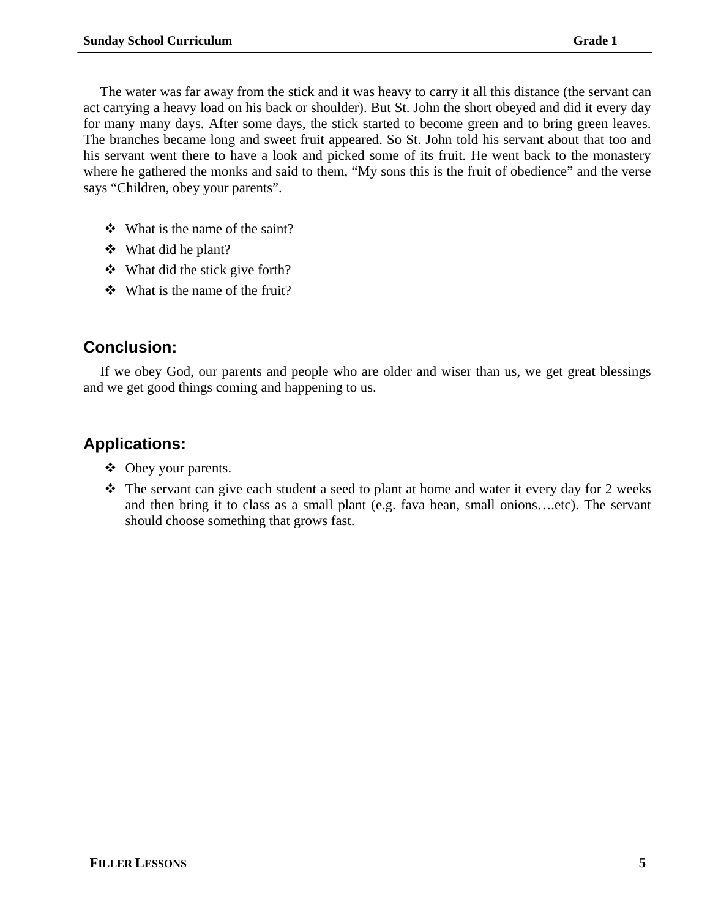The water was far away from the stick and it was heavy to carry it all this distance (the servant can act carrying a heavy load on his back or shoulder). But St. John the short obeyed and did it every day for many many days. After some days, the stick started to become green and to bring green leaves. The branches became long and sweet fruit appeared. So St. John told his servant about that too and his servant went there to have a look and picked some of its fruit. He went back to the monastery where he gathered the monks and said to them, “My sons this is the fruit of obedience” and the verse says “Children, obey your parents”.

- What is the name of the saint?
- What did he plant?
- What did the stick give forth?
- What is the name of the fruit?

## Conclusion:

If we obey God, our parents and people who are older and wiser than us, we get great blessings and we get good things coming and happening to us.

## Applications:

- Obey your parents.
- The servant can give each student a seed to plant at home and water it every day for 2 weeks and then bring it to class as a small plant (e.g. fava bean, small onions….etc). The servant should choose something that grows fast.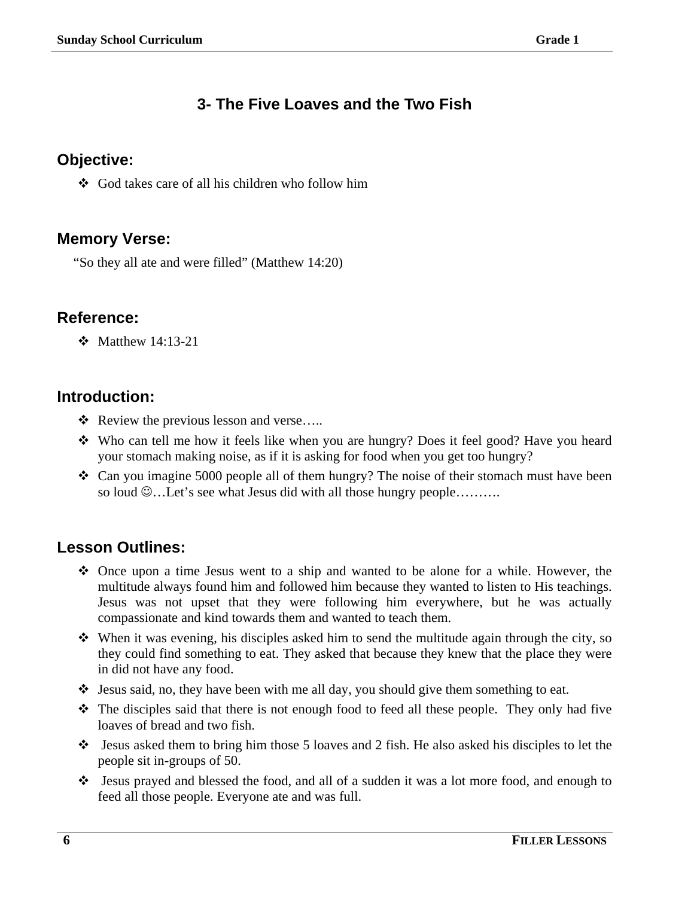# 3- The Five Loaves and the Two Fish

## Objective:

- God takes care of all his children who follow him

## Memory Verse:

"So they all ate and were filled" (Matthew 14:20)

## Reference:

- Matthew 14:13-21

## Introduction:

- Review the previous lesson and verse…..
- Who can tell me how it feels like when you are hungry? Does it feel good? Have you heard your stomach making noise, as if it is asking for food when you get too hungry?
- Can you imagine 5000 people all of them hungry? The noise of their stomach must have been so loud ☺…Let's see what Jesus did with all those hungry people……….

## Lesson Outlines:

- Once upon a time Jesus went to a ship and wanted to be alone for a while. However, the multitude always found him and followed him because they wanted to listen to His teachings. Jesus was not upset that they were following him everywhere, but he was actually compassionate and kind towards them and wanted to teach them.
- When it was evening, his disciples asked him to send the multitude again through the city, so they could find something to eat. They asked that because they knew that the place they were in did not have any food.
- Jesus said, no, they have been with me all day, you should give them something to eat.
- The disciples said that there is not enough food to feed all these people. They only had five loaves of bread and two fish.
- Jesus asked them to bring him those 5 loaves and 2 fish. He also asked his disciples to let the people sit in-groups of 50.
- Jesus prayed and blessed the food, and all of a sudden it was a lot more food, and enough to feed all those people. Everyone ate and was full.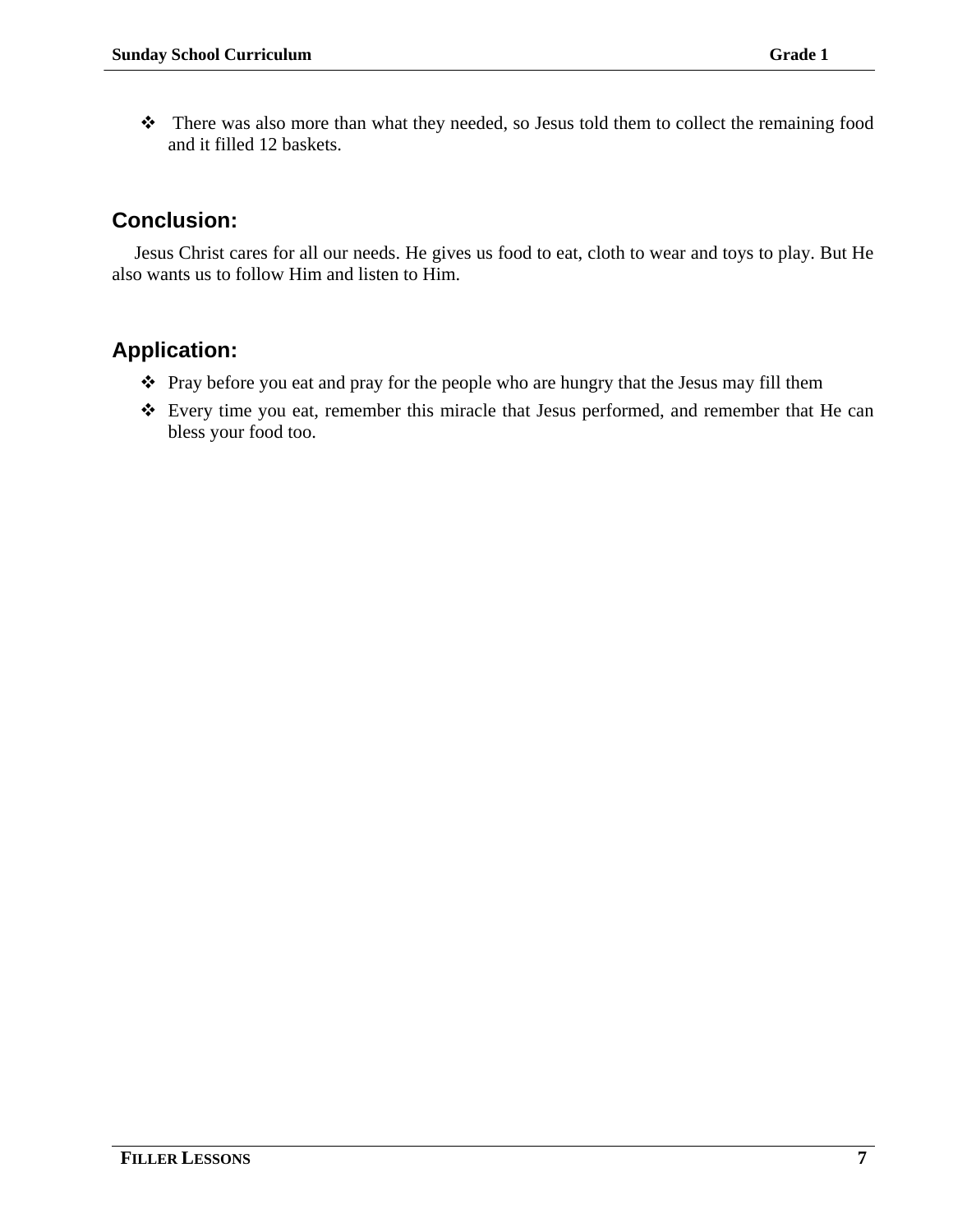- There was also more than what they needed, so Jesus told them to collect the remaining food and it filled 12 baskets.

## Conclusion:

Jesus Christ cares for all our needs. He gives us food to eat, cloth to wear and toys to play. But He also wants us to follow Him and listen to Him.

## Application:

- Pray before you eat and pray for the people who are hungry that the Jesus may fill them
- Every time you eat, remember this miracle that Jesus performed, and remember that He can bless your food too.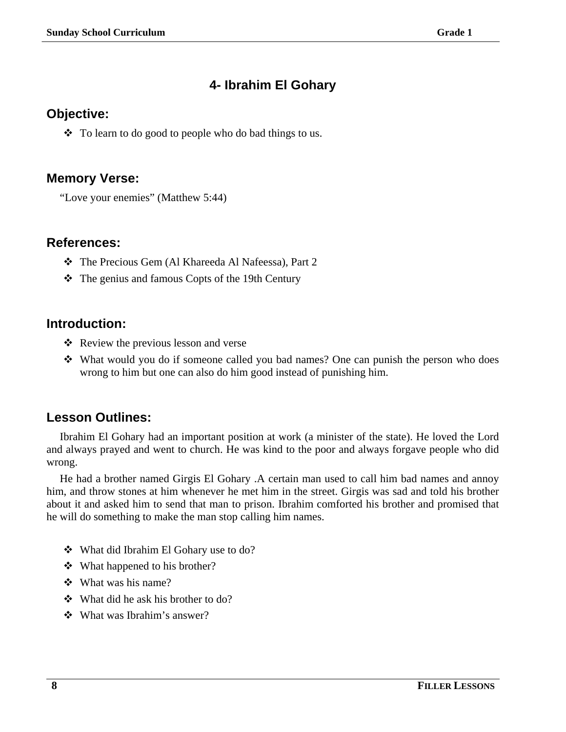## 4- Ibrahim El Gohary

### Objective:

- To learn to do good to people who do bad things to us.

### Memory Verse:

"Love your enemies" (Matthew 5:44)

### References:

- The Precious Gem (Al Khareeda Al Nafeessa), Part 2
- The genius and famous Copts of the 19th Century

### Introduction:

- Review the previous lesson and verse
- What would you do if someone called you bad names? One can punish the person who does wrong to him but one can also do him good instead of punishing him.

### Lesson Outlines:

Ibrahim El Gohary had an important position at work (a minister of the state). He loved the Lord and always prayed and went to church. He was kind to the poor and always forgave people who did wrong.

He had a brother named Girgis El Gohary .A certain man used to call him bad names and annoy him, and throw stones at him whenever he met him in the street. Girgis was sad and told his brother about it and asked him to send that man to prison. Ibrahim comforted his brother and promised that he will do something to make the man stop calling him names.

- What did Ibrahim El Gohary use to do?
- What happened to his brother?
- What was his name?
- What did he ask his brother to do?
- What was Ibrahim's answer?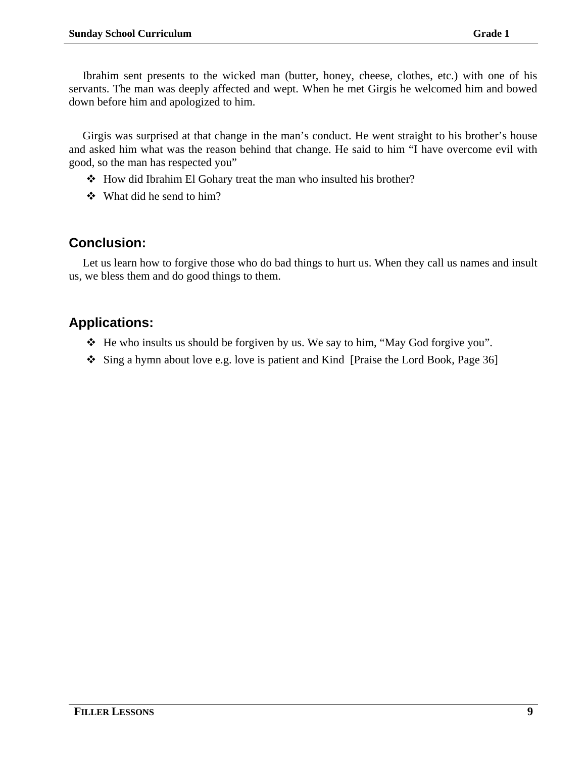Ibrahim sent presents to the wicked man (butter, honey, cheese, clothes, etc.) with one of his servants. The man was deeply affected and wept. When he met Girgis he welcomed him and bowed down before him and apologized to him.

Girgis was surprised at that change in the man's conduct. He went straight to his brother's house and asked him what was the reason behind that change. He said to him "I have overcome evil with good, so the man has respected you"

- How did Ibrahim El Gohary treat the man who insulted his brother?
- What did he send to him?

## Conclusion:

Let us learn how to forgive those who do bad things to hurt us. When they call us names and insult us, we bless them and do good things to them.

## Applications:

- He who insults us should be forgiven by us. We say to him, "May God forgive you".
- Sing a hymn about love e.g. love is patient and Kind [Praise the Lord Book, Page 36]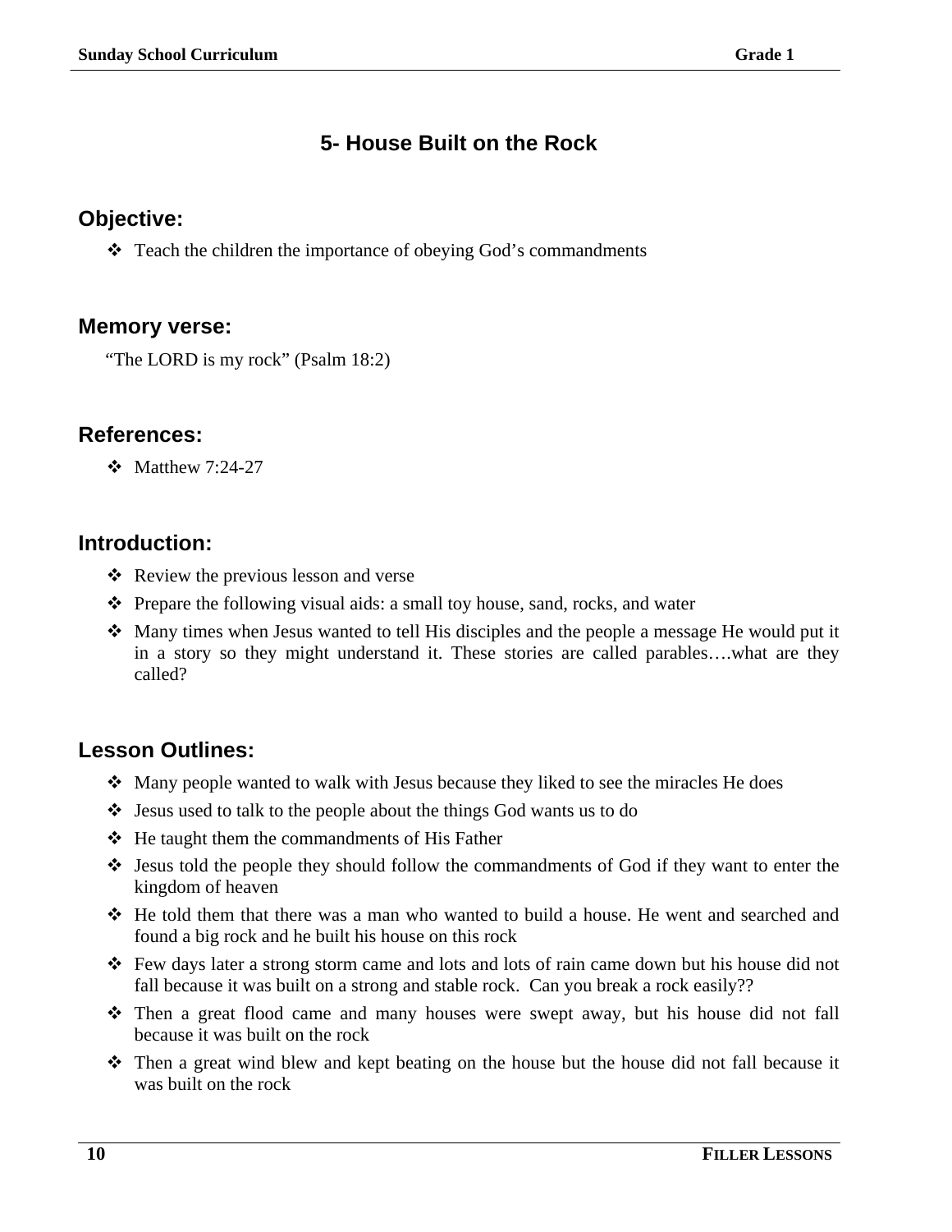## 5- House Built on the Rock

### Objective:

- Teach the children the importance of obeying God's commandments

### Memory verse:

"The LORD is my rock" (Psalm 18:2)

### References:

- Matthew 7:24-27

### Introduction:

- Review the previous lesson and verse
- Prepare the following visual aids: a small toy house, sand, rocks, and water
- Many times when Jesus wanted to tell His disciples and the people a message He would put it in a story so they might understand it. These stories are called parables….what are they called?

### Lesson Outlines:

- Many people wanted to walk with Jesus because they liked to see the miracles He does
- Jesus used to talk to the people about the things God wants us to do
- He taught them the commandments of His Father
- Jesus told the people they should follow the commandments of God if they want to enter the kingdom of heaven
- He told them that there was a man who wanted to build a house. He went and searched and found a big rock and he built his house on this rock
- Few days later a strong storm came and lots and lots of rain came down but his house did not fall because it was built on a strong and stable rock. Can you break a rock easily??
- Then a great flood came and many houses were swept away, but his house did not fall because it was built on the rock
- Then a great wind blew and kept beating on the house but the house did not fall because it was built on the rock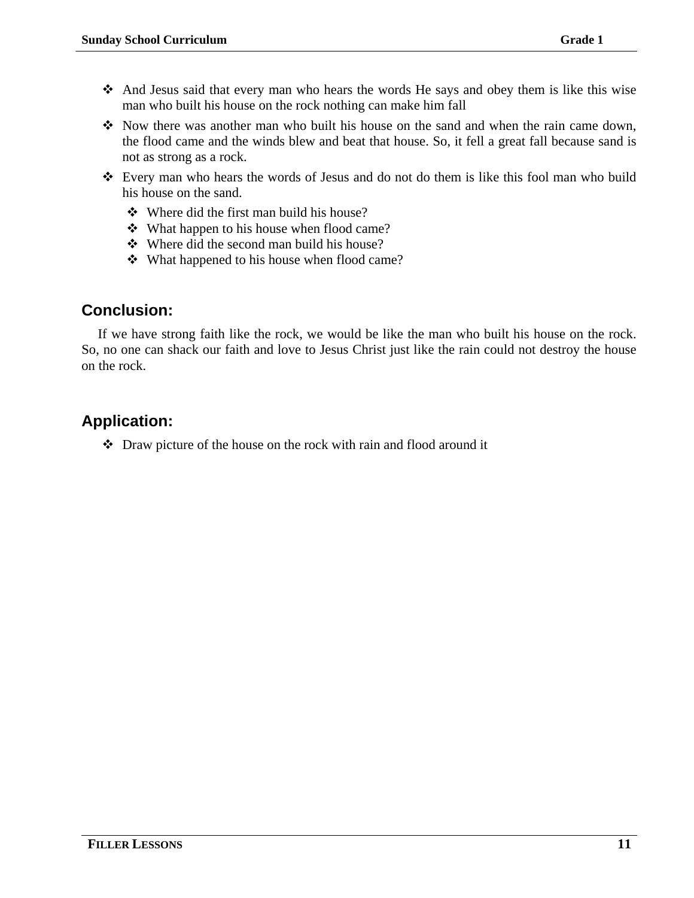- And Jesus said that every man who hears the words He says and obey them is like this wise man who built his house on the rock nothing can make him fall
- Now there was another man who built his house on the sand and when the rain came down, the flood came and the winds blew and beat that house. So, it fell a great fall because sand is not as strong as a rock.
- Every man who hears the words of Jesus and do not do them is like this fool man who build his house on the sand.
  - Where did the first man build his house?
  - What happen to his house when flood came?
  - Where did the second man build his house?
  - What happened to his house when flood came?

## Conclusion:

If we have strong faith like the rock, we would be like the man who built his house on the rock. So, no one can shack our faith and love to Jesus Christ just like the rain could not destroy the house on the rock.

## Application:

- Draw picture of the house on the rock with rain and flood around it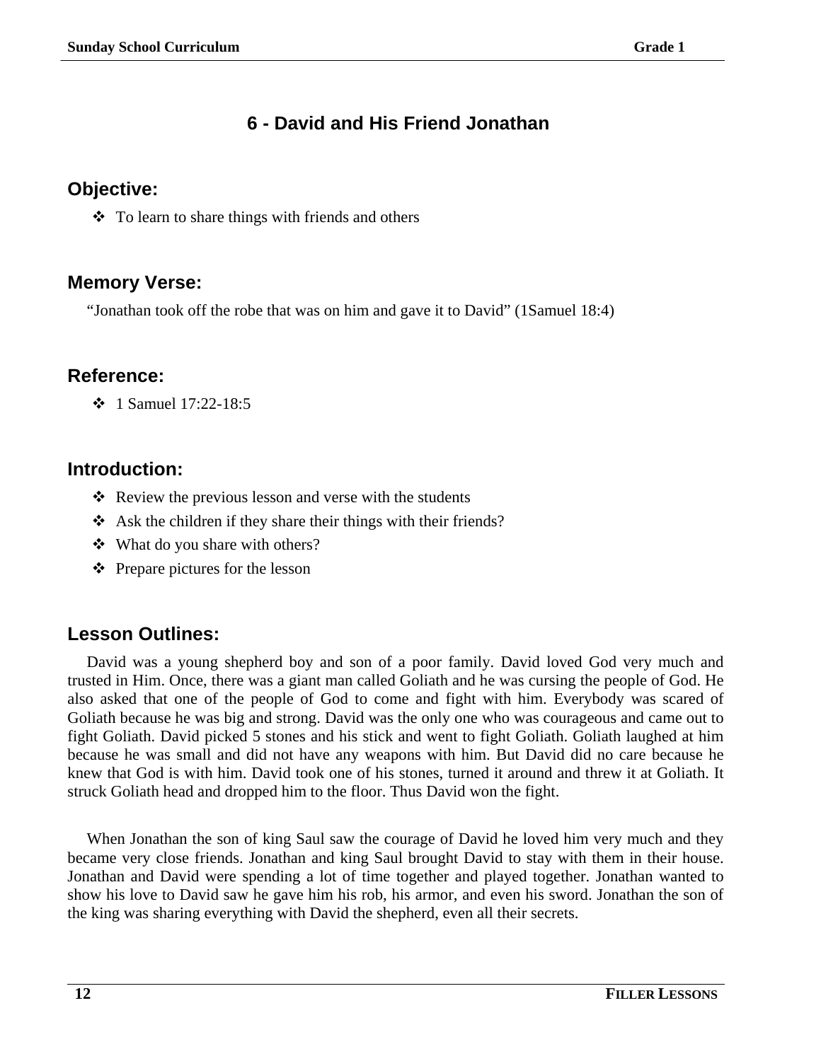# 6 - David and His Friend Jonathan

## Objective:

- To learn to share things with friends and others

## Memory Verse:

"Jonathan took off the robe that was on him and gave it to David" (1Samuel 18:4)

## Reference:

- 1 Samuel 17:22-18:5

## Introduction:

- Review the previous lesson and verse with the students
- Ask the children if they share their things with their friends?
- What do you share with others?
- Prepare pictures for the lesson

## Lesson Outlines:

David was a young shepherd boy and son of a poor family. David loved God very much and trusted in Him. Once, there was a giant man called Goliath and he was cursing the people of God. He also asked that one of the people of God to come and fight with him. Everybody was scared of Goliath because he was big and strong. David was the only one who was courageous and came out to fight Goliath. David picked 5 stones and his stick and went to fight Goliath. Goliath laughed at him because he was small and did not have any weapons with him. But David did no care because he knew that God is with him. David took one of his stones, turned it around and threw it at Goliath. It struck Goliath head and dropped him to the floor. Thus David won the fight.

When Jonathan the son of king Saul saw the courage of David he loved him very much and they became very close friends. Jonathan and king Saul brought David to stay with them in their house. Jonathan and David were spending a lot of time together and played together. Jonathan wanted to show his love to David saw he gave him his rob, his armor, and even his sword. Jonathan the son of the king was sharing everything with David the shepherd, even all their secrets.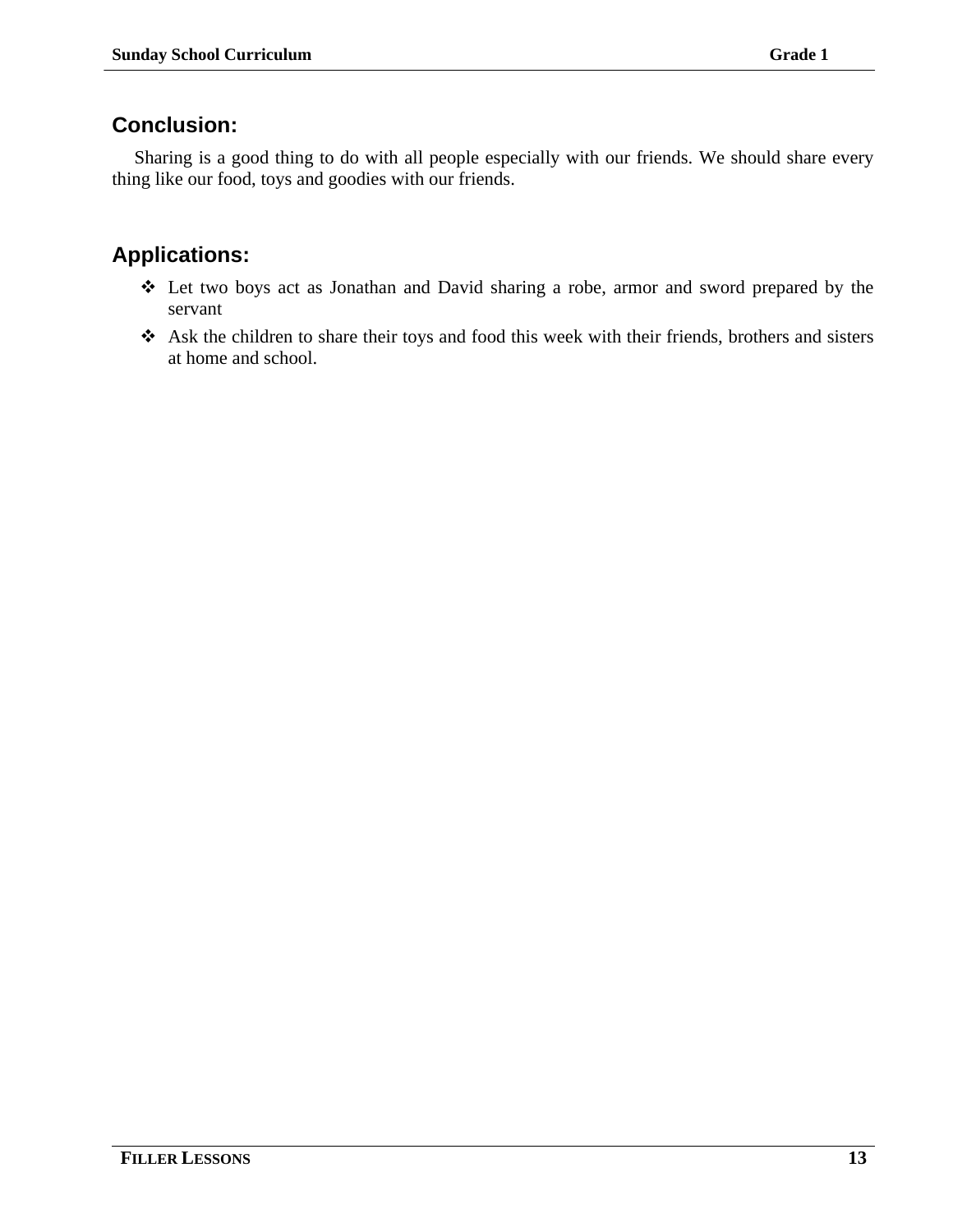## Conclusion:

Sharing is a good thing to do with all people especially with our friends. We should share every thing like our food, toys and goodies with our friends.

## Applications:

- Let two boys act as Jonathan and David sharing a robe, armor and sword prepared by the servant
- Ask the children to share their toys and food this week with their friends, brothers and sisters at home and school.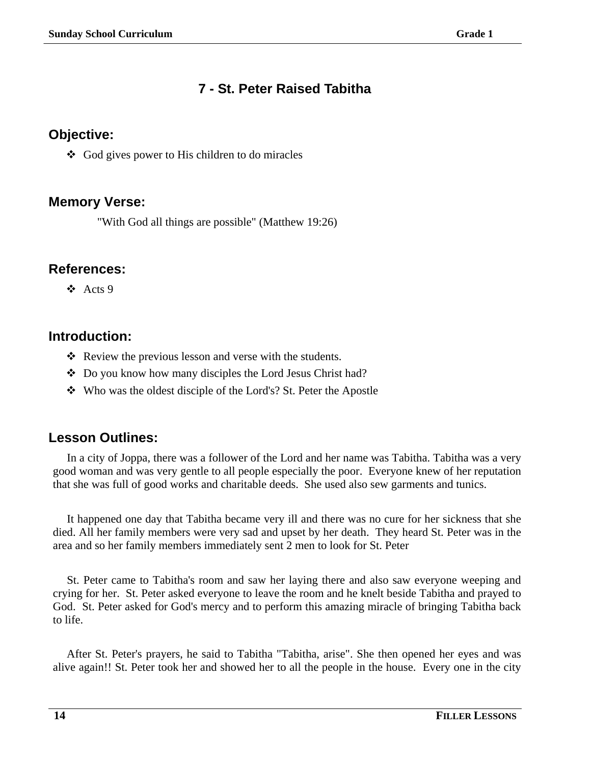# 7 - St. Peter Raised Tabitha

## Objective:

- God gives power to His children to do miracles

## Memory Verse:

"With God all things are possible" (Matthew 19:26)

## References:

- Acts 9

## Introduction:

- Review the previous lesson and verse with the students.
- Do you know how many disciples the Lord Jesus Christ had?
- Who was the oldest disciple of the Lord's? St. Peter the Apostle

## Lesson Outlines:

In a city of Joppa, there was a follower of the Lord and her name was Tabitha. Tabitha was a very good woman and was very gentle to all people especially the poor. Everyone knew of her reputation that she was full of good works and charitable deeds. She used also sew garments and tunics.

It happened one day that Tabitha became very ill and there was no cure for her sickness that she died. All her family members were very sad and upset by her death. They heard St. Peter was in the area and so her family members immediately sent 2 men to look for St. Peter

St. Peter came to Tabitha's room and saw her laying there and also saw everyone weeping and crying for her. St. Peter asked everyone to leave the room and he knelt beside Tabitha and prayed to God. St. Peter asked for God's mercy and to perform this amazing miracle of bringing Tabitha back to life.

After St. Peter's prayers, he said to Tabitha "Tabitha, arise". She then opened her eyes and was alive again!! St. Peter took her and showed her to all the people in the house. Every one in the city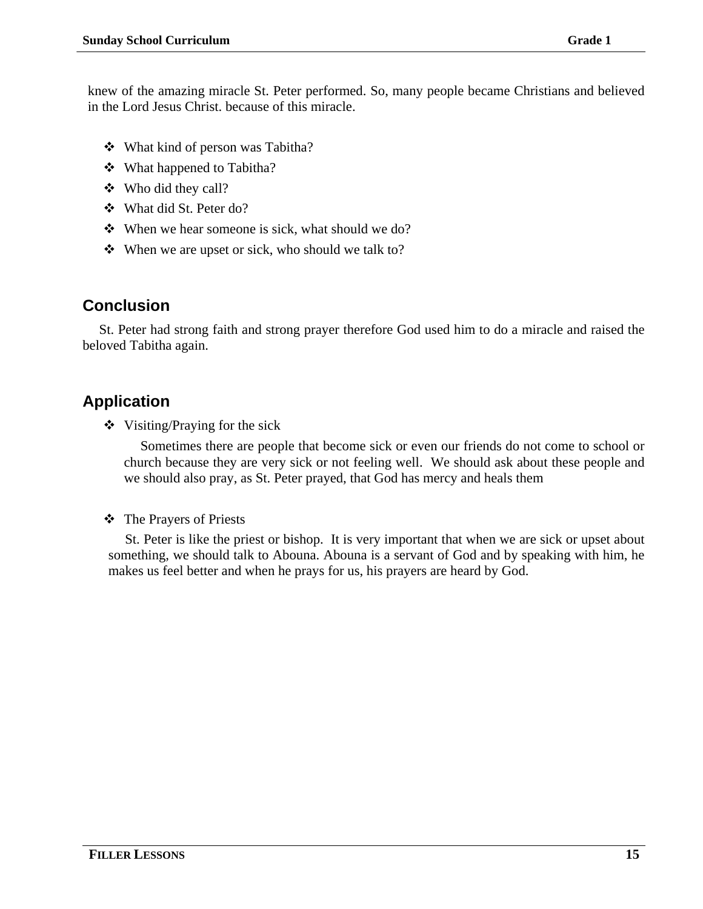knew of the amazing miracle St. Peter performed. So, many people became Christians and believed in the Lord Jesus Christ. because of this miracle.

- What kind of person was Tabitha?
- What happened to Tabitha?
- Who did they call?
- What did St. Peter do?
- When we hear someone is sick, what should we do?
- When we are upset or sick, who should we talk to?

## Conclusion

St. Peter had strong faith and strong prayer therefore God used him to do a miracle and raised the beloved Tabitha again.

## Application

- Visiting/Praying for the sick

  Sometimes there are people that become sick or even our friends do not come to school or church because they are very sick or not feeling well. We should ask about these people and we should also pray, as St. Peter prayed, that God has mercy and heals them

- The Prayers of Priests

  St. Peter is like the priest or bishop. It is very important that when we are sick or upset about something, we should talk to Abouna. Abouna is a servant of God and by speaking with him, he makes us feel better and when he prays for us, his prayers are heard by God.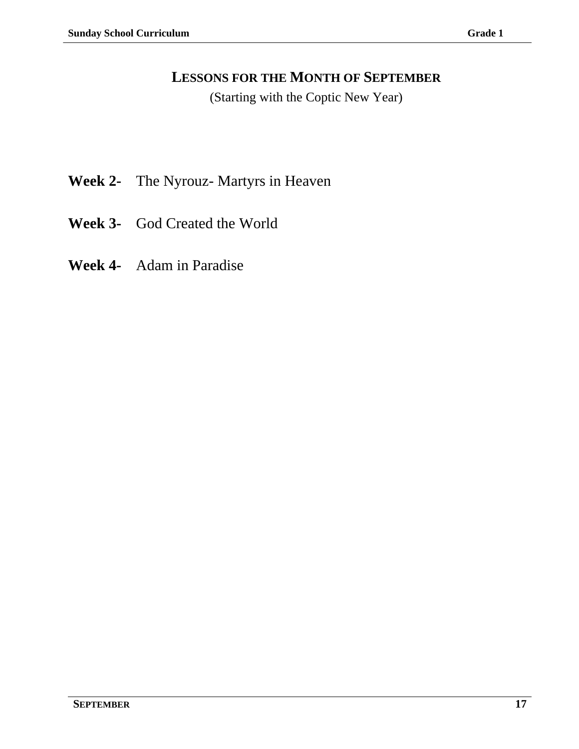# LESSONS FOR THE MONTH OF SEPTEMBER

(Starting with the Coptic New Year)

**Week 2-** The Nyrouz- Martyrs in Heaven

**Week 3-** God Created the World

**Week 4-** Adam in Paradise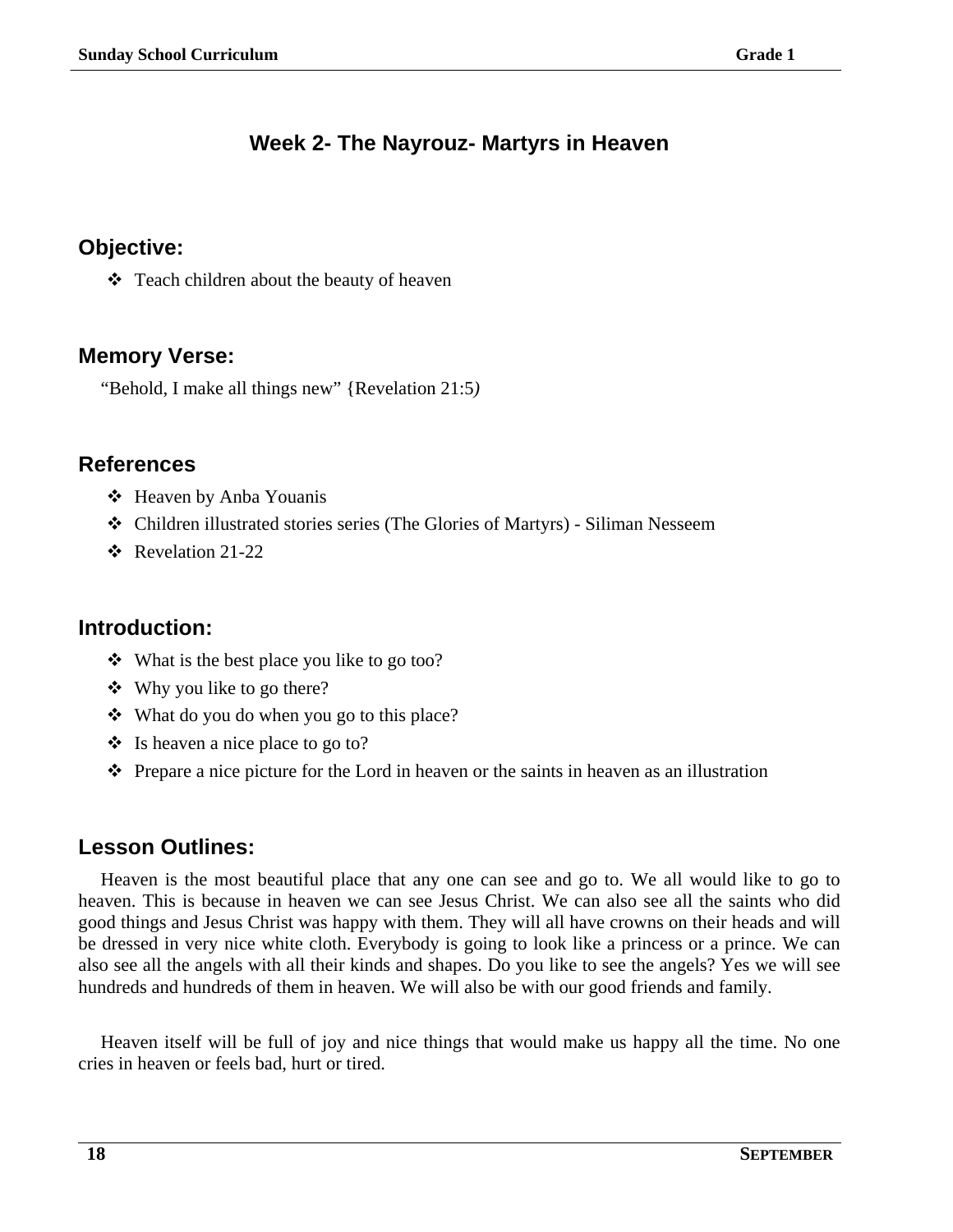## Week 2- The Nayrouz- Martyrs in Heaven

### Objective:

- Teach children about the beauty of heaven

### Memory Verse:

"Behold, I make all things new" {Revelation 21:5*)*

### References

- Heaven by Anba Youanis
- Children illustrated stories series (The Glories of Martyrs) - Siliman Nesseem
- Revelation 21-22

### Introduction:

- What is the best place you like to go too?
- Why you like to go there?
- What do you do when you go to this place?
- Is heaven a nice place to go to?
- Prepare a nice picture for the Lord in heaven or the saints in heaven as an illustration

### Lesson Outlines:

Heaven is the most beautiful place that any one can see and go to. We all would like to go to heaven. This is because in heaven we can see Jesus Christ. We can also see all the saints who did good things and Jesus Christ was happy with them. They will all have crowns on their heads and will be dressed in very nice white cloth. Everybody is going to look like a princess or a prince. We can also see all the angels with all their kinds and shapes. Do you like to see the angels? Yes we will see hundreds and hundreds of them in heaven. We will also be with our good friends and family.

Heaven itself will be full of joy and nice things that would make us happy all the time. No one cries in heaven or feels bad, hurt or tired.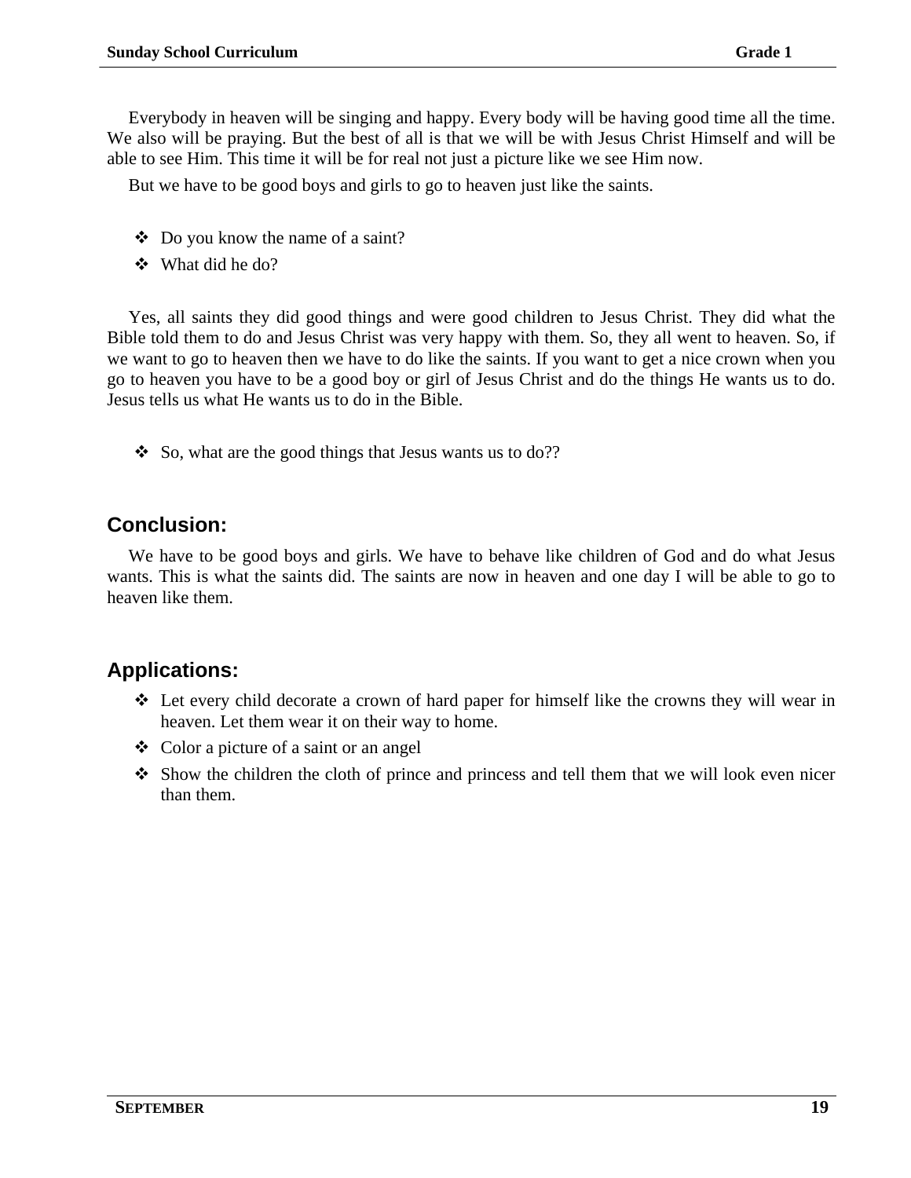Everybody in heaven will be singing and happy. Every body will be having good time all the time. We also will be praying. But the best of all is that we will be with Jesus Christ Himself and will be able to see Him. This time it will be for real not just a picture like we see Him now.

But we have to be good boys and girls to go to heaven just like the saints.

- Do you know the name of a saint?
- What did he do?

Yes, all saints they did good things and were good children to Jesus Christ. They did what the Bible told them to do and Jesus Christ was very happy with them. So, they all went to heaven. So, if we want to go to heaven then we have to do like the saints. If you want to get a nice crown when you go to heaven you have to be a good boy or girl of Jesus Christ and do the things He wants us to do. Jesus tells us what He wants us to do in the Bible.

- So, what are the good things that Jesus wants us to do??

## Conclusion:

We have to be good boys and girls. We have to behave like children of God and do what Jesus wants. This is what the saints did. The saints are now in heaven and one day I will be able to go to heaven like them.

## Applications:

- Let every child decorate a crown of hard paper for himself like the crowns they will wear in heaven. Let them wear it on their way to home.
- Color a picture of a saint or an angel
- Show the children the cloth of prince and princess and tell them that we will look even nicer than them.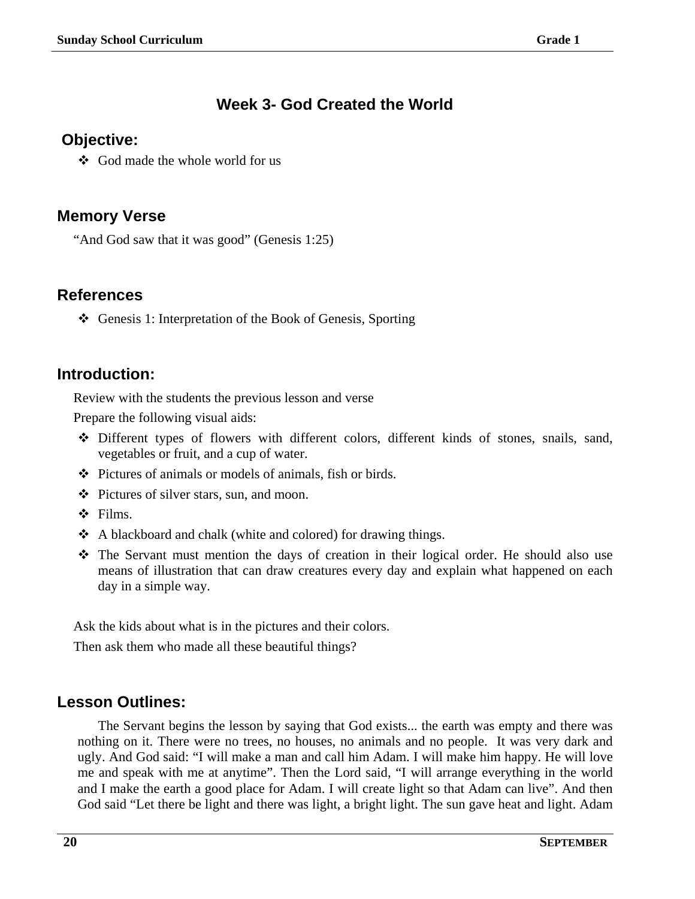# Week 3- God Created the World

## Objective:

- God made the whole world for us

## Memory Verse

"And God saw that it was good" (Genesis 1:25)

## References

- Genesis 1: Interpretation of the Book of Genesis, Sporting

## Introduction:

Review with the students the previous lesson and verse

Prepare the following visual aids:

- Different types of flowers with different colors, different kinds of stones, snails, sand, vegetables or fruit, and a cup of water.
- Pictures of animals or models of animals, fish or birds.
- Pictures of silver stars, sun, and moon.
- Films.
- A blackboard and chalk (white and colored) for drawing things.
- The Servant must mention the days of creation in their logical order. He should also use means of illustration that can draw creatures every day and explain what happened on each day in a simple way.

Ask the kids about what is in the pictures and their colors.

Then ask them who made all these beautiful things?

## Lesson Outlines:

The Servant begins the lesson by saying that God exists... the earth was empty and there was nothing on it. There were no trees, no houses, no animals and no people. It was very dark and ugly. And God said: "I will make a man and call him Adam. I will make him happy. He will love me and speak with me at anytime". Then the Lord said, "I will arrange everything in the world and I make the earth a good place for Adam. I will create light so that Adam can live". And then God said "Let there be light and there was light, a bright light. The sun gave heat and light. Adam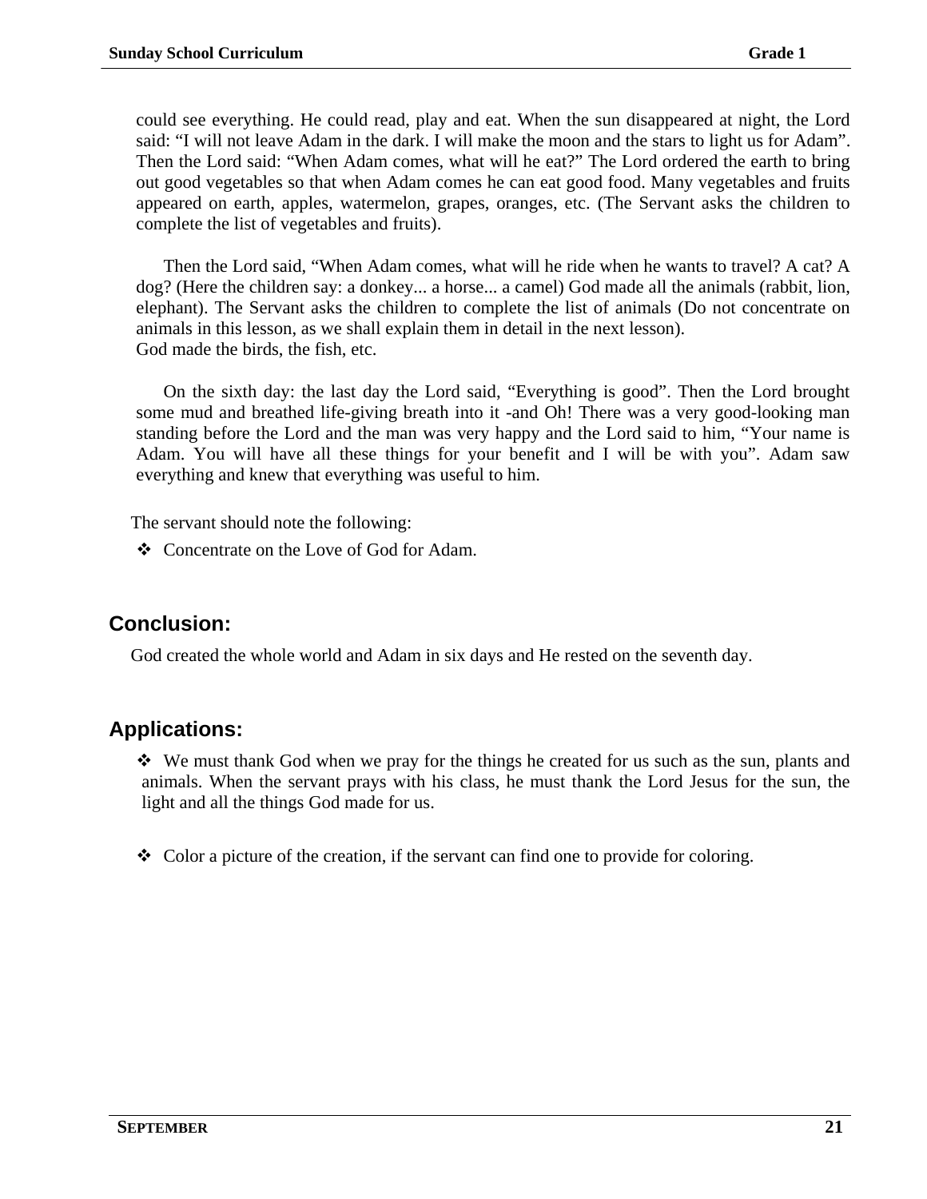could see everything. He could read, play and eat. When the sun disappeared at night, the Lord said: “I will not leave Adam in the dark. I will make the moon and the stars to light us for Adam”. Then the Lord said: “When Adam comes, what will he eat?” The Lord ordered the earth to bring out good vegetables so that when Adam comes he can eat good food. Many vegetables and fruits appeared on earth, apples, watermelon, grapes, oranges, etc. (The Servant asks the children to complete the list of vegetables and fruits).

Then the Lord said, “When Adam comes, what will he ride when he wants to travel? A cat? A dog? (Here the children say: a donkey... a horse... a camel) God made all the animals (rabbit, lion, elephant). The Servant asks the children to complete the list of animals (Do not concentrate on animals in this lesson, as we shall explain them in detail in the next lesson).
God made the birds, the fish, etc.

On the sixth day: the last day the Lord said, “Everything is good”. Then the Lord brought some mud and breathed life-giving breath into it -and Oh! There was a very good-looking man standing before the Lord and the man was very happy and the Lord said to him, “Your name is Adam. You will have all these things for your benefit and I will be with you”. Adam saw everything and knew that everything was useful to him.

The servant should note the following:

- Concentrate on the Love of God for Adam.

## Conclusion:

God created the whole world and Adam in six days and He rested on the seventh day.

## Applications:

- We must thank God when we pray for the things he created for us such as the sun, plants and animals. When the servant prays with his class, he must thank the Lord Jesus for the sun, the light and all the things God made for us.

- Color a picture of the creation, if the servant can find one to provide for coloring.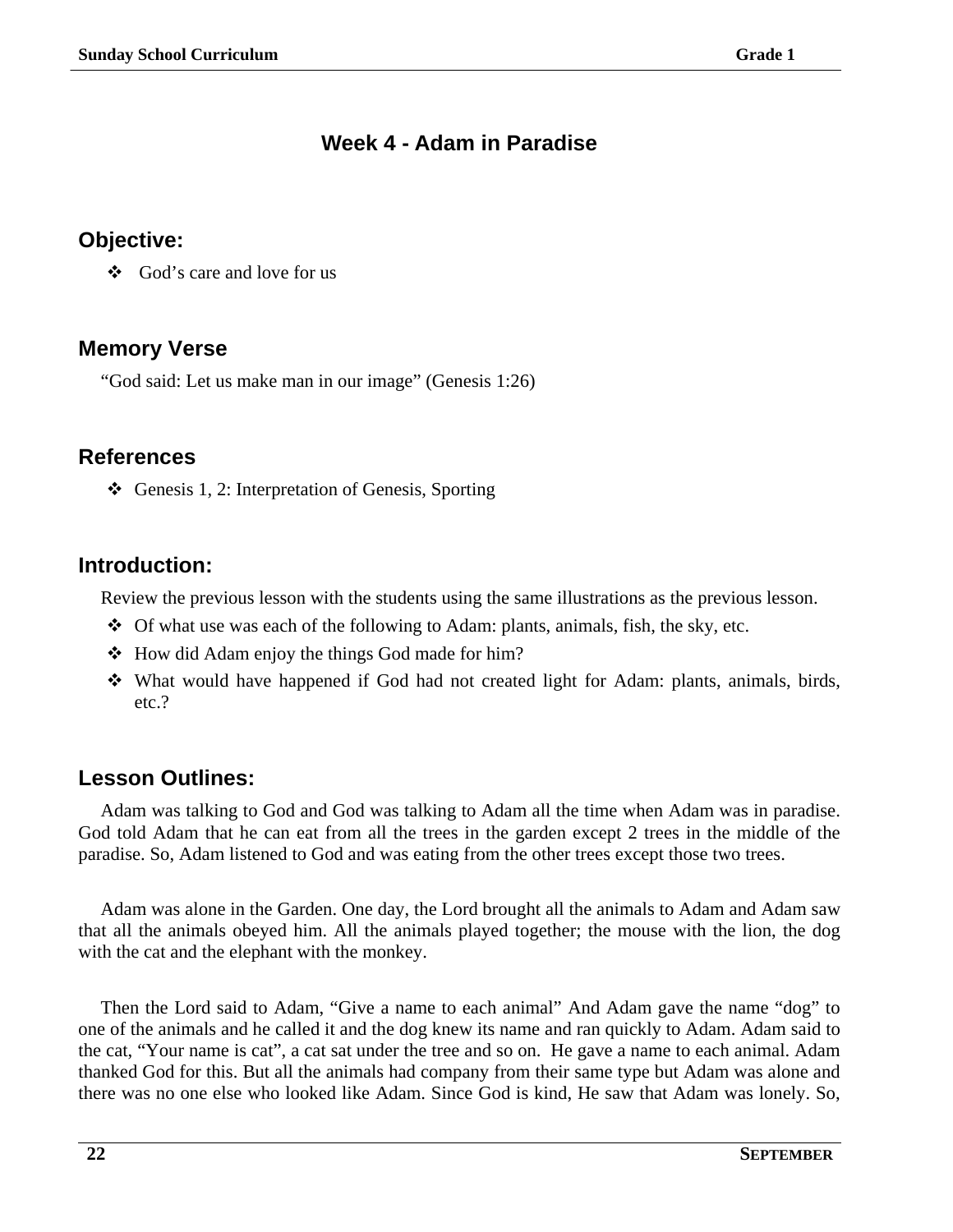# Week 4 - Adam in Paradise

## Objective:

- God's care and love for us

## Memory Verse

"God said: Let us make man in our image" (Genesis 1:26)

## References

- Genesis 1, 2: Interpretation of Genesis, Sporting

## Introduction:

Review the previous lesson with the students using the same illustrations as the previous lesson.

- Of what use was each of the following to Adam: plants, animals, fish, the sky, etc.
- How did Adam enjoy the things God made for him?
- What would have happened if God had not created light for Adam: plants, animals, birds, etc.?

## Lesson Outlines:

Adam was talking to God and God was talking to Adam all the time when Adam was in paradise. God told Adam that he can eat from all the trees in the garden except 2 trees in the middle of the paradise. So, Adam listened to God and was eating from the other trees except those two trees.

Adam was alone in the Garden. One day, the Lord brought all the animals to Adam and Adam saw that all the animals obeyed him. All the animals played together; the mouse with the lion, the dog with the cat and the elephant with the monkey.

Then the Lord said to Adam, "Give a name to each animal" And Adam gave the name "dog" to one of the animals and he called it and the dog knew its name and ran quickly to Adam. Adam said to the cat, "Your name is cat", a cat sat under the tree and so on. He gave a name to each animal. Adam thanked God for this. But all the animals had company from their same type but Adam was alone and there was no one else who looked like Adam. Since God is kind, He saw that Adam was lonely. So,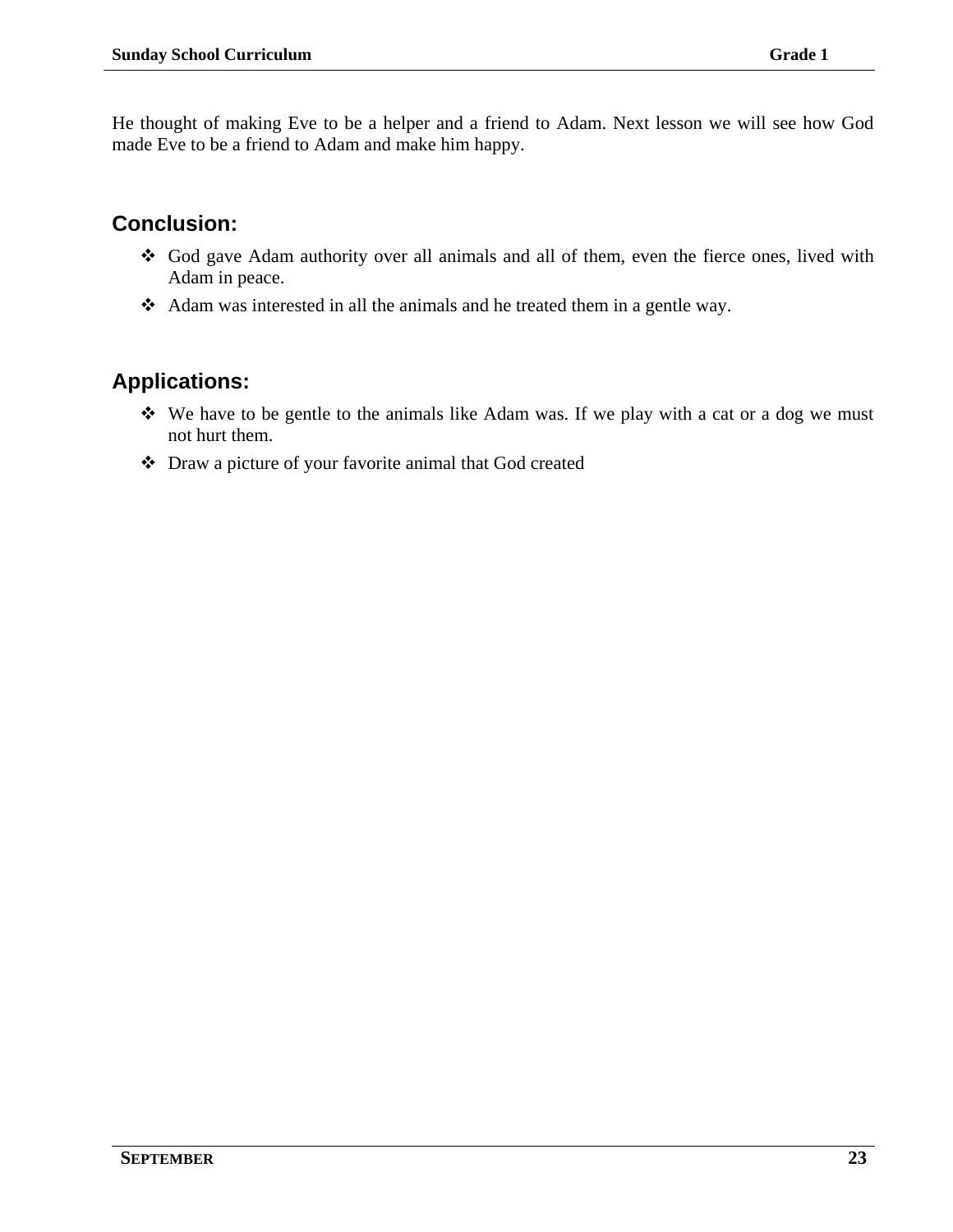He thought of making Eve to be a helper and a friend to Adam. Next lesson we will see how God made Eve to be a friend to Adam and make him happy.

## Conclusion:

- God gave Adam authority over all animals and all of them, even the fierce ones, lived with Adam in peace.
- Adam was interested in all the animals and he treated them in a gentle way.

## Applications:

- We have to be gentle to the animals like Adam was. If we play with a cat or a dog we must not hurt them.
- Draw a picture of your favorite animal that God created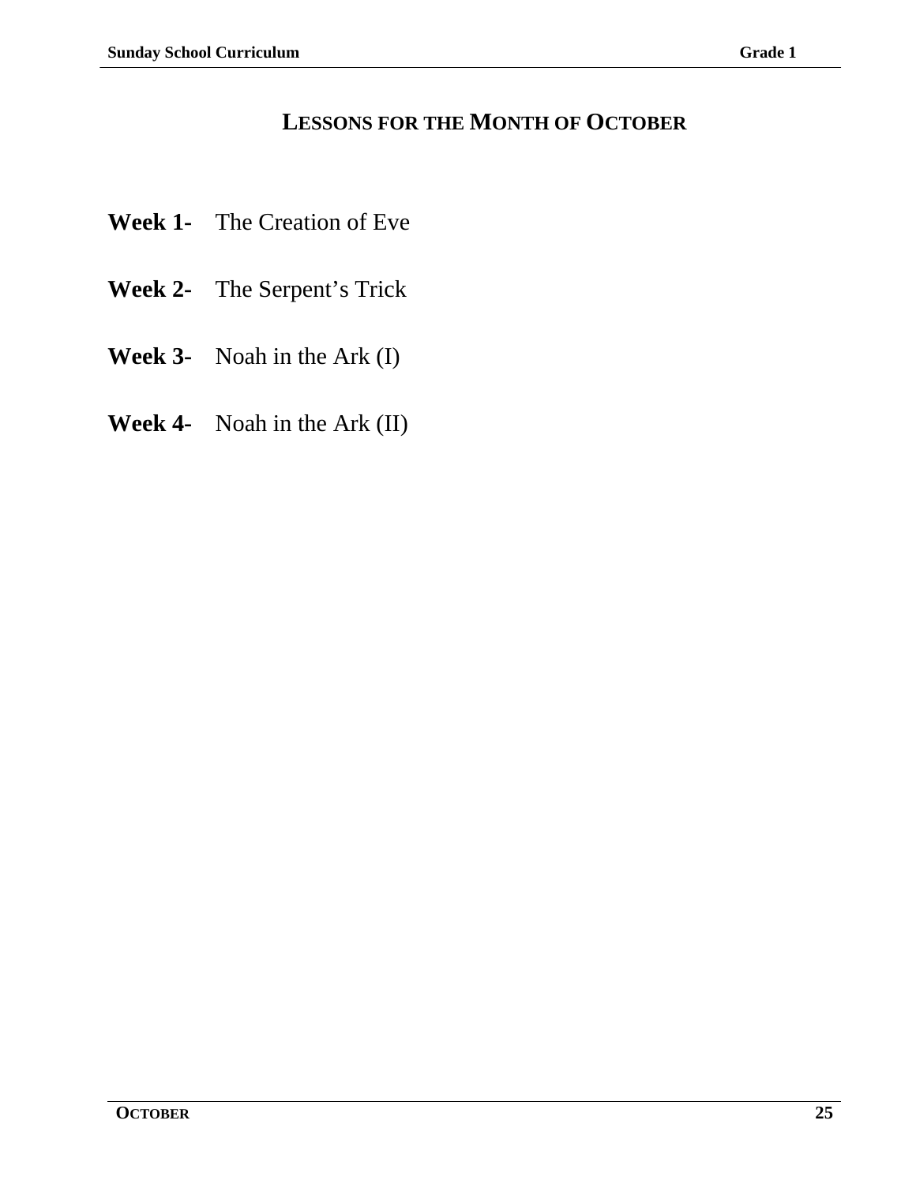# LESSONS FOR THE MONTH OF OCTOBER

**Week 1-** The Creation of Eve

**Week 2-** The Serpent's Trick

**Week 3-** Noah in the Ark (I)

**Week 4-** Noah in the Ark (II)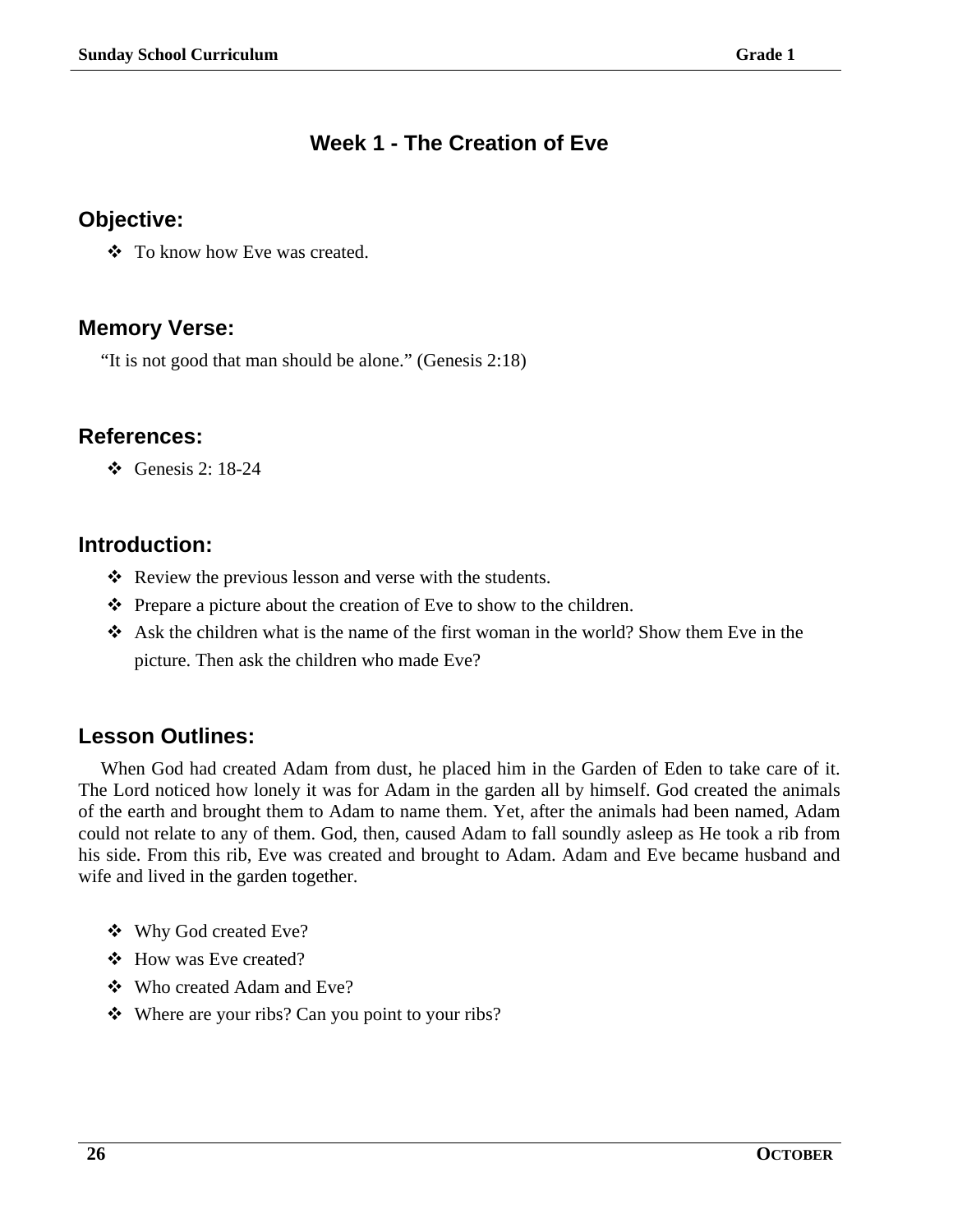# Week 1 - The Creation of Eve

## Objective:

- To know how Eve was created.

## Memory Verse:

"It is not good that man should be alone." (Genesis 2:18)

## References:

- Genesis 2: 18-24

## Introduction:

- Review the previous lesson and verse with the students.
- Prepare a picture about the creation of Eve to show to the children.
- Ask the children what is the name of the first woman in the world? Show them Eve in the picture. Then ask the children who made Eve?

## Lesson Outlines:

When God had created Adam from dust, he placed him in the Garden of Eden to take care of it. The Lord noticed how lonely it was for Adam in the garden all by himself. God created the animals of the earth and brought them to Adam to name them. Yet, after the animals had been named, Adam could not relate to any of them. God, then, caused Adam to fall soundly asleep as He took a rib from his side. From this rib, Eve was created and brought to Adam. Adam and Eve became husband and wife and lived in the garden together.

- Why God created Eve?
- How was Eve created?
- Who created Adam and Eve?
- Where are your ribs? Can you point to your ribs?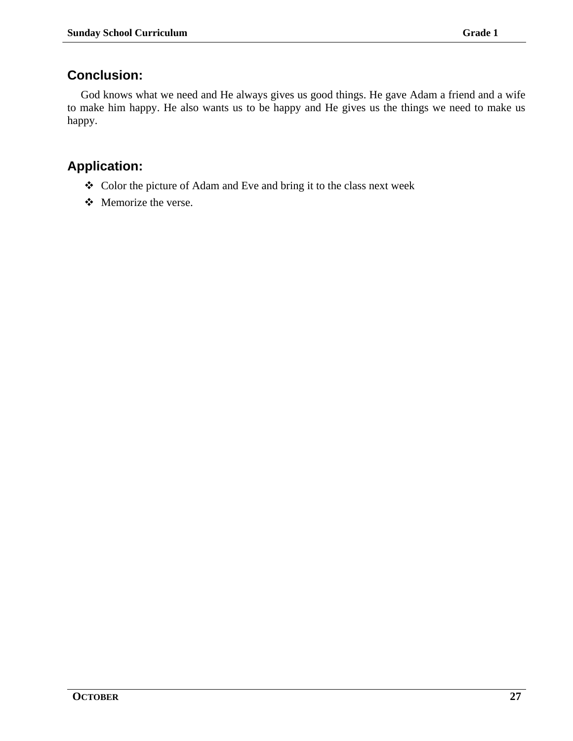## Conclusion:

God knows what we need and He always gives us good things. He gave Adam a friend and a wife to make him happy. He also wants us to be happy and He gives us the things we need to make us happy.

## Application:

- Color the picture of Adam and Eve and bring it to the class next week
- Memorize the verse.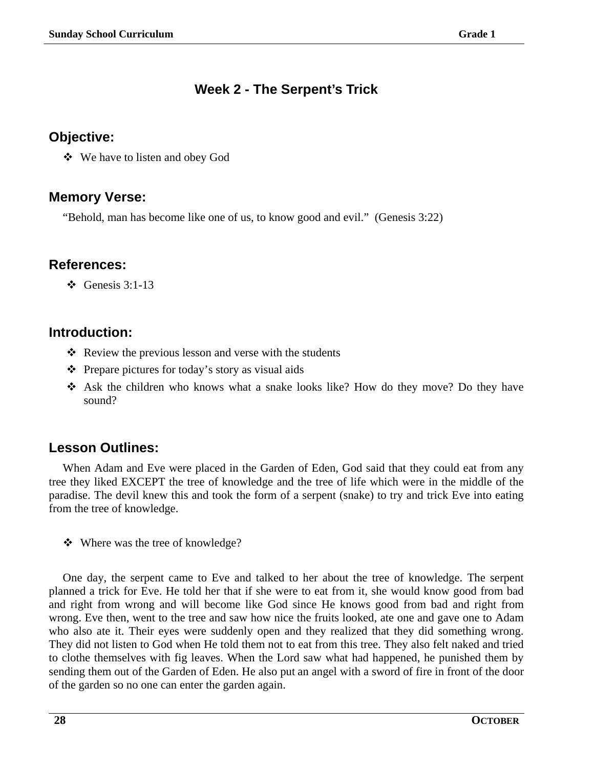# Week 2 - The Serpent's Trick

## Objective:

- We have to listen and obey God

## Memory Verse:

"Behold, man has become like one of us, to know good and evil." (Genesis 3:22)

## References:

- Genesis 3:1-13

## Introduction:

- Review the previous lesson and verse with the students
- Prepare pictures for today's story as visual aids
- Ask the children who knows what a snake looks like? How do they move? Do they have sound?

## Lesson Outlines:

When Adam and Eve were placed in the Garden of Eden, God said that they could eat from any tree they liked EXCEPT the tree of knowledge and the tree of life which were in the middle of the paradise. The devil knew this and took the form of a serpent (snake) to try and trick Eve into eating from the tree of knowledge.

- Where was the tree of knowledge?

One day, the serpent came to Eve and talked to her about the tree of knowledge. The serpent planned a trick for Eve. He told her that if she were to eat from it, she would know good from bad and right from wrong and will become like God since He knows good from bad and right from wrong. Eve then, went to the tree and saw how nice the fruits looked, ate one and gave one to Adam who also ate it. Their eyes were suddenly open and they realized that they did something wrong. They did not listen to God when He told them not to eat from this tree. They also felt naked and tried to clothe themselves with fig leaves. When the Lord saw what had happened, he punished them by sending them out of the Garden of Eden. He also put an angel with a sword of fire in front of the door of the garden so no one can enter the garden again.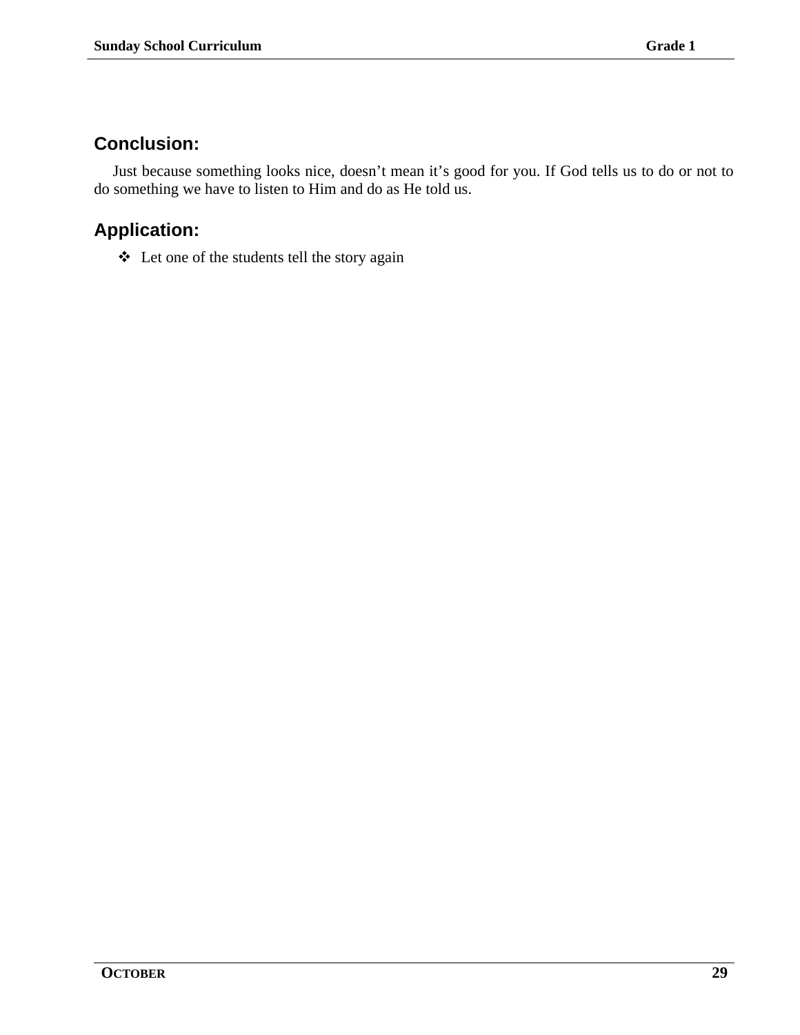## Conclusion:

Just because something looks nice, doesn’t mean it’s good for you. If God tells us to do or not to do something we have to listen to Him and do as He told us.

## Application:

- Let one of the students tell the story again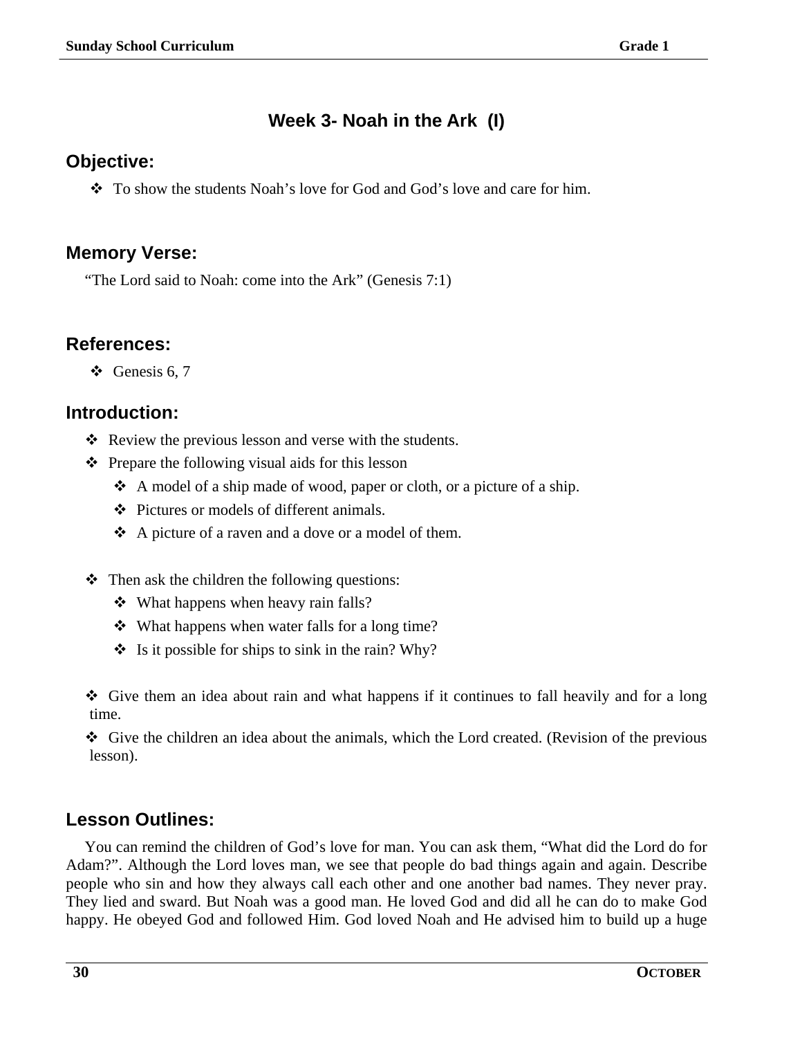## Week 3- Noah in the Ark (I)

### Objective:

- To show the students Noah's love for God and God's love and care for him.

### Memory Verse:

"The Lord said to Noah: come into the Ark" (Genesis 7:1)

### References:

- Genesis 6, 7

### Introduction:

- Review the previous lesson and verse with the students.
- Prepare the following visual aids for this lesson
  - A model of a ship made of wood, paper or cloth, or a picture of a ship.
  - Pictures or models of different animals.
  - A picture of a raven and a dove or a model of them.

- Then ask the children the following questions:
  - What happens when heavy rain falls?
  - What happens when water falls for a long time?
  - Is it possible for ships to sink in the rain? Why?

- Give them an idea about rain and what happens if it continues to fall heavily and for a long time.
- Give the children an idea about the animals, which the Lord created. (Revision of the previous lesson).

### Lesson Outlines:

You can remind the children of God's love for man. You can ask them, "What did the Lord do for Adam?". Although the Lord loves man, we see that people do bad things again and again. Describe people who sin and how they always call each other and one another bad names. They never pray. They lied and sward. But Noah was a good man. He loved God and did all he can do to make God happy. He obeyed God and followed Him. God loved Noah and He advised him to build up a huge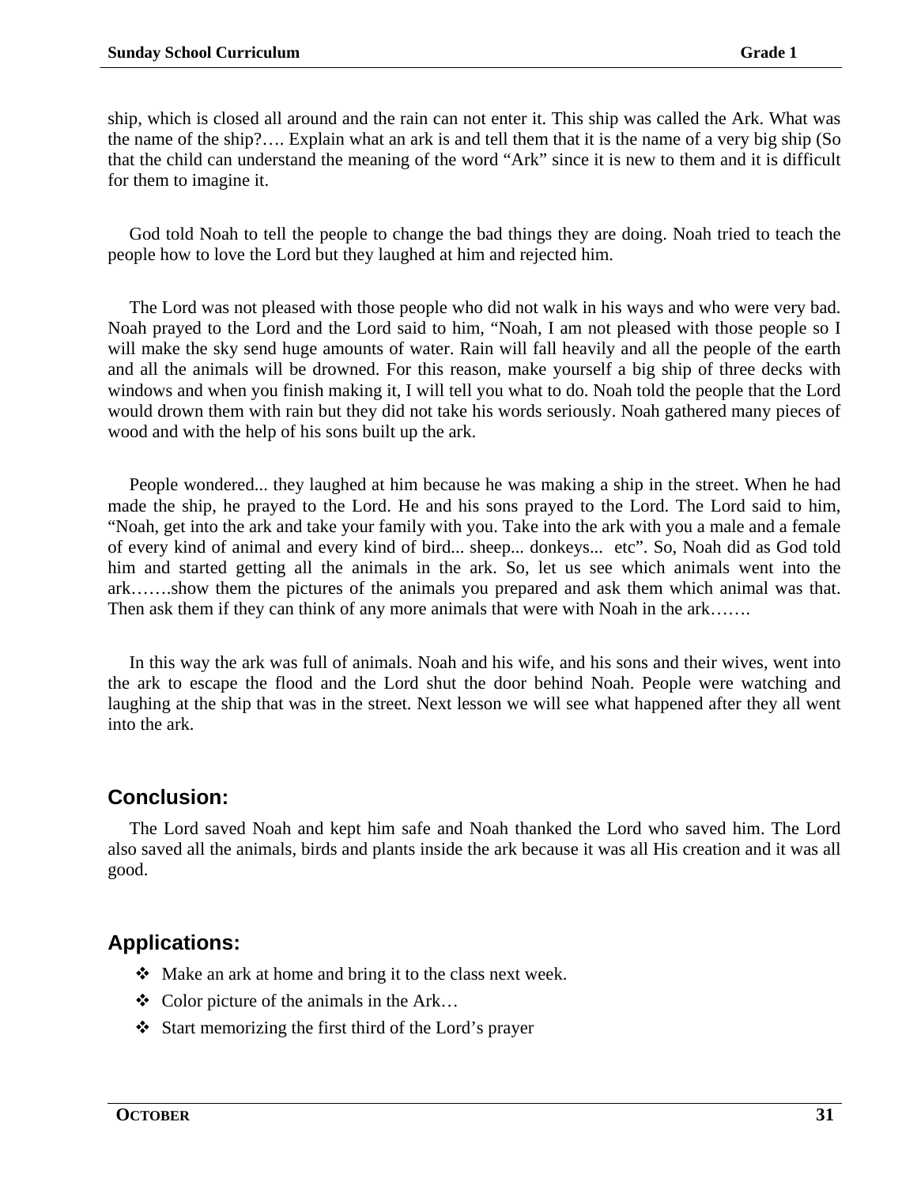ship, which is closed all around and the rain can not enter it. This ship was called the Ark. What was the name of the ship?…. Explain what an ark is and tell them that it is the name of a very big ship (So that the child can understand the meaning of the word "Ark" since it is new to them and it is difficult for them to imagine it.

God told Noah to tell the people to change the bad things they are doing. Noah tried to teach the people how to love the Lord but they laughed at him and rejected him.

The Lord was not pleased with those people who did not walk in his ways and who were very bad. Noah prayed to the Lord and the Lord said to him, "Noah, I am not pleased with those people so I will make the sky send huge amounts of water. Rain will fall heavily and all the people of the earth and all the animals will be drowned. For this reason, make yourself a big ship of three decks with windows and when you finish making it, I will tell you what to do. Noah told the people that the Lord would drown them with rain but they did not take his words seriously. Noah gathered many pieces of wood and with the help of his sons built up the ark.

People wondered... they laughed at him because he was making a ship in the street. When he had made the ship, he prayed to the Lord. He and his sons prayed to the Lord. The Lord said to him, "Noah, get into the ark and take your family with you. Take into the ark with you a male and a female of every kind of animal and every kind of bird... sheep... donkeys... etc". So, Noah did as God told him and started getting all the animals in the ark. So, let us see which animals went into the ark…….show them the pictures of the animals you prepared and ask them which animal was that. Then ask them if they can think of any more animals that were with Noah in the ark…….

In this way the ark was full of animals. Noah and his wife, and his sons and their wives, went into the ark to escape the flood and the Lord shut the door behind Noah. People were watching and laughing at the ship that was in the street. Next lesson we will see what happened after they all went into the ark.

## Conclusion:

The Lord saved Noah and kept him safe and Noah thanked the Lord who saved him. The Lord also saved all the animals, birds and plants inside the ark because it was all His creation and it was all good.

## Applications:

- Make an ark at home and bring it to the class next week.
- Color picture of the animals in the Ark…
- Start memorizing the first third of the Lord's prayer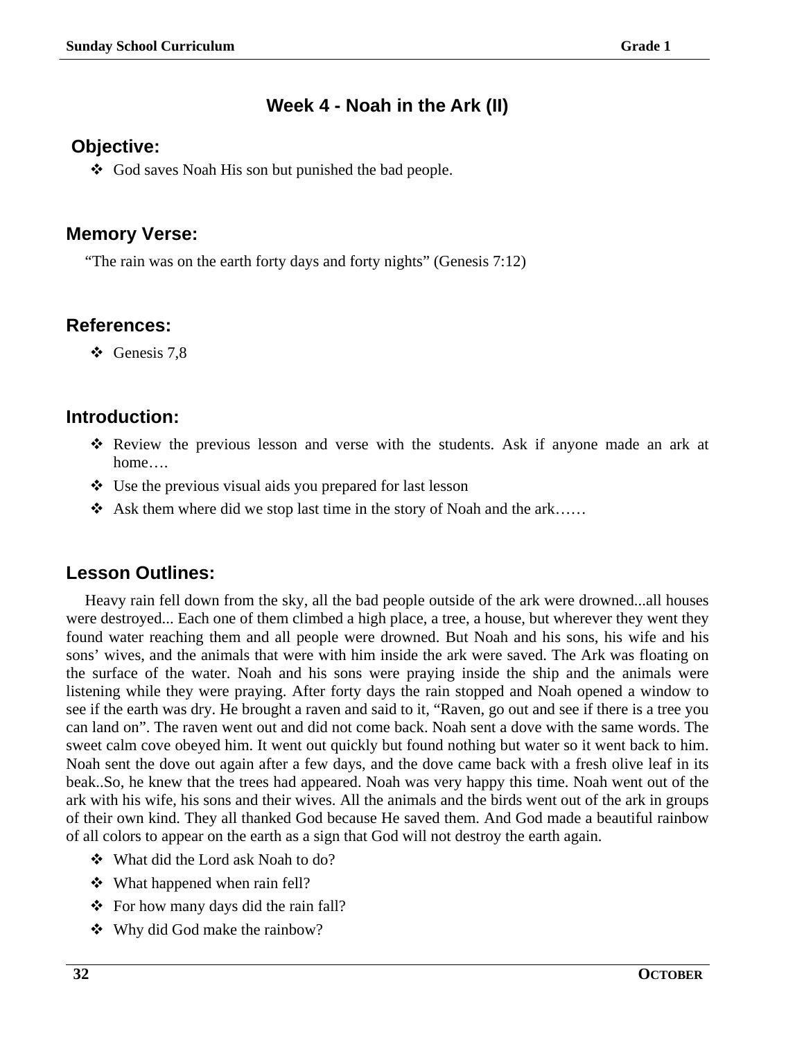# Week 4 - Noah in the Ark (II)

## Objective:

- God saves Noah His son but punished the bad people.

## Memory Verse:

"The rain was on the earth forty days and forty nights" (Genesis 7:12)

## References:

- Genesis 7,8

## Introduction:

- Review the previous lesson and verse with the students. Ask if anyone made an ark at home….
- Use the previous visual aids you prepared for last lesson
- Ask them where did we stop last time in the story of Noah and the ark……

## Lesson Outlines:

Heavy rain fell down from the sky, all the bad people outside of the ark were drowned...all houses were destroyed... Each one of them climbed a high place, a tree, a house, but wherever they went they found water reaching them and all people were drowned. But Noah and his sons, his wife and his sons' wives, and the animals that were with him inside the ark were saved. The Ark was floating on the surface of the water. Noah and his sons were praying inside the ship and the animals were listening while they were praying. After forty days the rain stopped and Noah opened a window to see if the earth was dry. He brought a raven and said to it, "Raven, go out and see if there is a tree you can land on". The raven went out and did not come back. Noah sent a dove with the same words. The sweet calm cove obeyed him. It went out quickly but found nothing but water so it went back to him. Noah sent the dove out again after a few days, and the dove came back with a fresh olive leaf in its beak..So, he knew that the trees had appeared. Noah was very happy this time. Noah went out of the ark with his wife, his sons and their wives. All the animals and the birds went out of the ark in groups of their own kind. They all thanked God because He saved them. And God made a beautiful rainbow of all colors to appear on the earth as a sign that God will not destroy the earth again.

- What did the Lord ask Noah to do?
- What happened when rain fell?
- For how many days did the rain fall?
- Why did God make the rainbow?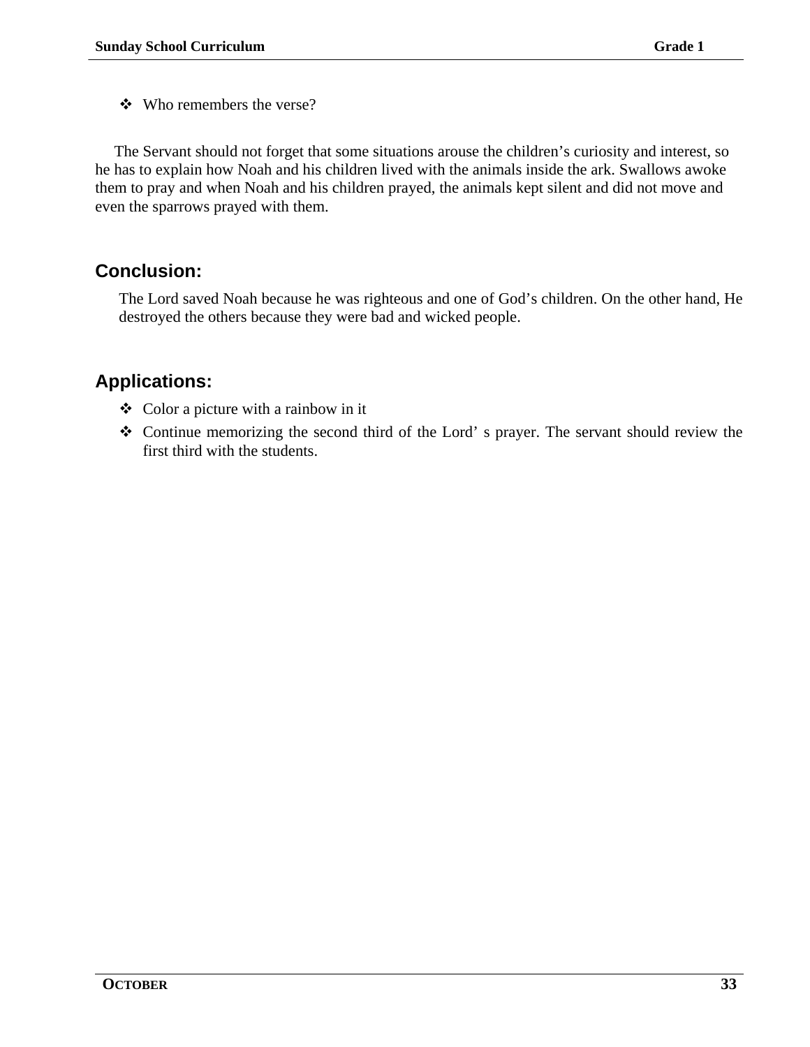- Who remembers the verse?

The Servant should not forget that some situations arouse the children's curiosity and interest, so he has to explain how Noah and his children lived with the animals inside the ark. Swallows awoke them to pray and when Noah and his children prayed, the animals kept silent and did not move and even the sparrows prayed with them.

## Conclusion:

The Lord saved Noah because he was righteous and one of God's children. On the other hand, He destroyed the others because they were bad and wicked people.

## Applications:

- Color a picture with a rainbow in it
- Continue memorizing the second third of the Lord' s prayer. The servant should review the first third with the students.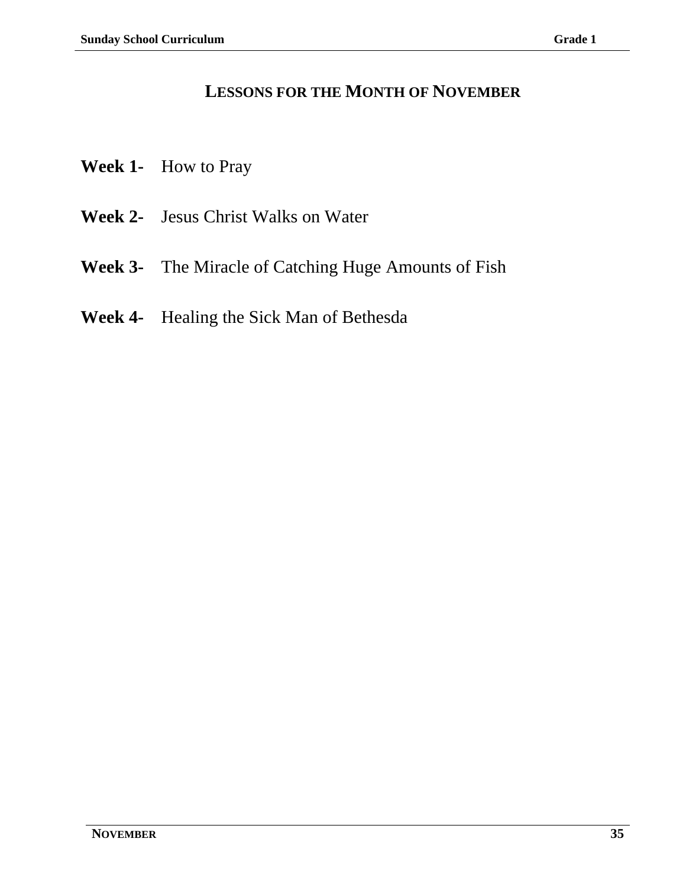## LESSONS FOR THE MONTH OF NOVEMBER

**Week 1-** How to Pray

**Week 2-** Jesus Christ Walks on Water

**Week 3-** The Miracle of Catching Huge Amounts of Fish

**Week 4-** Healing the Sick Man of Bethesda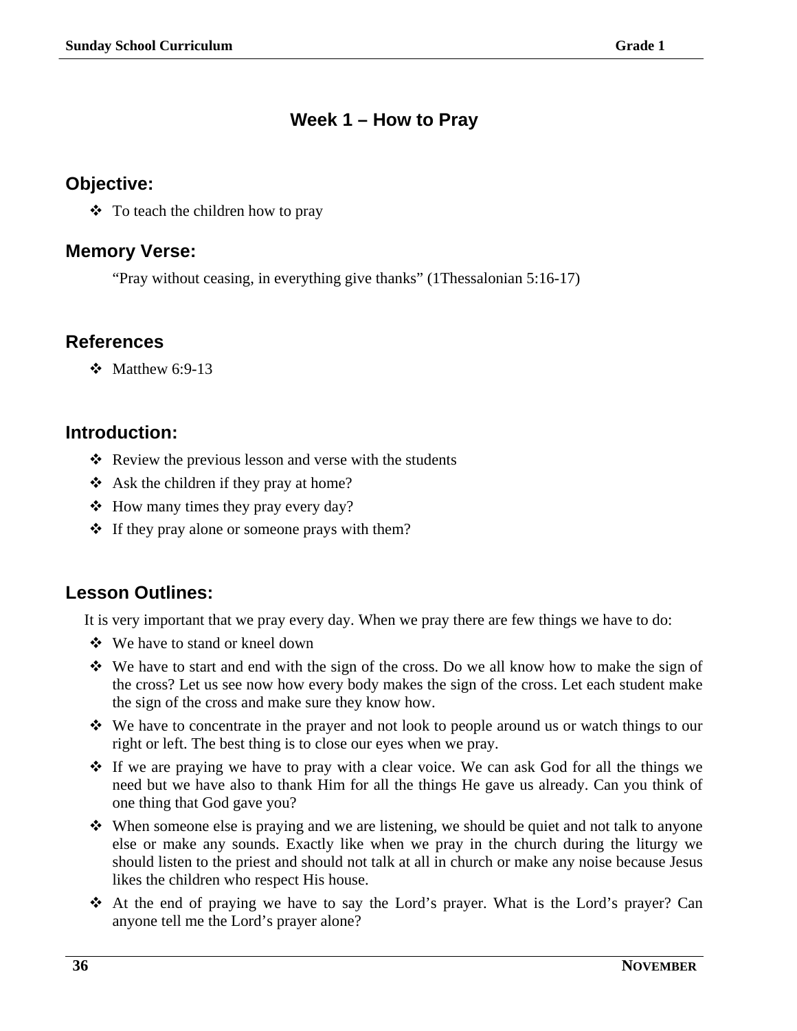# Week 1 – How to Pray

## Objective:

- To teach the children how to pray

## Memory Verse:

"Pray without ceasing, in everything give thanks" (1Thessalonian 5:16-17)

## References

- Matthew 6:9-13

## Introduction:

- Review the previous lesson and verse with the students
- Ask the children if they pray at home?
- How many times they pray every day?
- If they pray alone or someone prays with them?

## Lesson Outlines:

It is very important that we pray every day. When we pray there are few things we have to do:

- We have to stand or kneel down
- We have to start and end with the sign of the cross. Do we all know how to make the sign of the cross? Let us see now how every body makes the sign of the cross. Let each student make the sign of the cross and make sure they know how.
- We have to concentrate in the prayer and not look to people around us or watch things to our right or left. The best thing is to close our eyes when we pray.
- If we are praying we have to pray with a clear voice. We can ask God for all the things we need but we have also to thank Him for all the things He gave us already. Can you think of one thing that God gave you?
- When someone else is praying and we are listening, we should be quiet and not talk to anyone else or make any sounds. Exactly like when we pray in the church during the liturgy we should listen to the priest and should not talk at all in church or make any noise because Jesus likes the children who respect His house.
- At the end of praying we have to say the Lord's prayer. What is the Lord's prayer? Can anyone tell me the Lord's prayer alone?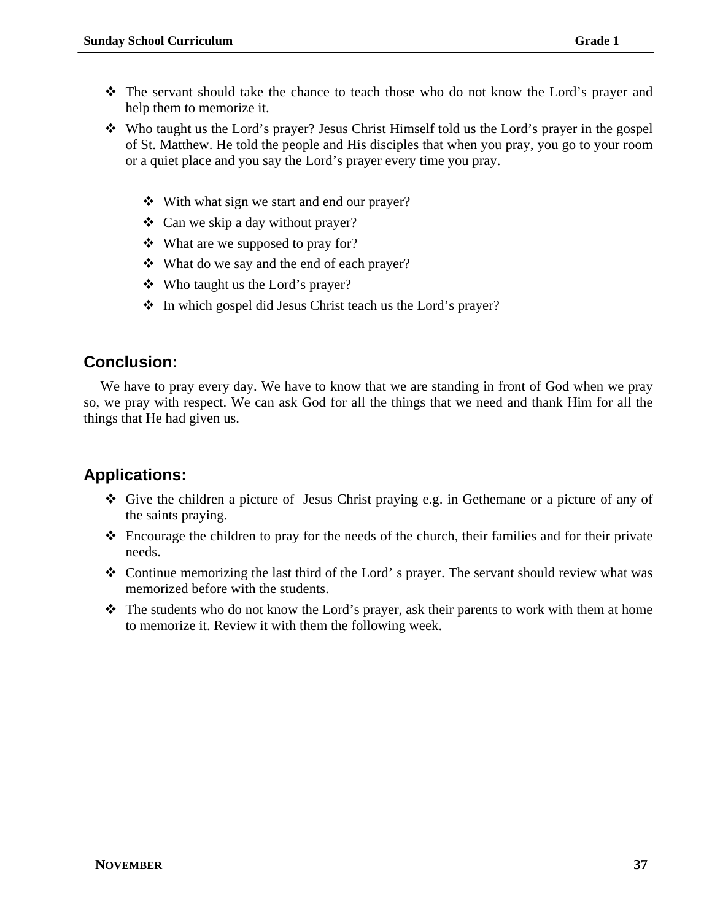- The servant should take the chance to teach those who do not know the Lord's prayer and help them to memorize it.
- Who taught us the Lord's prayer? Jesus Christ Himself told us the Lord's prayer in the gospel of St. Matthew. He told the people and His disciples that when you pray, you go to your room or a quiet place and you say the Lord's prayer every time you pray.

  - With what sign we start and end our prayer?
  - Can we skip a day without prayer?
  - What are we supposed to pray for?
  - What do we say and the end of each prayer?
  - Who taught us the Lord's prayer?
  - In which gospel did Jesus Christ teach us the Lord's prayer?

## Conclusion:

We have to pray every day. We have to know that we are standing in front of God when we pray so, we pray with respect. We can ask God for all the things that we need and thank Him for all the things that He had given us.

## Applications:

- Give the children a picture of Jesus Christ praying e.g. in Gethemane or a picture of any of the saints praying.
- Encourage the children to pray for the needs of the church, their families and for their private needs.
- Continue memorizing the last third of the Lord' s prayer. The servant should review what was memorized before with the students.
- The students who do not know the Lord's prayer, ask their parents to work with them at home to memorize it. Review it with them the following week.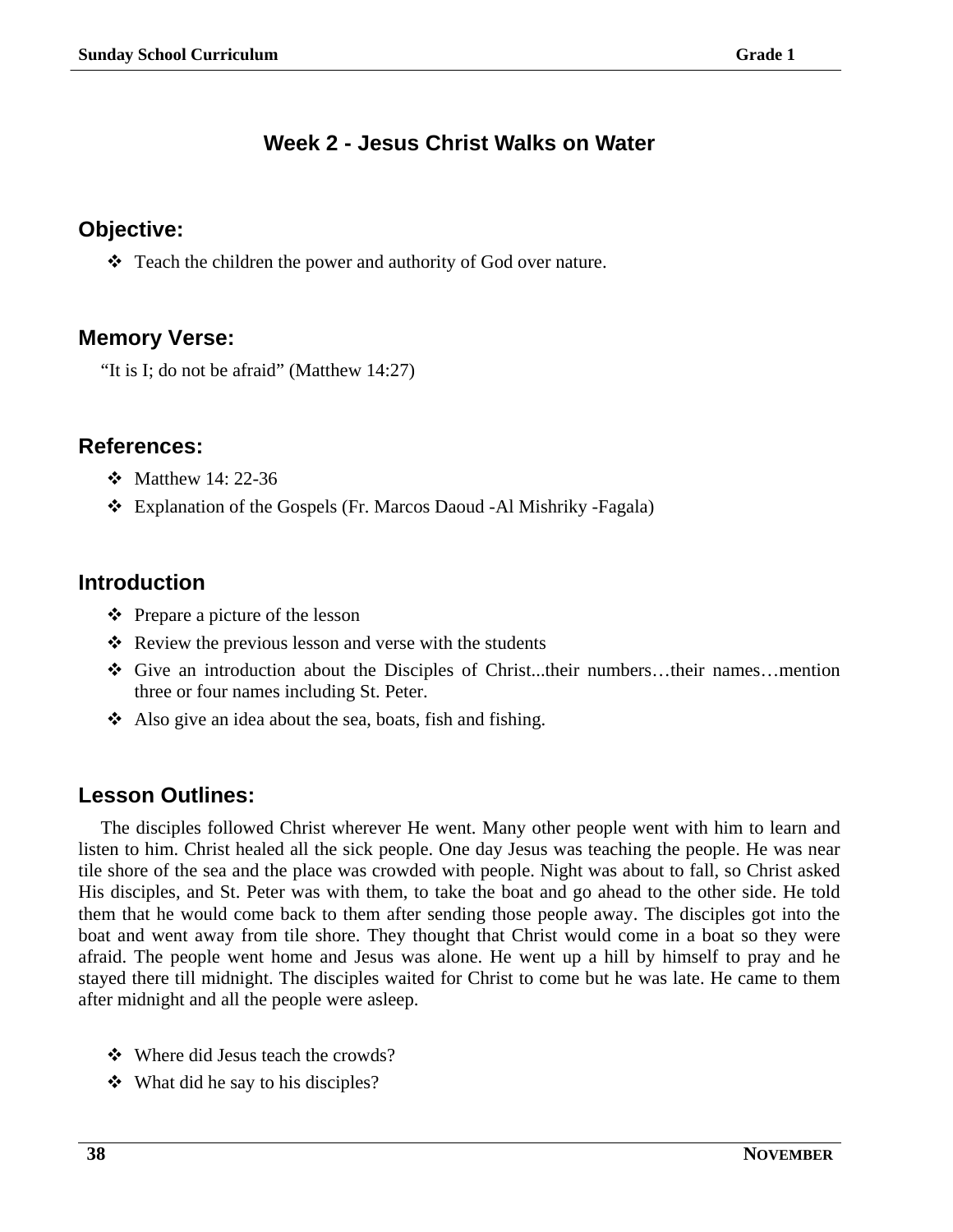## Week 2 - Jesus Christ Walks on Water

### Objective:

- Teach the children the power and authority of God over nature.

### Memory Verse:

"It is I; do not be afraid" (Matthew 14:27)

### References:

- Matthew 14: 22-36
- Explanation of the Gospels (Fr. Marcos Daoud -Al Mishriky -Fagala)

### Introduction

- Prepare a picture of the lesson
- Review the previous lesson and verse with the students
- Give an introduction about the Disciples of Christ...their numbers…their names…mention three or four names including St. Peter.
- Also give an idea about the sea, boats, fish and fishing.

### Lesson Outlines:

The disciples followed Christ wherever He went. Many other people went with him to learn and listen to him. Christ healed all the sick people. One day Jesus was teaching the people. He was near tile shore of the sea and the place was crowded with people. Night was about to fall, so Christ asked His disciples, and St. Peter was with them, to take the boat and go ahead to the other side. He told them that he would come back to them after sending those people away. The disciples got into the boat and went away from tile shore. They thought that Christ would come in a boat so they were afraid. The people went home and Jesus was alone. He went up a hill by himself to pray and he stayed there till midnight. The disciples waited for Christ to come but he was late. He came to them after midnight and all the people were asleep.

- Where did Jesus teach the crowds?
- What did he say to his disciples?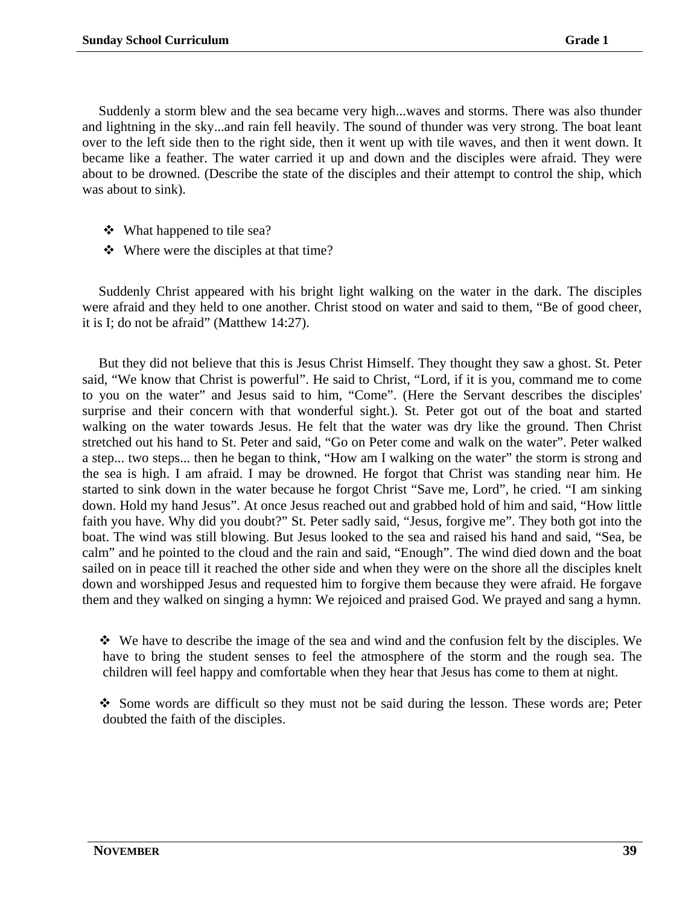Suddenly a storm blew and the sea became very high...waves and storms. There was also thunder and lightning in the sky...and rain fell heavily. The sound of thunder was very strong. The boat leant over to the left side then to the right side, then it went up with tile waves, and then it went down. It became like a feather. The water carried it up and down and the disciples were afraid. They were about to be drowned. (Describe the state of the disciples and their attempt to control the ship, which was about to sink).

- ❖ What happened to tile sea?
- ❖ Where were the disciples at that time?

Suddenly Christ appeared with his bright light walking on the water in the dark. The disciples were afraid and they held to one another. Christ stood on water and said to them, "Be of good cheer, it is I; do not be afraid" (Matthew 14:27).

But they did not believe that this is Jesus Christ Himself. They thought they saw a ghost. St. Peter said, "We know that Christ is powerful". He said to Christ, "Lord, if it is you, command me to come to you on the water" and Jesus said to him, "Come". (Here the Servant describes the disciples' surprise and their concern with that wonderful sight.). St. Peter got out of the boat and started walking on the water towards Jesus. He felt that the water was dry like the ground. Then Christ stretched out his hand to St. Peter and said, "Go on Peter come and walk on the water". Peter walked a step... two steps... then he began to think, "How am I walking on the water" the storm is strong and the sea is high. I am afraid. I may be drowned. He forgot that Christ was standing near him. He started to sink down in the water because he forgot Christ "Save me, Lord", he cried. "I am sinking down. Hold my hand Jesus". At once Jesus reached out and grabbed hold of him and said, "How little faith you have. Why did you doubt?" St. Peter sadly said, "Jesus, forgive me". They both got into the boat. The wind was still blowing. But Jesus looked to the sea and raised his hand and said, "Sea, be calm" and he pointed to the cloud and the rain and said, "Enough". The wind died down and the boat sailed on in peace till it reached the other side and when they were on the shore all the disciples knelt down and worshipped Jesus and requested him to forgive them because they were afraid. He forgave them and they walked on singing a hymn: We rejoiced and praised God. We prayed and sang a hymn.

- ❖ We have to describe the image of the sea and wind and the confusion felt by the disciples. We have to bring the student senses to feel the atmosphere of the storm and the rough sea. The children will feel happy and comfortable when they hear that Jesus has come to them at night.

- ❖ Some words are difficult so they must not be said during the lesson. These words are; Peter doubted the faith of the disciples.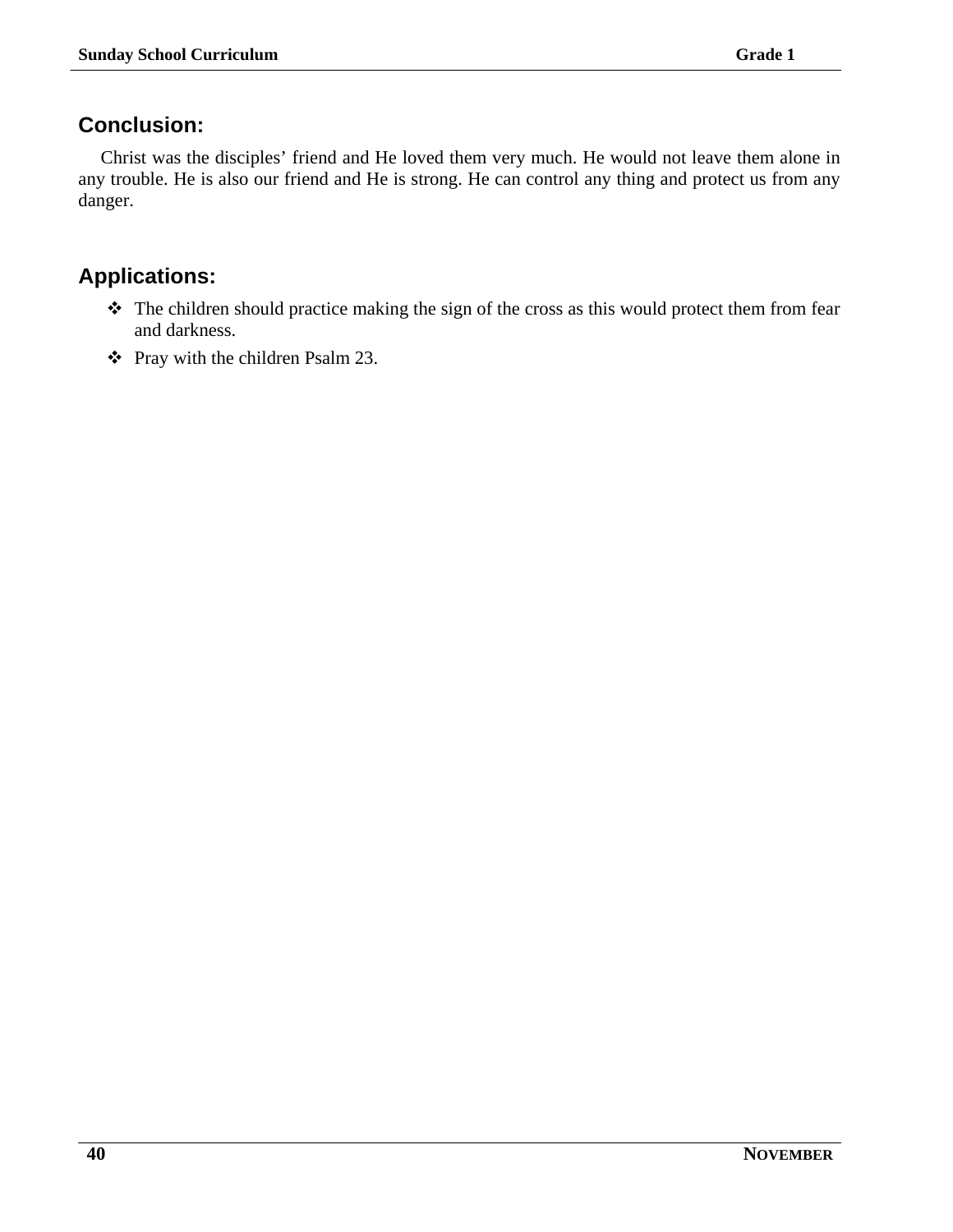## Conclusion:

Christ was the disciples' friend and He loved them very much. He would not leave them alone in any trouble. He is also our friend and He is strong. He can control any thing and protect us from any danger.

## Applications:

- The children should practice making the sign of the cross as this would protect them from fear and darkness.
- Pray with the children Psalm 23.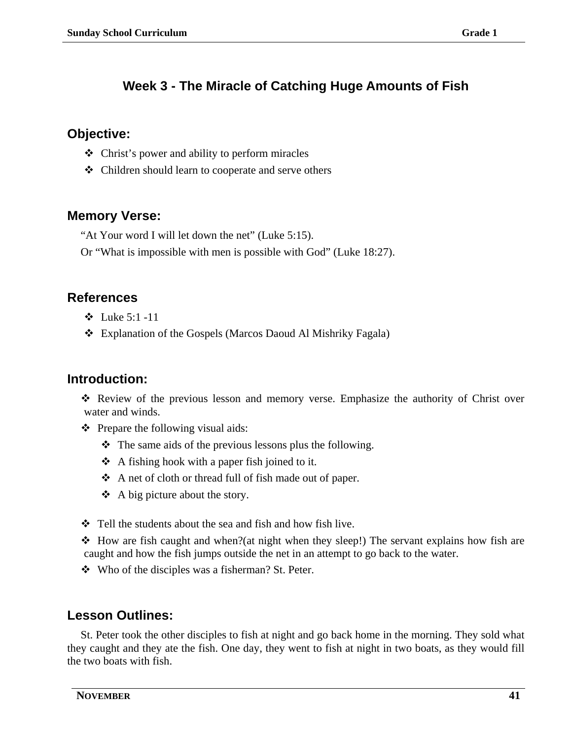## Week 3 - The Miracle of Catching Huge Amounts of Fish

### Objective:

- Christ's power and ability to perform miracles
- Children should learn to cooperate and serve others

### Memory Verse:

"At Your word I will let down the net" (Luke 5:15).

Or "What is impossible with men is possible with God" (Luke 18:27).

### References

- Luke 5:1 -11
- Explanation of the Gospels (Marcos Daoud Al Mishriky Fagala)

### Introduction:

- Review of the previous lesson and memory verse. Emphasize the authority of Christ over water and winds.
- Prepare the following visual aids:
  - The same aids of the previous lessons plus the following.
  - A fishing hook with a paper fish joined to it.
  - A net of cloth or thread full of fish made out of paper.
  - A big picture about the story.
- Tell the students about the sea and fish and how fish live.
- How are fish caught and when?(at night when they sleep!) The servant explains how fish are caught and how the fish jumps outside the net in an attempt to go back to the water.
- Who of the disciples was a fisherman? St. Peter.

### Lesson Outlines:

St. Peter took the other disciples to fish at night and go back home in the morning. They sold what they caught and they ate the fish. One day, they went to fish at night in two boats, as they would fill the two boats with fish.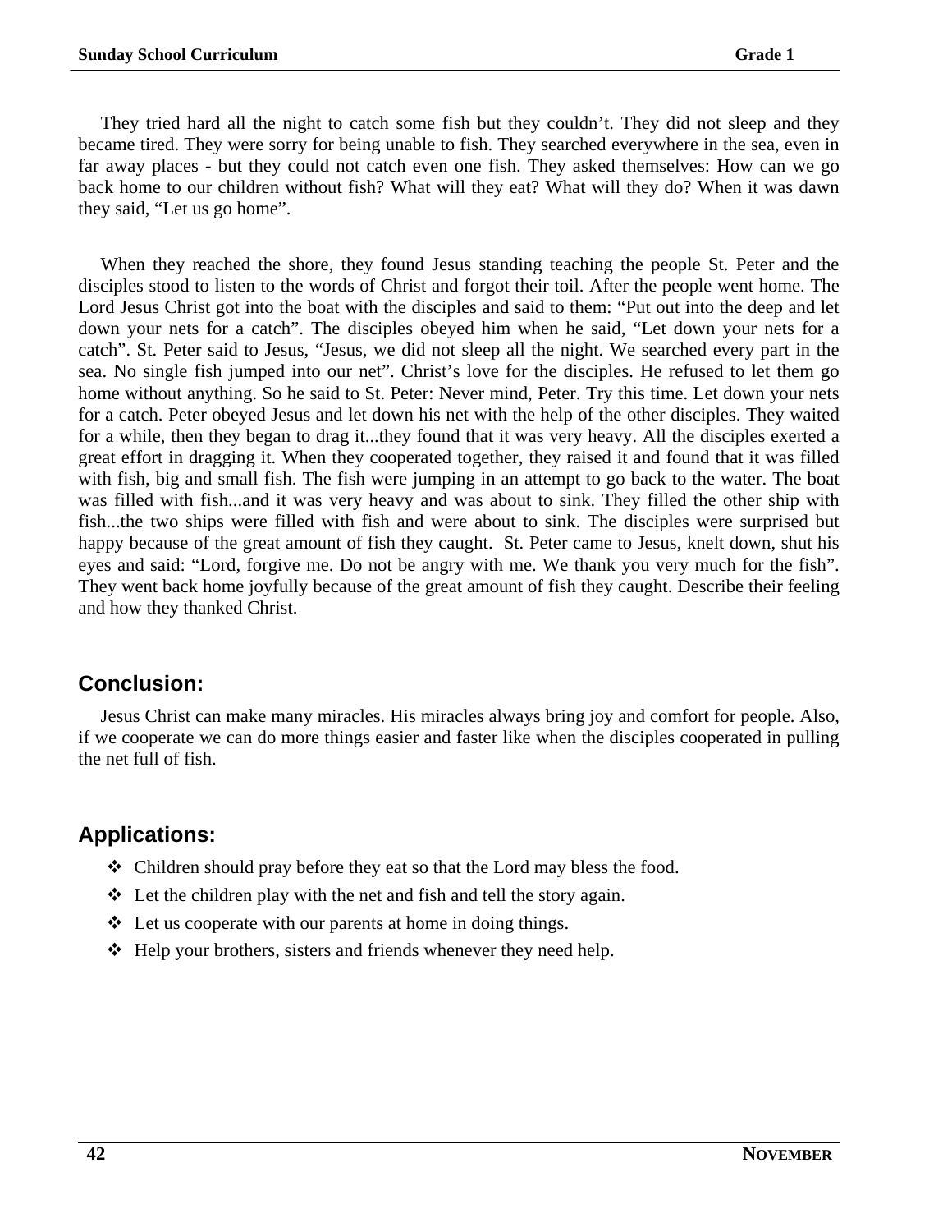They tried hard all the night to catch some fish but they couldn’t. They did not sleep and they became tired. They were sorry for being unable to fish. They searched everywhere in the sea, even in far away places - but they could not catch even one fish. They asked themselves: How can we go back home to our children without fish? What will they eat? What will they do? When it was dawn they said, “Let us go home”.

When they reached the shore, they found Jesus standing teaching the people St. Peter and the disciples stood to listen to the words of Christ and forgot their toil. After the people went home. The Lord Jesus Christ got into the boat with the disciples and said to them: “Put out into the deep and let down your nets for a catch”. The disciples obeyed him when he said, “Let down your nets for a catch”. St. Peter said to Jesus, “Jesus, we did not sleep all the night. We searched every part in the sea. No single fish jumped into our net”. Christ’s love for the disciples. He refused to let them go home without anything. So he said to St. Peter: Never mind, Peter. Try this time. Let down your nets for a catch. Peter obeyed Jesus and let down his net with the help of the other disciples. They waited for a while, then they began to drag it...they found that it was very heavy. All the disciples exerted a great effort in dragging it. When they cooperated together, they raised it and found that it was filled with fish, big and small fish. The fish were jumping in an attempt to go back to the water. The boat was filled with fish...and it was very heavy and was about to sink. They filled the other ship with fish...the two ships were filled with fish and were about to sink. The disciples were surprised but happy because of the great amount of fish they caught.  St. Peter came to Jesus, knelt down, shut his eyes and said: “Lord, forgive me. Do not be angry with me. We thank you very much for the fish”. They went back home joyfully because of the great amount of fish they caught. Describe their feeling and how they thanked Christ.

## Conclusion:

Jesus Christ can make many miracles. His miracles always bring joy and comfort for people. Also, if we cooperate we can do more things easier and faster like when the disciples cooperated in pulling the net full of fish.

## Applications:

- Children should pray before they eat so that the Lord may bless the food.
- Let the children play with the net and fish and tell the story again.
- Let us cooperate with our parents at home in doing things.
- Help your brothers, sisters and friends whenever they need help.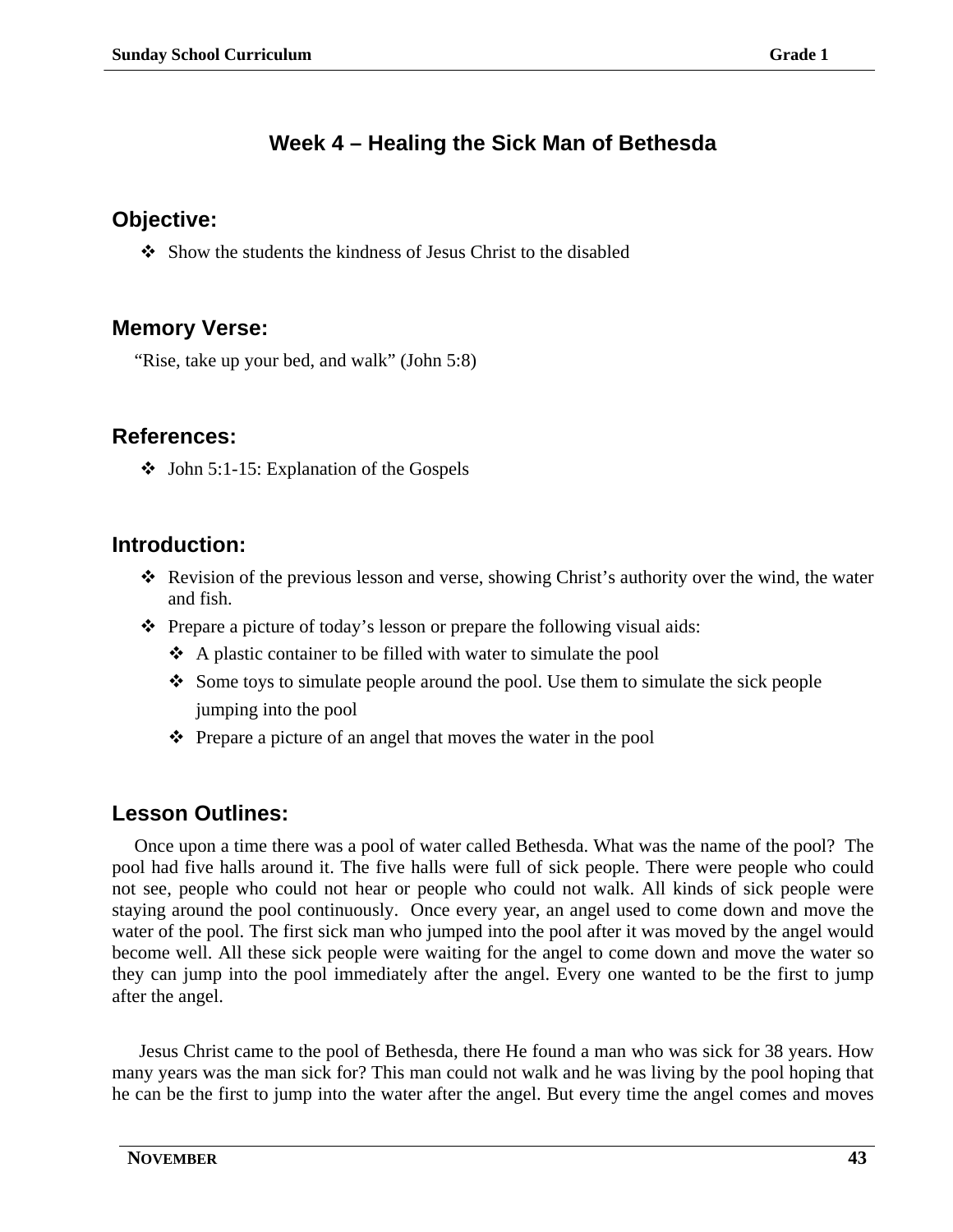## Week 4 – Healing the Sick Man of Bethesda

### Objective:

- Show the students the kindness of Jesus Christ to the disabled

### Memory Verse:

"Rise, take up your bed, and walk" (John 5:8)

### References:

- John 5:1-15: Explanation of the Gospels

### Introduction:

- Revision of the previous lesson and verse, showing Christ's authority over the wind, the water and fish.
- Prepare a picture of today's lesson or prepare the following visual aids:
  - A plastic container to be filled with water to simulate the pool
  - Some toys to simulate people around the pool. Use them to simulate the sick people jumping into the pool
  - Prepare a picture of an angel that moves the water in the pool

### Lesson Outlines:

Once upon a time there was a pool of water called Bethesda. What was the name of the pool? The pool had five halls around it. The five halls were full of sick people. There were people who could not see, people who could not hear or people who could not walk. All kinds of sick people were staying around the pool continuously. Once every year, an angel used to come down and move the water of the pool. The first sick man who jumped into the pool after it was moved by the angel would become well. All these sick people were waiting for the angel to come down and move the water so they can jump into the pool immediately after the angel. Every one wanted to be the first to jump after the angel.

Jesus Christ came to the pool of Bethesda, there He found a man who was sick for 38 years. How many years was the man sick for? This man could not walk and he was living by the pool hoping that he can be the first to jump into the water after the angel. But every time the angel comes and moves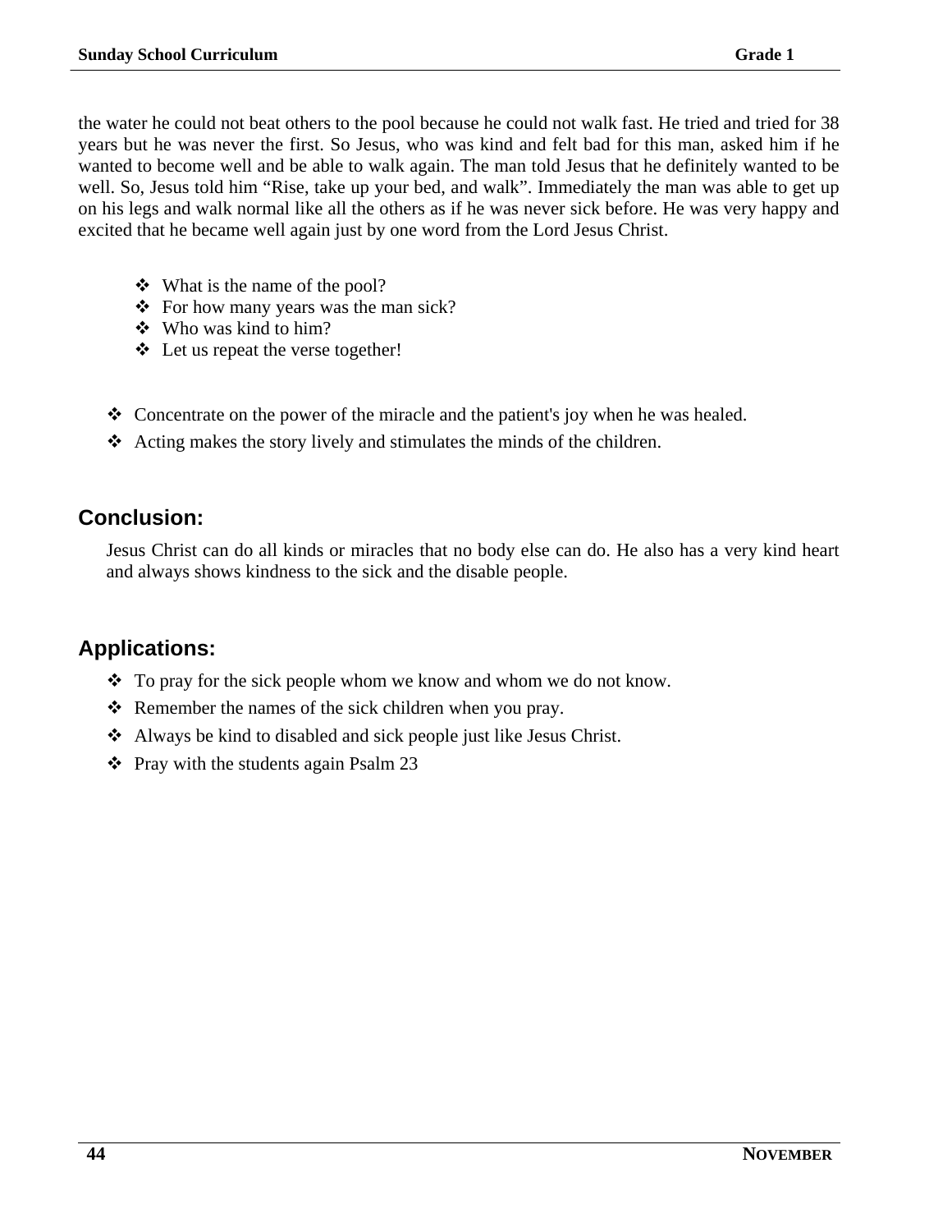the water he could not beat others to the pool because he could not walk fast. He tried and tried for 38 years but he was never the first. So Jesus, who was kind and felt bad for this man, asked him if he wanted to become well and be able to walk again. The man told Jesus that he definitely wanted to be well. So, Jesus told him “Rise, take up your bed, and walk”. Immediately the man was able to get up on his legs and walk normal like all the others as if he was never sick before. He was very happy and excited that he became well again just by one word from the Lord Jesus Christ.

- What is the name of the pool?
- For how many years was the man sick?
- Who was kind to him?
- Let us repeat the verse together!

- Concentrate on the power of the miracle and the patient's joy when he was healed.
- Acting makes the story lively and stimulates the minds of the children.

## Conclusion:

Jesus Christ can do all kinds or miracles that no body else can do. He also has a very kind heart and always shows kindness to the sick and the disable people.

## Applications:

- To pray for the sick people whom we know and whom we do not know.
- Remember the names of the sick children when you pray.
- Always be kind to disabled and sick people just like Jesus Christ.
- Pray with the students again Psalm 23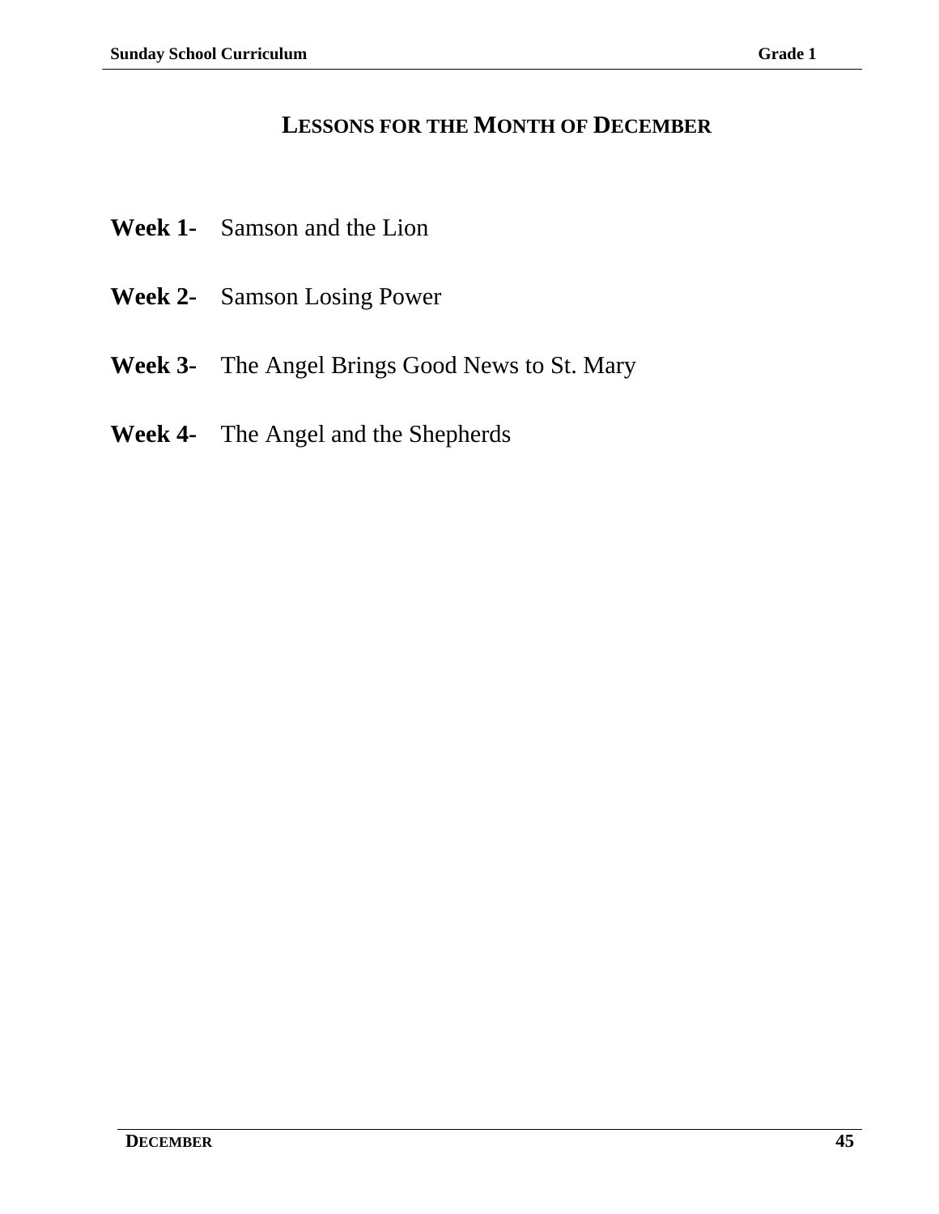# Lessons for the Month of December

**Week 1-** Samson and the Lion

**Week 2-** Samson Losing Power

**Week 3-** The Angel Brings Good News to St. Mary

**Week 4-** The Angel and the Shepherds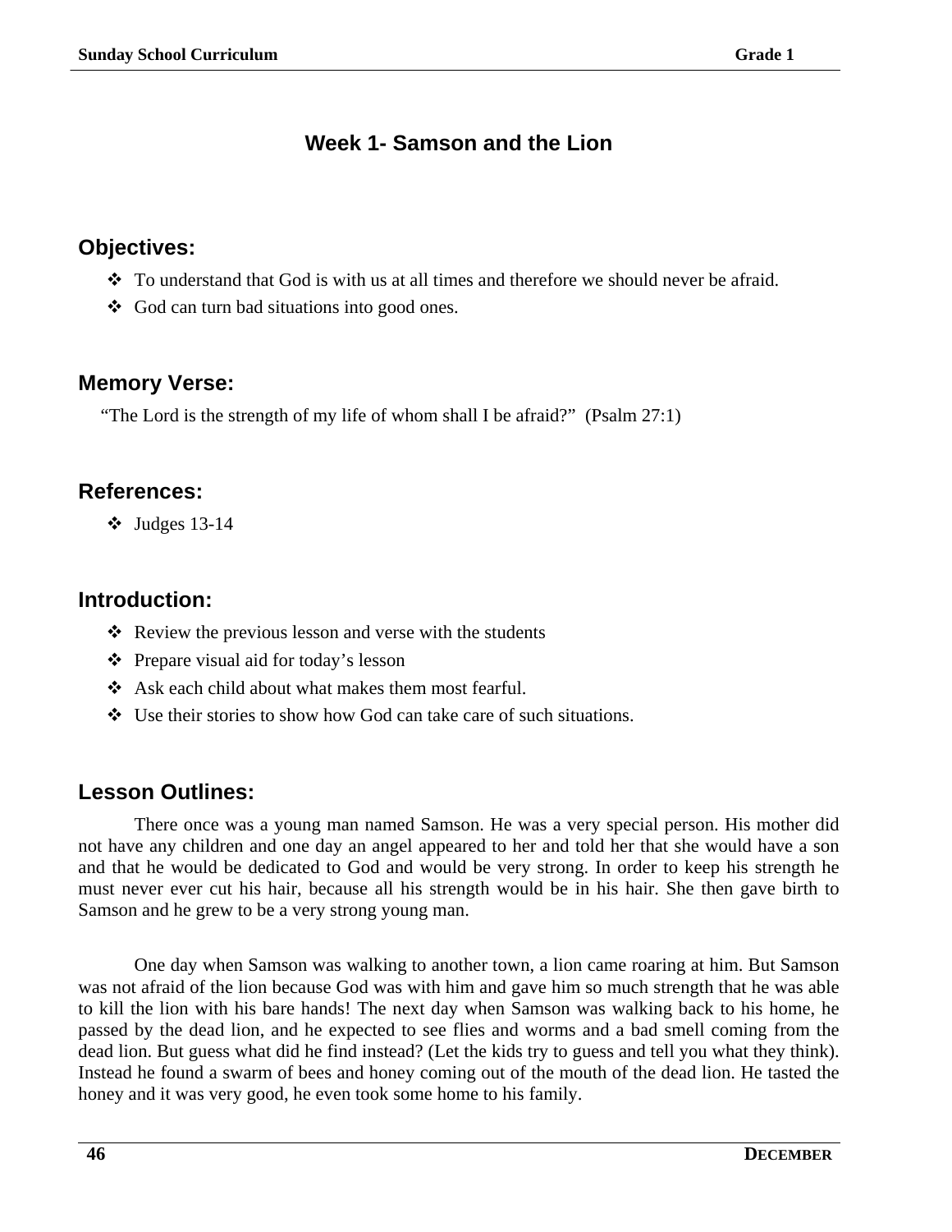# Week 1- Samson and the Lion

## Objectives:

- To understand that God is with us at all times and therefore we should never be afraid.
- God can turn bad situations into good ones.

## Memory Verse:

"The Lord is the strength of my life of whom shall I be afraid?" (Psalm 27:1)

## References:

- Judges 13-14

## Introduction:

- Review the previous lesson and verse with the students
- Prepare visual aid for today's lesson
- Ask each child about what makes them most fearful.
- Use their stories to show how God can take care of such situations.

## Lesson Outlines:

There once was a young man named Samson. He was a very special person. His mother did not have any children and one day an angel appeared to her and told her that she would have a son and that he would be dedicated to God and would be very strong. In order to keep his strength he must never ever cut his hair, because all his strength would be in his hair. She then gave birth to Samson and he grew to be a very strong young man.

One day when Samson was walking to another town, a lion came roaring at him. But Samson was not afraid of the lion because God was with him and gave him so much strength that he was able to kill the lion with his bare hands! The next day when Samson was walking back to his home, he passed by the dead lion, and he expected to see flies and worms and a bad smell coming from the dead lion. But guess what did he find instead? (Let the kids try to guess and tell you what they think). Instead he found a swarm of bees and honey coming out of the mouth of the dead lion. He tasted the honey and it was very good, he even took some home to his family.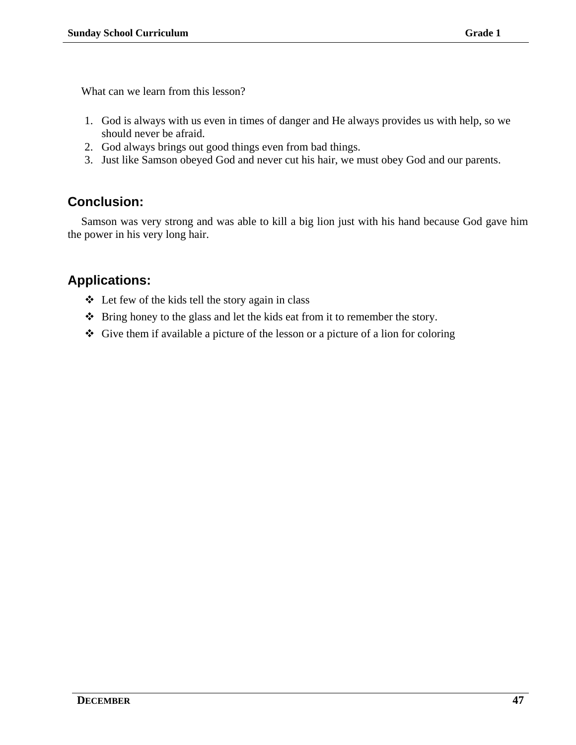What can we learn from this lesson?

1. God is always with us even in times of danger and He always provides us with help, so we should never be afraid.
2. God always brings out good things even from bad things.
3. Just like Samson obeyed God and never cut his hair, we must obey God and our parents.

## Conclusion:

Samson was very strong and was able to kill a big lion just with his hand because God gave him the power in his very long hair.

## Applications:

- Let few of the kids tell the story again in class
- Bring honey to the glass and let the kids eat from it to remember the story.
- Give them if available a picture of the lesson or a picture of a lion for coloring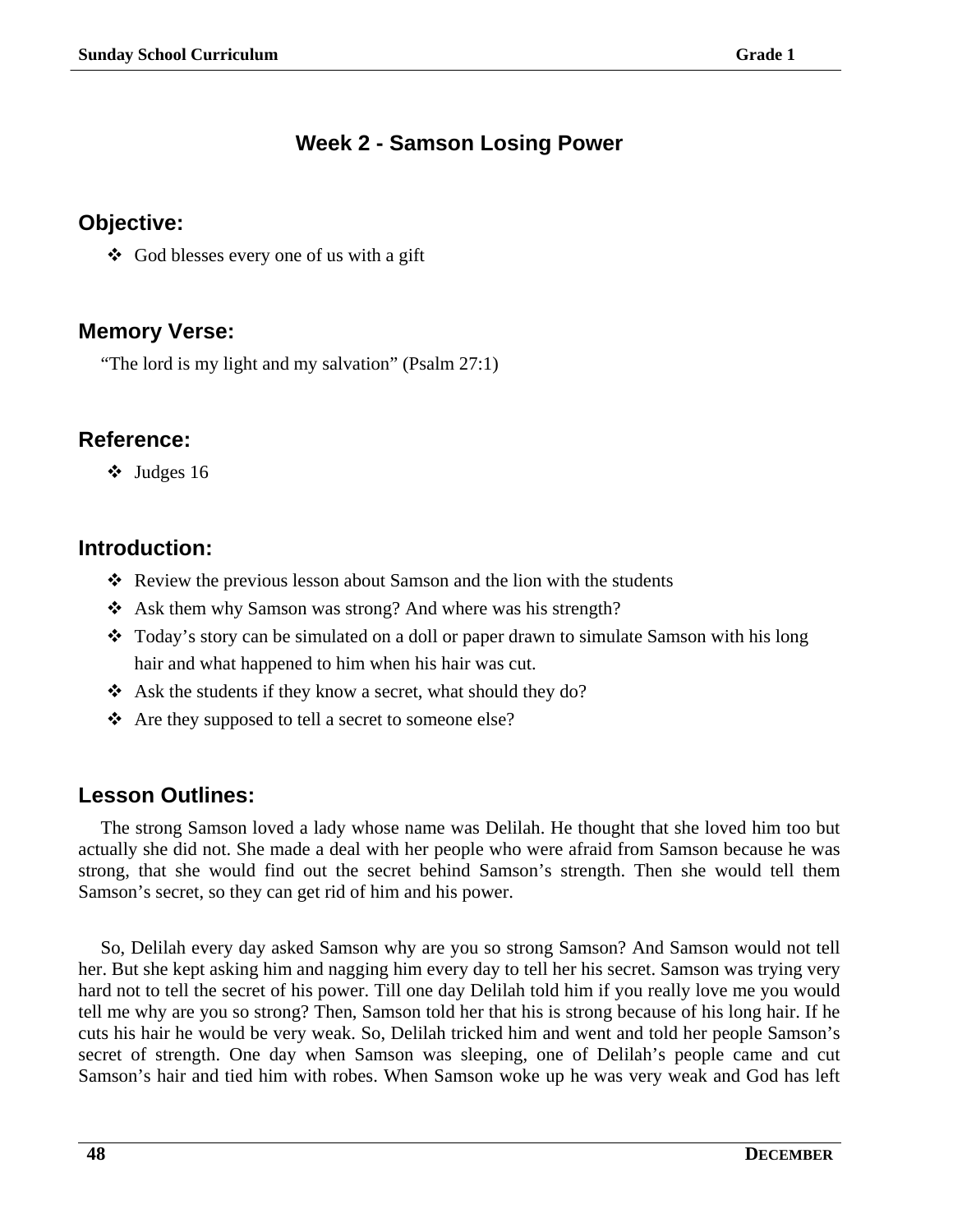## Week 2 - Samson Losing Power

### Objective:

- ❖ God blesses every one of us with a gift

### Memory Verse:

"The lord is my light and my salvation" (Psalm 27:1)

### Reference:

- ❖ Judges 16

### Introduction:

- ❖ Review the previous lesson about Samson and the lion with the students
- ❖ Ask them why Samson was strong? And where was his strength?
- ❖ Today's story can be simulated on a doll or paper drawn to simulate Samson with his long hair and what happened to him when his hair was cut.
- ❖ Ask the students if they know a secret, what should they do?
- ❖ Are they supposed to tell a secret to someone else?

### Lesson Outlines:

The strong Samson loved a lady whose name was Delilah. He thought that she loved him too but actually she did not. She made a deal with her people who were afraid from Samson because he was strong, that she would find out the secret behind Samson's strength. Then she would tell them Samson's secret, so they can get rid of him and his power.

So, Delilah every day asked Samson why are you so strong Samson? And Samson would not tell her. But she kept asking him and nagging him every day to tell her his secret. Samson was trying very hard not to tell the secret of his power. Till one day Delilah told him if you really love me you would tell me why are you so strong? Then, Samson told her that his is strong because of his long hair. If he cuts his hair he would be very weak. So, Delilah tricked him and went and told her people Samson's secret of strength. One day when Samson was sleeping, one of Delilah's people came and cut Samson's hair and tied him with robes. When Samson woke up he was very weak and God has left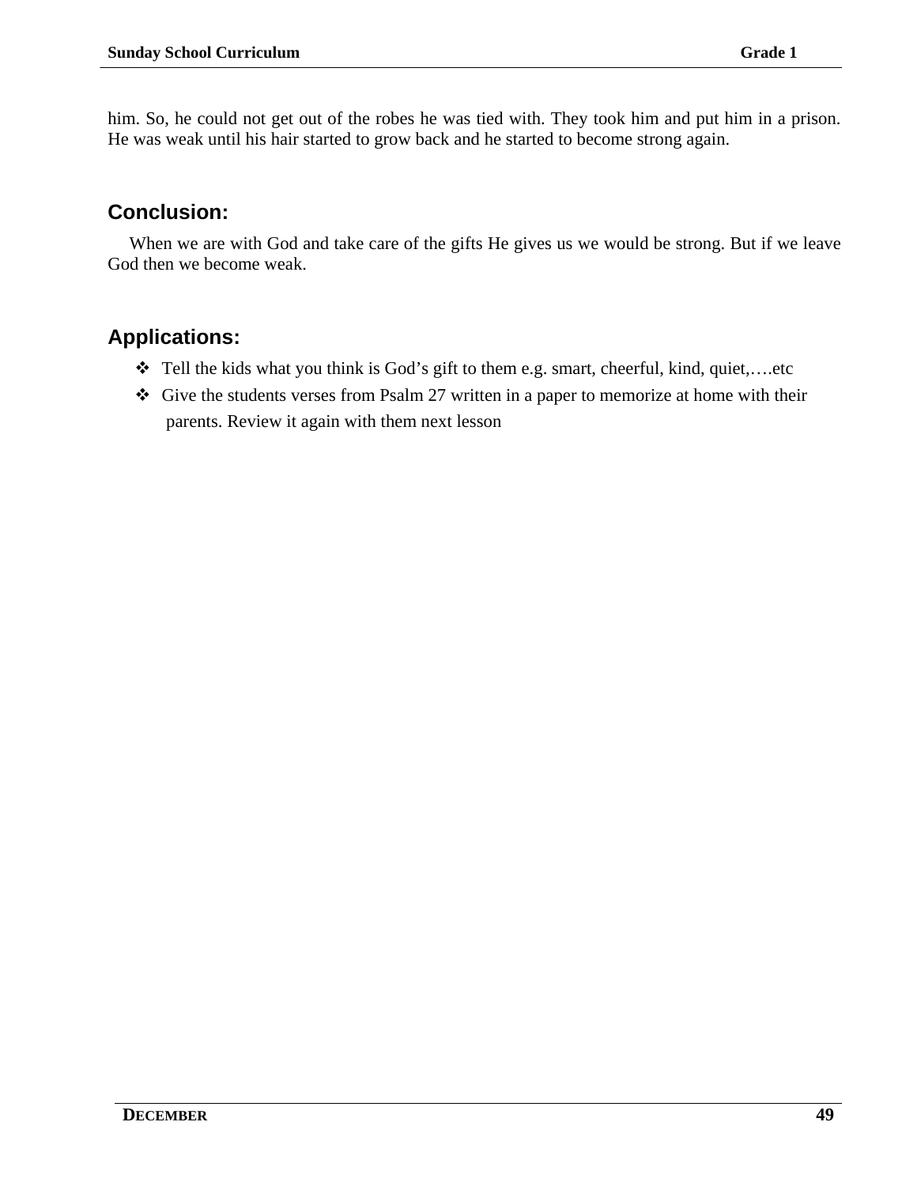him. So, he could not get out of the robes he was tied with. They took him and put him in a prison. He was weak until his hair started to grow back and he started to become strong again.

## Conclusion:

When we are with God and take care of the gifts He gives us we would be strong. But if we leave God then we become weak.

## Applications:

- Tell the kids what you think is God's gift to them e.g. smart, cheerful, kind, quiet,….etc
- Give the students verses from Psalm 27 written in a paper to memorize at home with their parents. Review it again with them next lesson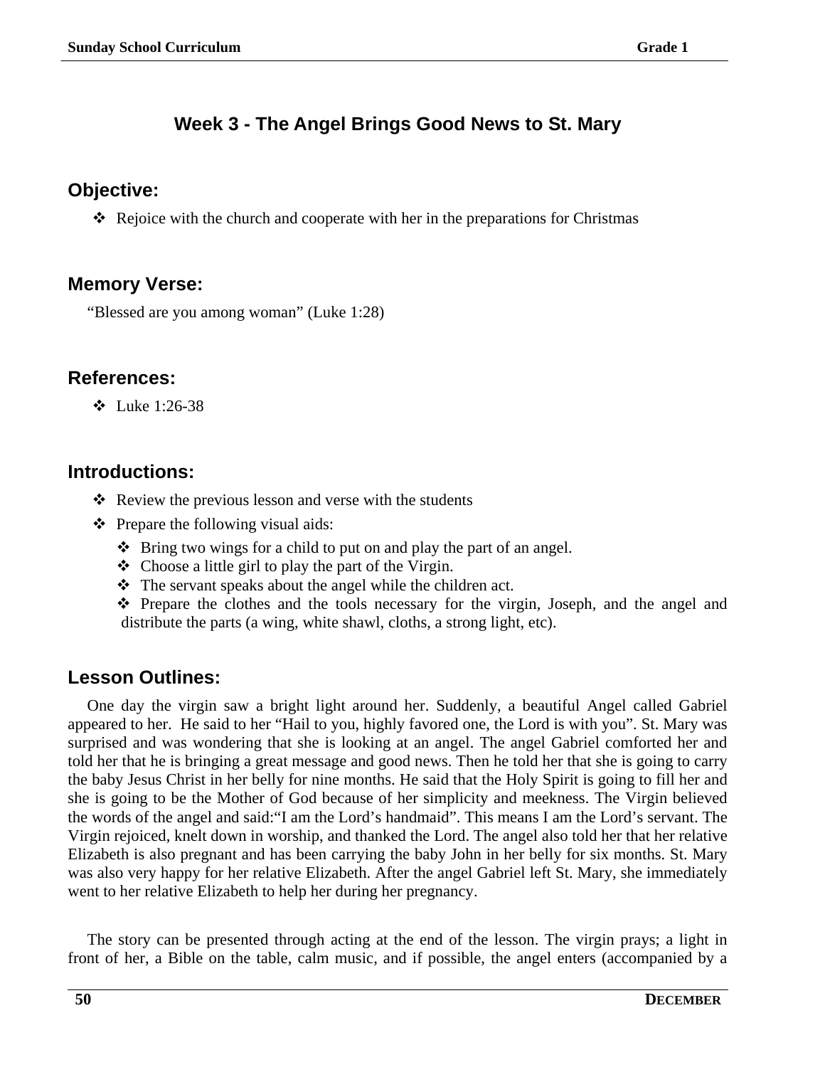## Week 3 - The Angel Brings Good News to St. Mary

### Objective:

- ❖ Rejoice with the church and cooperate with her in the preparations for Christmas

### Memory Verse:

"Blessed are you among woman" (Luke 1:28)

### References:

- ❖ Luke 1:26-38

### Introductions:

- ❖ Review the previous lesson and verse with the students
- ❖ Prepare the following visual aids:
  - ❖ Bring two wings for a child to put on and play the part of an angel.
  - ❖ Choose a little girl to play the part of the Virgin.
  - ❖ The servant speaks about the angel while the children act.
  - ❖ Prepare the clothes and the tools necessary for the virgin, Joseph, and the angel and distribute the parts (a wing, white shawl, cloths, a strong light, etc).

### Lesson Outlines:

One day the virgin saw a bright light around her. Suddenly, a beautiful Angel called Gabriel appeared to her. He said to her "Hail to you, highly favored one, the Lord is with you". St. Mary was surprised and was wondering that she is looking at an angel. The angel Gabriel comforted her and told her that he is bringing a great message and good news. Then he told her that she is going to carry the baby Jesus Christ in her belly for nine months. He said that the Holy Spirit is going to fill her and she is going to be the Mother of God because of her simplicity and meekness. The Virgin believed the words of the angel and said:"I am the Lord's handmaid". This means I am the Lord's servant. The Virgin rejoiced, knelt down in worship, and thanked the Lord. The angel also told her that her relative Elizabeth is also pregnant and has been carrying the baby John in her belly for six months. St. Mary was also very happy for her relative Elizabeth. After the angel Gabriel left St. Mary, she immediately went to her relative Elizabeth to help her during her pregnancy.

The story can be presented through acting at the end of the lesson. The virgin prays; a light in front of her, a Bible on the table, calm music, and if possible, the angel enters (accompanied by a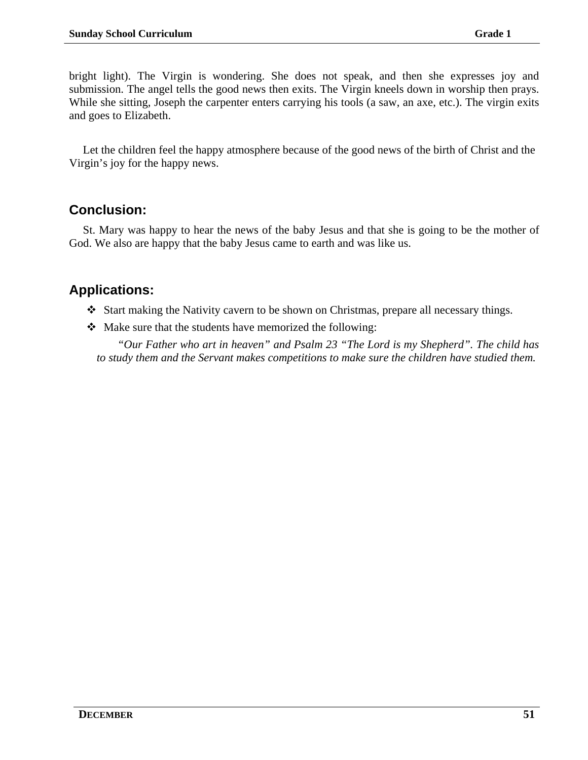bright light). The Virgin is wondering. She does not speak, and then she expresses joy and submission. The angel tells the good news then exits. The Virgin kneels down in worship then prays. While she sitting, Joseph the carpenter enters carrying his tools (a saw, an axe, etc.). The virgin exits and goes to Elizabeth.

Let the children feel the happy atmosphere because of the good news of the birth of Christ and the Virgin's joy for the happy news.

## Conclusion:

St. Mary was happy to hear the news of the baby Jesus and that she is going to be the mother of God. We also are happy that the baby Jesus came to earth and was like us.

## Applications:

- Start making the Nativity cavern to be shown on Christmas, prepare all necessary things.
- Make sure that the students have memorized the following:

  *"Our Father who art in heaven" and Psalm 23 "The Lord is my Shepherd". The child has to study them and the Servant makes competitions to make sure the children have studied them.*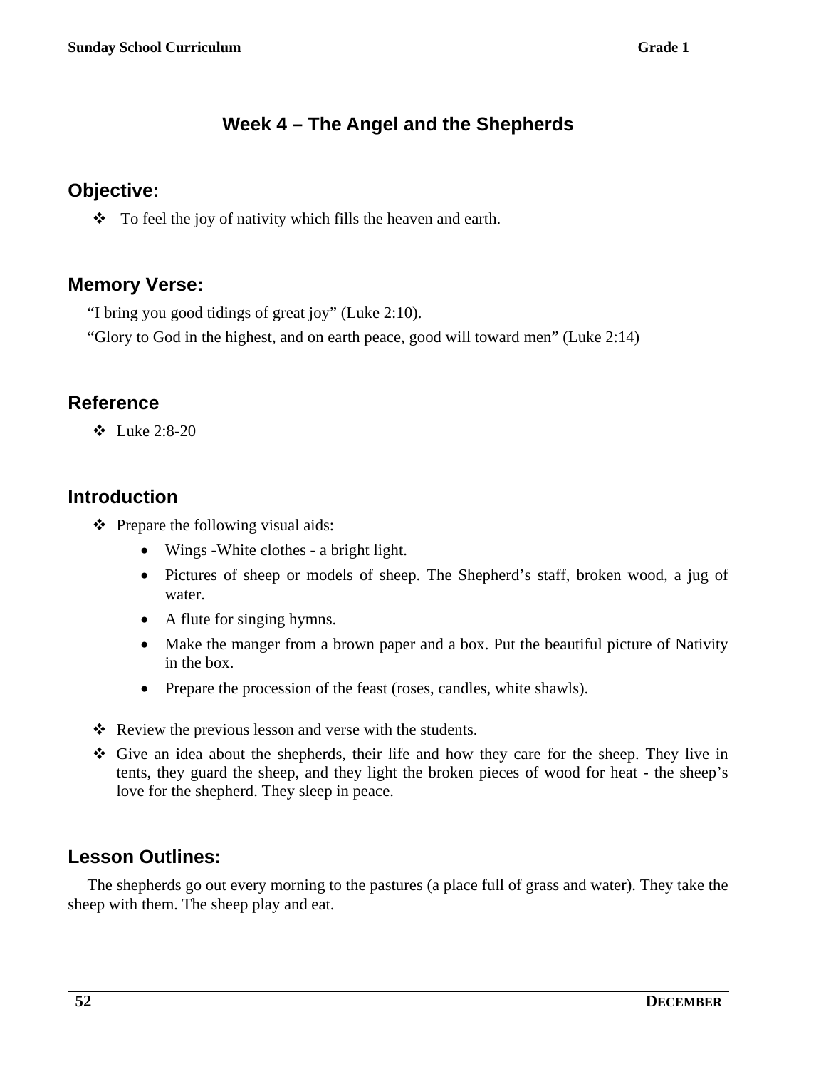## Week 4 – The Angel and the Shepherds

### Objective:

- To feel the joy of nativity which fills the heaven and earth.

### Memory Verse:

"I bring you good tidings of great joy" (Luke 2:10).

"Glory to God in the highest, and on earth peace, good will toward men" (Luke 2:14)

### Reference

- Luke 2:8-20

### Introduction

- Prepare the following visual aids:
  - Wings -White clothes - a bright light.
  - Pictures of sheep or models of sheep. The Shepherd's staff, broken wood, a jug of water.
  - A flute for singing hymns.
  - Make the manger from a brown paper and a box. Put the beautiful picture of Nativity in the box.
  - Prepare the procession of the feast (roses, candles, white shawls).
- Review the previous lesson and verse with the students.
- Give an idea about the shepherds, their life and how they care for the sheep. They live in tents, they guard the sheep, and they light the broken pieces of wood for heat - the sheep's love for the shepherd. They sleep in peace.

### Lesson Outlines:

The shepherds go out every morning to the pastures (a place full of grass and water). They take the sheep with them. The sheep play and eat.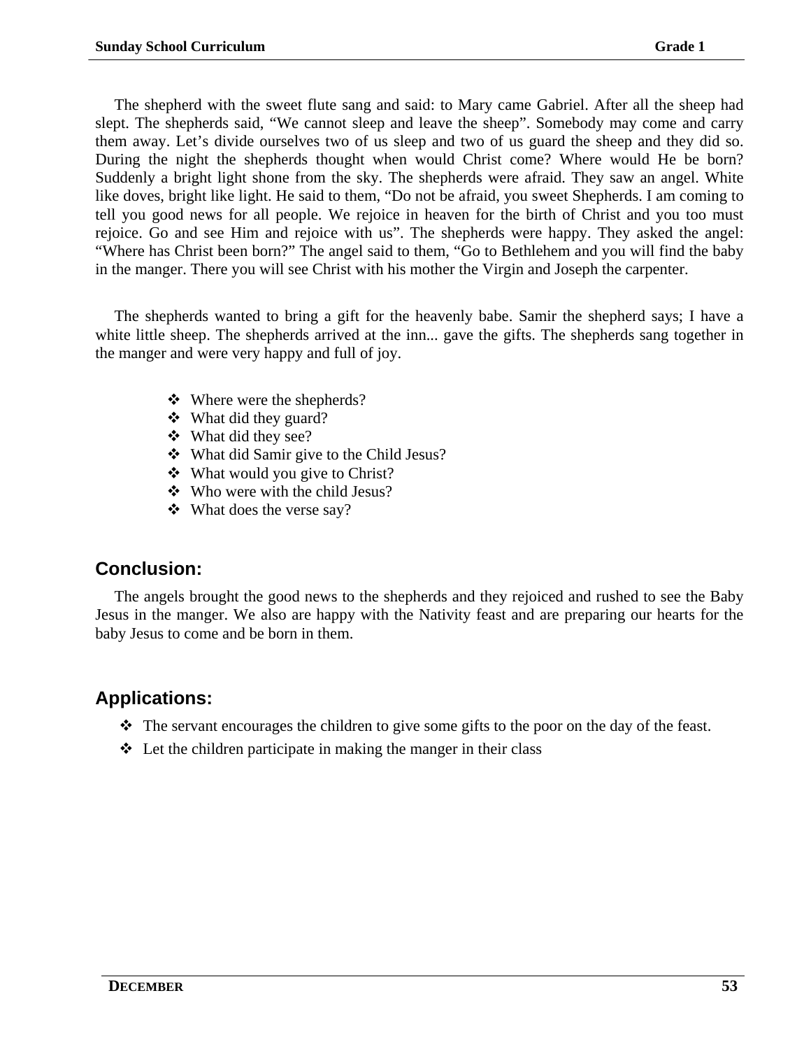The shepherd with the sweet flute sang and said: to Mary came Gabriel. After all the sheep had slept. The shepherds said, “We cannot sleep and leave the sheep”. Somebody may come and carry them away. Let’s divide ourselves two of us sleep and two of us guard the sheep and they did so. During the night the shepherds thought when would Christ come? Where would He be born? Suddenly a bright light shone from the sky. The shepherds were afraid. They saw an angel. White like doves, bright like light. He said to them, “Do not be afraid, you sweet Shepherds. I am coming to tell you good news for all people. We rejoice in heaven for the birth of Christ and you too must rejoice. Go and see Him and rejoice with us”. The shepherds were happy. They asked the angel: “Where has Christ been born?” The angel said to them, “Go to Bethlehem and you will find the baby in the manger. There you will see Christ with his mother the Virgin and Joseph the carpenter.

The shepherds wanted to bring a gift for the heavenly babe. Samir the shepherd says; I have a white little sheep. The shepherds arrived at the inn... gave the gifts. The shepherds sang together in the manger and were very happy and full of joy.

- Where were the shepherds?
- What did they guard?
- What did they see?
- What did Samir give to the Child Jesus?
- What would you give to Christ?
- Who were with the child Jesus?
- What does the verse say?

## Conclusion:

The angels brought the good news to the shepherds and they rejoiced and rushed to see the Baby Jesus in the manger. We also are happy with the Nativity feast and are preparing our hearts for the baby Jesus to come and be born in them.

## Applications:

- The servant encourages the children to give some gifts to the poor on the day of the feast.
- Let the children participate in making the manger in their class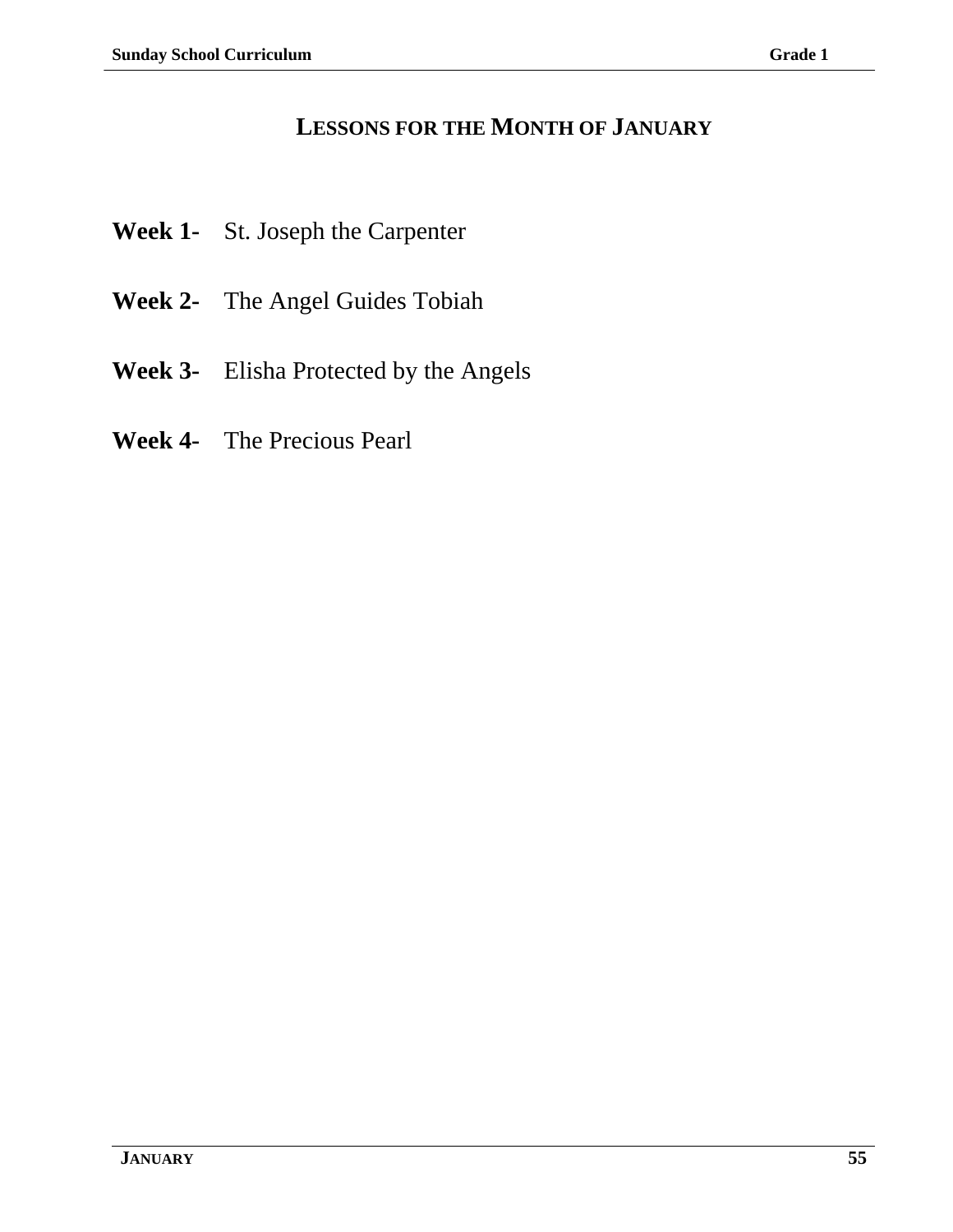## LESSONS FOR THE MONTH OF JANUARY

**Week 1-** St. Joseph the Carpenter

**Week 2-** The Angel Guides Tobiah

**Week 3-** Elisha Protected by the Angels

**Week 4-** The Precious Pearl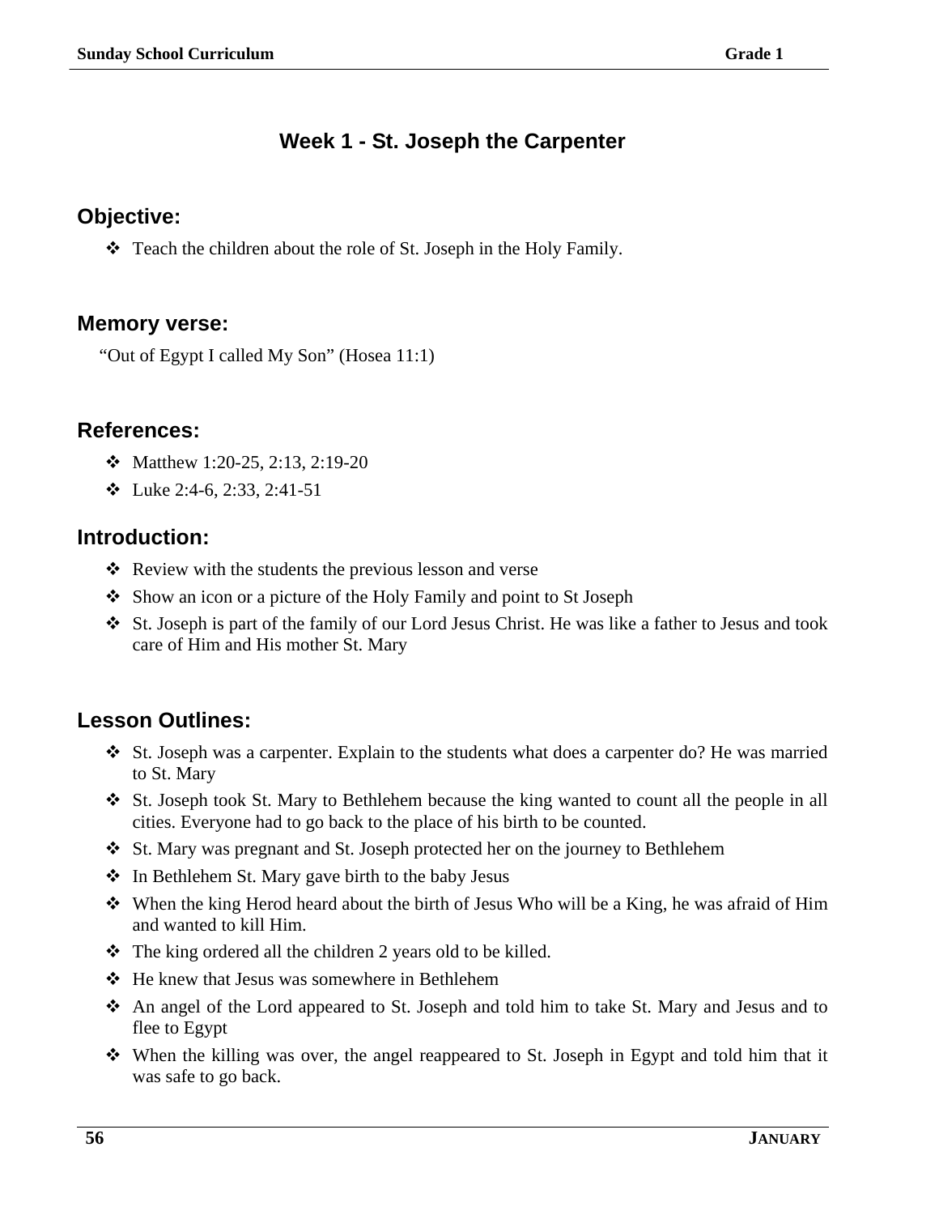# Week 1 - St. Joseph the Carpenter

## Objective:

- Teach the children about the role of St. Joseph in the Holy Family.

## Memory verse:

"Out of Egypt I called My Son" (Hosea 11:1)

## References:

- Matthew 1:20-25, 2:13, 2:19-20
- Luke 2:4-6, 2:33, 2:41-51

## Introduction:

- Review with the students the previous lesson and verse
- Show an icon or a picture of the Holy Family and point to St Joseph
- St. Joseph is part of the family of our Lord Jesus Christ. He was like a father to Jesus and took care of Him and His mother St. Mary

## Lesson Outlines:

- St. Joseph was a carpenter. Explain to the students what does a carpenter do? He was married to St. Mary
- St. Joseph took St. Mary to Bethlehem because the king wanted to count all the people in all cities. Everyone had to go back to the place of his birth to be counted.
- St. Mary was pregnant and St. Joseph protected her on the journey to Bethlehem
- In Bethlehem St. Mary gave birth to the baby Jesus
- When the king Herod heard about the birth of Jesus Who will be a King, he was afraid of Him and wanted to kill Him.
- The king ordered all the children 2 years old to be killed.
- He knew that Jesus was somewhere in Bethlehem
- An angel of the Lord appeared to St. Joseph and told him to take St. Mary and Jesus and to flee to Egypt
- When the killing was over, the angel reappeared to St. Joseph in Egypt and told him that it was safe to go back.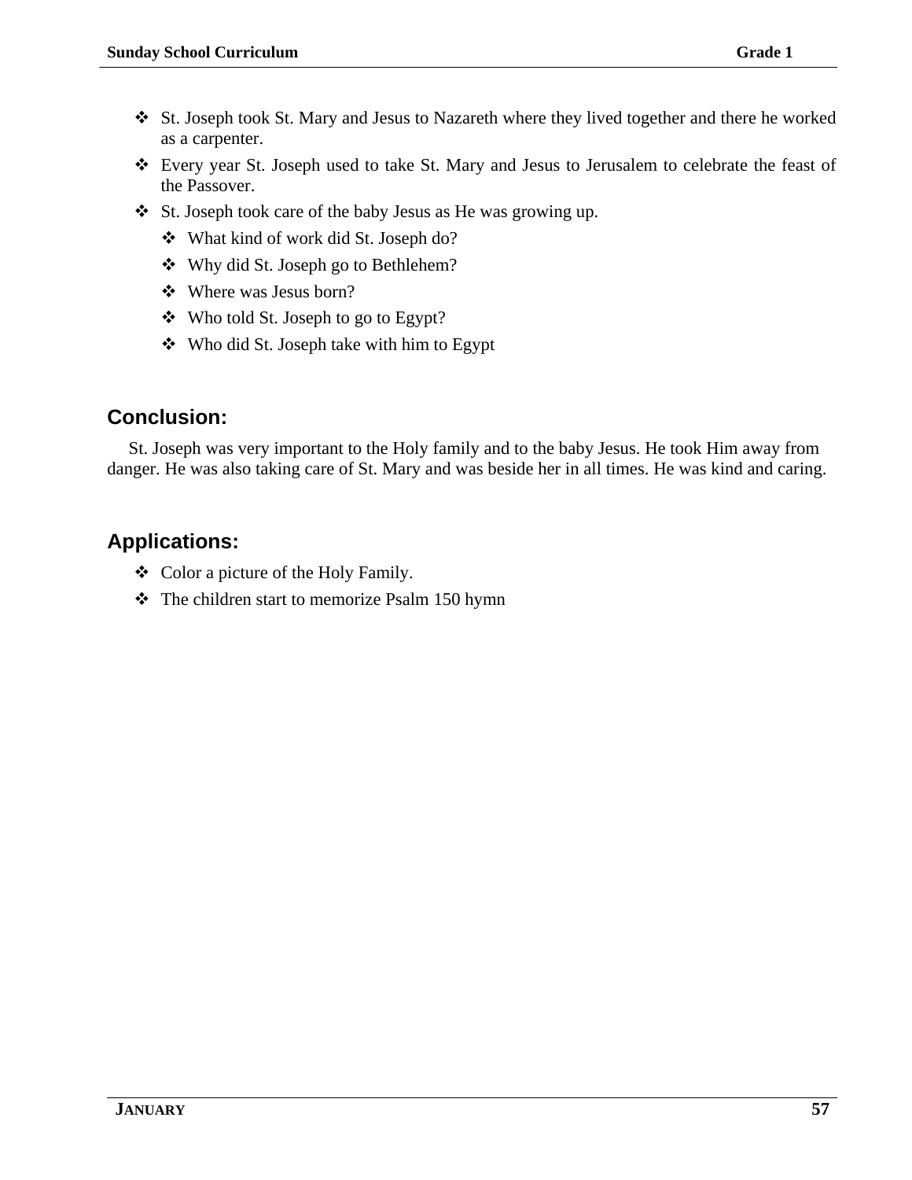- St. Joseph took St. Mary and Jesus to Nazareth where they lived together and there he worked as a carpenter.
- Every year St. Joseph used to take St. Mary and Jesus to Jerusalem to celebrate the feast of the Passover.
- St. Joseph took care of the baby Jesus as He was growing up.
  - What kind of work did St. Joseph do?
  - Why did St. Joseph go to Bethlehem?
  - Where was Jesus born?
  - Who told St. Joseph to go to Egypt?
  - Who did St. Joseph take with him to Egypt

## Conclusion:

St. Joseph was very important to the Holy family and to the baby Jesus. He took Him away from danger. He was also taking care of St. Mary and was beside her in all times. He was kind and caring.

## Applications:

- Color a picture of the Holy Family.
- The children start to memorize Psalm 150 hymn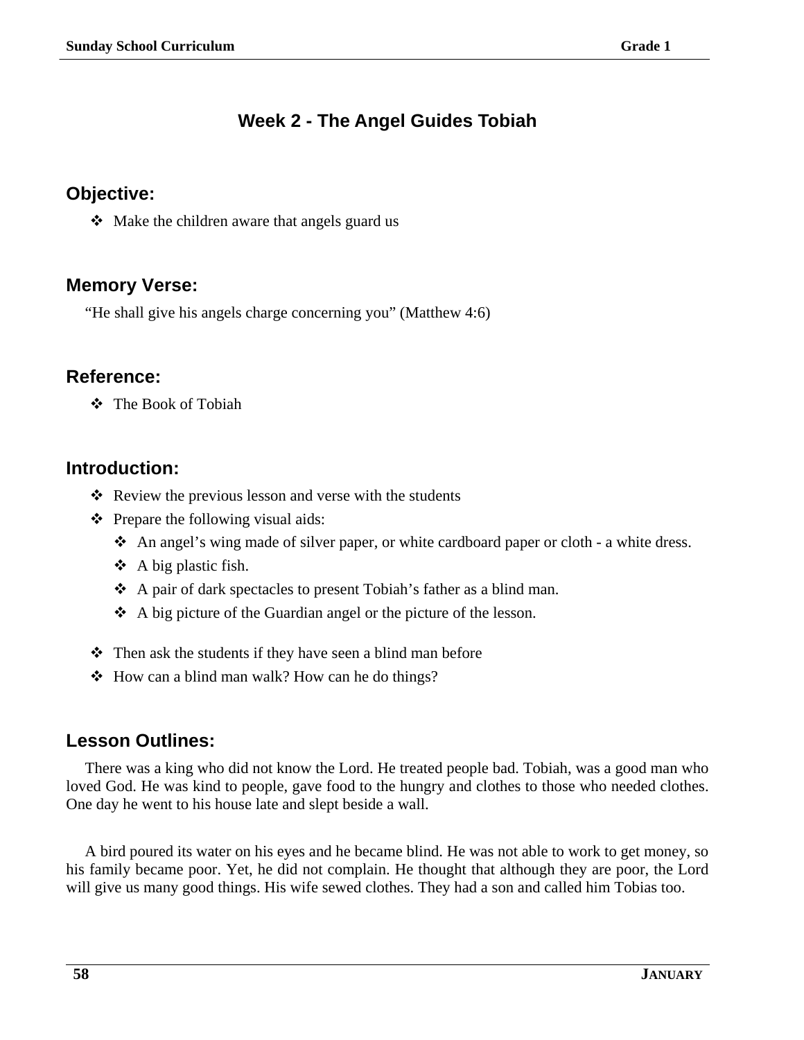# Week 2 - The Angel Guides Tobiah

## Objective:

- Make the children aware that angels guard us

## Memory Verse:

"He shall give his angels charge concerning you" (Matthew 4:6)

## Reference:

- The Book of Tobiah

## Introduction:

- Review the previous lesson and verse with the students
- Prepare the following visual aids:
  - An angel's wing made of silver paper, or white cardboard paper or cloth - a white dress.
  - A big plastic fish.
  - A pair of dark spectacles to present Tobiah's father as a blind man.
  - A big picture of the Guardian angel or the picture of the lesson.
- Then ask the students if they have seen a blind man before
- How can a blind man walk? How can he do things?

## Lesson Outlines:

There was a king who did not know the Lord. He treated people bad. Tobiah, was a good man who loved God. He was kind to people, gave food to the hungry and clothes to those who needed clothes. One day he went to his house late and slept beside a wall.

A bird poured its water on his eyes and he became blind. He was not able to work to get money, so his family became poor. Yet, he did not complain. He thought that although they are poor, the Lord will give us many good things. His wife sewed clothes. They had a son and called him Tobias too.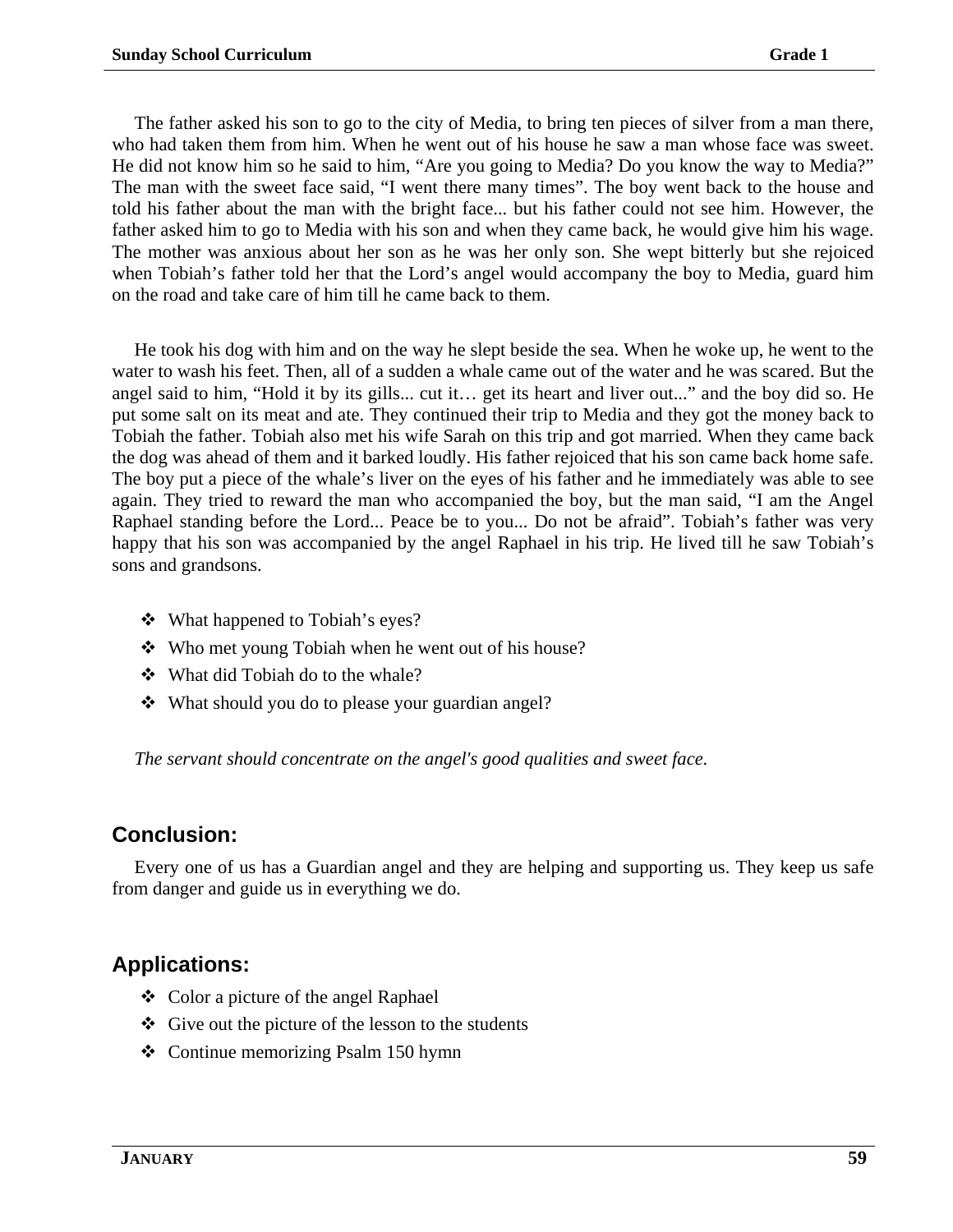The father asked his son to go to the city of Media, to bring ten pieces of silver from a man there, who had taken them from him. When he went out of his house he saw a man whose face was sweet. He did not know him so he said to him, “Are you going to Media? Do you know the way to Media?” The man with the sweet face said, “I went there many times”. The boy went back to the house and told his father about the man with the bright face... but his father could not see him. However, the father asked him to go to Media with his son and when they came back, he would give him his wage. The mother was anxious about her son as he was her only son. She wept bitterly but she rejoiced when Tobiah’s father told her that the Lord’s angel would accompany the boy to Media, guard him on the road and take care of him till he came back to them.

He took his dog with him and on the way he slept beside the sea. When he woke up, he went to the water to wash his feet. Then, all of a sudden a whale came out of the water and he was scared. But the angel said to him, “Hold it by its gills... cut it… get its heart and liver out...” and the boy did so. He put some salt on its meat and ate. They continued their trip to Media and they got the money back to Tobiah the father. Tobiah also met his wife Sarah on this trip and got married. When they came back the dog was ahead of them and it barked loudly. His father rejoiced that his son came back home safe. The boy put a piece of the whale’s liver on the eyes of his father and he immediately was able to see again. They tried to reward the man who accompanied the boy, but the man said, “I am the Angel Raphael standing before the Lord... Peace be to you... Do not be afraid”. Tobiah’s father was very happy that his son was accompanied by the angel Raphael in his trip. He lived till he saw Tobiah’s sons and grandsons.

- What happened to Tobiah’s eyes?
- Who met young Tobiah when he went out of his house?
- What did Tobiah do to the whale?
- What should you do to please your guardian angel?

*The servant should concentrate on the angel's good qualities and sweet face.*

## Conclusion:

Every one of us has a Guardian angel and they are helping and supporting us. They keep us safe from danger and guide us in everything we do.

## Applications:

- Color a picture of the angel Raphael
- Give out the picture of the lesson to the students
- Continue memorizing Psalm 150 hymn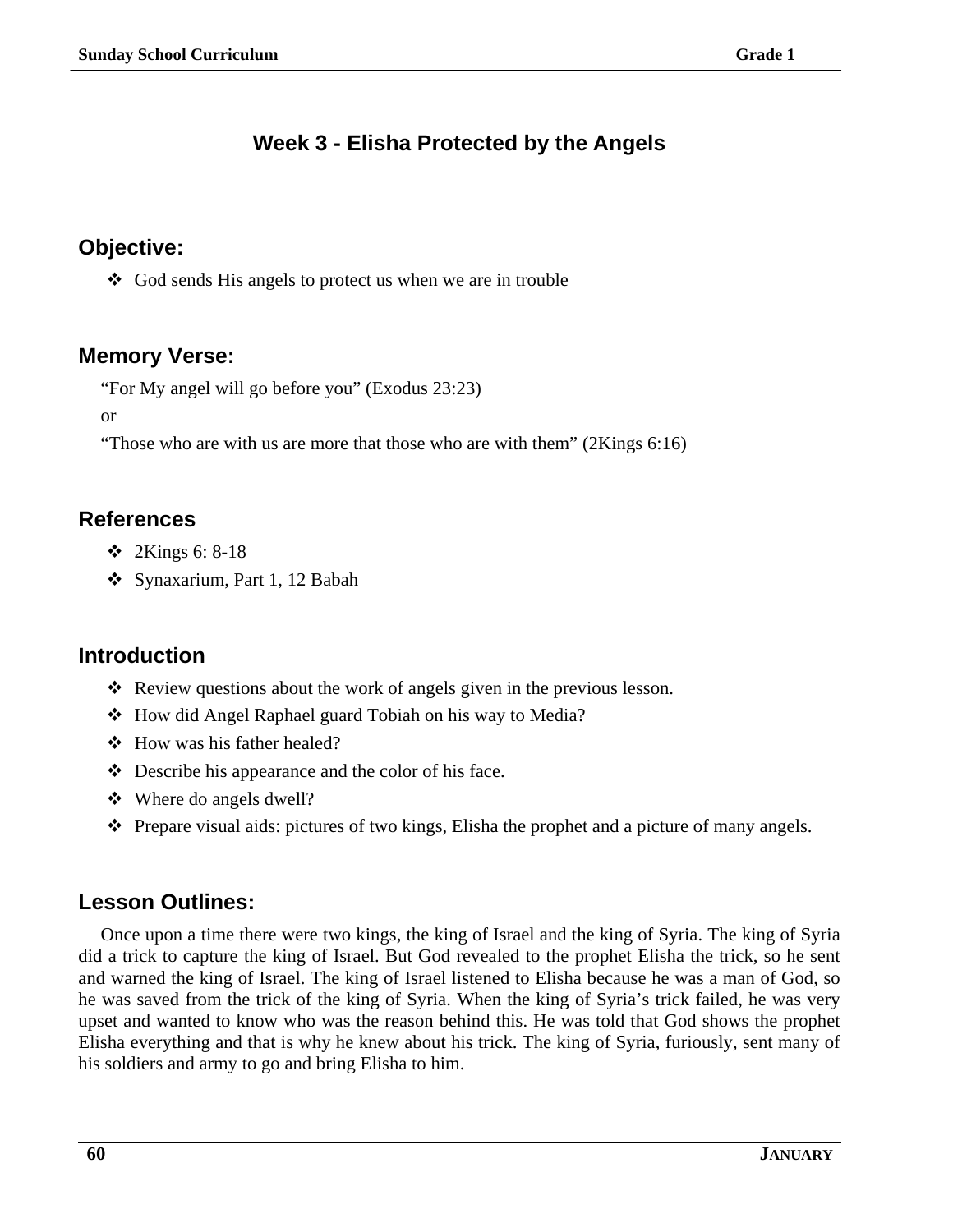# Week 3 - Elisha Protected by the Angels

## Objective:

- God sends His angels to protect us when we are in trouble

## Memory Verse:

"For My angel will go before you" (Exodus 23:23)

or

"Those who are with us are more that those who are with them" (2Kings 6:16)

## References

- 2Kings 6: 8-18
- Synaxarium, Part 1, 12 Babah

## Introduction

- Review questions about the work of angels given in the previous lesson.
- How did Angel Raphael guard Tobiah on his way to Media?
- How was his father healed?
- Describe his appearance and the color of his face.
- Where do angels dwell?
- Prepare visual aids: pictures of two kings, Elisha the prophet and a picture of many angels.

## Lesson Outlines:

Once upon a time there were two kings, the king of Israel and the king of Syria. The king of Syria did a trick to capture the king of Israel. But God revealed to the prophet Elisha the trick, so he sent and warned the king of Israel. The king of Israel listened to Elisha because he was a man of God, so he was saved from the trick of the king of Syria. When the king of Syria's trick failed, he was very upset and wanted to know who was the reason behind this. He was told that God shows the prophet Elisha everything and that is why he knew about his trick. The king of Syria, furiously, sent many of his soldiers and army to go and bring Elisha to him.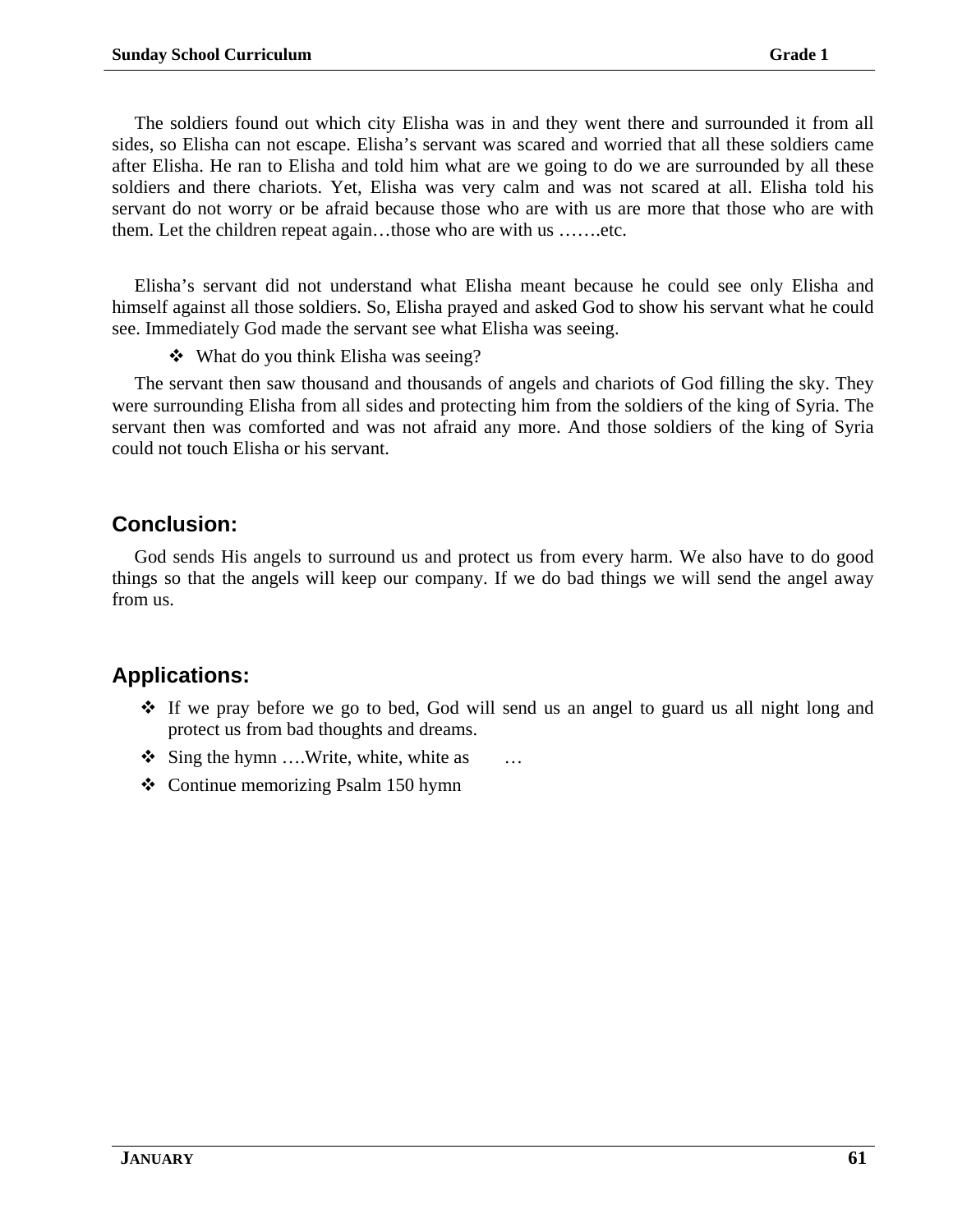The soldiers found out which city Elisha was in and they went there and surrounded it from all sides, so Elisha can not escape. Elisha's servant was scared and worried that all these soldiers came after Elisha. He ran to Elisha and told him what are we going to do we are surrounded by all these soldiers and there chariots. Yet, Elisha was very calm and was not scared at all. Elisha told his servant do not worry or be afraid because those who are with us are more that those who are with them. Let the children repeat again…those who are with us …….etc.

Elisha's servant did not understand what Elisha meant because he could see only Elisha and himself against all those soldiers. So, Elisha prayed and asked God to show his servant what he could see. Immediately God made the servant see what Elisha was seeing.

- ❖ What do you think Elisha was seeing?

The servant then saw thousand and thousands of angels and chariots of God filling the sky. They were surrounding Elisha from all sides and protecting him from the soldiers of the king of Syria. The servant then was comforted and was not afraid any more. And those soldiers of the king of Syria could not touch Elisha or his servant.

## Conclusion:

God sends His angels to surround us and protect us from every harm. We also have to do good things so that the angels will keep our company. If we do bad things we will send the angel away from us.

## Applications:

- ❖ If we pray before we go to bed, God will send us an angel to guard us all night long and protect us from bad thoughts and dreams.
- ❖ Sing the hymn ….Write, white, white as …
- ❖ Continue memorizing Psalm 150 hymn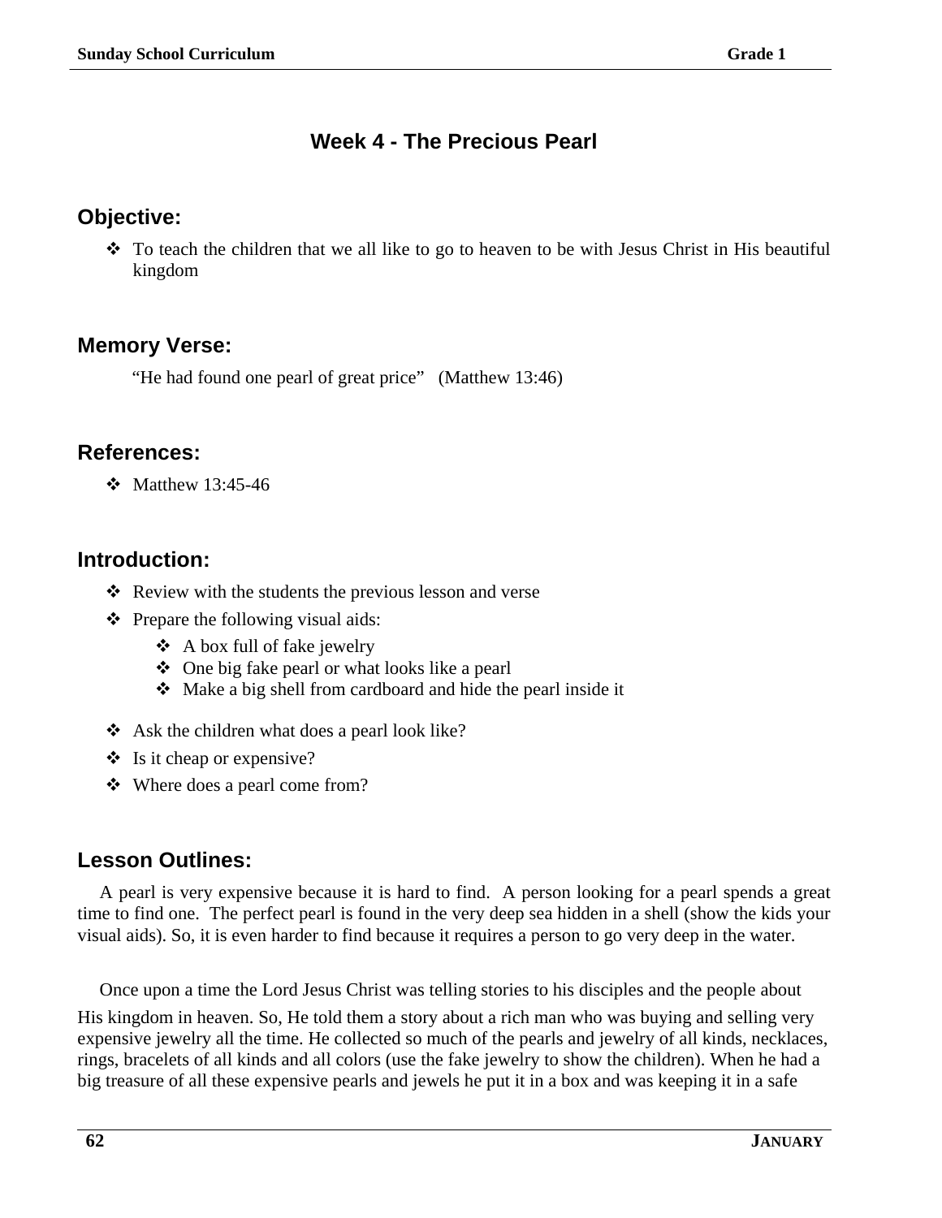# Week 4 - The Precious Pearl

## Objective:

- To teach the children that we all like to go to heaven to be with Jesus Christ in His beautiful kingdom

## Memory Verse:

"He had found one pearl of great price"   (Matthew 13:46)

## References:

- Matthew 13:45-46

## Introduction:

- Review with the students the previous lesson and verse
- Prepare the following visual aids:
    - A box full of fake jewelry
    - One big fake pearl or what looks like a pearl
    - Make a big shell from cardboard and hide the pearl inside it
- Ask the children what does a pearl look like?
- Is it cheap or expensive?
- Where does a pearl come from?

## Lesson Outlines:

A pearl is very expensive because it is hard to find. A person looking for a pearl spends a great time to find one. The perfect pearl is found in the very deep sea hidden in a shell (show the kids your visual aids). So, it is even harder to find because it requires a person to go very deep in the water.

Once upon a time the Lord Jesus Christ was telling stories to his disciples and the people about His kingdom in heaven. So, He told them a story about a rich man who was buying and selling very expensive jewelry all the time. He collected so much of the pearls and jewelry of all kinds, necklaces, rings, bracelets of all kinds and all colors (use the fake jewelry to show the children). When he had a big treasure of all these expensive pearls and jewels he put it in a box and was keeping it in a safe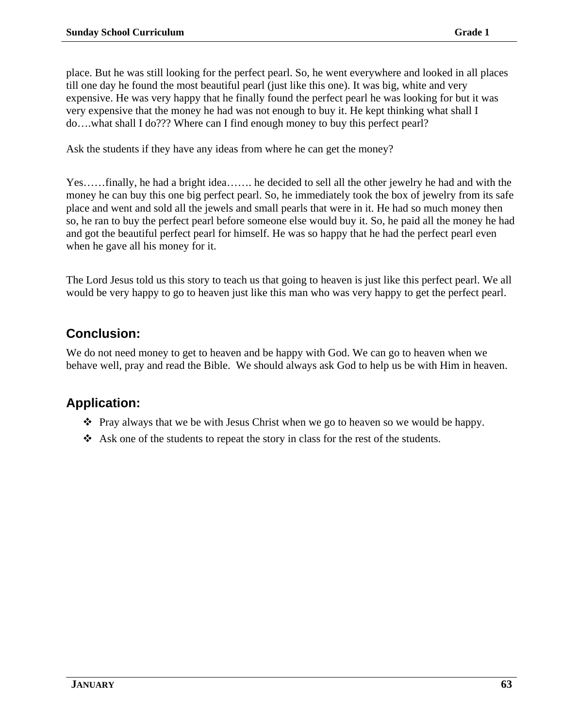place. But he was still looking for the perfect pearl. So, he went everywhere and looked in all places till one day he found the most beautiful pearl (just like this one). It was big, white and very expensive. He was very happy that he finally found the perfect pearl he was looking for but it was very expensive that the money he had was not enough to buy it. He kept thinking what shall I do….what shall I do??? Where can I find enough money to buy this perfect pearl?

Ask the students if they have any ideas from where he can get the money?

Yes……finally, he had a bright idea……. he decided to sell all the other jewelry he had and with the money he can buy this one big perfect pearl. So, he immediately took the box of jewelry from its safe place and went and sold all the jewels and small pearls that were in it. He had so much money then so, he ran to buy the perfect pearl before someone else would buy it. So, he paid all the money he had and got the beautiful perfect pearl for himself. He was so happy that he had the perfect pearl even when he gave all his money for it.

The Lord Jesus told us this story to teach us that going to heaven is just like this perfect pearl. We all would be very happy to go to heaven just like this man who was very happy to get the perfect pearl.

## Conclusion:

We do not need money to get to heaven and be happy with God. We can go to heaven when we behave well, pray and read the Bible. We should always ask God to help us be with Him in heaven.

## Application:

- Pray always that we be with Jesus Christ when we go to heaven so we would be happy.
- Ask one of the students to repeat the story in class for the rest of the students.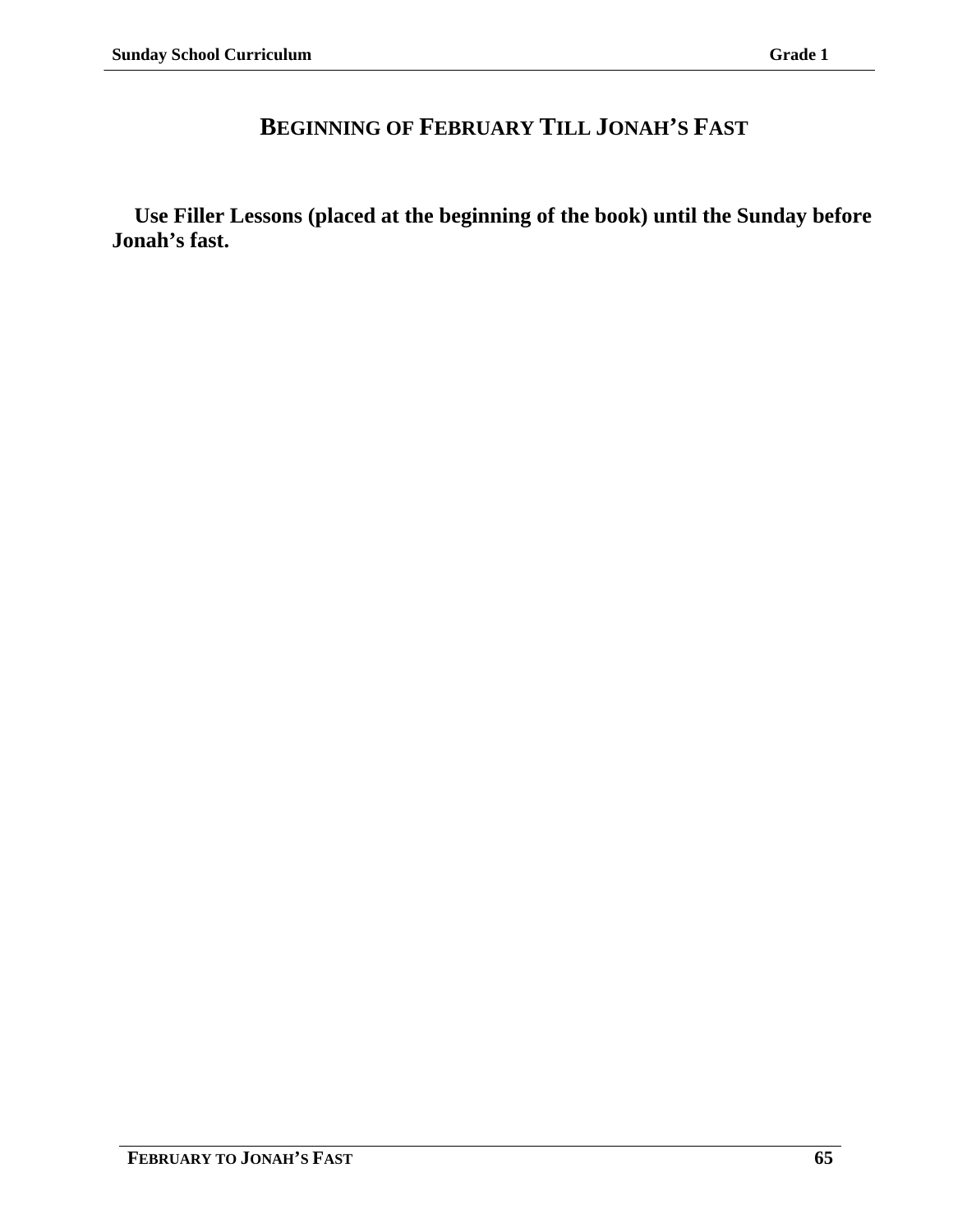# BEGINNING OF FEBRUARY TILL JONAH'S FAST

**Use Filler Lessons (placed at the beginning of the book) until the Sunday before Jonah's fast.**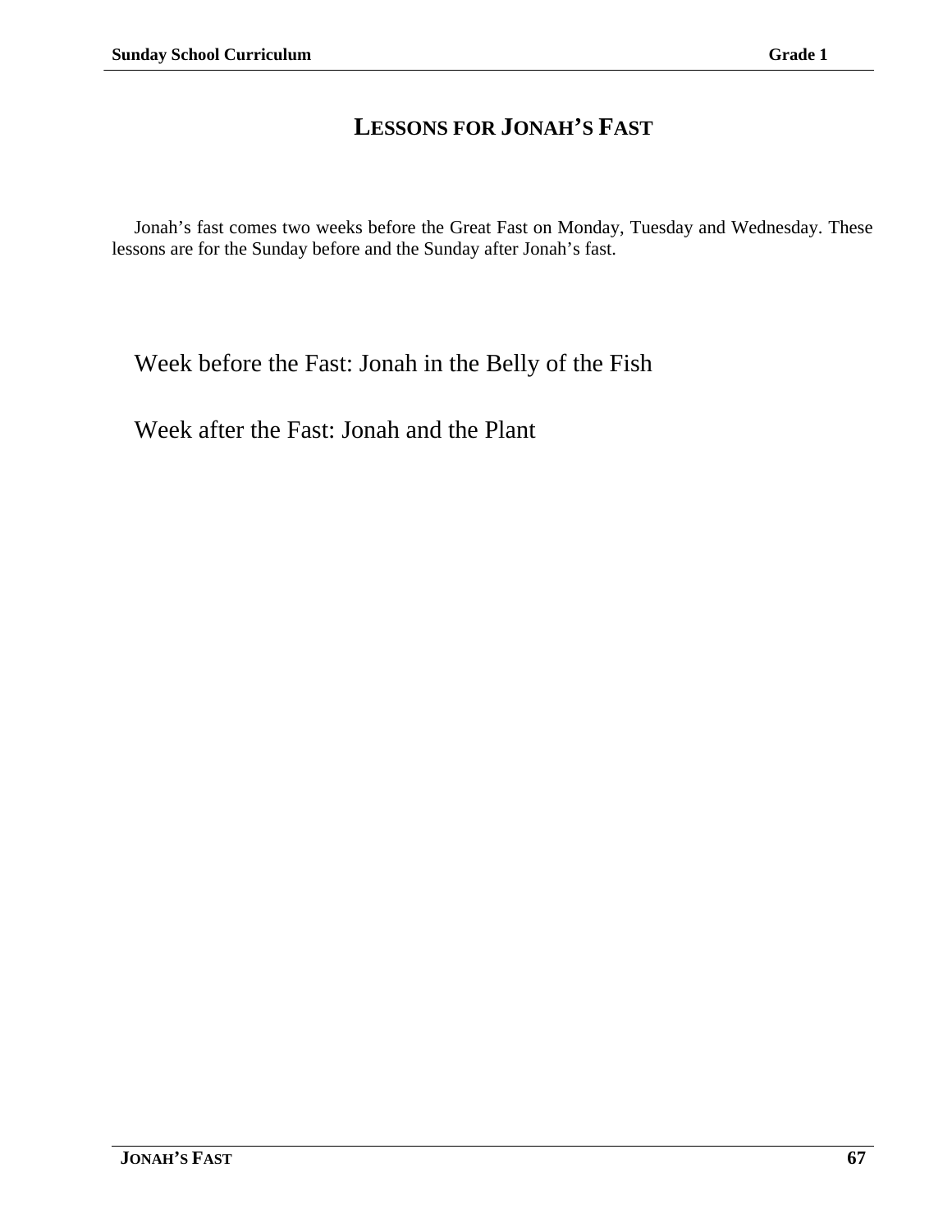# LESSONS FOR JONAH'S FAST

Jonah's fast comes two weeks before the Great Fast on Monday, Tuesday and Wednesday. These lessons are for the Sunday before and the Sunday after Jonah's fast.

Week before the Fast: Jonah in the Belly of the Fish

Week after the Fast: Jonah and the Plant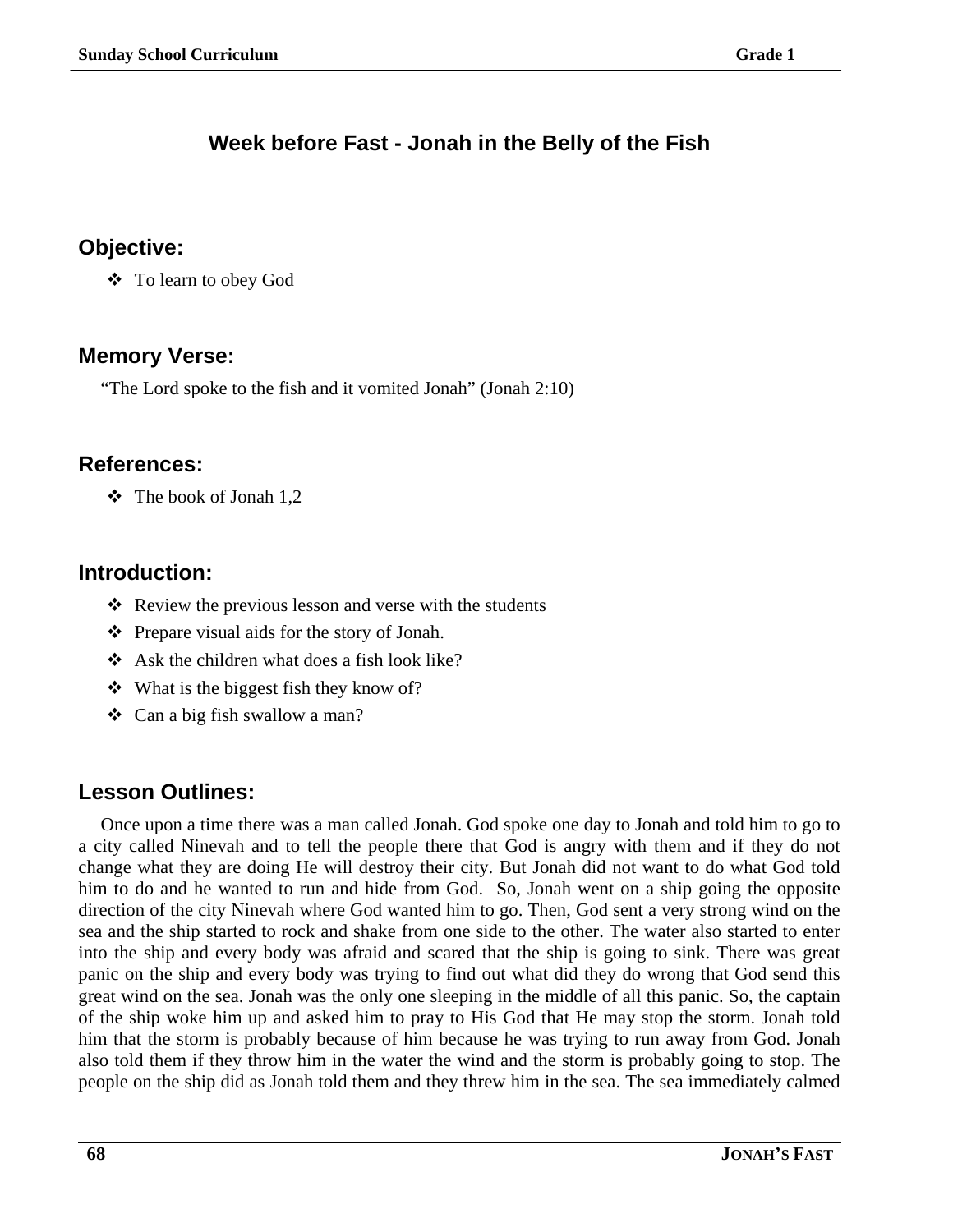## Week before Fast - Jonah in the Belly of the Fish

### Objective:

- To learn to obey God

### Memory Verse:

"The Lord spoke to the fish and it vomited Jonah" (Jonah 2:10)

### References:

- The book of Jonah 1,2

### Introduction:

- Review the previous lesson and verse with the students
- Prepare visual aids for the story of Jonah.
- Ask the children what does a fish look like?
- What is the biggest fish they know of?
- Can a big fish swallow a man?

### Lesson Outlines:

Once upon a time there was a man called Jonah. God spoke one day to Jonah and told him to go to a city called Ninevah and to tell the people there that God is angry with them and if they do not change what they are doing He will destroy their city. But Jonah did not want to do what God told him to do and he wanted to run and hide from God. So, Jonah went on a ship going the opposite direction of the city Ninevah where God wanted him to go. Then, God sent a very strong wind on the sea and the ship started to rock and shake from one side to the other. The water also started to enter into the ship and every body was afraid and scared that the ship is going to sink. There was great panic on the ship and every body was trying to find out what did they do wrong that God send this great wind on the sea. Jonah was the only one sleeping in the middle of all this panic. So, the captain of the ship woke him up and asked him to pray to His God that He may stop the storm. Jonah told him that the storm is probably because of him because he was trying to run away from God. Jonah also told them if they throw him in the water the wind and the storm is probably going to stop. The people on the ship did as Jonah told them and they threw him in the sea. The sea immediately calmed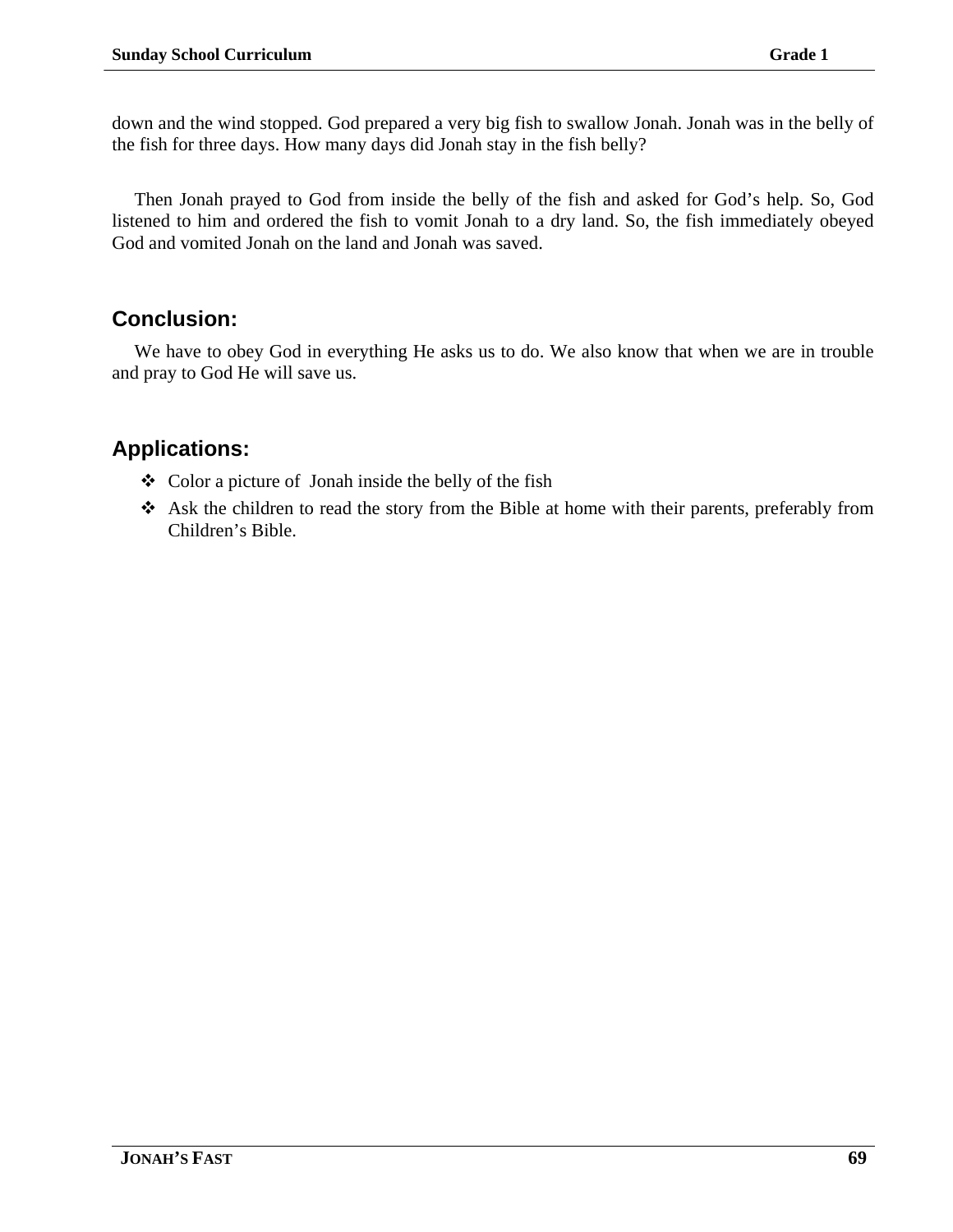down and the wind stopped. God prepared a very big fish to swallow Jonah. Jonah was in the belly of the fish for three days. How many days did Jonah stay in the fish belly?

Then Jonah prayed to God from inside the belly of the fish and asked for God's help. So, God listened to him and ordered the fish to vomit Jonah to a dry land. So, the fish immediately obeyed God and vomited Jonah on the land and Jonah was saved.

## Conclusion:

We have to obey God in everything He asks us to do. We also know that when we are in trouble and pray to God He will save us.

## Applications:

- Color a picture of Jonah inside the belly of the fish
- Ask the children to read the story from the Bible at home with their parents, preferably from Children's Bible.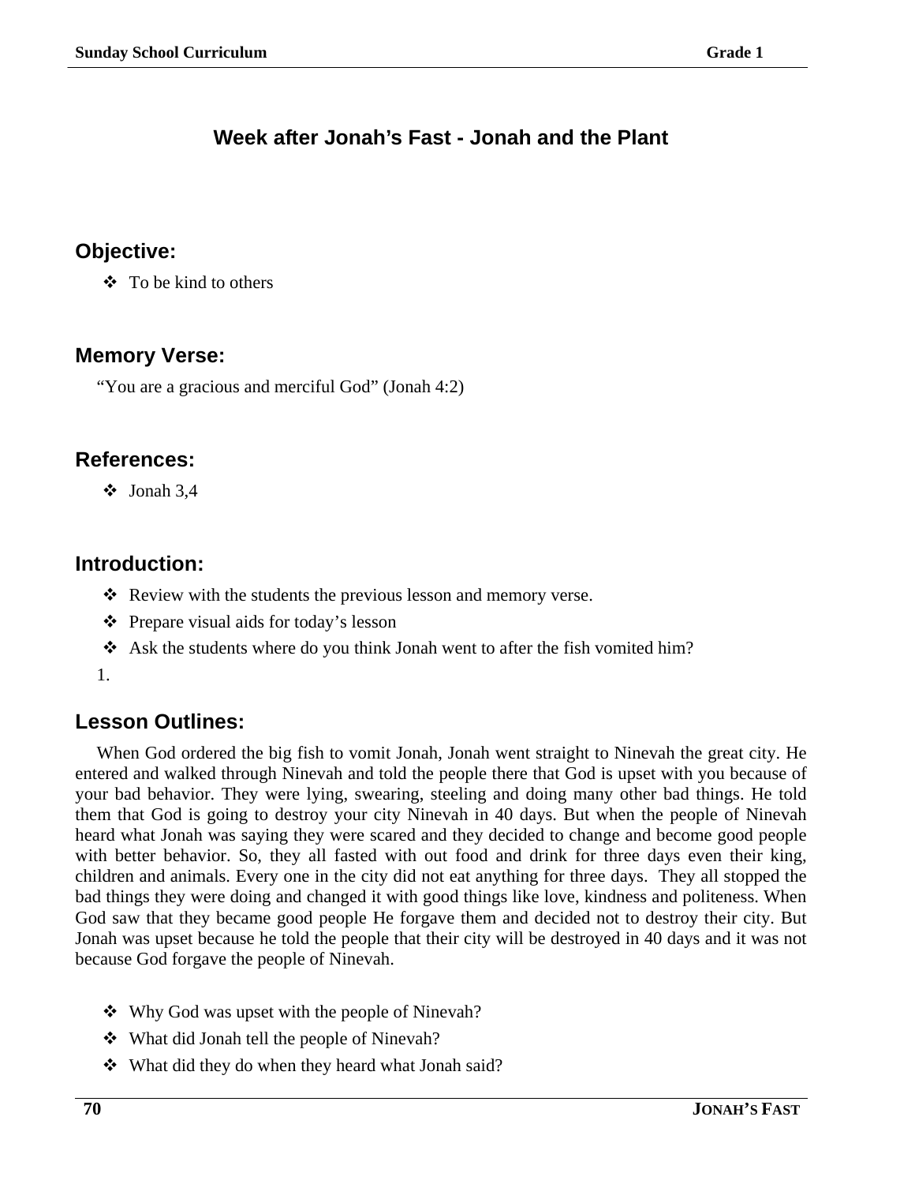## Week after Jonah's Fast - Jonah and the Plant

### Objective:

- To be kind to others

### Memory Verse:

"You are a gracious and merciful God" (Jonah 4:2)

### References:

- Jonah 3,4

### Introduction:

- Review with the students the previous lesson and memory verse.
- Prepare visual aids for today's lesson
- Ask the students where do you think Jonah went to after the fish vomited him?

1.

### Lesson Outlines:

When God ordered the big fish to vomit Jonah, Jonah went straight to Nineveh the great city. He entered and walked through Nineveh and told the people there that God is upset with you because of your bad behavior. They were lying, swearing, steeling and doing many other bad things. He told them that God is going to destroy your city Nineveh in 40 days. But when the people of Nineveh heard what Jonah was saying they were scared and they decided to change and become good people with better behavior. So, they all fasted with out food and drink for three days even their king, children and animals. Every one in the city did not eat anything for three days. They all stopped the bad things they were doing and changed it with good things like love, kindness and politeness. When God saw that they became good people He forgave them and decided not to destroy their city. But Jonah was upset because he told the people that their city will be destroyed in 40 days and it was not because God forgave the people of Nineveh.

- Why God was upset with the people of Nineveh?
- What did Jonah tell the people of Nineveh?
- What did they do when they heard what Jonah said?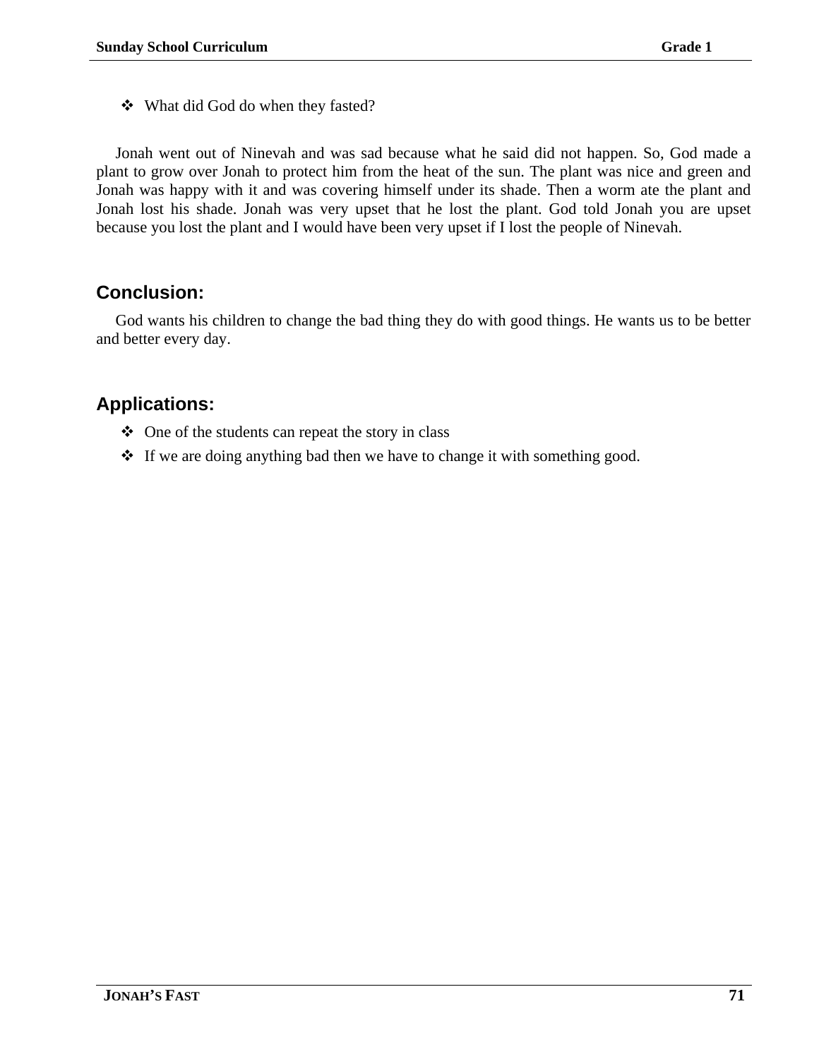- What did God do when they fasted?

Jonah went out of Nineveh and was sad because what he said did not happen. So, God made a plant to grow over Jonah to protect him from the heat of the sun. The plant was nice and green and Jonah was happy with it and was covering himself under its shade. Then a worm ate the plant and Jonah lost his shade. Jonah was very upset that he lost the plant. God told Jonah you are upset because you lost the plant and I would have been very upset if I lost the people of Nineveh.

## Conclusion:

God wants his children to change the bad thing they do with good things. He wants us to be better and better every day.

## Applications:

- One of the students can repeat the story in class
- If we are doing anything bad then we have to change it with something good.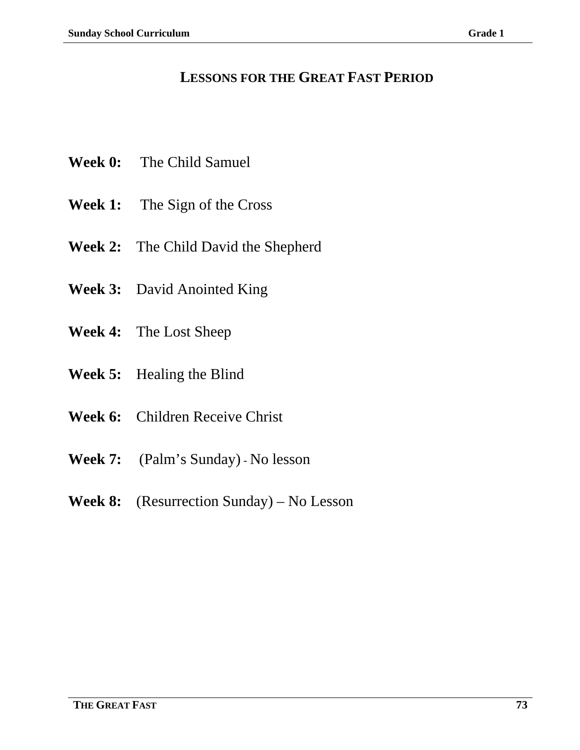# LESSONS FOR THE GREAT FAST PERIOD

**Week 0:** The Child Samuel

**Week 1:** The Sign of the Cross

**Week 2:** The Child David the Shepherd

**Week 3:** David Anointed King

**Week 4:** The Lost Sheep

**Week 5:** Healing the Blind

**Week 6:** Children Receive Christ

**Week 7:** (Palm's Sunday) - No lesson

**Week 8:** (Resurrection Sunday) – No Lesson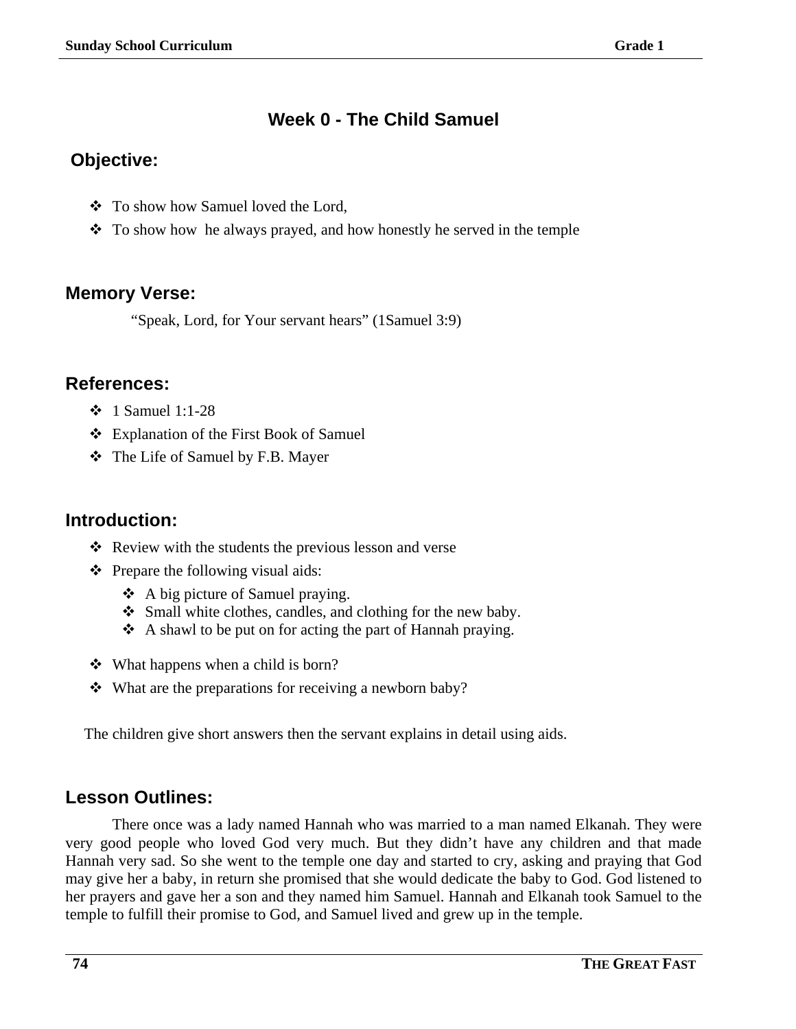## Week 0 - The Child Samuel

### Objective:

- To show how Samuel loved the Lord,
- To show how he always prayed, and how honestly he served in the temple

### Memory Verse:

"Speak, Lord, for Your servant hears" (1Samuel 3:9)

### References:

- 1 Samuel 1:1-28
- Explanation of the First Book of Samuel
- The Life of Samuel by F.B. Mayer

### Introduction:

- Review with the students the previous lesson and verse
- Prepare the following visual aids:
  - A big picture of Samuel praying.
  - Small white clothes, candles, and clothing for the new baby.
  - A shawl to be put on for acting the part of Hannah praying.

- What happens when a child is born?
- What are the preparations for receiving a newborn baby?

The children give short answers then the servant explains in detail using aids.

### Lesson Outlines:

There once was a lady named Hannah who was married to a man named Elkanah. They were very good people who loved God very much. But they didn't have any children and that made Hannah very sad. So she went to the temple one day and started to cry, asking and praying that God may give her a baby, in return she promised that she would dedicate the baby to God. God listened to her prayers and gave her a son and they named him Samuel. Hannah and Elkanah took Samuel to the temple to fulfill their promise to God, and Samuel lived and grew up in the temple.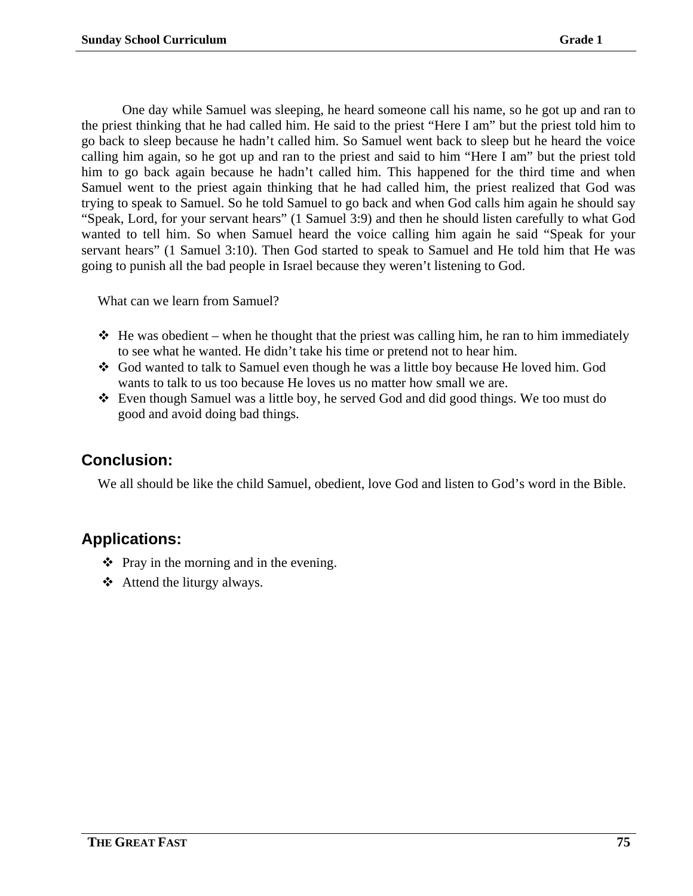One day while Samuel was sleeping, he heard someone call his name, so he got up and ran to the priest thinking that he had called him. He said to the priest “Here I am” but the priest told him to go back to sleep because he hadn’t called him. So Samuel went back to sleep but he heard the voice calling him again, so he got up and ran to the priest and said to him “Here I am” but the priest told him to go back again because he hadn’t called him. This happened for the third time and when Samuel went to the priest again thinking that he had called him, the priest realized that God was trying to speak to Samuel. So he told Samuel to go back and when God calls him again he should say “Speak, Lord, for your servant hears” (1 Samuel 3:9) and then he should listen carefully to what God wanted to tell him. So when Samuel heard the voice calling him again he said “Speak for your servant hears” (1 Samuel 3:10). Then God started to speak to Samuel and He told him that He was going to punish all the bad people in Israel because they weren’t listening to God.

What can we learn from Samuel?

- He was obedient – when he thought that the priest was calling him, he ran to him immediately to see what he wanted. He didn’t take his time or pretend not to hear him.
- God wanted to talk to Samuel even though he was a little boy because He loved him. God wants to talk to us too because He loves us no matter how small we are.
- Even though Samuel was a little boy, he served God and did good things. We too must do good and avoid doing bad things.

## Conclusion:

We all should be like the child Samuel, obedient, love God and listen to God’s word in the Bible.

## Applications:

- Pray in the morning and in the evening.
- Attend the liturgy always.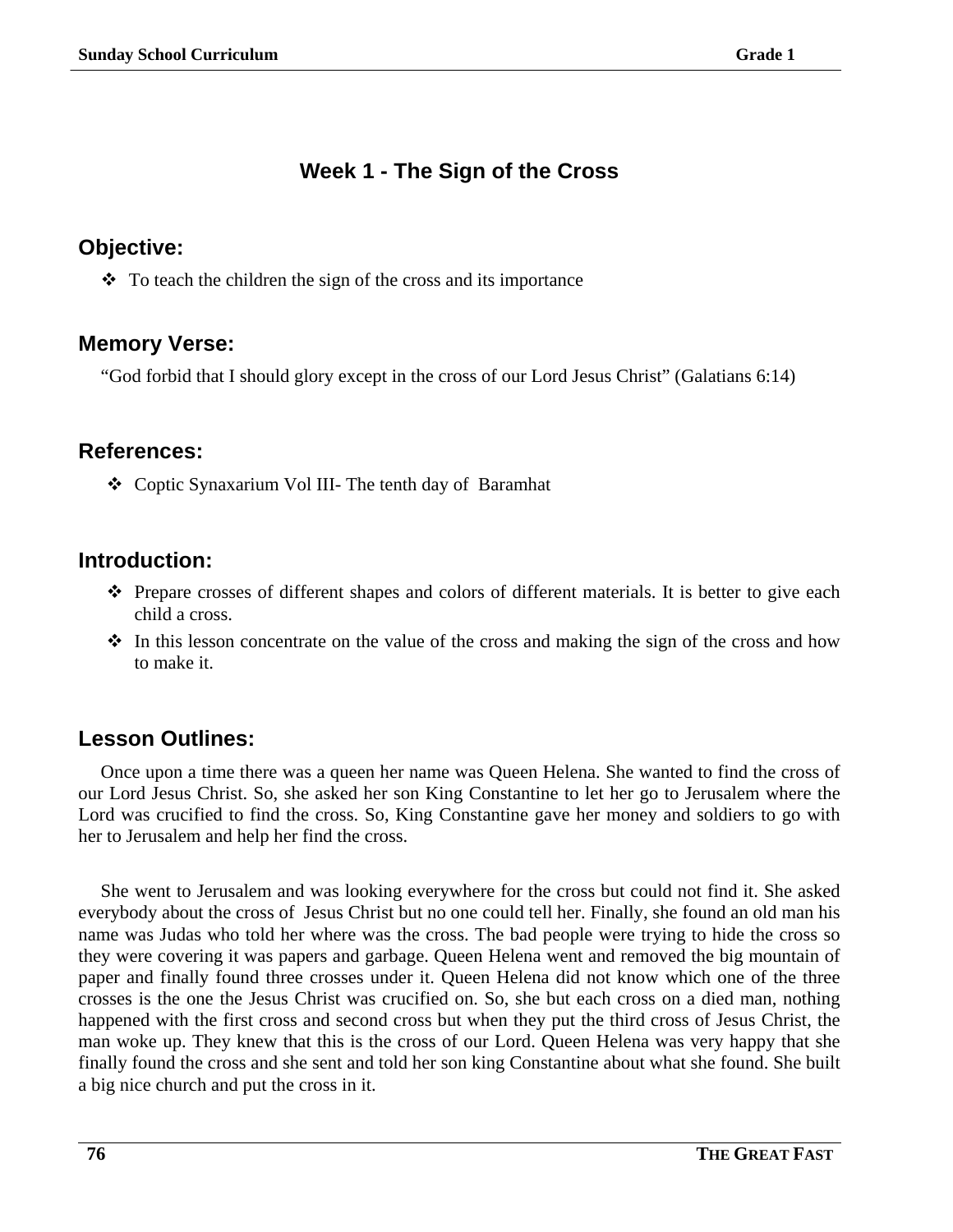## Week 1 - The Sign of the Cross

### Objective:

- ❖ To teach the children the sign of the cross and its importance

### Memory Verse:

"God forbid that I should glory except in the cross of our Lord Jesus Christ" (Galatians 6:14)

### References:

- ❖ Coptic Synaxarium Vol III- The tenth day of Baramhat

### Introduction:

- ❖ Prepare crosses of different shapes and colors of different materials. It is better to give each child a cross.
- ❖ In this lesson concentrate on the value of the cross and making the sign of the cross and how to make it.

### Lesson Outlines:

Once upon a time there was a queen her name was Queen Helena. She wanted to find the cross of our Lord Jesus Christ. So, she asked her son King Constantine to let her go to Jerusalem where the Lord was crucified to find the cross. So, King Constantine gave her money and soldiers to go with her to Jerusalem and help her find the cross.

She went to Jerusalem and was looking everywhere for the cross but could not find it. She asked everybody about the cross of Jesus Christ but no one could tell her. Finally, she found an old man his name was Judas who told her where was the cross. The bad people were trying to hide the cross so they were covering it was papers and garbage. Queen Helena went and removed the big mountain of paper and finally found three crosses under it. Queen Helena did not know which one of the three crosses is the one the Jesus Christ was crucified on. So, she but each cross on a died man, nothing happened with the first cross and second cross but when they put the third cross of Jesus Christ, the man woke up. They knew that this is the cross of our Lord. Queen Helena was very happy that she finally found the cross and she sent and told her son king Constantine about what she found. She built a big nice church and put the cross in it.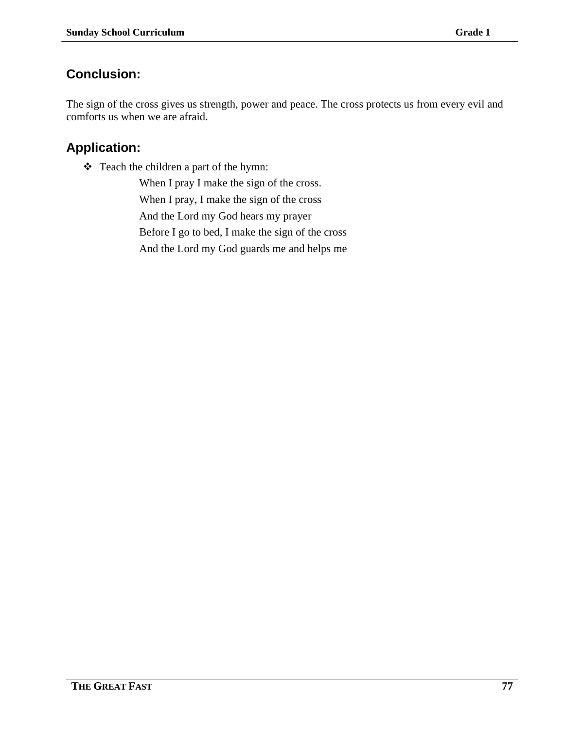## Conclusion:

The sign of the cross gives us strength, power and peace. The cross protects us from every evil and comforts us when we are afraid.

## Application:

- Teach the children a part of the hymn:

  When I pray I make the sign of the cross.
  When I pray, I make the sign of the cross
  And the Lord my God hears my prayer
  Before I go to bed, I make the sign of the cross
  And the Lord my God guards me and helps me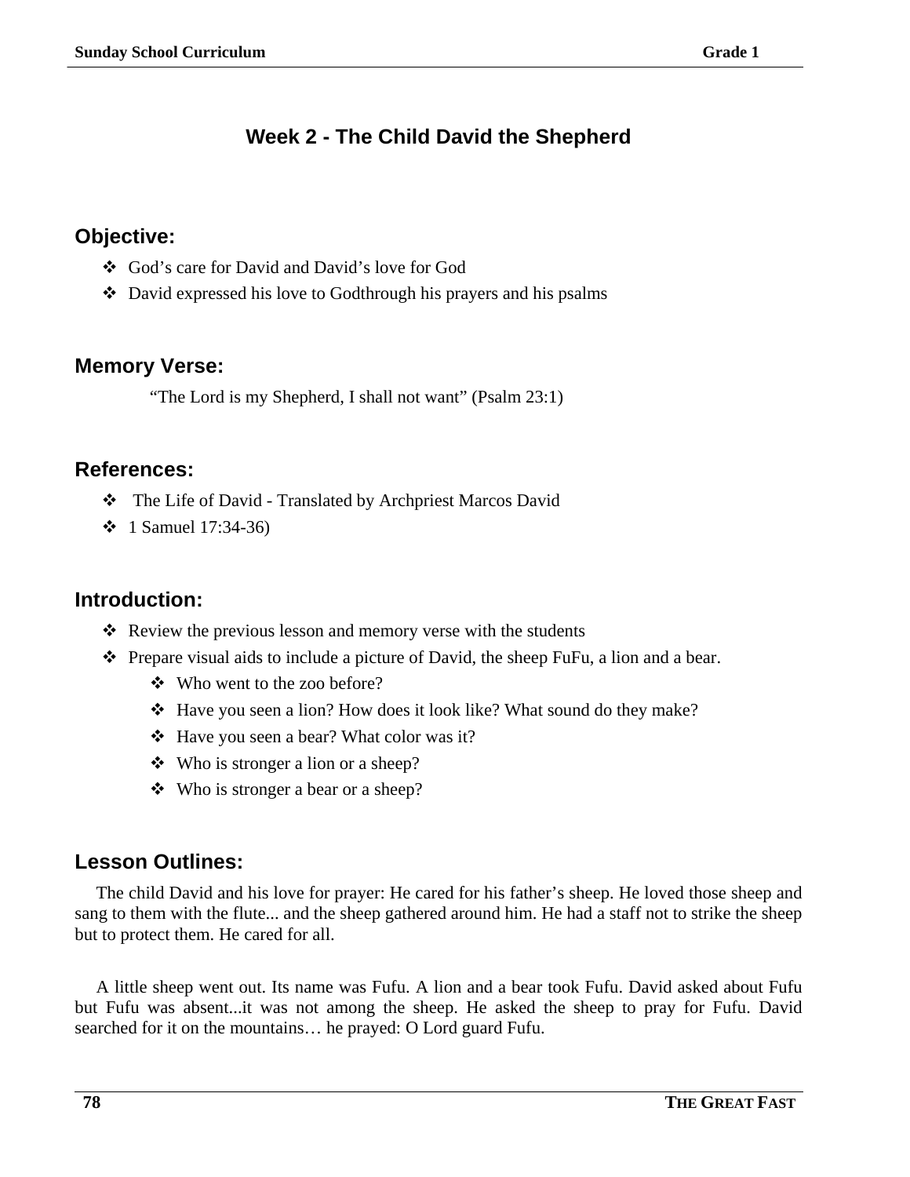# Week 2 - The Child David the Shepherd

## Objective:

- God's care for David and David's love for God
- David expressed his love to Godthrough his prayers and his psalms

## Memory Verse:

"The Lord is my Shepherd, I shall not want" (Psalm 23:1)

## References:

- The Life of David - Translated by Archpriest Marcos David
- 1 Samuel 17:34-36)

## Introduction:

- Review the previous lesson and memory verse with the students
- Prepare visual aids to include a picture of David, the sheep FuFu, a lion and a bear.
  - Who went to the zoo before?
  - Have you seen a lion? How does it look like? What sound do they make?
  - Have you seen a bear? What color was it?
  - Who is stronger a lion or a sheep?
  - Who is stronger a bear or a sheep?

## Lesson Outlines:

The child David and his love for prayer: He cared for his father's sheep. He loved those sheep and sang to them with the flute... and the sheep gathered around him. He had a staff not to strike the sheep but to protect them. He cared for all.

A little sheep went out. Its name was Fufu. A lion and a bear took Fufu. David asked about Fufu but Fufu was absent...it was not among the sheep. He asked the sheep to pray for Fufu. David searched for it on the mountains… he prayed: O Lord guard Fufu.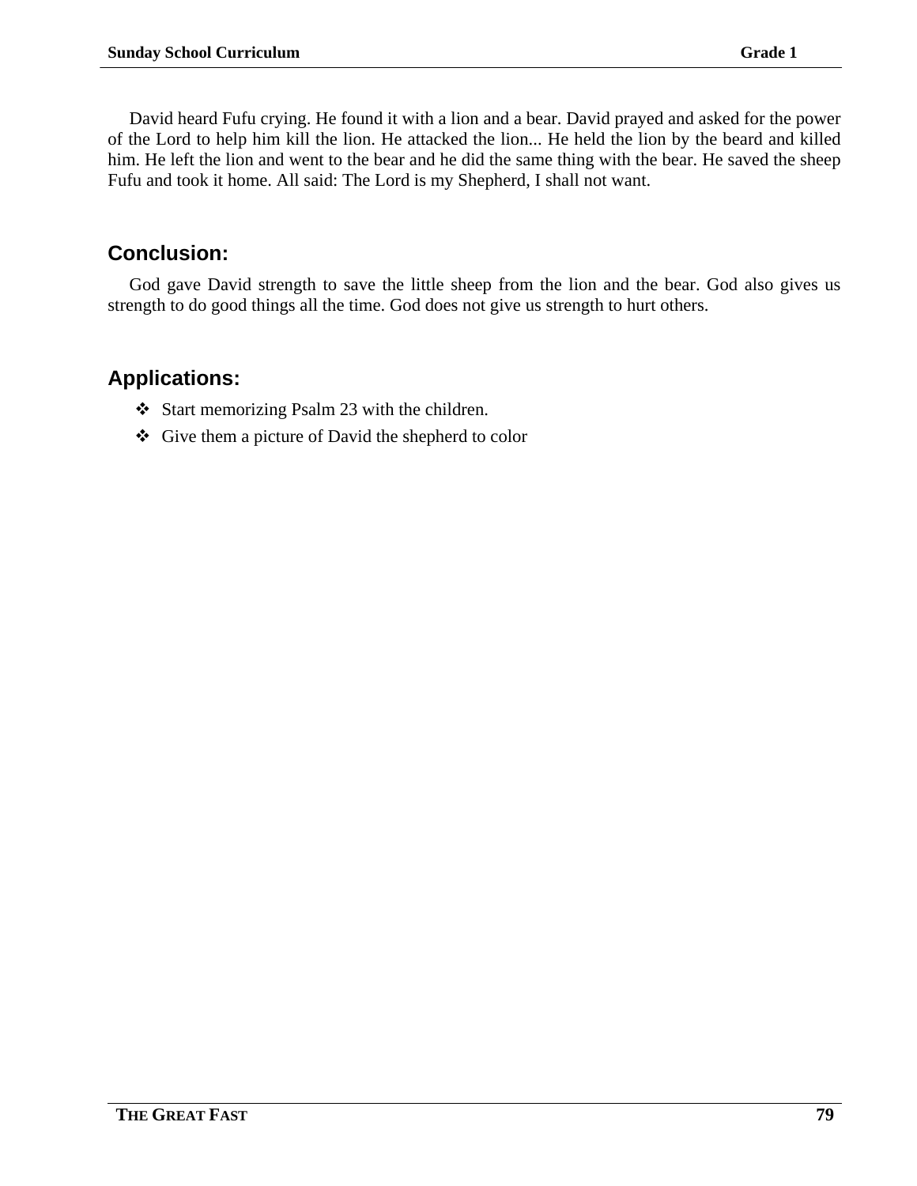David heard Fufu crying. He found it with a lion and a bear. David prayed and asked for the power of the Lord to help him kill the lion. He attacked the lion... He held the lion by the beard and killed him. He left the lion and went to the bear and he did the same thing with the bear. He saved the sheep Fufu and took it home. All said: The Lord is my Shepherd, I shall not want.

## Conclusion:

God gave David strength to save the little sheep from the lion and the bear. God also gives us strength to do good things all the time. God does not give us strength to hurt others.

## Applications:

- Start memorizing Psalm 23 with the children.
- Give them a picture of David the shepherd to color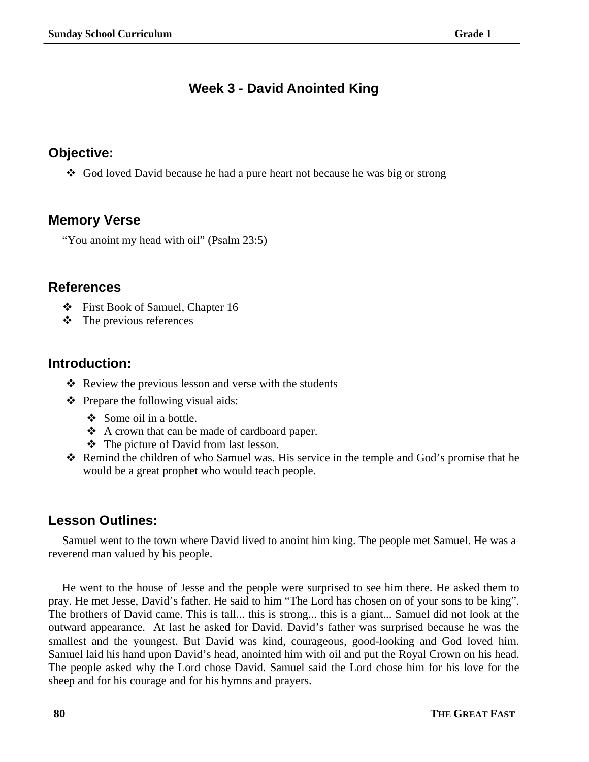# Week 3 - David Anointed King

## Objective:

- God loved David because he had a pure heart not because he was big or strong

## Memory Verse

"You anoint my head with oil" (Psalm 23:5)

## References

- First Book of Samuel, Chapter 16
- The previous references

## Introduction:

- Review the previous lesson and verse with the students
- Prepare the following visual aids:
  - Some oil in a bottle.
  - A crown that can be made of cardboard paper.
  - The picture of David from last lesson.
- Remind the children of who Samuel was. His service in the temple and God's promise that he would be a great prophet who would teach people.

## Lesson Outlines:

Samuel went to the town where David lived to anoint him king. The people met Samuel. He was a reverend man valued by his people.

He went to the house of Jesse and the people were surprised to see him there. He asked them to pray. He met Jesse, David's father. He said to him "The Lord has chosen on of your sons to be king". The brothers of David came. This is tall... this is strong... this is a giant... Samuel did not look at the outward appearance. At last he asked for David. David's father was surprised because he was the smallest and the youngest. But David was kind, courageous, good-looking and God loved him. Samuel laid his hand upon David's head, anointed him with oil and put the Royal Crown on his head. The people asked why the Lord chose David. Samuel said the Lord chose him for his love for the sheep and for his courage and for his hymns and prayers.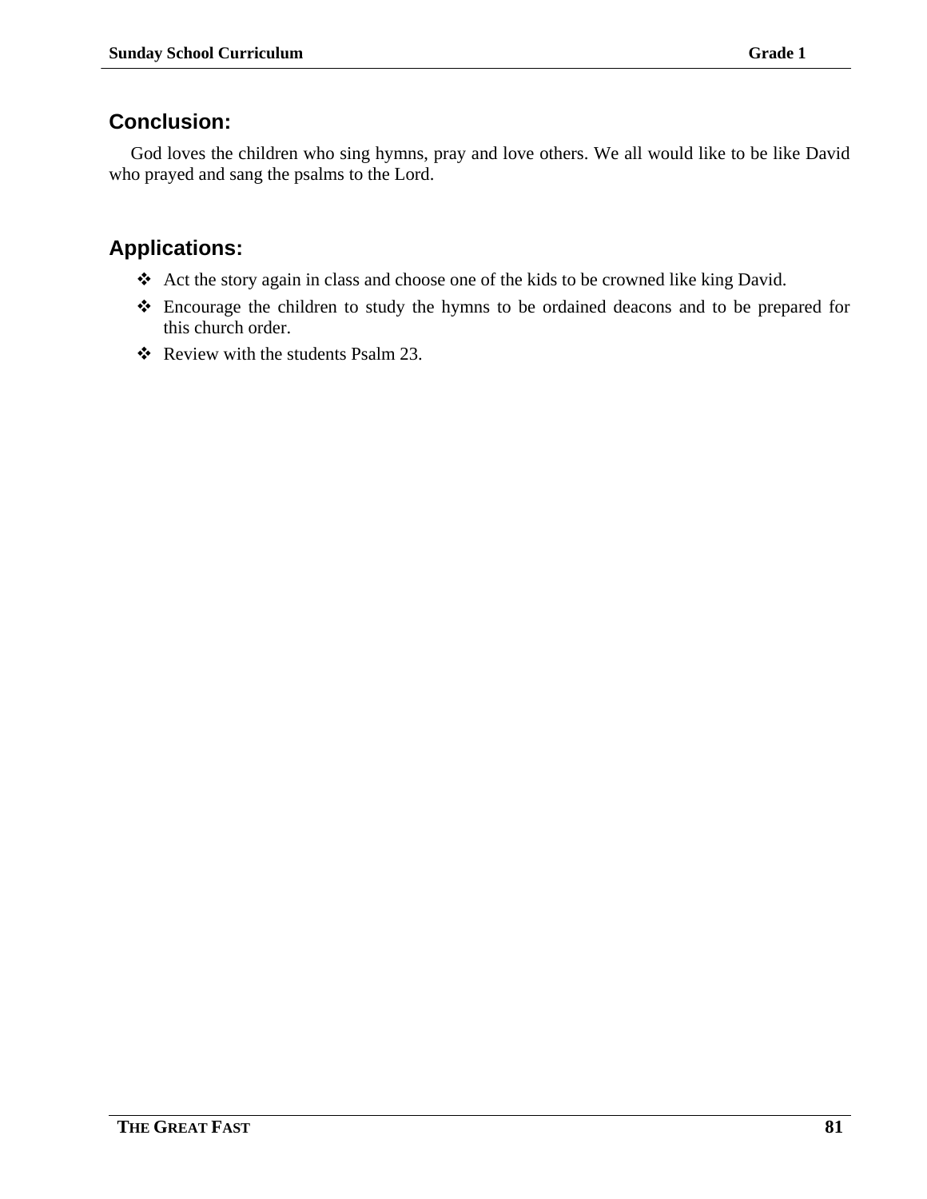## Conclusion:

God loves the children who sing hymns, pray and love others. We all would like to be like David who prayed and sang the psalms to the Lord.

## Applications:

- Act the story again in class and choose one of the kids to be crowned like king David.
- Encourage the children to study the hymns to be ordained deacons and to be prepared for this church order.
- Review with the students Psalm 23.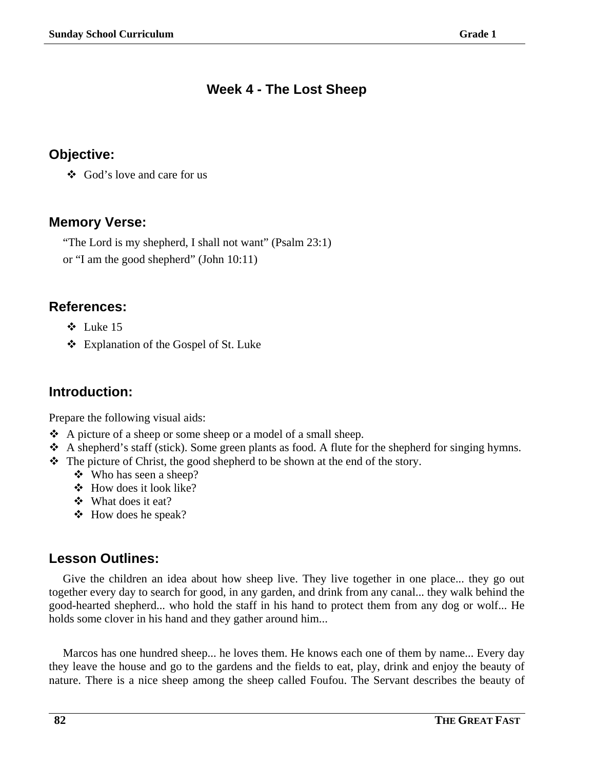# Week 4 - The Lost Sheep

## Objective:

- ❖ God's love and care for us

## Memory Verse:

"The Lord is my shepherd, I shall not want" (Psalm 23:1)
or "I am the good shepherd" (John 10:11)

## References:

- ❖ Luke 15
- ❖ Explanation of the Gospel of St. Luke

## Introduction:

Prepare the following visual aids:

- ❖ A picture of a sheep or some sheep or a model of a small sheep.
- ❖ A shepherd's staff (stick). Some green plants as food. A flute for the shepherd for singing hymns.
- ❖ The picture of Christ, the good shepherd to be shown at the end of the story.
  - ❖ Who has seen a sheep?
  - ❖ How does it look like?
  - ❖ What does it eat?
  - ❖ How does he speak?

## Lesson Outlines:

Give the children an idea about how sheep live. They live together in one place... they go out together every day to search for good, in any garden, and drink from any canal... they walk behind the good-hearted shepherd... who hold the staff in his hand to protect them from any dog or wolf... He holds some clover in his hand and they gather around him...

Marcos has one hundred sheep... he loves them. He knows each one of them by name... Every day they leave the house and go to the gardens and the fields to eat, play, drink and enjoy the beauty of nature. There is a nice sheep among the sheep called Foufou. The Servant describes the beauty of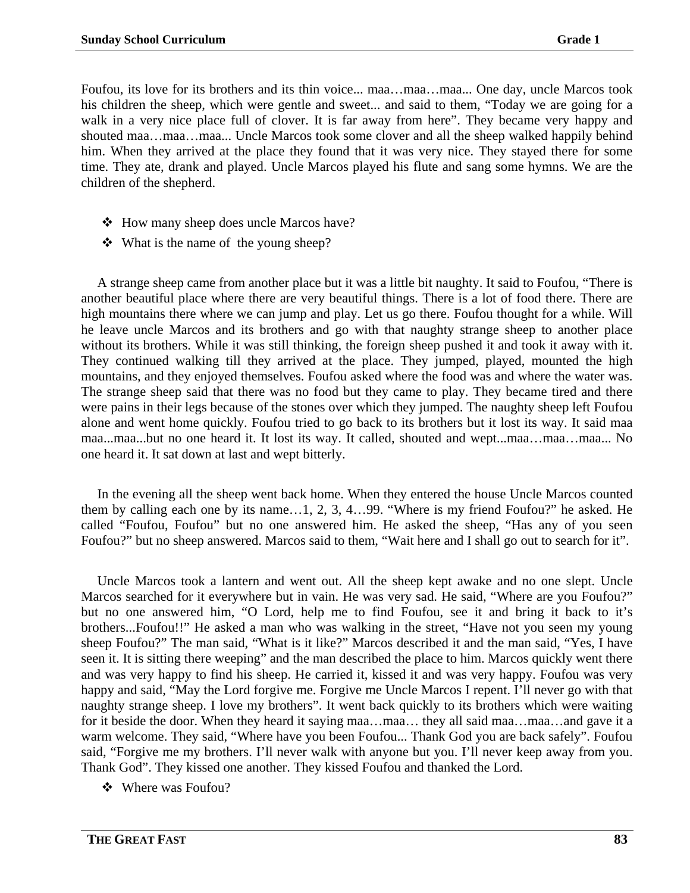Foufou, its love for its brothers and its thin voice... maa…maa…maa... One day, uncle Marcos took his children the sheep, which were gentle and sweet... and said to them, "Today we are going for a walk in a very nice place full of clover. It is far away from here". They became very happy and shouted maa…maa…maa... Uncle Marcos took some clover and all the sheep walked happily behind him. When they arrived at the place they found that it was very nice. They stayed there for some time. They ate, drank and played. Uncle Marcos played his flute and sang some hymns. We are the children of the shepherd.

- ❖ How many sheep does uncle Marcos have?
- ❖ What is the name of the young sheep?

A strange sheep came from another place but it was a little bit naughty. It said to Foufou, "There is another beautiful place where there are very beautiful things. There is a lot of food there. There are high mountains there where we can jump and play. Let us go there. Foufou thought for a while. Will he leave uncle Marcos and its brothers and go with that naughty strange sheep to another place without its brothers. While it was still thinking, the foreign sheep pushed it and took it away with it. They continued walking till they arrived at the place. They jumped, played, mounted the high mountains, and they enjoyed themselves. Foufou asked where the food was and where the water was. The strange sheep said that there was no food but they came to play. They became tired and there were pains in their legs because of the stones over which they jumped. The naughty sheep left Foufou alone and went home quickly. Foufou tried to go back to its brothers but it lost its way. It said maa maa...maa...but no one heard it. It lost its way. It called, shouted and wept...maa…maa…maa... No one heard it. It sat down at last and wept bitterly.

In the evening all the sheep went back home. When they entered the house Uncle Marcos counted them by calling each one by its name…1, 2, 3, 4…99. "Where is my friend Foufou?" he asked. He called "Foufou, Foufou" but no one answered him. He asked the sheep, "Has any of you seen Foufou?" but no sheep answered. Marcos said to them, "Wait here and I shall go out to search for it".

Uncle Marcos took a lantern and went out. All the sheep kept awake and no one slept. Uncle Marcos searched for it everywhere but in vain. He was very sad. He said, "Where are you Foufou?" but no one answered him, "O Lord, help me to find Foufou, see it and bring it back to it's brothers...Foufou!!" He asked a man who was walking in the street, "Have not you seen my young sheep Foufou?" The man said, "What is it like?" Marcos described it and the man said, "Yes, I have seen it. It is sitting there weeping" and the man described the place to him. Marcos quickly went there and was very happy to find his sheep. He carried it, kissed it and was very happy. Foufou was very happy and said, "May the Lord forgive me. Forgive me Uncle Marcos I repent. I'll never go with that naughty strange sheep. I love my brothers". It went back quickly to its brothers which were waiting for it beside the door. When they heard it saying maa…maa… they all said maa…maa…and gave it a warm welcome. They said, "Where have you been Foufou... Thank God you are back safely". Foufou said, "Forgive me my brothers. I'll never walk with anyone but you. I'll never keep away from you. Thank God". They kissed one another. They kissed Foufou and thanked the Lord.

- ❖ Where was Foufou?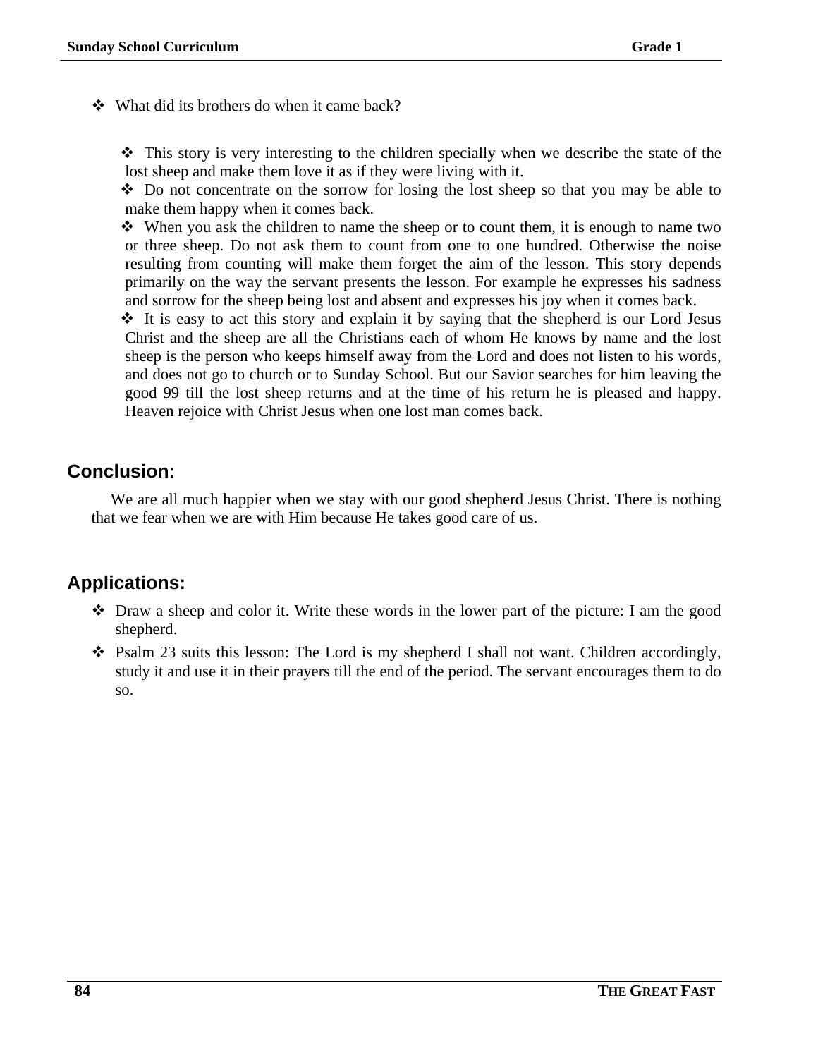- What did its brothers do when it came back?

  - This story is very interesting to the children specially when we describe the state of the lost sheep and make them love it as if they were living with it.
  - Do not concentrate on the sorrow for losing the lost sheep so that you may be able to make them happy when it comes back.
  - When you ask the children to name the sheep or to count them, it is enough to name two or three sheep. Do not ask them to count from one to one hundred. Otherwise the noise resulting from counting will make them forget the aim of the lesson. This story depends primarily on the way the servant presents the lesson. For example he expresses his sadness and sorrow for the sheep being lost and absent and expresses his joy when it comes back.
  - It is easy to act this story and explain it by saying that the shepherd is our Lord Jesus Christ and the sheep are all the Christians each of whom He knows by name and the lost sheep is the person who keeps himself away from the Lord and does not listen to his words, and does not go to church or to Sunday School. But our Savior searches for him leaving the good 99 till the lost sheep returns and at the time of his return he is pleased and happy. Heaven rejoice with Christ Jesus when one lost man comes back.

## Conclusion:

We are all much happier when we stay with our good shepherd Jesus Christ. There is nothing that we fear when we are with Him because He takes good care of us.

## Applications:

- Draw a sheep and color it. Write these words in the lower part of the picture: I am the good shepherd.
- Psalm 23 suits this lesson: The Lord is my shepherd I shall not want. Children accordingly, study it and use it in their prayers till the end of the period. The servant encourages them to do so.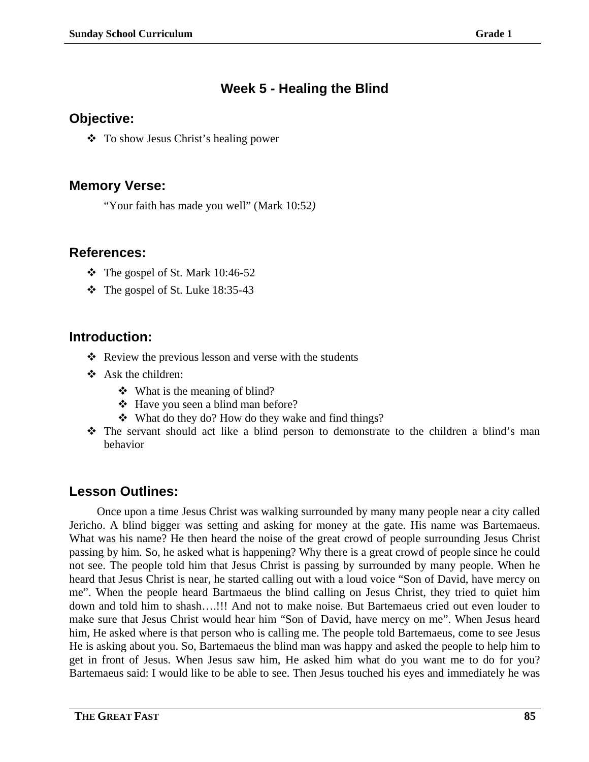# Week 5 - Healing the Blind

## Objective:

- To show Jesus Christ's healing power

## Memory Verse:

"Your faith has made you well" (Mark 10:52*)*

## References:

- The gospel of St. Mark 10:46-52
- The gospel of St. Luke 18:35-43

## Introduction:

- Review the previous lesson and verse with the students
- Ask the children:
  - What is the meaning of blind?
  - Have you seen a blind man before?
  - What do they do? How do they wake and find things?
- The servant should act like a blind person to demonstrate to the children a blind's man behavior

## Lesson Outlines:

Once upon a time Jesus Christ was walking surrounded by many many people near a city called Jericho. A blind bigger was setting and asking for money at the gate. His name was Bartemaeus. What was his name? He then heard the noise of the great crowd of people surrounding Jesus Christ passing by him. So, he asked what is happening? Why there is a great crowd of people since he could not see. The people told him that Jesus Christ is passing by surrounded by many people. When he heard that Jesus Christ is near, he started calling out with a loud voice "Son of David, have mercy on me". When the people heard Bartmaeus the blind calling on Jesus Christ, they tried to quiet him down and told him to shash….!!! And not to make noise. But Bartemaeus cried out even louder to make sure that Jesus Christ would hear him "Son of David, have mercy on me". When Jesus heard him, He asked where is that person who is calling me. The people told Bartemaeus, come to see Jesus He is asking about you. So, Bartemaeus the blind man was happy and asked the people to help him to get in front of Jesus. When Jesus saw him, He asked him what do you want me to do for you? Bartemaeus said: I would like to be able to see. Then Jesus touched his eyes and immediately he was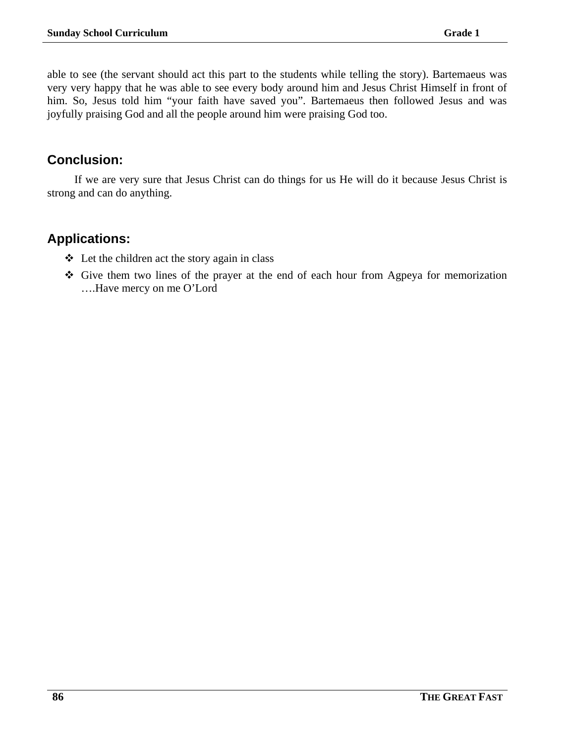able to see (the servant should act this part to the students while telling the story). Bartemaeus was very very happy that he was able to see every body around him and Jesus Christ Himself in front of him. So, Jesus told him "your faith have saved you". Bartemaeus then followed Jesus and was joyfully praising God and all the people around him were praising God too.

## Conclusion:

If we are very sure that Jesus Christ can do things for us He will do it because Jesus Christ is strong and can do anything.

## Applications:

- Let the children act the story again in class
- Give them two lines of the prayer at the end of each hour from Agpeya for memorization ….Have mercy on me O'Lord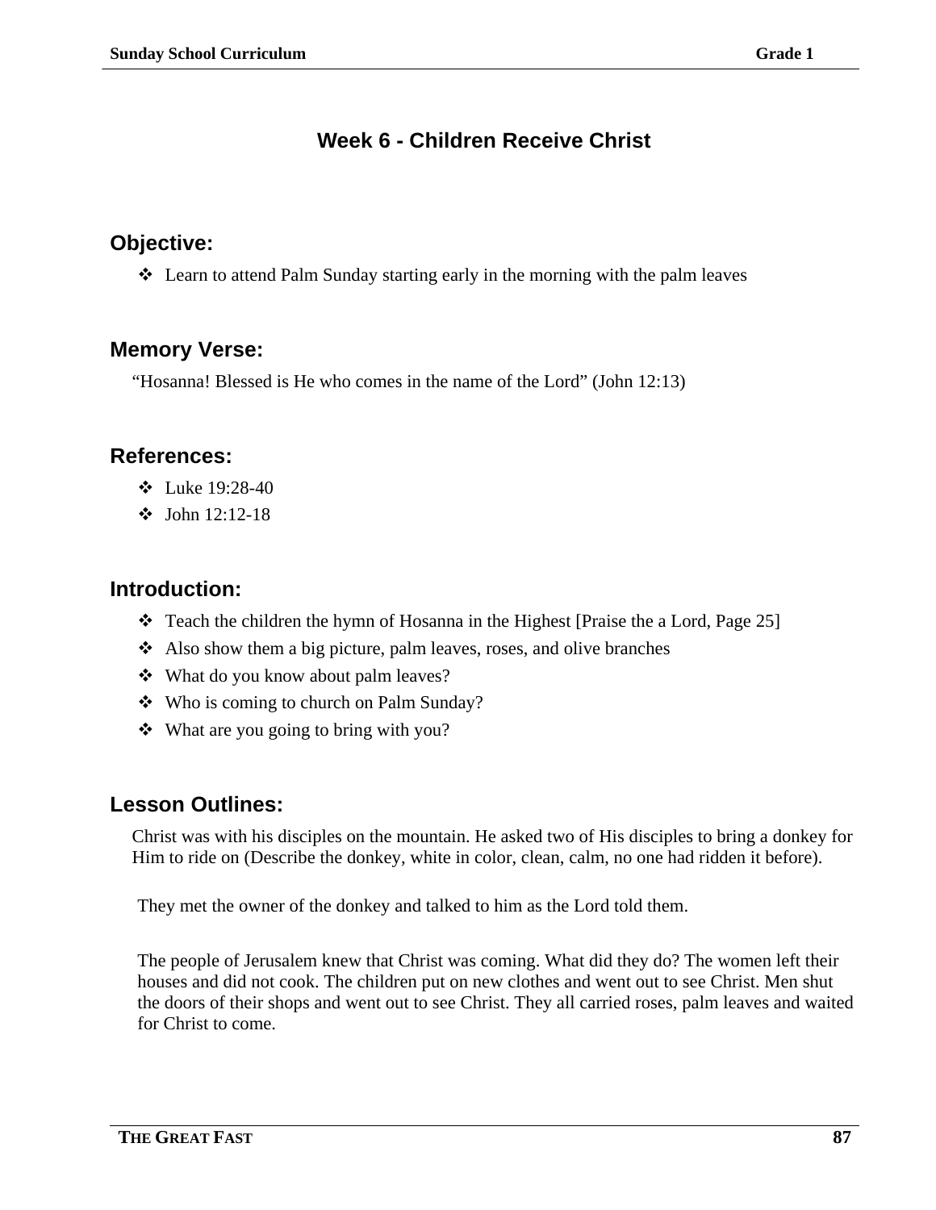# Week 6 - Children Receive Christ

## Objective:

- Learn to attend Palm Sunday starting early in the morning with the palm leaves

## Memory Verse:

"Hosanna! Blessed is He who comes in the name of the Lord" (John 12:13)

## References:

- Luke 19:28-40
- John 12:12-18

## Introduction:

- Teach the children the hymn of Hosanna in the Highest [Praise the a Lord, Page 25]
- Also show them a big picture, palm leaves, roses, and olive branches
- What do you know about palm leaves?
- Who is coming to church on Palm Sunday?
- What are you going to bring with you?

## Lesson Outlines:

Christ was with his disciples on the mountain. He asked two of His disciples to bring a donkey for Him to ride on (Describe the donkey, white in color, clean, calm, no one had ridden it before).

They met the owner of the donkey and talked to him as the Lord told them.

The people of Jerusalem knew that Christ was coming. What did they do? The women left their houses and did not cook. The children put on new clothes and went out to see Christ. Men shut the doors of their shops and went out to see Christ. They all carried roses, palm leaves and waited for Christ to come.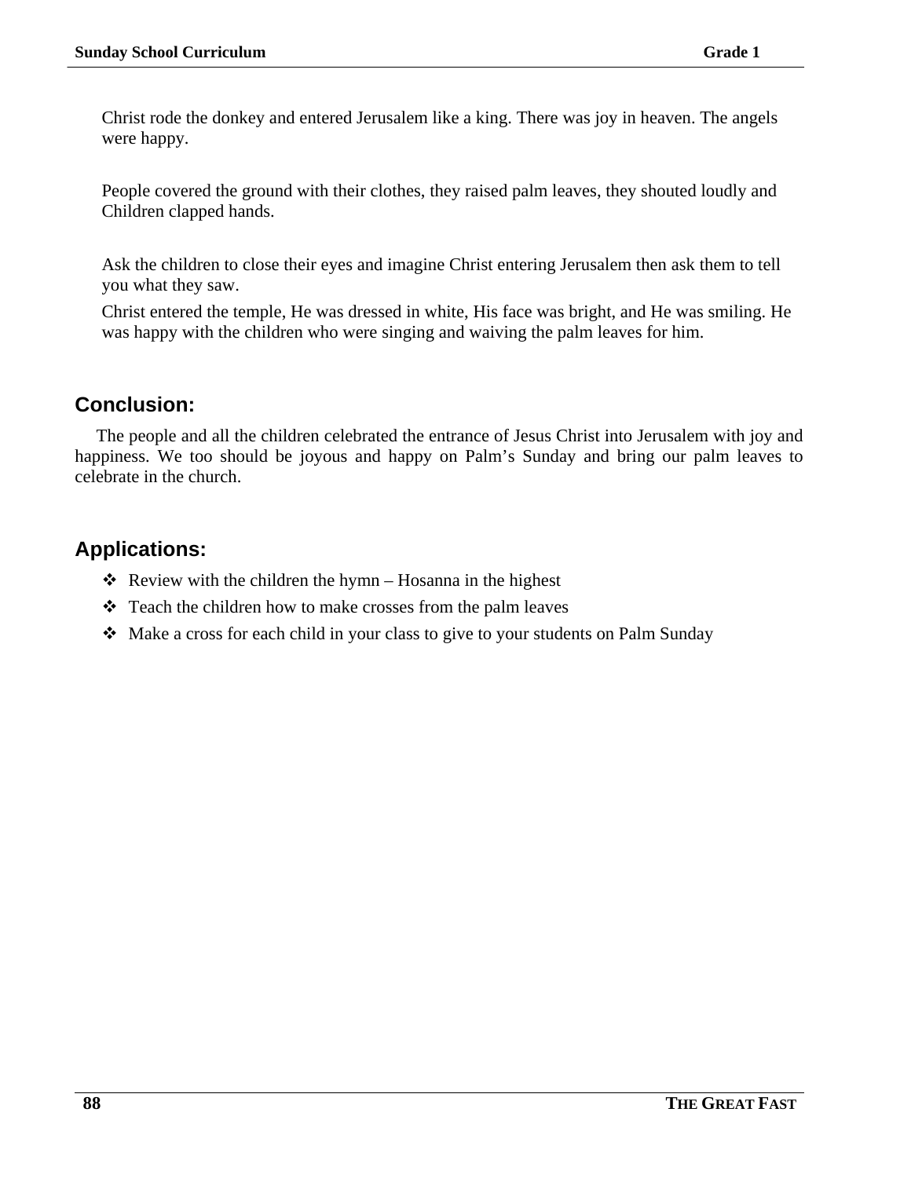Christ rode the donkey and entered Jerusalem like a king. There was joy in heaven. The angels were happy.

People covered the ground with their clothes, they raised palm leaves, they shouted loudly and Children clapped hands.

Ask the children to close their eyes and imagine Christ entering Jerusalem then ask them to tell you what they saw.

Christ entered the temple, He was dressed in white, His face was bright, and He was smiling. He was happy with the children who were singing and waiving the palm leaves for him.

## Conclusion:

The people and all the children celebrated the entrance of Jesus Christ into Jerusalem with joy and happiness. We too should be joyous and happy on Palm's Sunday and bring our palm leaves to celebrate in the church.

## Applications:

- Review with the children the hymn – Hosanna in the highest
- Teach the children how to make crosses from the palm leaves
- Make a cross for each child in your class to give to your students on Palm Sunday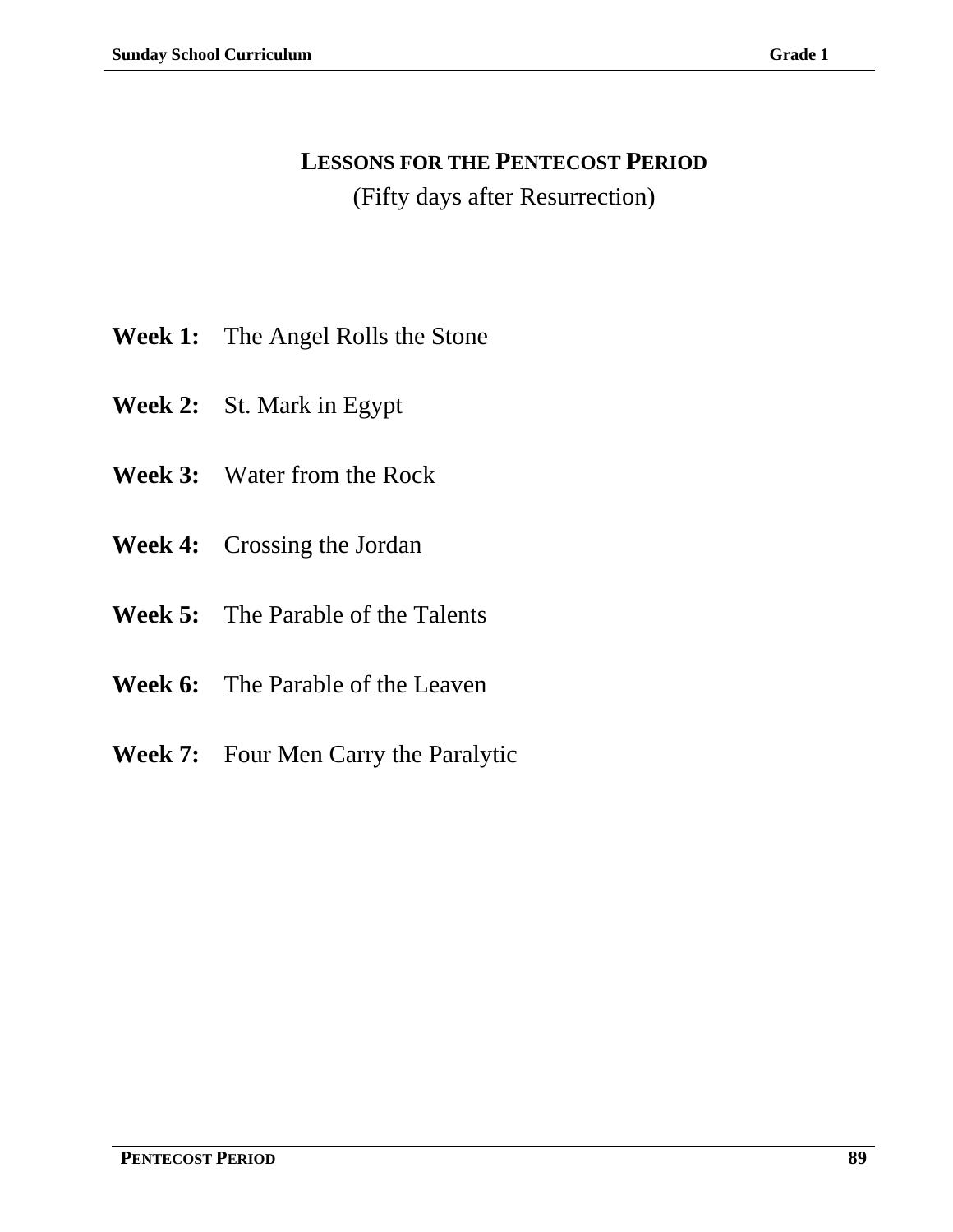# LESSONS FOR THE PENTECOST PERIOD

(Fifty days after Resurrection)

**Week 1:** The Angel Rolls the Stone

**Week 2:** St. Mark in Egypt

**Week 3:** Water from the Rock

**Week 4:** Crossing the Jordan

**Week 5:** The Parable of the Talents

**Week 6:** The Parable of the Leaven

**Week 7:** Four Men Carry the Paralytic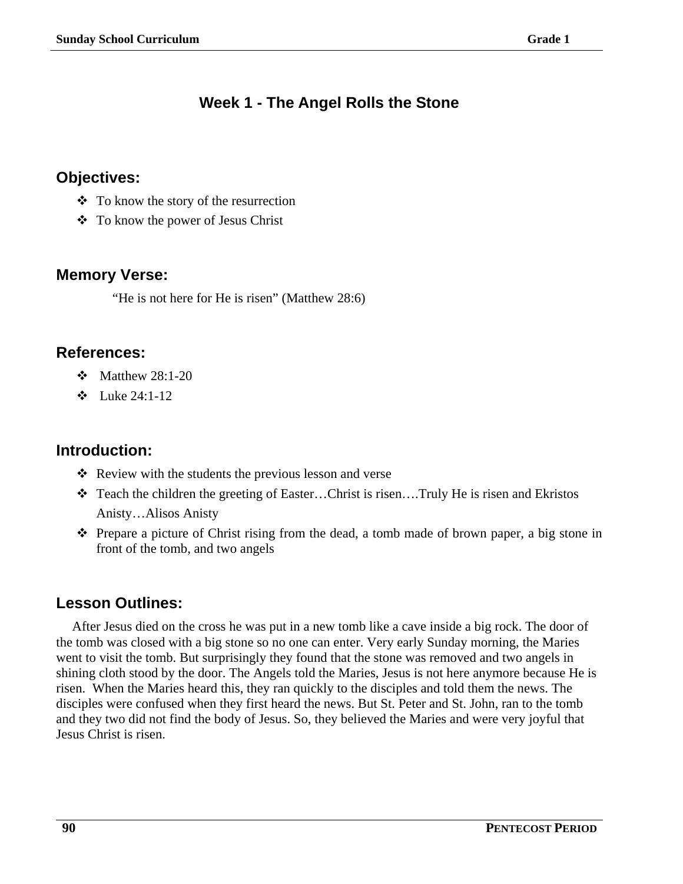## Week 1 - The Angel Rolls the Stone

### Objectives:

- To know the story of the resurrection
- To know the power of Jesus Christ

### Memory Verse:

"He is not here for He is risen" (Matthew 28:6)

### References:

- Matthew 28:1-20
- Luke 24:1-12

### Introduction:

- Review with the students the previous lesson and verse
- Teach the children the greeting of Easter…Christ is risen….Truly He is risen and Ekristos Anisty…Alisos Anisty
- Prepare a picture of Christ rising from the dead, a tomb made of brown paper, a big stone in front of the tomb, and two angels

### Lesson Outlines:

After Jesus died on the cross he was put in a new tomb like a cave inside a big rock. The door of the tomb was closed with a big stone so no one can enter. Very early Sunday morning, the Maries went to visit the tomb. But surprisingly they found that the stone was removed and two angels in shining cloth stood by the door. The Angels told the Maries, Jesus is not here anymore because He is risen. When the Maries heard this, they ran quickly to the disciples and told them the news. The disciples were confused when they first heard the news. But St. Peter and St. John, ran to the tomb and they two did not find the body of Jesus. So, they believed the Maries and were very joyful that Jesus Christ is risen.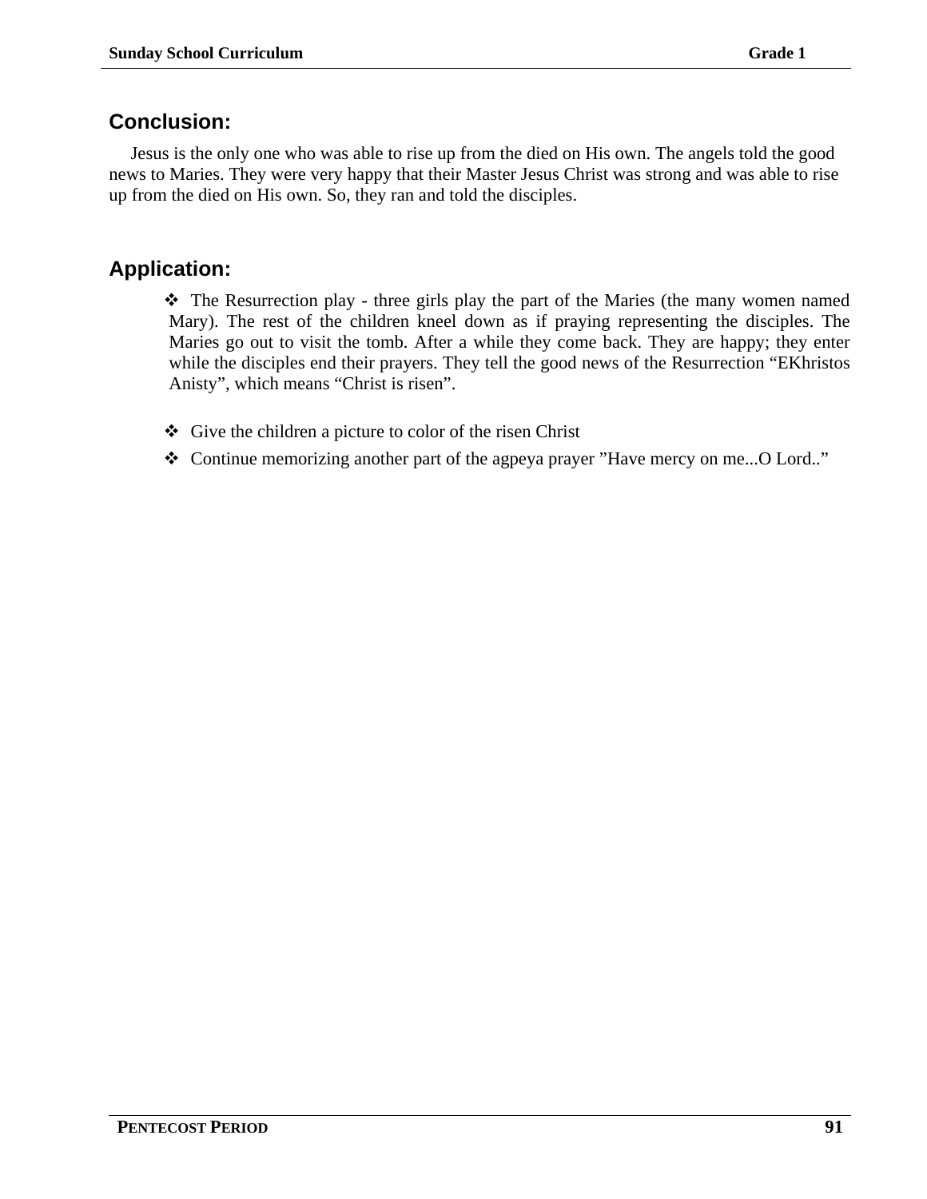## Conclusion:

Jesus is the only one who was able to rise up from the died on His own. The angels told the good news to Maries. They were very happy that their Master Jesus Christ was strong and was able to rise up from the died on His own. So, they ran and told the disciples.

## Application:

- The Resurrection play - three girls play the part of the Maries (the many women named Mary). The rest of the children kneel down as if praying representing the disciples. The Maries go out to visit the tomb. After a while they come back. They are happy; they enter while the disciples end their prayers. They tell the good news of the Resurrection “EKhristos Anisty”, which means “Christ is risen”.

- Give the children a picture to color of the risen Christ
- Continue memorizing another part of the agpeya prayer ”Have mercy on me...O Lord..”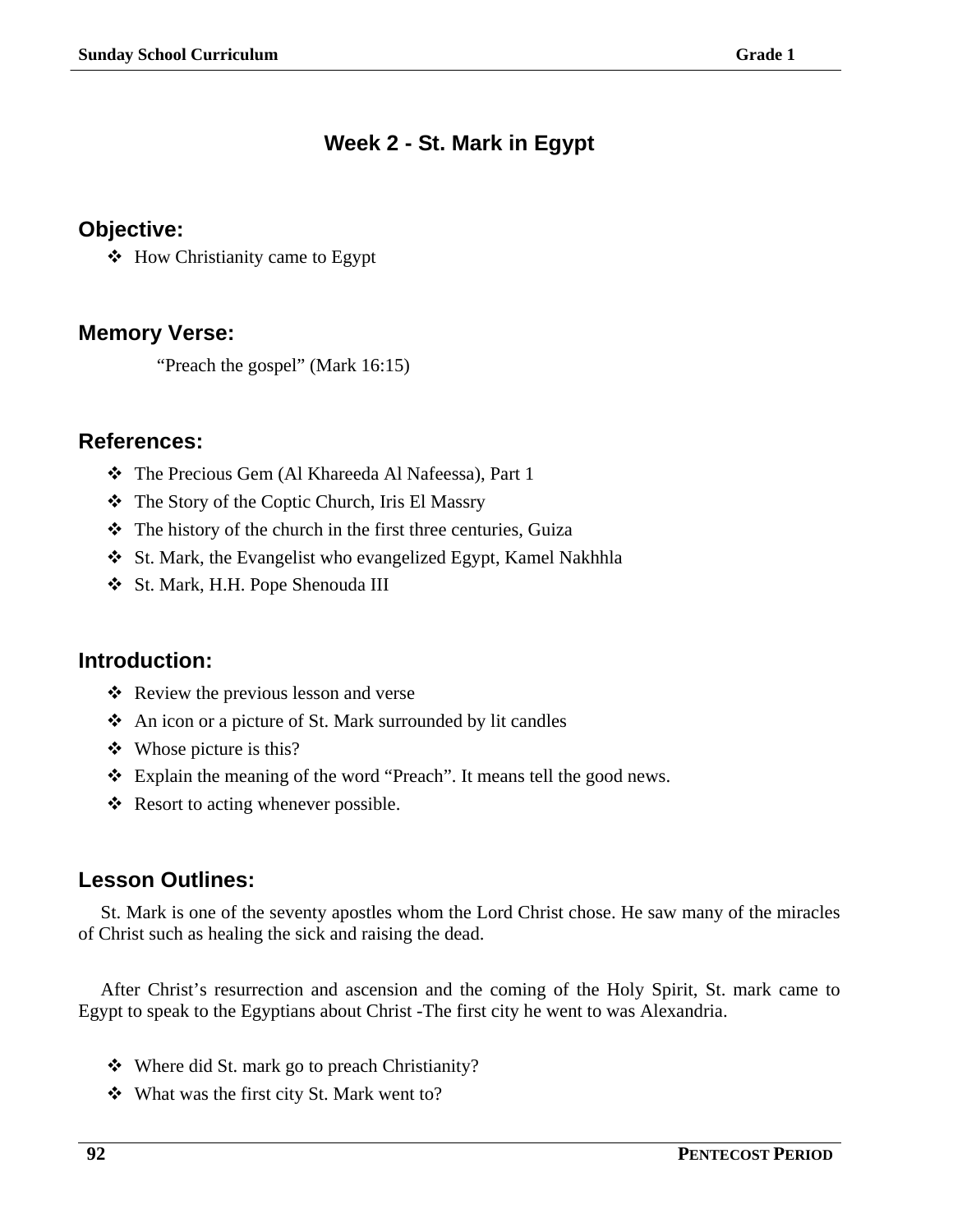# Week 2 - St. Mark in Egypt

## Objective:

- How Christianity came to Egypt

## Memory Verse:

“Preach the gospel” (Mark 16:15)

## References:

- The Precious Gem (Al Khareeda Al Nafeessa), Part 1
- The Story of the Coptic Church, Iris El Massry
- The history of the church in the first three centuries, Guiza
- St. Mark, the Evangelist who evangelized Egypt, Kamel Nakhhla
- St. Mark, H.H. Pope Shenouda III

## Introduction:

- Review the previous lesson and verse
- An icon or a picture of St. Mark surrounded by lit candles
- Whose picture is this?
- Explain the meaning of the word “Preach”. It means tell the good news.
- Resort to acting whenever possible.

## Lesson Outlines:

St. Mark is one of the seventy apostles whom the Lord Christ chose. He saw many of the miracles of Christ such as healing the sick and raising the dead.

After Christ’s resurrection and ascension and the coming of the Holy Spirit, St. mark came to Egypt to speak to the Egyptians about Christ -The first city he went to was Alexandria.

- Where did St. mark go to preach Christianity?
- What was the first city St. Mark went to?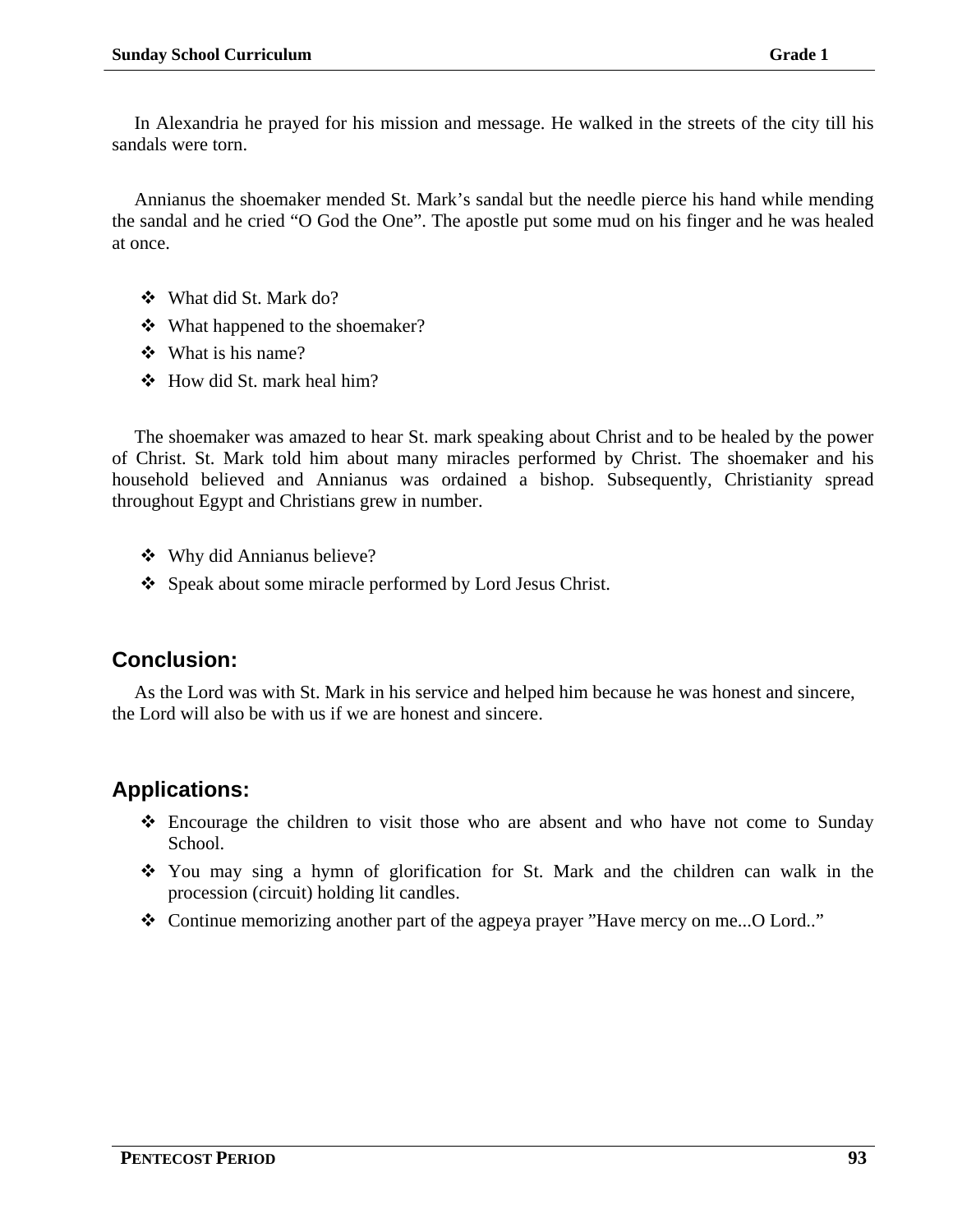In Alexandria he prayed for his mission and message. He walked in the streets of the city till his sandals were torn.

Annianus the shoemaker mended St. Mark's sandal but the needle pierce his hand while mending the sandal and he cried "O God the One". The apostle put some mud on his finger and he was healed at once.

- What did St. Mark do?
- What happened to the shoemaker?
- What is his name?
- How did St. mark heal him?

The shoemaker was amazed to hear St. mark speaking about Christ and to be healed by the power of Christ. St. Mark told him about many miracles performed by Christ. The shoemaker and his household believed and Annianus was ordained a bishop. Subsequently, Christianity spread throughout Egypt and Christians grew in number.

- Why did Annianus believe?
- Speak about some miracle performed by Lord Jesus Christ.

## Conclusion:

As the Lord was with St. Mark in his service and helped him because he was honest and sincere, the Lord will also be with us if we are honest and sincere.

## Applications:

- Encourage the children to visit those who are absent and who have not come to Sunday School.
- You may sing a hymn of glorification for St. Mark and the children can walk in the procession (circuit) holding lit candles.
- Continue memorizing another part of the agpeya prayer "Have mercy on me...O Lord.."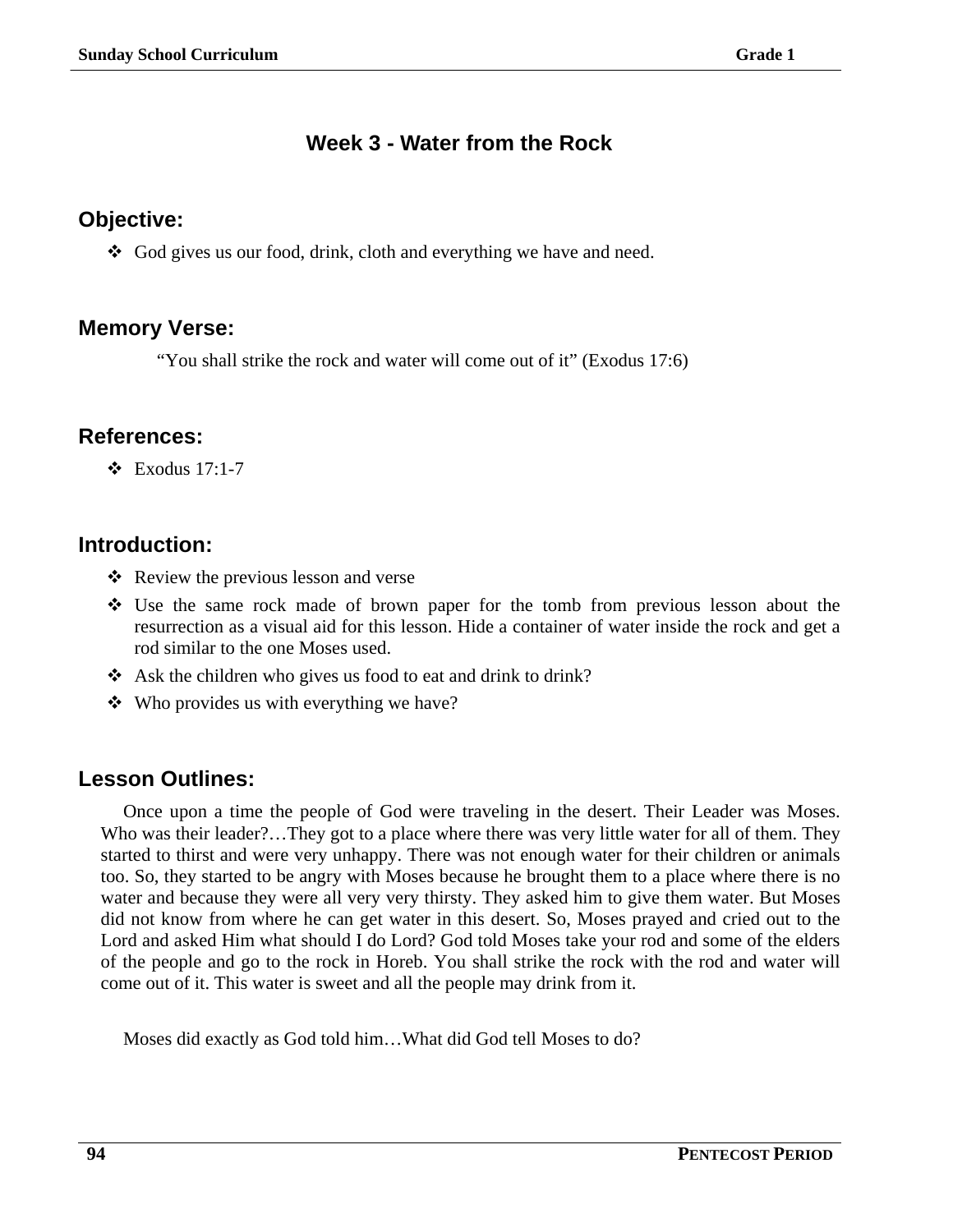# Week 3 - Water from the Rock

## Objective:

- God gives us our food, drink, cloth and everything we have and need.

## Memory Verse:

"You shall strike the rock and water will come out of it" (Exodus 17:6)

## References:

- Exodus 17:1-7

## Introduction:

- Review the previous lesson and verse
- Use the same rock made of brown paper for the tomb from previous lesson about the resurrection as a visual aid for this lesson. Hide a container of water inside the rock and get a rod similar to the one Moses used.
- Ask the children who gives us food to eat and drink to drink?
- Who provides us with everything we have?

## Lesson Outlines:

Once upon a time the people of God were traveling in the desert. Their Leader was Moses. Who was their leader?…They got to a place where there was very little water for all of them. They started to thirst and were very unhappy. There was not enough water for their children or animals too. So, they started to be angry with Moses because he brought them to a place where there is no water and because they were all very very thirsty. They asked him to give them water. But Moses did not know from where he can get water in this desert. So, Moses prayed and cried out to the Lord and asked Him what should I do Lord? God told Moses take your rod and some of the elders of the people and go to the rock in Horeb. You shall strike the rock with the rod and water will come out of it. This water is sweet and all the people may drink from it.

Moses did exactly as God told him…What did God tell Moses to do?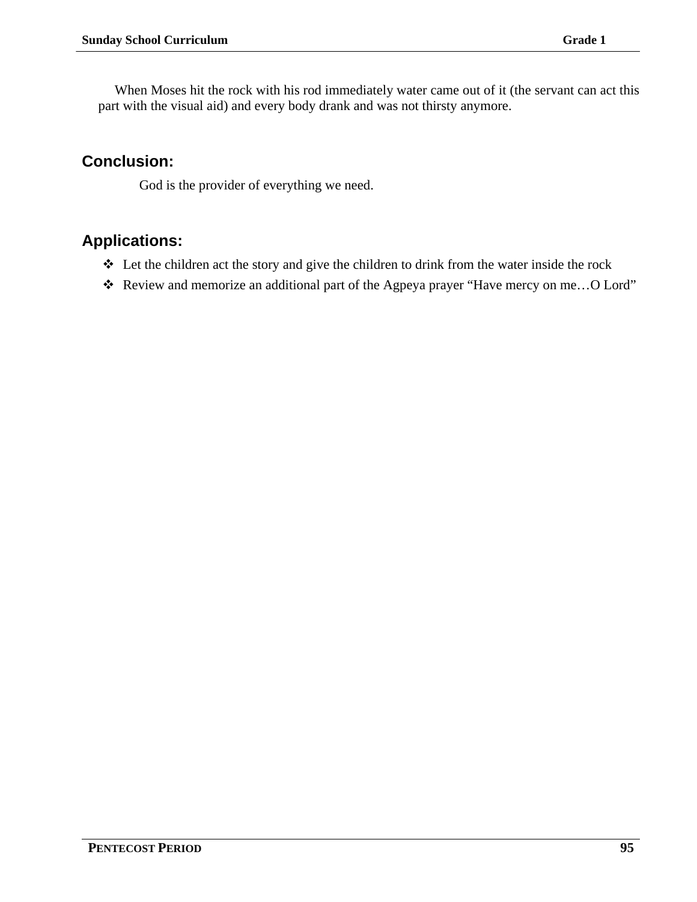When Moses hit the rock with his rod immediately water came out of it (the servant can act this part with the visual aid) and every body drank and was not thirsty anymore.

## Conclusion:

God is the provider of everything we need.

## Applications:

- Let the children act the story and give the children to drink from the water inside the rock
- Review and memorize an additional part of the Agpeya prayer “Have mercy on me…O Lord”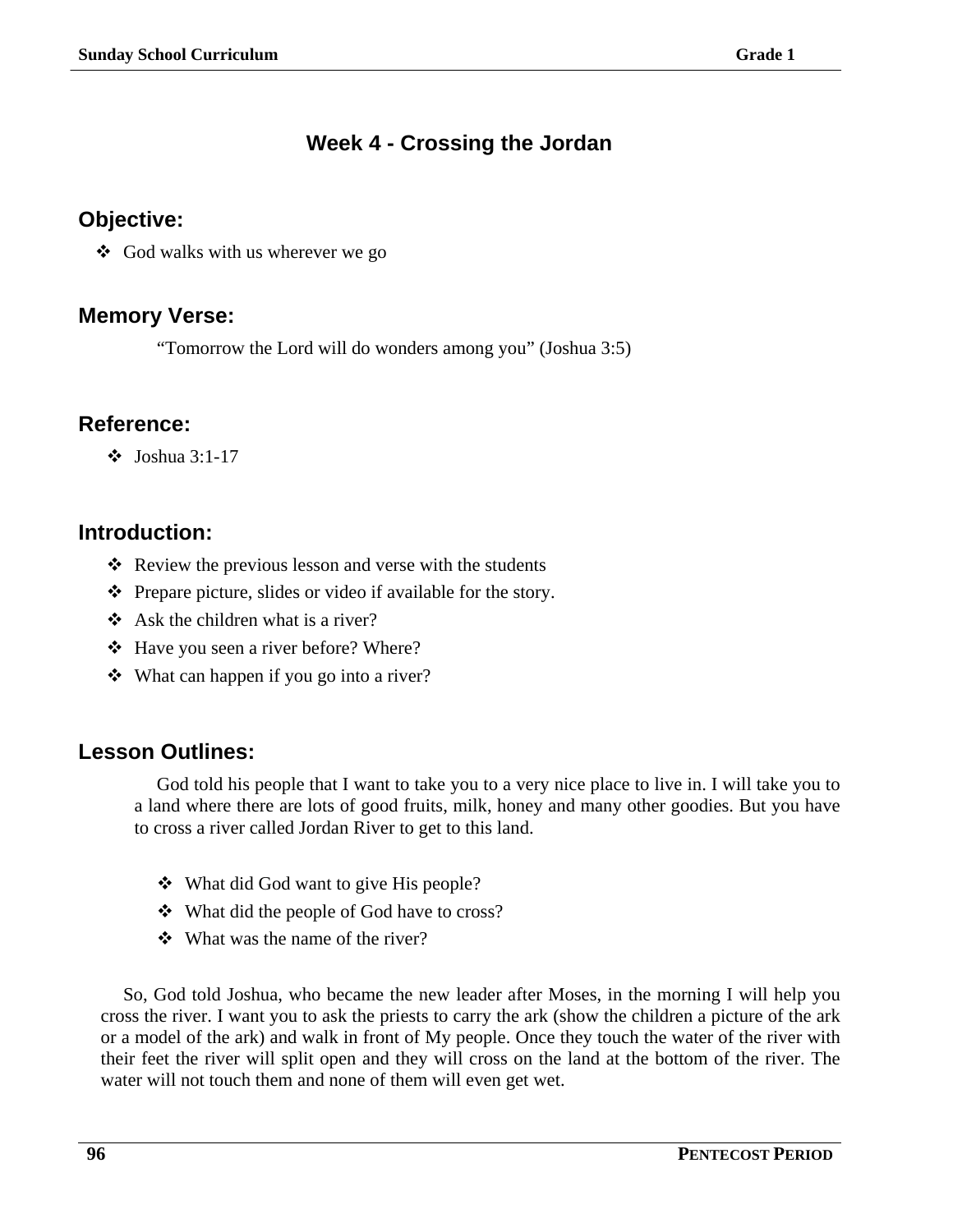# Week 4 - Crossing the Jordan

## Objective:

- God walks with us wherever we go

## Memory Verse:

"Tomorrow the Lord will do wonders among you" (Joshua 3:5)

## Reference:

- Joshua 3:1-17

## Introduction:

- Review the previous lesson and verse with the students
- Prepare picture, slides or video if available for the story.
- Ask the children what is a river?
- Have you seen a river before? Where?
- What can happen if you go into a river?

## Lesson Outlines:

God told his people that I want to take you to a very nice place to live in. I will take you to a land where there are lots of good fruits, milk, honey and many other goodies. But you have to cross a river called Jordan River to get to this land.

- What did God want to give His people?
- What did the people of God have to cross?
- What was the name of the river?

So, God told Joshua, who became the new leader after Moses, in the morning I will help you cross the river. I want you to ask the priests to carry the ark (show the children a picture of the ark or a model of the ark) and walk in front of My people. Once they touch the water of the river with their feet the river will split open and they will cross on the land at the bottom of the river. The water will not touch them and none of them will even get wet.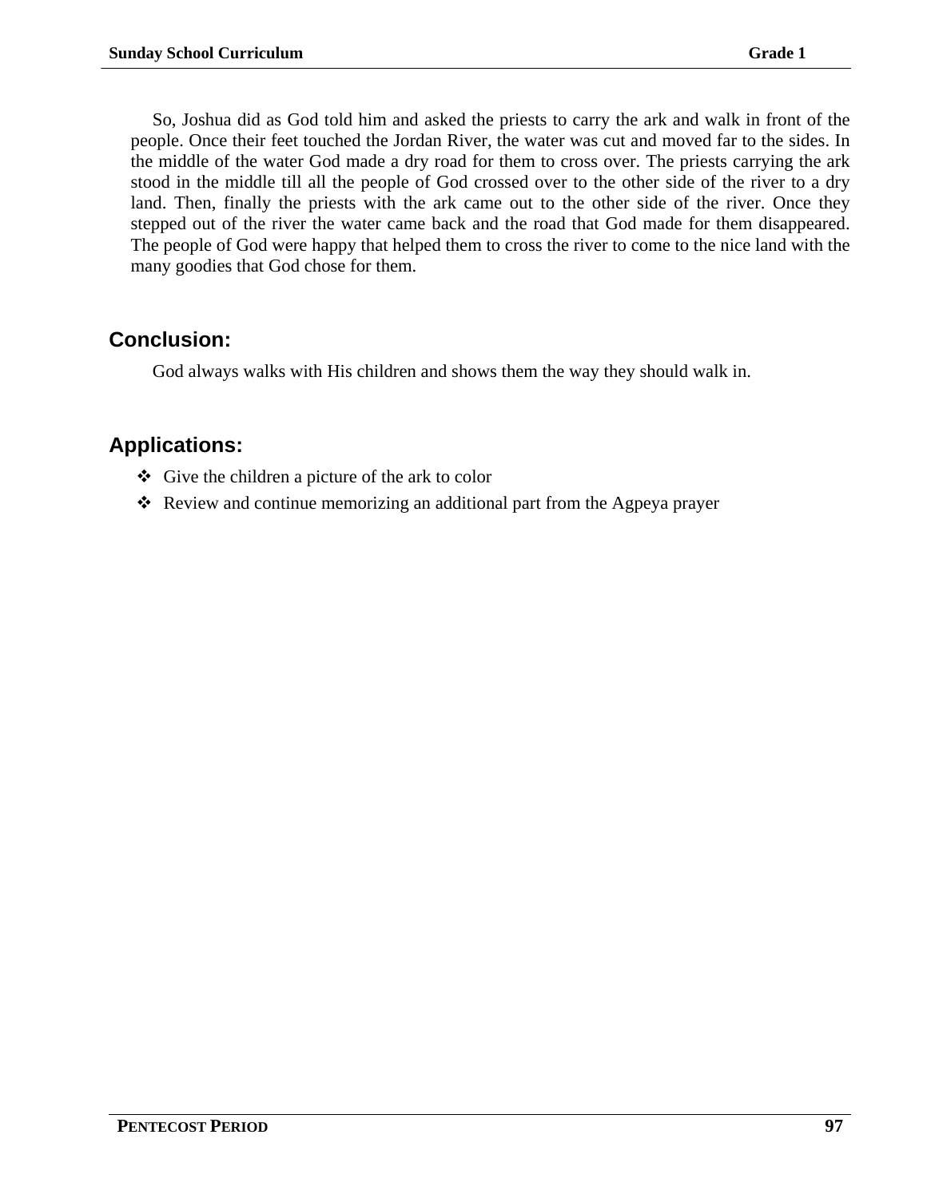So, Joshua did as God told him and asked the priests to carry the ark and walk in front of the people. Once their feet touched the Jordan River, the water was cut and moved far to the sides. In the middle of the water God made a dry road for them to cross over. The priests carrying the ark stood in the middle till all the people of God crossed over to the other side of the river to a dry land. Then, finally the priests with the ark came out to the other side of the river. Once they stepped out of the river the water came back and the road that God made for them disappeared. The people of God were happy that helped them to cross the river to come to the nice land with the many goodies that God chose for them.

## Conclusion:

God always walks with His children and shows them the way they should walk in.

## Applications:

- Give the children a picture of the ark to color
- Review and continue memorizing an additional part from the Agpeya prayer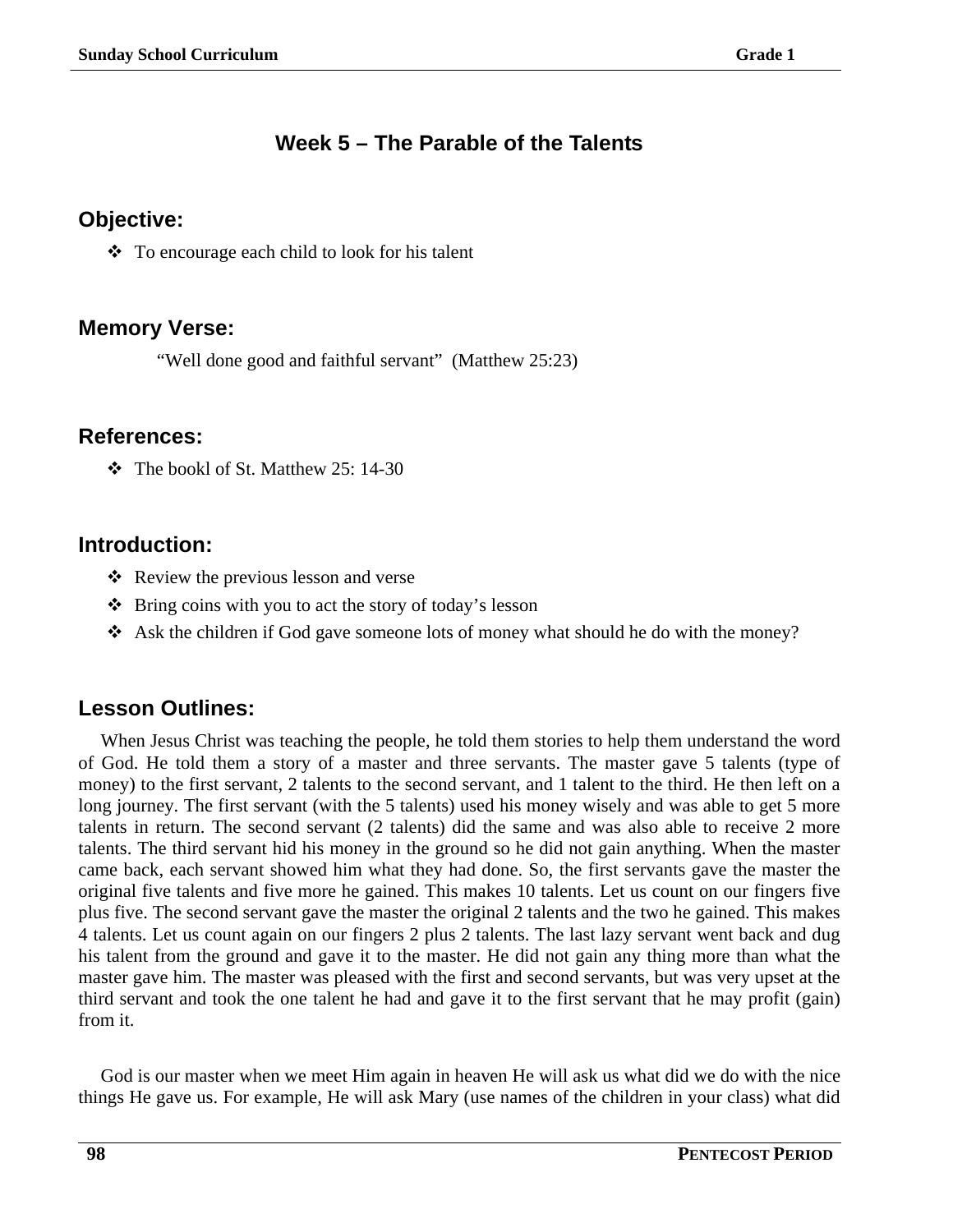# Week 5 – The Parable of the Talents

## Objective:

- To encourage each child to look for his talent

## Memory Verse:

"Well done good and faithful servant" (Matthew 25:23)

## References:

- The bookl of St. Matthew 25: 14-30

## Introduction:

- Review the previous lesson and verse
- Bring coins with you to act the story of today's lesson
- Ask the children if God gave someone lots of money what should he do with the money?

## Lesson Outlines:

When Jesus Christ was teaching the people, he told them stories to help them understand the word of God. He told them a story of a master and three servants. The master gave 5 talents (type of money) to the first servant, 2 talents to the second servant, and 1 talent to the third. He then left on a long journey. The first servant (with the 5 talents) used his money wisely and was able to get 5 more talents in return. The second servant (2 talents) did the same and was also able to receive 2 more talents. The third servant hid his money in the ground so he did not gain anything. When the master came back, each servant showed him what they had done. So, the first servants gave the master the original five talents and five more he gained. This makes 10 talents. Let us count on our fingers five plus five. The second servant gave the master the original 2 talents and the two he gained. This makes 4 talents. Let us count again on our fingers 2 plus 2 talents. The last lazy servant went back and dug his talent from the ground and gave it to the master. He did not gain any thing more than what the master gave him. The master was pleased with the first and second servants, but was very upset at the third servant and took the one talent he had and gave it to the first servant that he may profit (gain) from it.

God is our master when we meet Him again in heaven He will ask us what did we do with the nice things He gave us. For example, He will ask Mary (use names of the children in your class) what did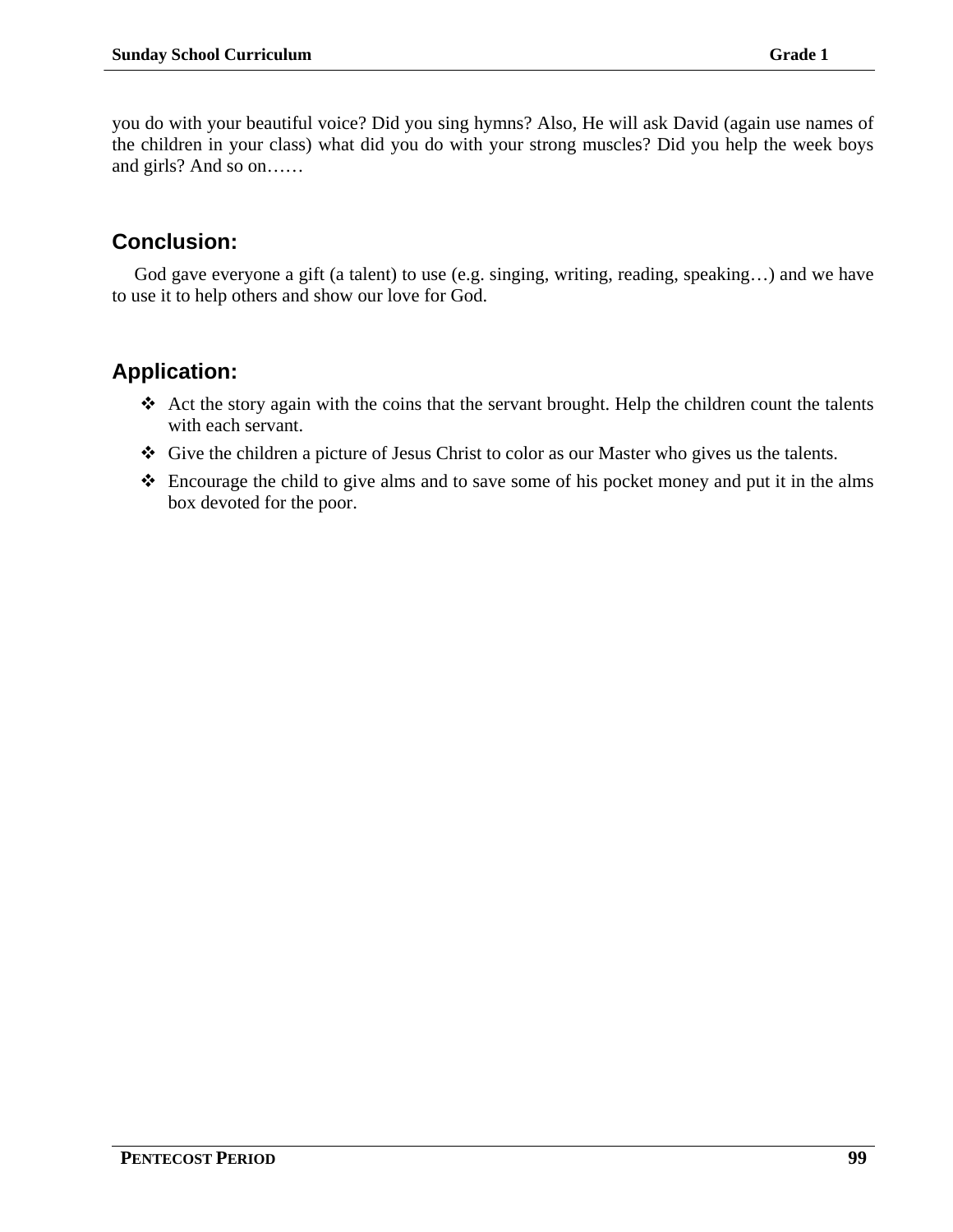you do with your beautiful voice? Did you sing hymns? Also, He will ask David (again use names of the children in your class) what did you do with your strong muscles? Did you help the week boys and girls? And so on……

## Conclusion:

God gave everyone a gift (a talent) to use (e.g. singing, writing, reading, speaking…) and we have to use it to help others and show our love for God.

## Application:

- Act the story again with the coins that the servant brought. Help the children count the talents with each servant.
- Give the children a picture of Jesus Christ to color as our Master who gives us the talents.
- Encourage the child to give alms and to save some of his pocket money and put it in the alms box devoted for the poor.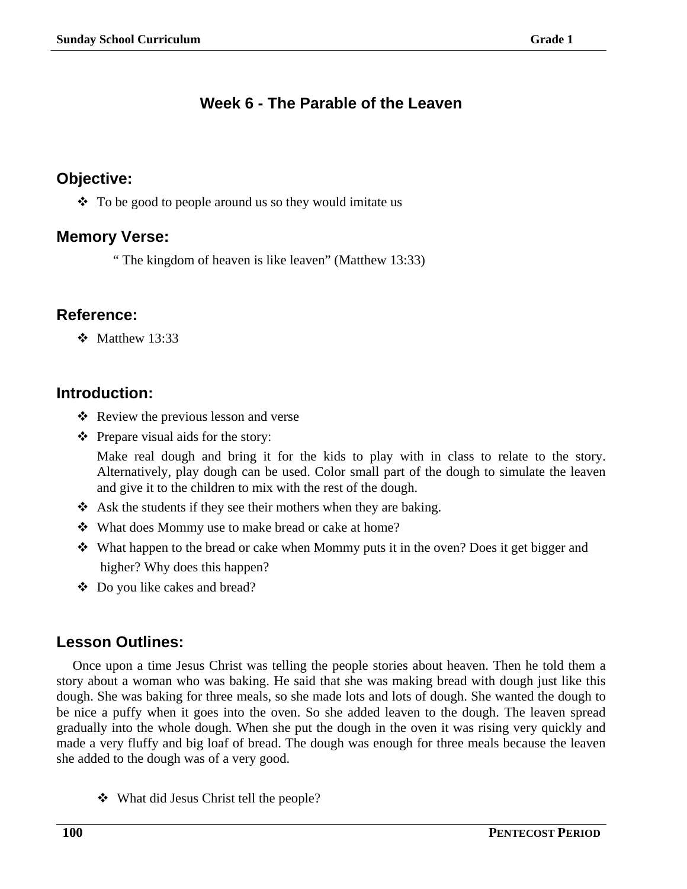# Week 6 - The Parable of the Leaven

## Objective:

- To be good to people around us so they would imitate us

## Memory Verse:

" The kingdom of heaven is like leaven" (Matthew 13:33)

## Reference:

- Matthew 13:33

## Introduction:

- Review the previous lesson and verse
- Prepare visual aids for the story:

  Make real dough and bring it for the kids to play with in class to relate to the story. Alternatively, play dough can be used. Color small part of the dough to simulate the leaven and give it to the children to mix with the rest of the dough.
- Ask the students if they see their mothers when they are baking.
- What does Mommy use to make bread or cake at home?
- What happen to the bread or cake when Mommy puts it in the oven? Does it get bigger and higher? Why does this happen?
- Do you like cakes and bread?

## Lesson Outlines:

Once upon a time Jesus Christ was telling the people stories about heaven. Then he told them a story about a woman who was baking. He said that she was making bread with dough just like this dough. She was baking for three meals, so she made lots and lots of dough. She wanted the dough to be nice a puffy when it goes into the oven. So she added leaven to the dough. The leaven spread gradually into the whole dough. When she put the dough in the oven it was rising very quickly and made a very fluffy and big loaf of bread. The dough was enough for three meals because the leaven she added to the dough was of a very good.

- What did Jesus Christ tell the people?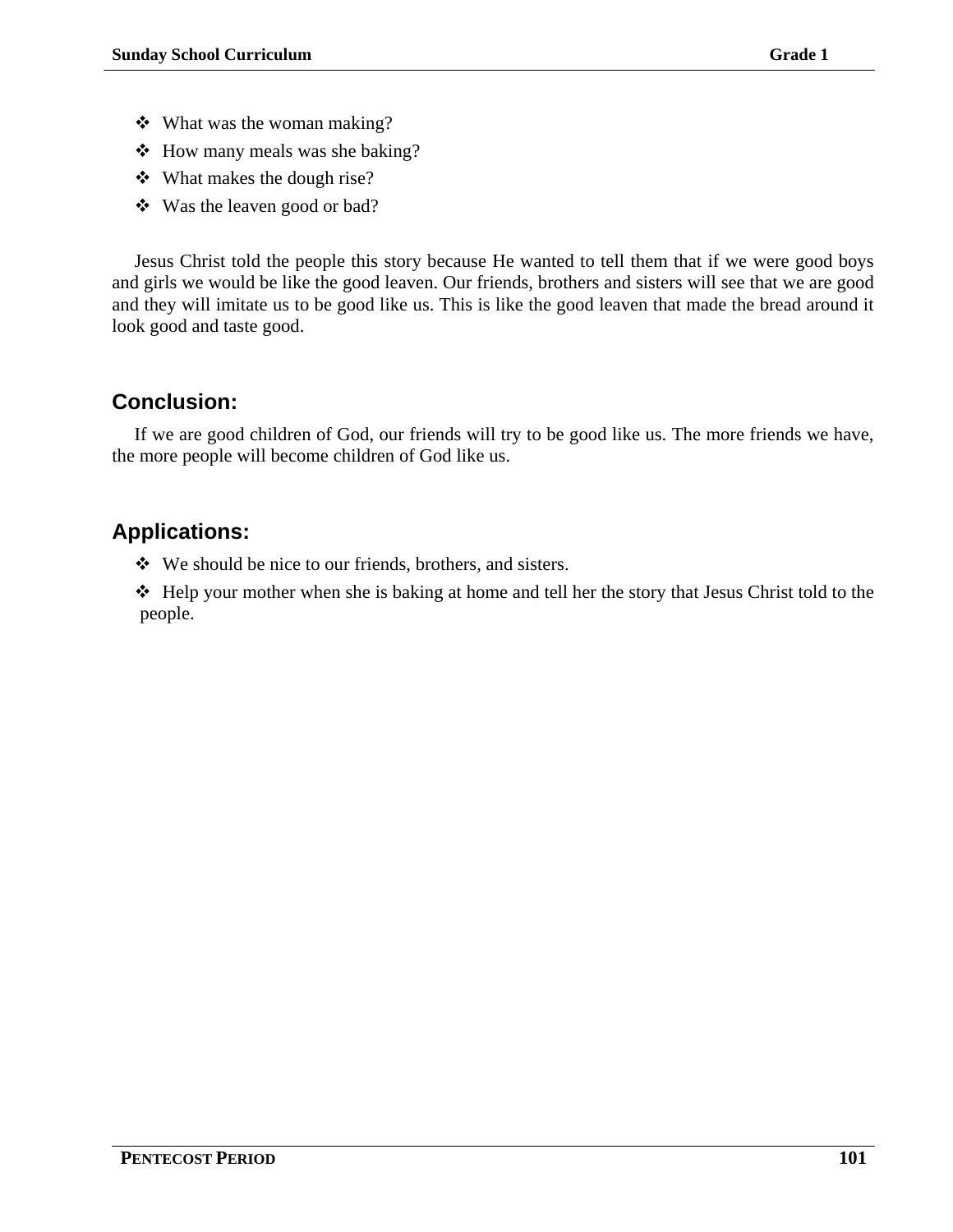- What was the woman making?
- How many meals was she baking?
- What makes the dough rise?
- Was the leaven good or bad?

Jesus Christ told the people this story because He wanted to tell them that if we were good boys and girls we would be like the good leaven. Our friends, brothers and sisters will see that we are good and they will imitate us to be good like us. This is like the good leaven that made the bread around it look good and taste good.

## Conclusion:

If we are good children of God, our friends will try to be good like us. The more friends we have, the more people will become children of God like us.

## Applications:

- We should be nice to our friends, brothers, and sisters.
- Help your mother when she is baking at home and tell her the story that Jesus Christ told to the people.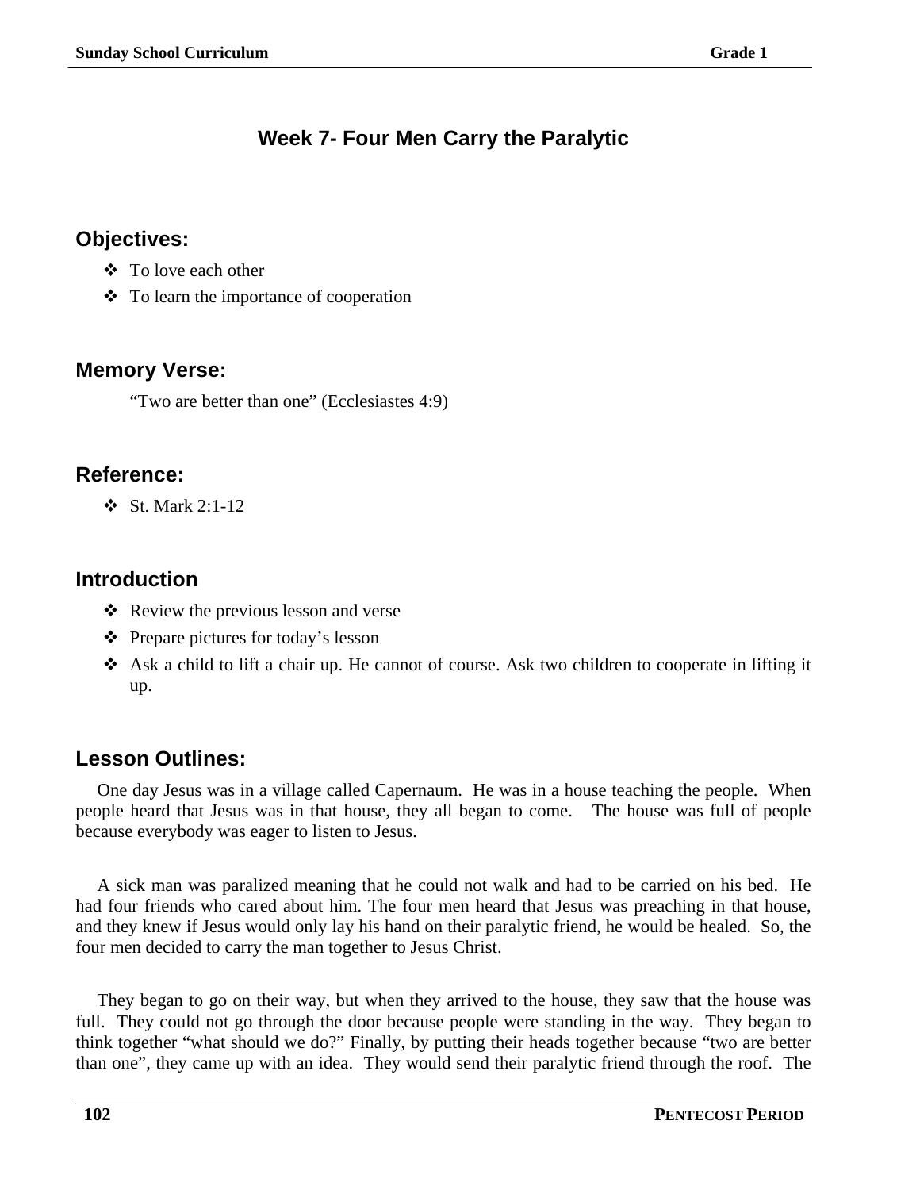# Week 7- Four Men Carry the Paralytic

## Objectives:

- To love each other
- To learn the importance of cooperation

## Memory Verse:

"Two are better than one" (Ecclesiastes 4:9)

## Reference:

- St. Mark 2:1-12

## Introduction

- Review the previous lesson and verse
- Prepare pictures for today's lesson
- Ask a child to lift a chair up. He cannot of course. Ask two children to cooperate in lifting it up.

## Lesson Outlines:

One day Jesus was in a village called Capernaum. He was in a house teaching the people. When people heard that Jesus was in that house, they all began to come. The house was full of people because everybody was eager to listen to Jesus.

A sick man was paralized meaning that he could not walk and had to be carried on his bed. He had four friends who cared about him. The four men heard that Jesus was preaching in that house, and they knew if Jesus would only lay his hand on their paralytic friend, he would be healed. So, the four men decided to carry the man together to Jesus Christ.

They began to go on their way, but when they arrived to the house, they saw that the house was full. They could not go through the door because people were standing in the way. They began to think together "what should we do?" Finally, by putting their heads together because "two are better than one", they came up with an idea. They would send their paralytic friend through the roof. The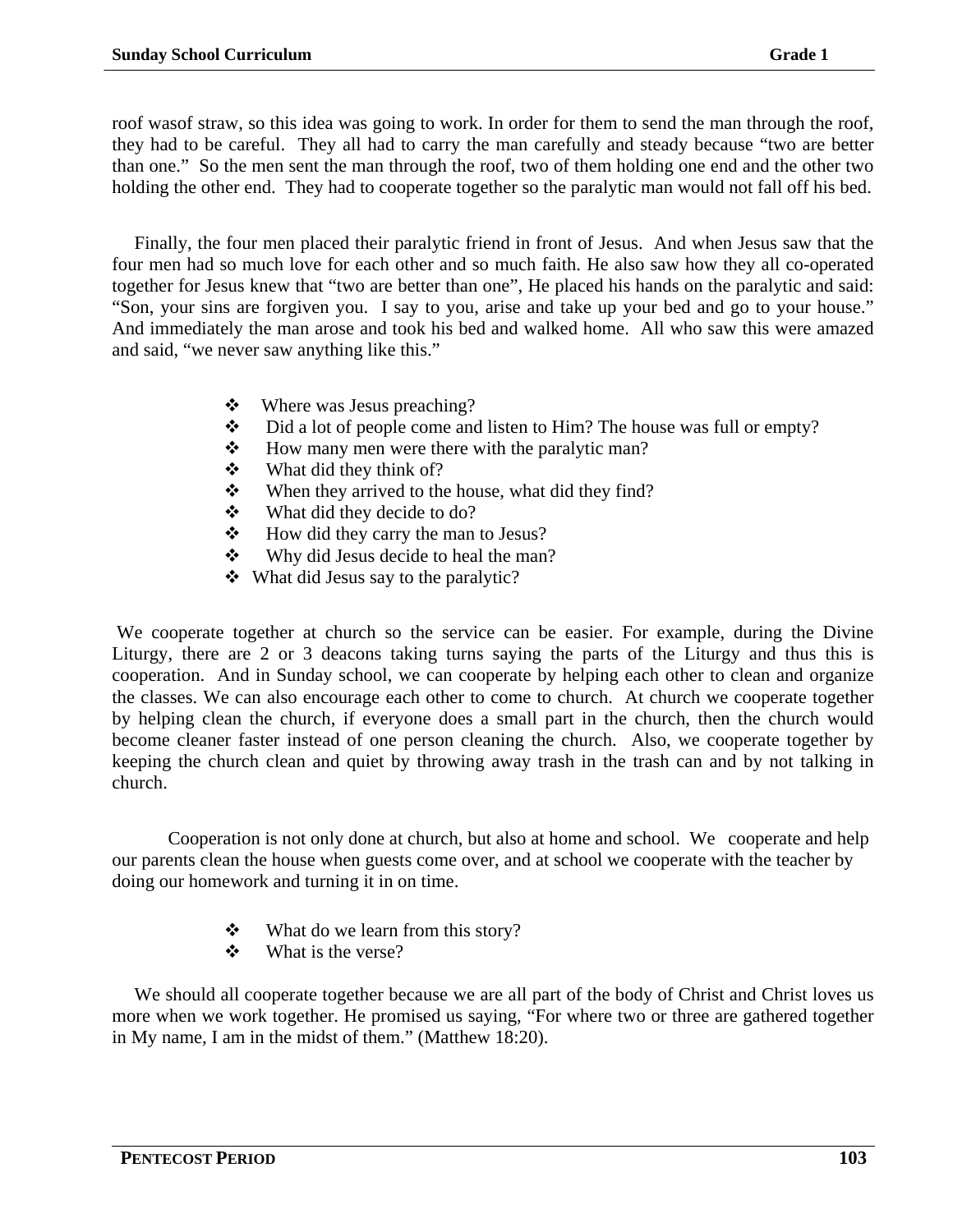roof wasof straw, so this idea was going to work. In order for them to send the man through the roof, they had to be careful. They all had to carry the man carefully and steady because "two are better than one." So the men sent the man through the roof, two of them holding one end and the other two holding the other end. They had to cooperate together so the paralytic man would not fall off his bed.

Finally, the four men placed their paralytic friend in front of Jesus. And when Jesus saw that the four men had so much love for each other and so much faith. He also saw how they all co-operated together for Jesus knew that "two are better than one", He placed his hands on the paralytic and said: "Son, your sins are forgiven you. I say to you, arise and take up your bed and go to your house." And immediately the man arose and took his bed and walked home. All who saw this were amazed and said, "we never saw anything like this."

- ❖ Where was Jesus preaching?
- ❖ Did a lot of people come and listen to Him? The house was full or empty?
- ❖ How many men were there with the paralytic man?
- ❖ What did they think of?
- ❖ When they arrived to the house, what did they find?
- ❖ What did they decide to do?
- ❖ How did they carry the man to Jesus?
- ❖ Why did Jesus decide to heal the man?
- ❖ What did Jesus say to the paralytic?

We cooperate together at church so the service can be easier. For example, during the Divine Liturgy, there are 2 or 3 deacons taking turns saying the parts of the Liturgy and thus this is cooperation. And in Sunday school, we can cooperate by helping each other to clean and organize the classes. We can also encourage each other to come to church. At church we cooperate together by helping clean the church, if everyone does a small part in the church, then the church would become cleaner faster instead of one person cleaning the church. Also, we cooperate together by keeping the church clean and quiet by throwing away trash in the trash can and by not talking in church.

Cooperation is not only done at church, but also at home and school. We cooperate and help our parents clean the house when guests come over, and at school we cooperate with the teacher by doing our homework and turning it in on time.

- ❖ What do we learn from this story?
- ❖ What is the verse?

We should all cooperate together because we are all part of the body of Christ and Christ loves us more when we work together. He promised us saying, "For where two or three are gathered together in My name, I am in the midst of them." (Matthew 18:20).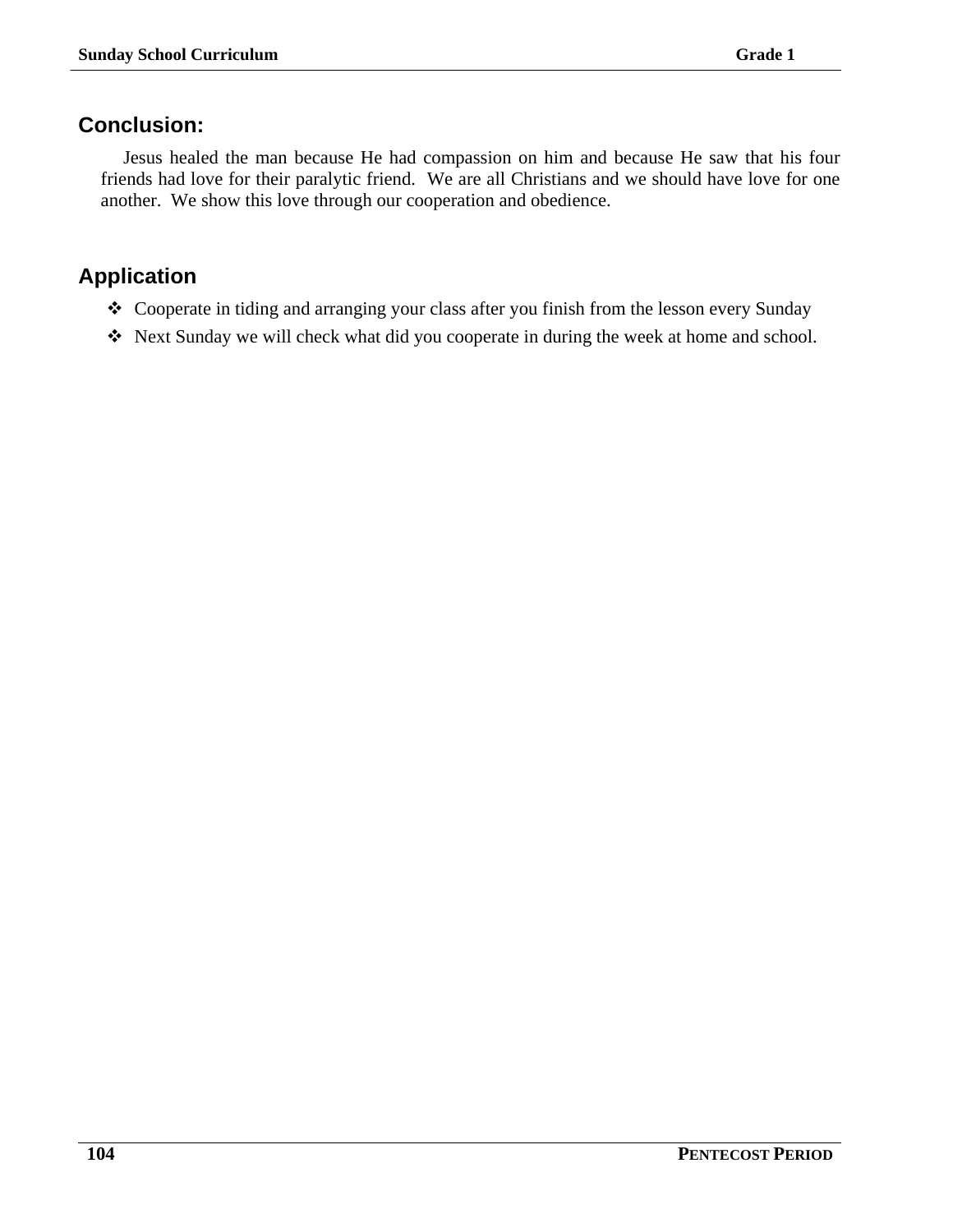## Conclusion:

Jesus healed the man because He had compassion on him and because He saw that his four friends had love for their paralytic friend. We are all Christians and we should have love for one another. We show this love through our cooperation and obedience.

## Application

- Cooperate in tiding and arranging your class after you finish from the lesson every Sunday
- Next Sunday we will check what did you cooperate in during the week at home and school.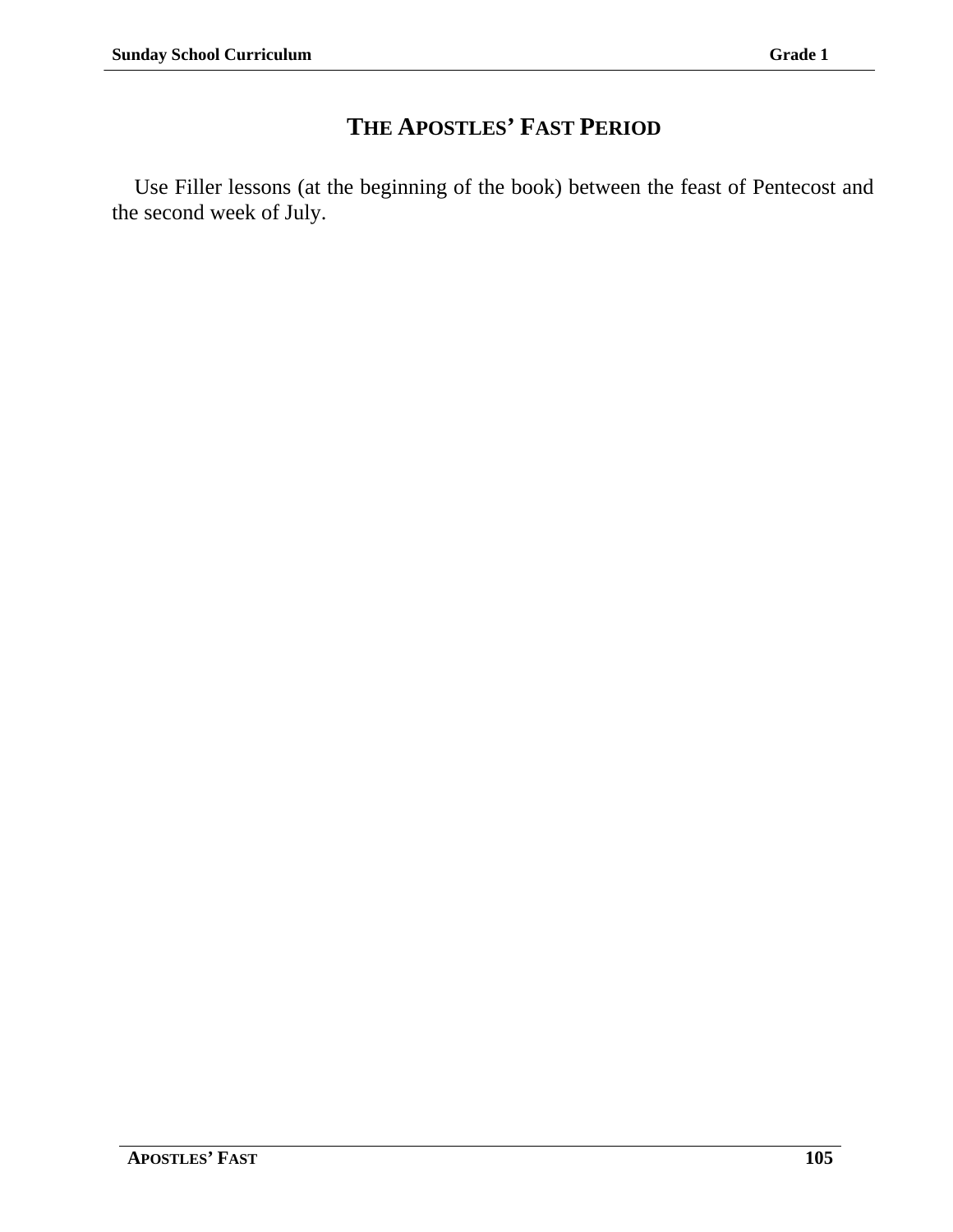# THE APOSTLES' FAST PERIOD

Use Filler lessons (at the beginning of the book) between the feast of Pentecost and the second week of July.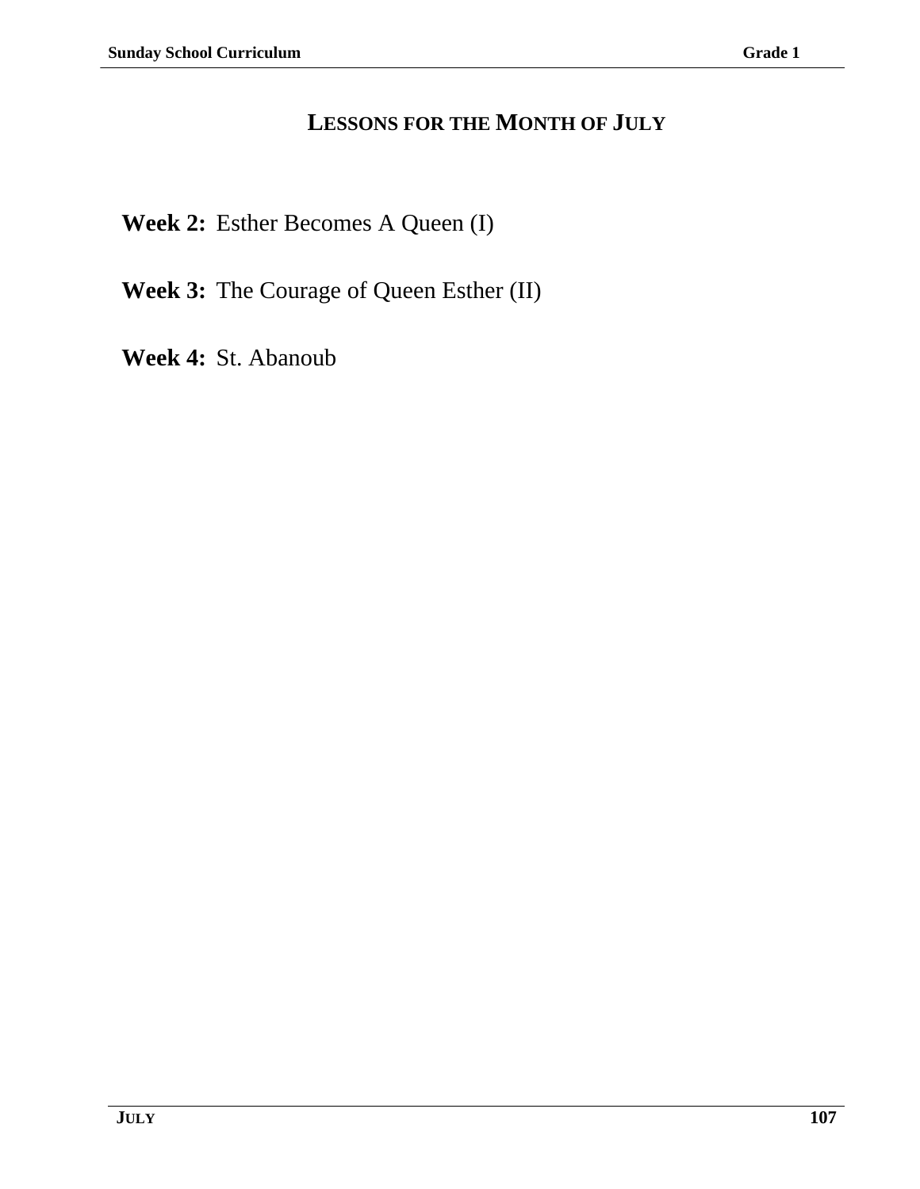# LESSONS FOR THE MONTH OF JULY

**Week 2:** Esther Becomes A Queen (I)

**Week 3:** The Courage of Queen Esther (II)

**Week 4:** St. Abanoub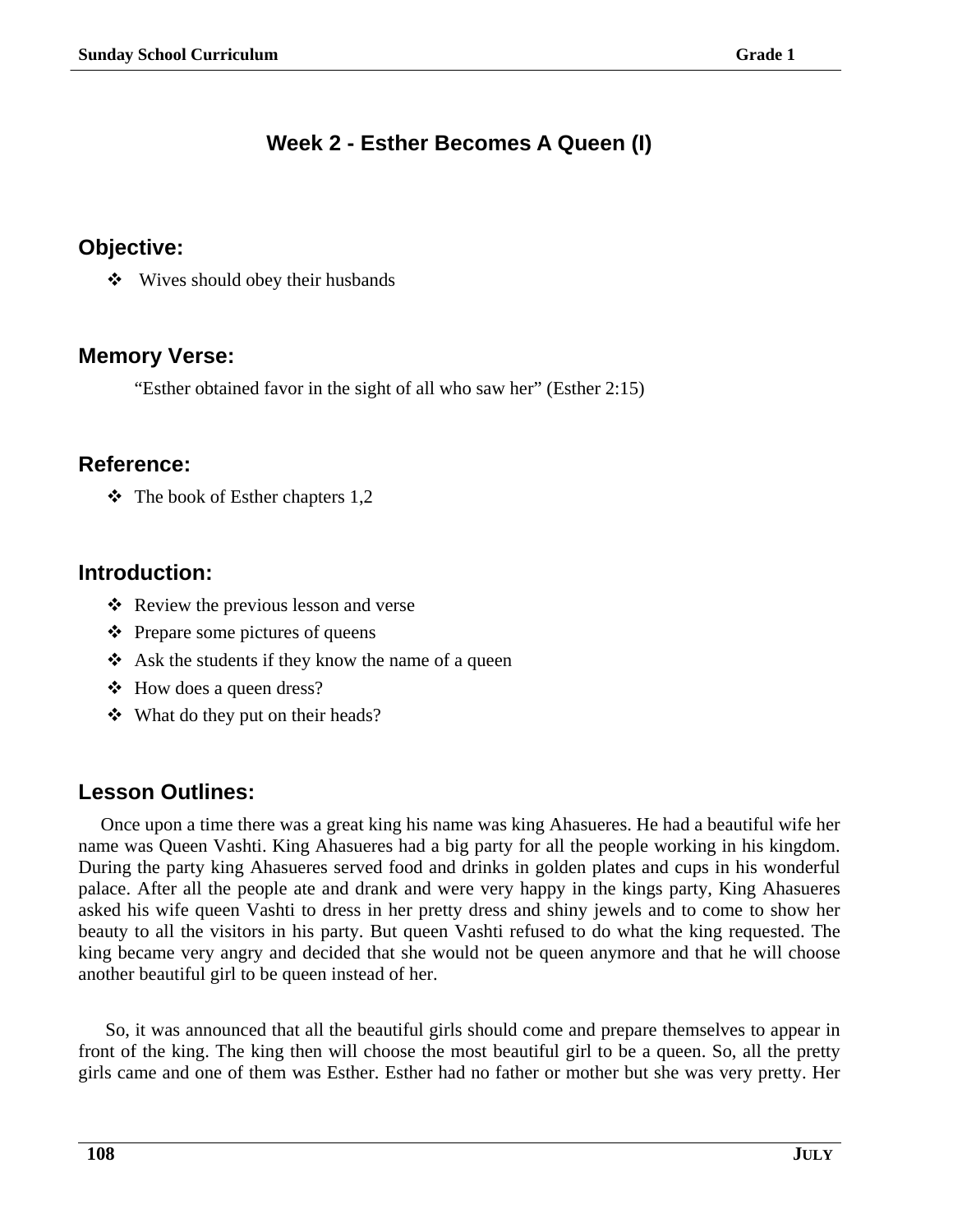# Week 2 - Esther Becomes A Queen (I)

## Objective:

- Wives should obey their husbands

## Memory Verse:

"Esther obtained favor in the sight of all who saw her" (Esther 2:15)

## Reference:

- The book of Esther chapters 1,2

## Introduction:

- Review the previous lesson and verse
- Prepare some pictures of queens
- Ask the students if they know the name of a queen
- How does a queen dress?
- What do they put on their heads?

## Lesson Outlines:

Once upon a time there was a great king his name was king Ahasueres. He had a beautiful wife her name was Queen Vashti. King Ahasueres had a big party for all the people working in his kingdom. During the party king Ahasueres served food and drinks in golden plates and cups in his wonderful palace. After all the people ate and drank and were very happy in the kings party, King Ahasueres asked his wife queen Vashti to dress in her pretty dress and shiny jewels and to come to show her beauty to all the visitors in his party. But queen Vashti refused to do what the king requested. The king became very angry and decided that she would not be queen anymore and that he will choose another beautiful girl to be queen instead of her.

So, it was announced that all the beautiful girls should come and prepare themselves to appear in front of the king. The king then will choose the most beautiful girl to be a queen. So, all the pretty girls came and one of them was Esther. Esther had no father or mother but she was very pretty. Her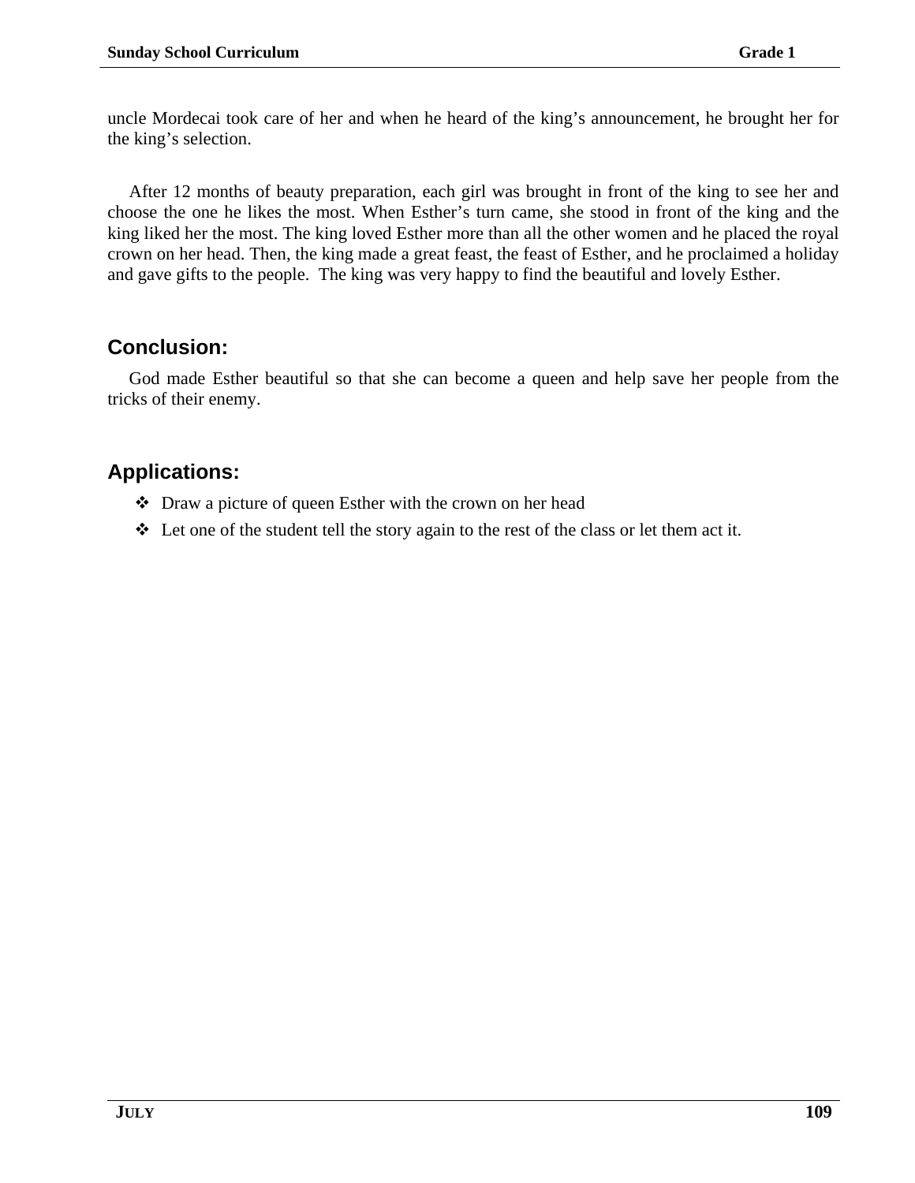uncle Mordecai took care of her and when he heard of the king's announcement, he brought her for the king's selection.

After 12 months of beauty preparation, each girl was brought in front of the king to see her and choose the one he likes the most. When Esther's turn came, she stood in front of the king and the king liked her the most. The king loved Esther more than all the other women and he placed the royal crown on her head. Then, the king made a great feast, the feast of Esther, and he proclaimed a holiday and gave gifts to the people.  The king was very happy to find the beautiful and lovely Esther.

## Conclusion:

God made Esther beautiful so that she can become a queen and help save her people from the tricks of their enemy.

## Applications:

- Draw a picture of queen Esther with the crown on her head
- Let one of the student tell the story again to the rest of the class or let them act it.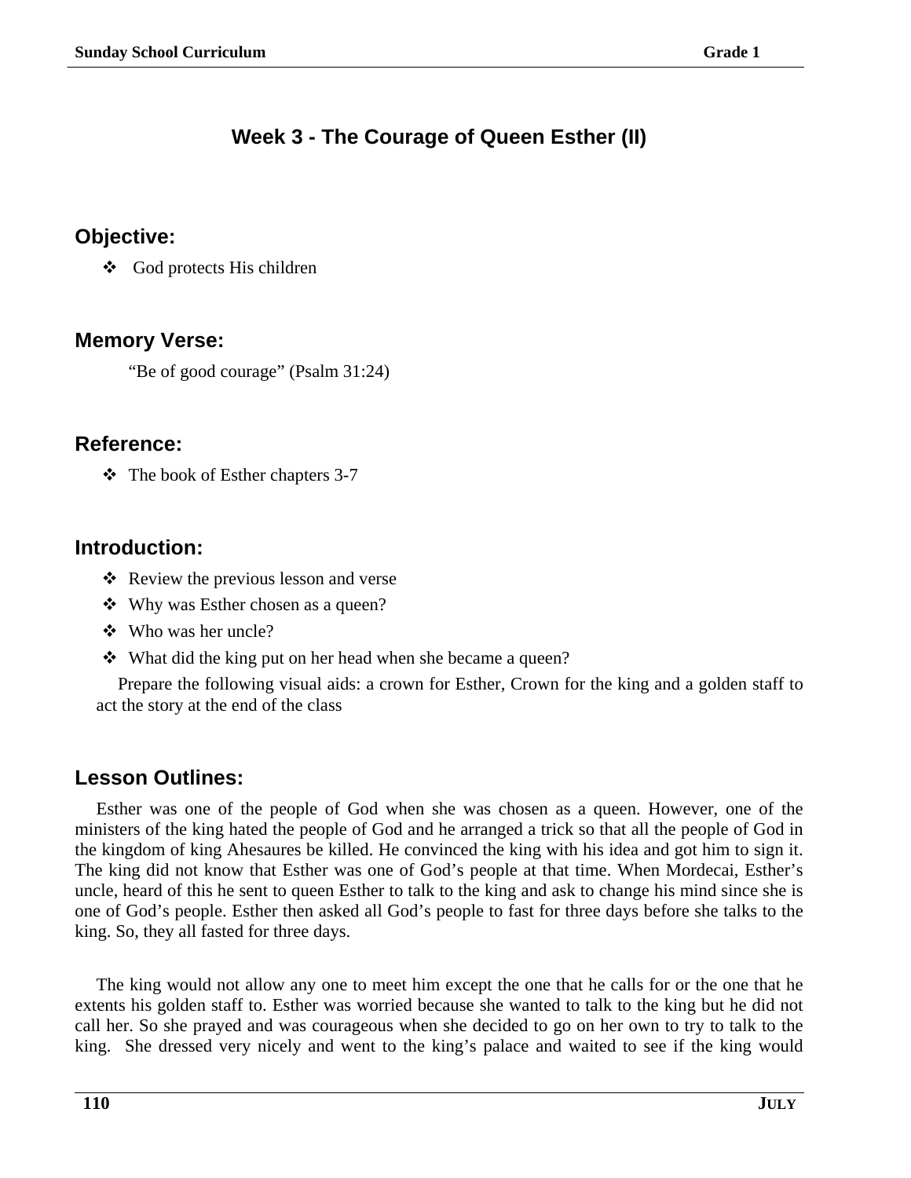## Week 3 - The Courage of Queen Esther (II)

### Objective:

- God protects His children

### Memory Verse:

"Be of good courage" (Psalm 31:24)

### Reference:

- The book of Esther chapters 3-7

### Introduction:

- Review the previous lesson and verse
- Why was Esther chosen as a queen?
- Who was her uncle?
- What did the king put on her head when she became a queen?

Prepare the following visual aids: a crown for Esther, Crown for the king and a golden staff to act the story at the end of the class

### Lesson Outlines:

Esther was one of the people of God when she was chosen as a queen. However, one of the ministers of the king hated the people of God and he arranged a trick so that all the people of God in the kingdom of king Ahesaures be killed. He convinced the king with his idea and got him to sign it. The king did not know that Esther was one of God's people at that time. When Mordecai, Esther's uncle, heard of this he sent to queen Esther to talk to the king and ask to change his mind since she is one of God's people. Esther then asked all God's people to fast for three days before she talks to the king. So, they all fasted for three days.

The king would not allow any one to meet him except the one that he calls for or the one that he extents his golden staff to. Esther was worried because she wanted to talk to the king but he did not call her. So she prayed and was courageous when she decided to go on her own to try to talk to the king. She dressed very nicely and went to the king's palace and waited to see if the king would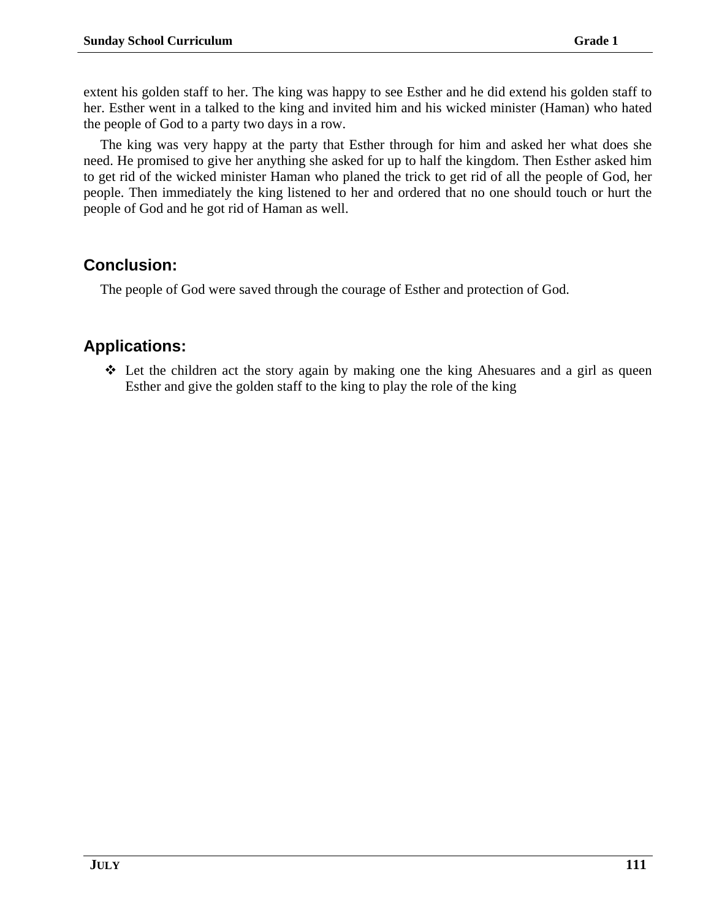extent his golden staff to her. The king was happy to see Esther and he did extend his golden staff to her. Esther went in a talked to the king and invited him and his wicked minister (Haman) who hated the people of God to a party two days in a row.

The king was very happy at the party that Esther through for him and asked her what does she need. He promised to give her anything she asked for up to half the kingdom. Then Esther asked him to get rid of the wicked minister Haman who planed the trick to get rid of all the people of God, her people. Then immediately the king listened to her and ordered that no one should touch or hurt the people of God and he got rid of Haman as well.

## Conclusion:

The people of God were saved through the courage of Esther and protection of God.

## Applications:

- Let the children act the story again by making one the king Ahesuares and a girl as queen Esther and give the golden staff to the king to play the role of the king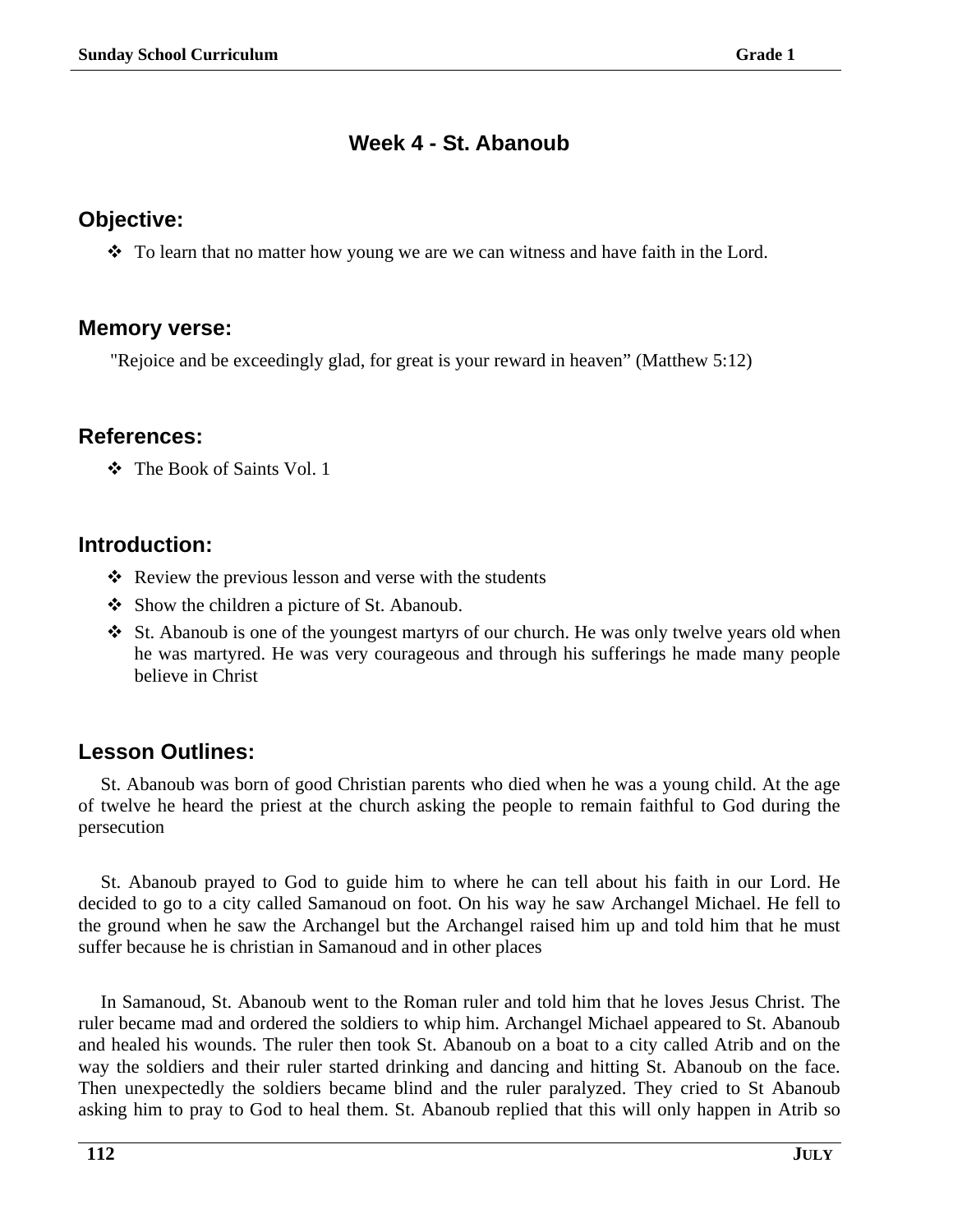## Week 4 - St. Abanoub

### Objective:

- To learn that no matter how young we are we can witness and have faith in the Lord.

### Memory verse:

"Rejoice and be exceedingly glad, for great is your reward in heaven" (Matthew 5:12)

### References:

- The Book of Saints Vol. 1

### Introduction:

- Review the previous lesson and verse with the students
- Show the children a picture of St. Abanoub.
- St. Abanoub is one of the youngest martyrs of our church. He was only twelve years old when he was martyred. He was very courageous and through his sufferings he made many people believe in Christ

### Lesson Outlines:

St. Abanoub was born of good Christian parents who died when he was a young child. At the age of twelve he heard the priest at the church asking the people to remain faithful to God during the persecution

St. Abanoub prayed to God to guide him to where he can tell about his faith in our Lord. He decided to go to a city called Samanoud on foot. On his way he saw Archangel Michael. He fell to the ground when he saw the Archangel but the Archangel raised him up and told him that he must suffer because he is christian in Samanoud and in other places

In Samanoud, St. Abanoub went to the Roman ruler and told him that he loves Jesus Christ. The ruler became mad and ordered the soldiers to whip him. Archangel Michael appeared to St. Abanoub and healed his wounds. The ruler then took St. Abanoub on a boat to a city called Atrib and on the way the soldiers and their ruler started drinking and dancing and hitting St. Abanoub on the face. Then unexpectedly the soldiers became blind and the ruler paralyzed. They cried to St Abanoub asking him to pray to God to heal them. St. Abanoub replied that this will only happen in Atrib so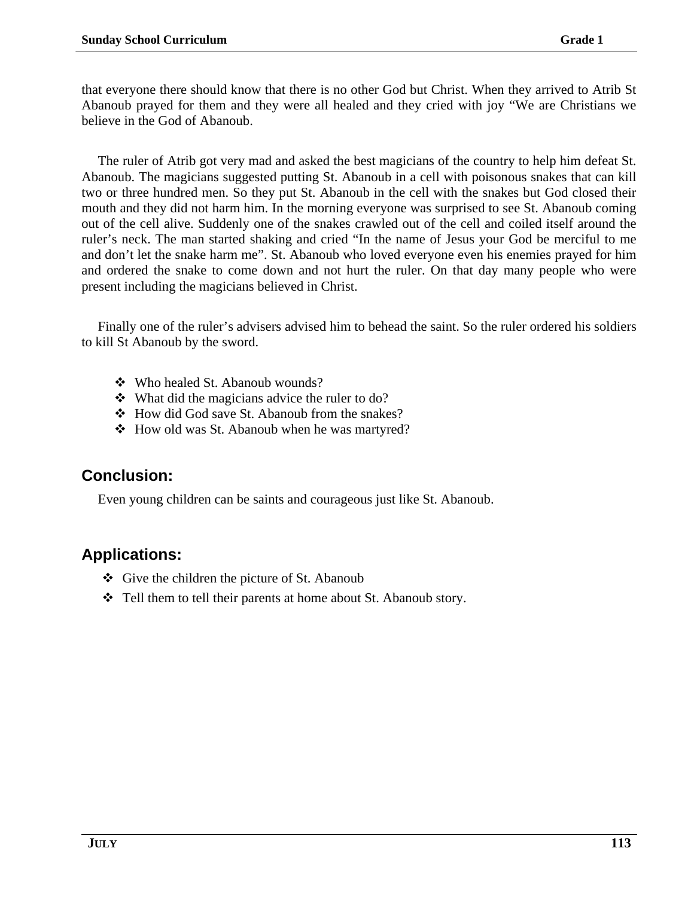that everyone there should know that there is no other God but Christ. When they arrived to Atrib St Abanoub prayed for them and they were all healed and they cried with joy “We are Christians we believe in the God of Abanoub.

The ruler of Atrib got very mad and asked the best magicians of the country to help him defeat St. Abanoub. The magicians suggested putting St. Abanoub in a cell with poisonous snakes that can kill two or three hundred men. So they put St. Abanoub in the cell with the snakes but God closed their mouth and they did not harm him. In the morning everyone was surprised to see St. Abanoub coming out of the cell alive. Suddenly one of the snakes crawled out of the cell and coiled itself around the ruler’s neck. The man started shaking and cried “In the name of Jesus your God be merciful to me and don’t let the snake harm me”. St. Abanoub who loved everyone even his enemies prayed for him and ordered the snake to come down and not hurt the ruler. On that day many people who were present including the magicians believed in Christ.

Finally one of the ruler’s advisers advised him to behead the saint. So the ruler ordered his soldiers to kill St Abanoub by the sword.

- Who healed St. Abanoub wounds?
- What did the magicians advice the ruler to do?
- How did God save St. Abanoub from the snakes?
- How old was St. Abanoub when he was martyred?

## Conclusion:

Even young children can be saints and courageous just like St. Abanoub.

## Applications:

- Give the children the picture of St. Abanoub
- Tell them to tell their parents at home about St. Abanoub story.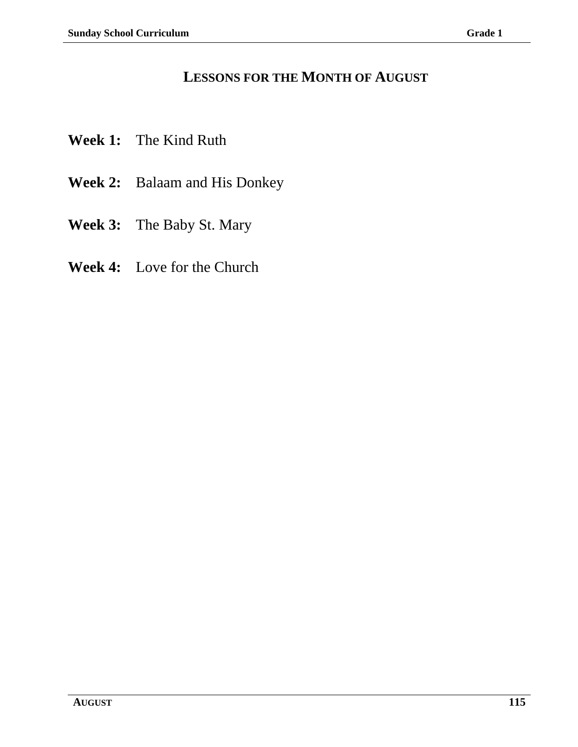# Lessons for the Month of August

**Week 1:** The Kind Ruth

**Week 2:** Balaam and His Donkey

**Week 3:** The Baby St. Mary

**Week 4:** Love for the Church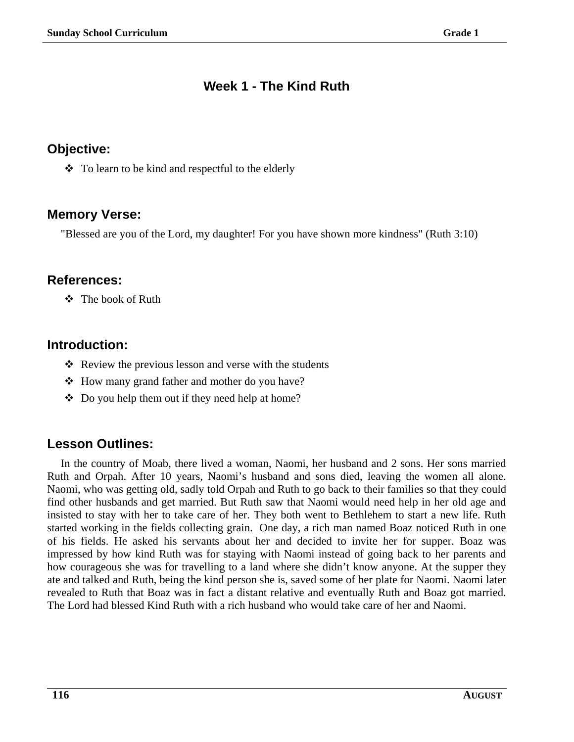# Week 1 - The Kind Ruth

## Objective:

- To learn to be kind and respectful to the elderly

## Memory Verse:

"Blessed are you of the Lord, my daughter! For you have shown more kindness" (Ruth 3:10)

## References:

- The book of Ruth

## Introduction:

- Review the previous lesson and verse with the students
- How many grand father and mother do you have?
- Do you help them out if they need help at home?

## Lesson Outlines:

In the country of Moab, there lived a woman, Naomi, her husband and 2 sons. Her sons married Ruth and Orpah. After 10 years, Naomi's husband and sons died, leaving the women all alone. Naomi, who was getting old, sadly told Orpah and Ruth to go back to their families so that they could find other husbands and get married. But Ruth saw that Naomi would need help in her old age and insisted to stay with her to take care of her. They both went to Bethlehem to start a new life. Ruth started working in the fields collecting grain. One day, a rich man named Boaz noticed Ruth in one of his fields. He asked his servants about her and decided to invite her for supper. Boaz was impressed by how kind Ruth was for staying with Naomi instead of going back to her parents and how courageous she was for travelling to a land where she didn't know anyone. At the supper they ate and talked and Ruth, being the kind person she is, saved some of her plate for Naomi. Naomi later revealed to Ruth that Boaz was in fact a distant relative and eventually Ruth and Boaz got married. The Lord had blessed Kind Ruth with a rich husband who would take care of her and Naomi.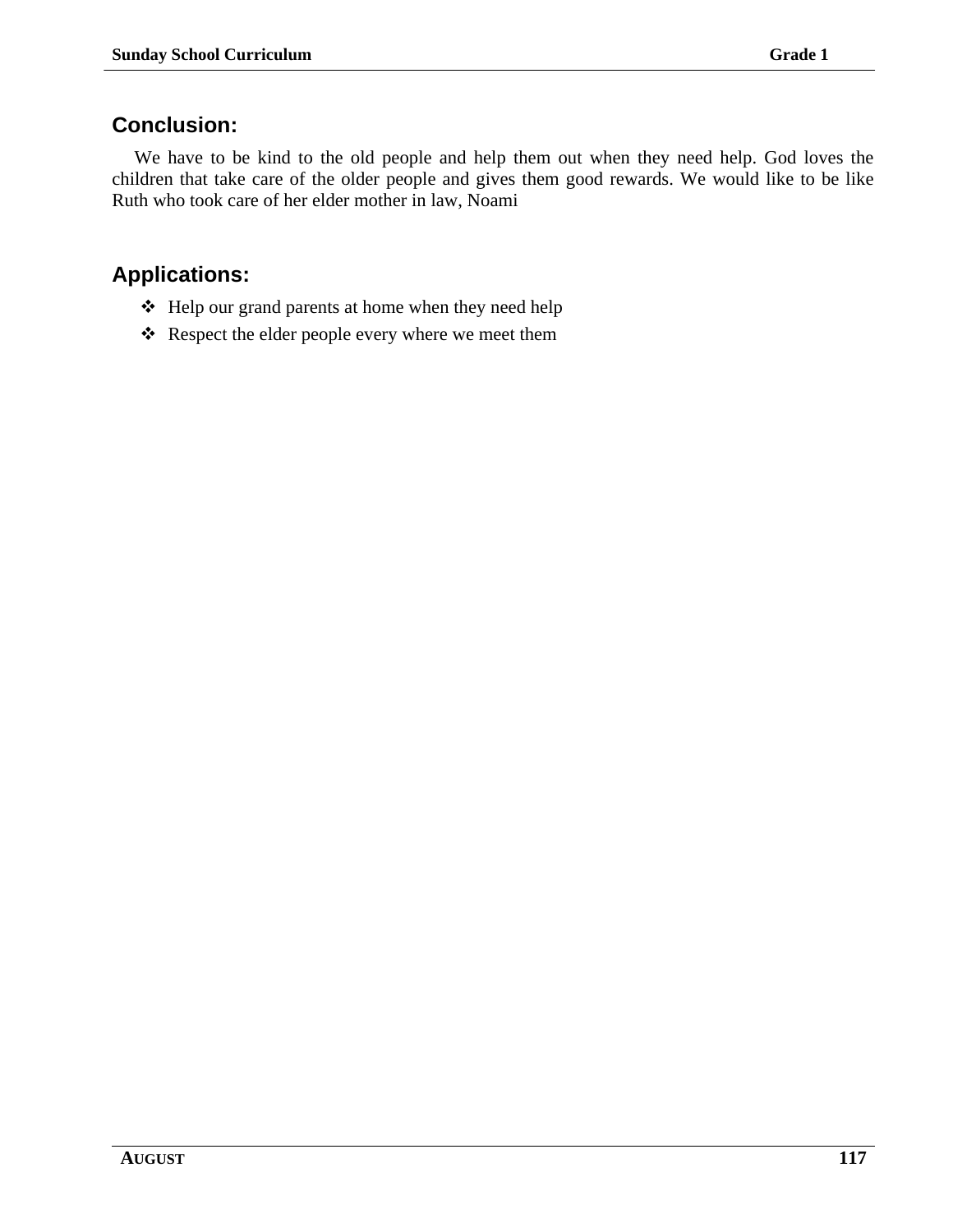## Conclusion:

We have to be kind to the old people and help them out when they need help. God loves the children that take care of the older people and gives them good rewards. We would like to be like Ruth who took care of her elder mother in law, Noami

## Applications:

- Help our grand parents at home when they need help
- Respect the elder people every where we meet them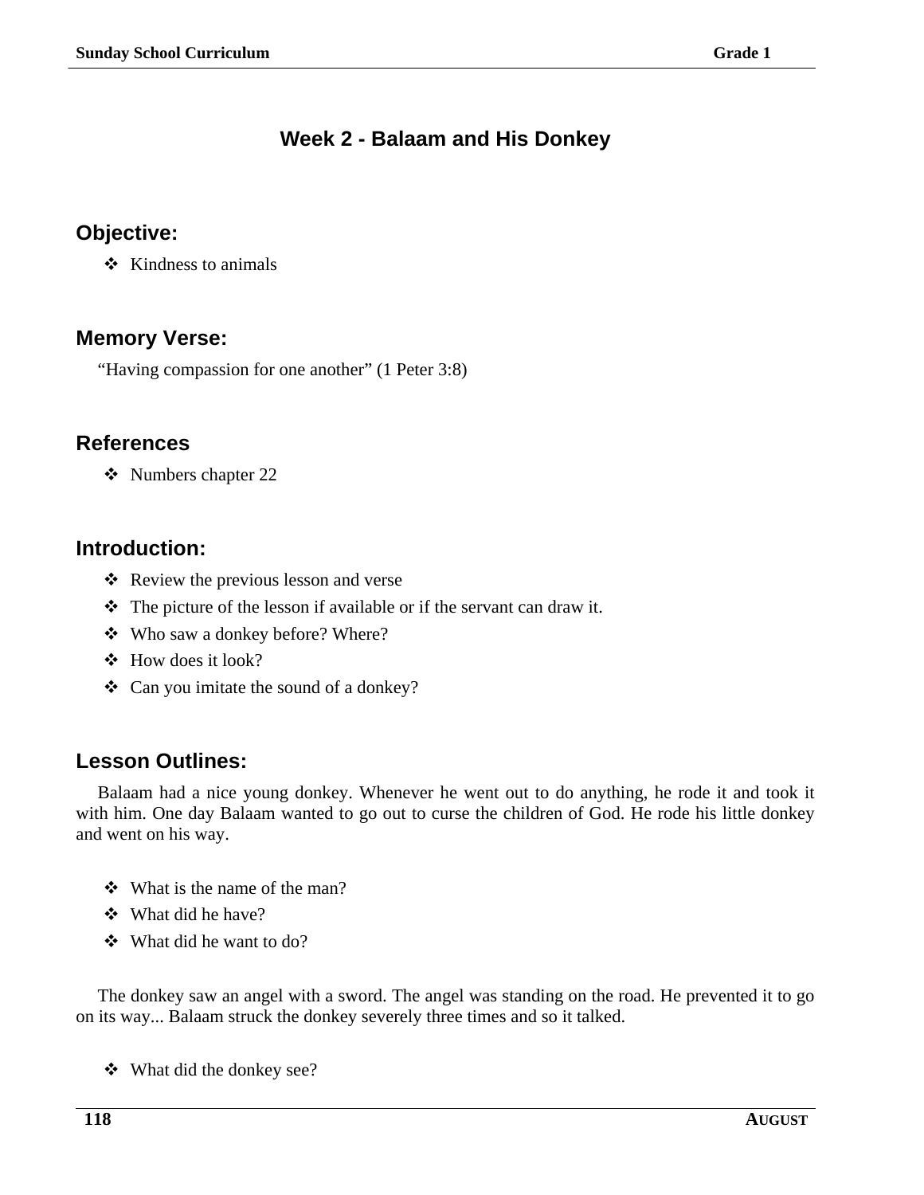# Week 2 - Balaam and His Donkey

## Objective:

- Kindness to animals

## Memory Verse:

"Having compassion for one another" (1 Peter 3:8)

## References

- Numbers chapter 22

## Introduction:

- Review the previous lesson and verse
- The picture of the lesson if available or if the servant can draw it.
- Who saw a donkey before? Where?
- How does it look?
- Can you imitate the sound of a donkey?

## Lesson Outlines:

Balaam had a nice young donkey. Whenever he went out to do anything, he rode it and took it with him. One day Balaam wanted to go out to curse the children of God. He rode his little donkey and went on his way.

- What is the name of the man?
- What did he have?
- What did he want to do?

The donkey saw an angel with a sword. The angel was standing on the road. He prevented it to go on its way... Balaam struck the donkey severely three times and so it talked.

- What did the donkey see?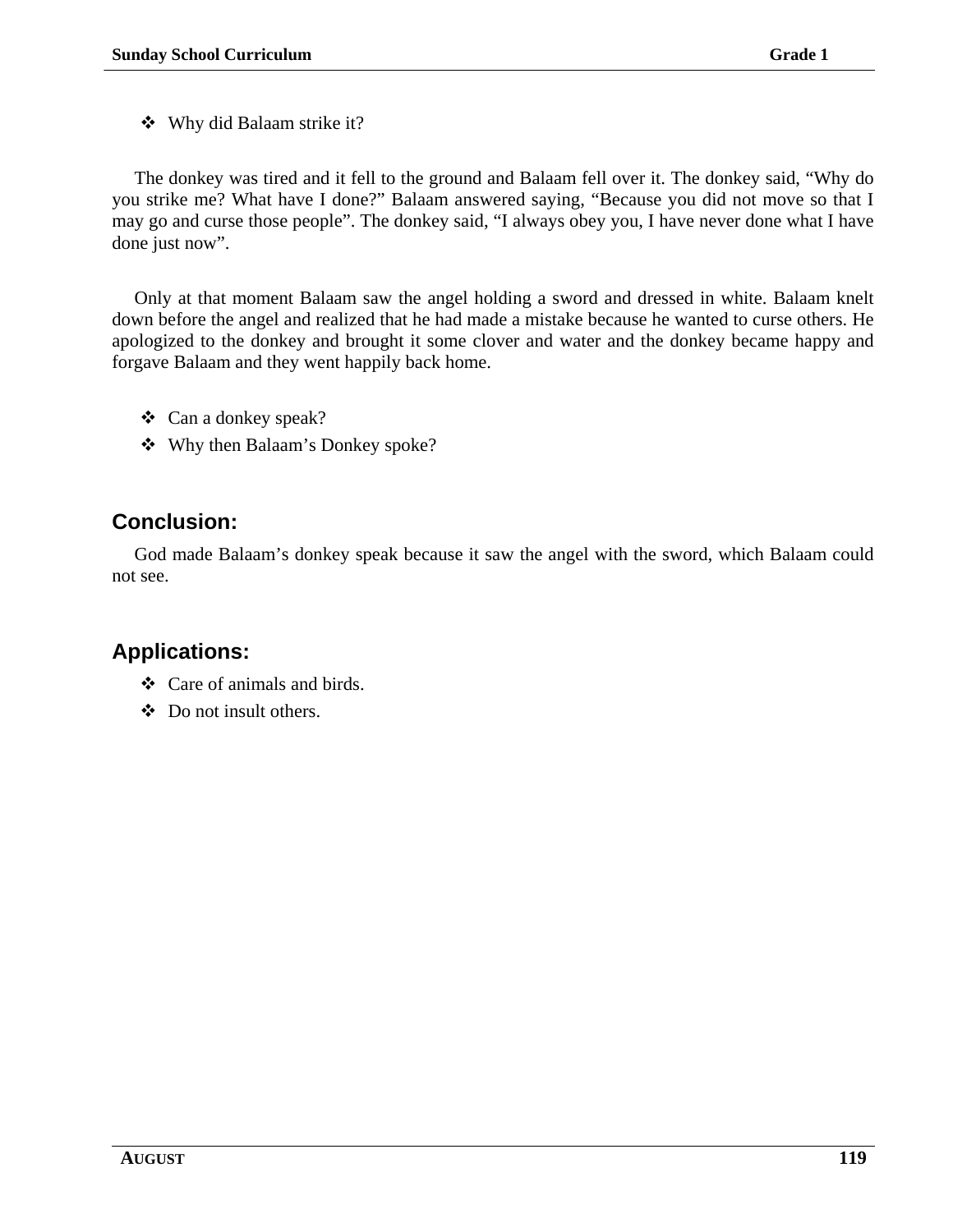- Why did Balaam strike it?

The donkey was tired and it fell to the ground and Balaam fell over it. The donkey said, “Why do you strike me? What have I done?” Balaam answered saying, “Because you did not move so that I may go and curse those people”. The donkey said, “I always obey you, I have never done what I have done just now”.

Only at that moment Balaam saw the angel holding a sword and dressed in white. Balaam knelt down before the angel and realized that he had made a mistake because he wanted to curse others. He apologized to the donkey and brought it some clover and water and the donkey became happy and forgave Balaam and they went happily back home.

- Can a donkey speak?
- Why then Balaam’s Donkey spoke?

## Conclusion:

God made Balaam’s donkey speak because it saw the angel with the sword, which Balaam could not see.

## Applications:

- Care of animals and birds.
- Do not insult others.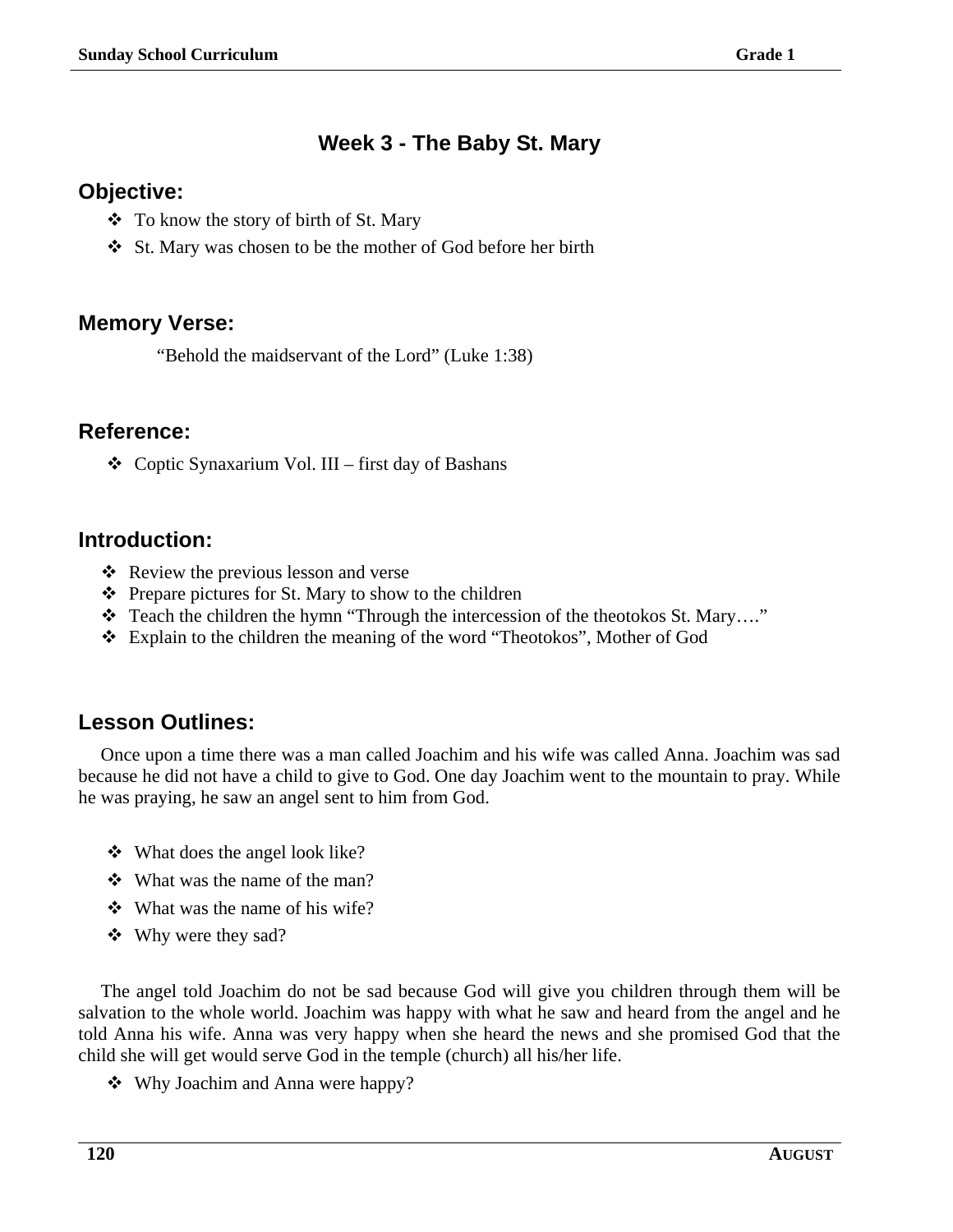# Week 3 - The Baby St. Mary

## Objective:

- To know the story of birth of St. Mary
- St. Mary was chosen to be the mother of God before her birth

## Memory Verse:

"Behold the maidservant of the Lord" (Luke 1:38)

## Reference:

- Coptic Synaxarium Vol. III – first day of Bashans

## Introduction:

- Review the previous lesson and verse
- Prepare pictures for St. Mary to show to the children
- Teach the children the hymn "Through the intercession of the theotokos St. Mary…."
- Explain to the children the meaning of the word "Theotokos", Mother of God

## Lesson Outlines:

Once upon a time there was a man called Joachim and his wife was called Anna. Joachim was sad because he did not have a child to give to God. One day Joachim went to the mountain to pray. While he was praying, he saw an angel sent to him from God.

- What does the angel look like?
- What was the name of the man?
- What was the name of his wife?
- Why were they sad?

The angel told Joachim do not be sad because God will give you children through them will be salvation to the whole world. Joachim was happy with what he saw and heard from the angel and he told Anna his wife. Anna was very happy when she heard the news and she promised God that the child she will get would serve God in the temple (church) all his/her life.

- Why Joachim and Anna were happy?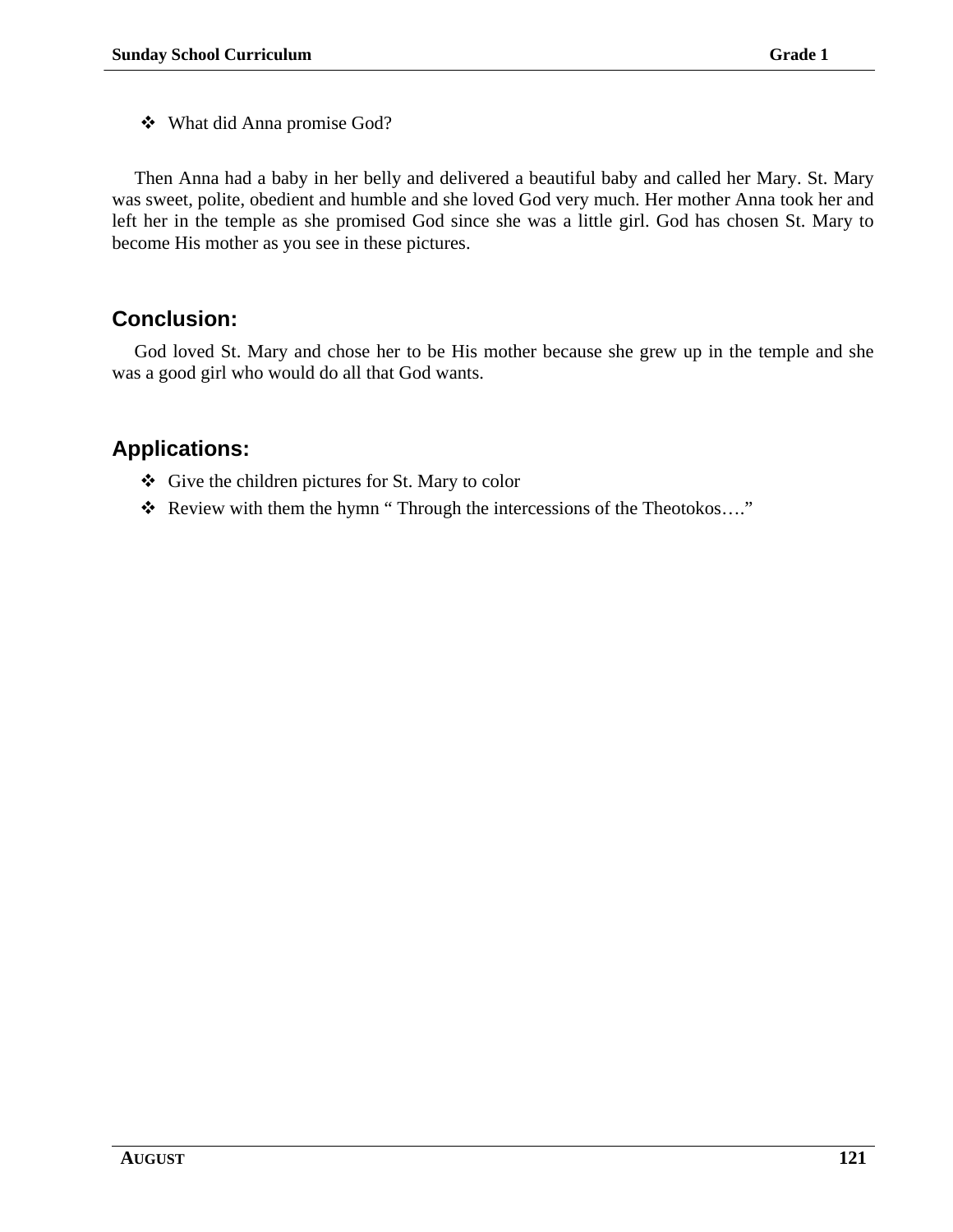- What did Anna promise God?

Then Anna had a baby in her belly and delivered a beautiful baby and called her Mary. St. Mary was sweet, polite, obedient and humble and she loved God very much. Her mother Anna took her and left her in the temple as she promised God since she was a little girl. God has chosen St. Mary to become His mother as you see in these pictures.

## Conclusion:

God loved St. Mary and chose her to be His mother because she grew up in the temple and she was a good girl who would do all that God wants.

## Applications:

- Give the children pictures for St. Mary to color
- Review with them the hymn " Through the intercessions of the Theotokos…."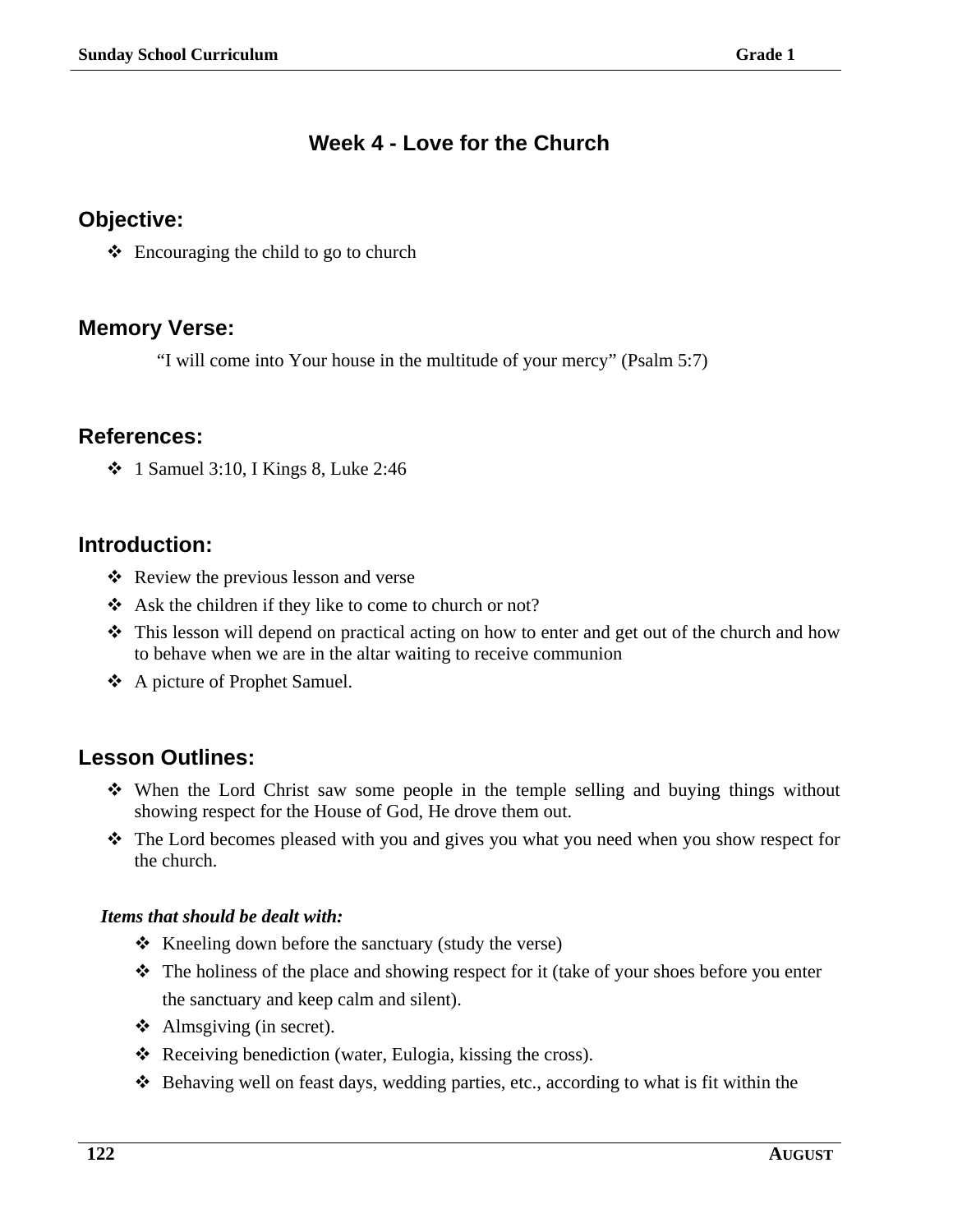# Week 4 - Love for the Church

## Objective:

- Encouraging the child to go to church

## Memory Verse:

"I will come into Your house in the multitude of your mercy" (Psalm 5:7)

## References:

- 1 Samuel 3:10, I Kings 8, Luke 2:46

## Introduction:

- Review the previous lesson and verse
- Ask the children if they like to come to church or not?
- This lesson will depend on practical acting on how to enter and get out of the church and how to behave when we are in the altar waiting to receive communion
- A picture of Prophet Samuel.

## Lesson Outlines:

- When the Lord Christ saw some people in the temple selling and buying things without showing respect for the House of God, He drove them out.
- The Lord becomes pleased with you and gives you what you need when you show respect for the church.

***Items that should be dealt with:***

- Kneeling down before the sanctuary (study the verse)
- The holiness of the place and showing respect for it (take of your shoes before you enter the sanctuary and keep calm and silent).
- Almsgiving (in secret).
- Receiving benediction (water, Eulogia, kissing the cross).
- Behaving well on feast days, wedding parties, etc., according to what is fit within the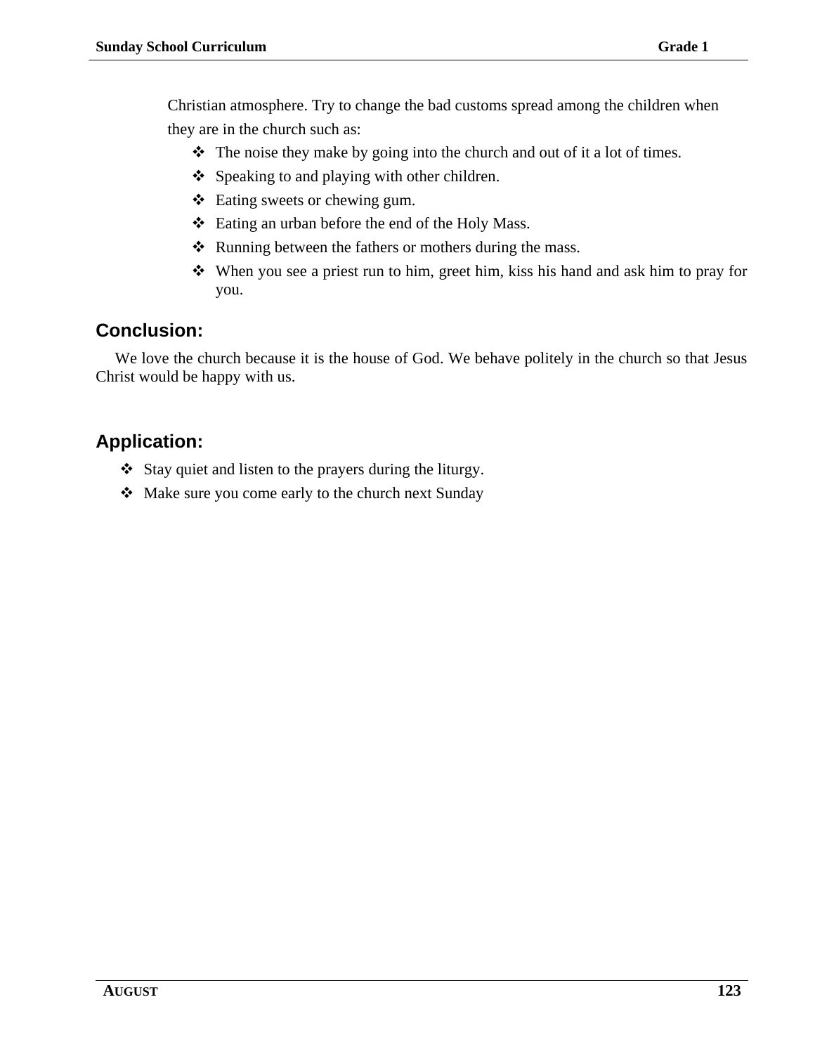Christian atmosphere. Try to change the bad customs spread among the children when they are in the church such as:

- The noise they make by going into the church and out of it a lot of times.
- Speaking to and playing with other children.
- Eating sweets or chewing gum.
- Eating an urban before the end of the Holy Mass.
- Running between the fathers or mothers during the mass.
- When you see a priest run to him, greet him, kiss his hand and ask him to pray for you.

## Conclusion:

We love the church because it is the house of God. We behave politely in the church so that Jesus Christ would be happy with us.

## Application:

- Stay quiet and listen to the prayers during the liturgy.
- Make sure you come early to the church next Sunday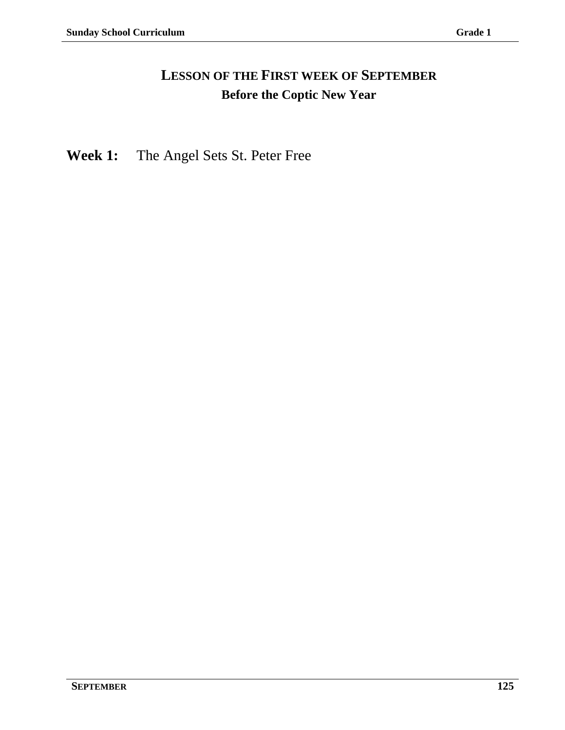# Lesson of the First week of September

## Before the Coptic New Year

**Week 1:** The Angel Sets St. Peter Free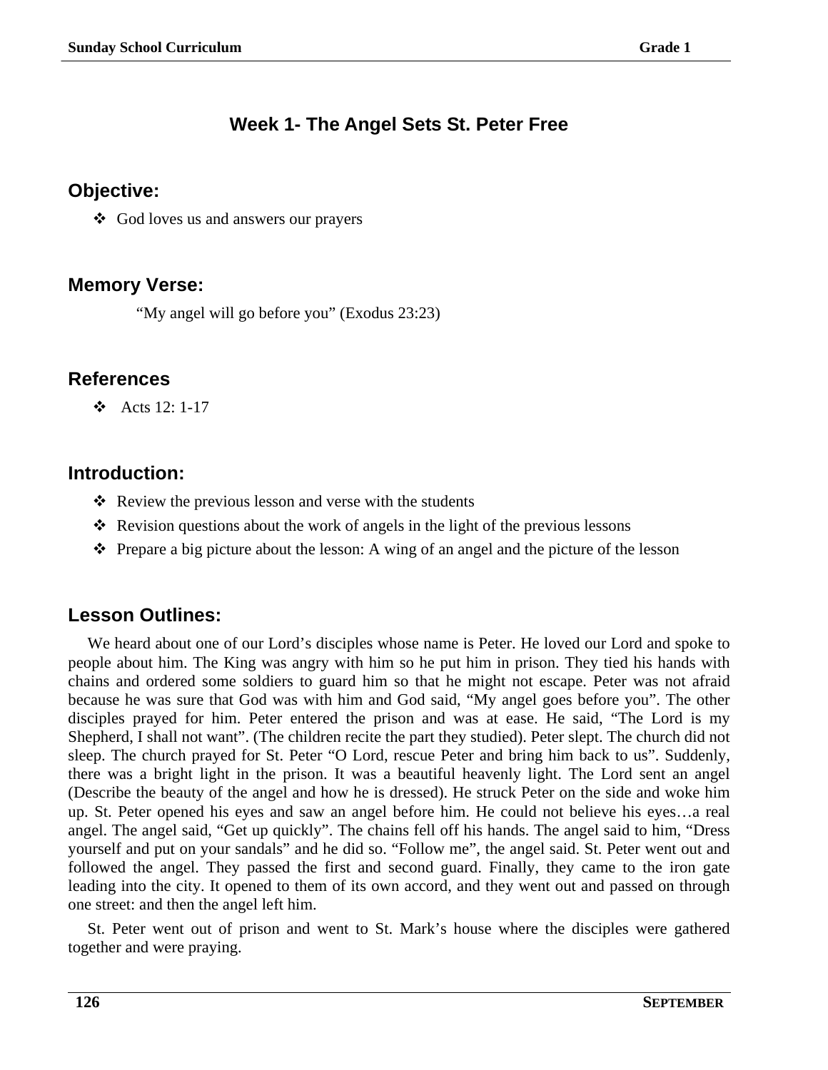## Week 1- The Angel Sets St. Peter Free

### Objective:

- God loves us and answers our prayers

### Memory Verse:

"My angel will go before you" (Exodus 23:23)

### References

- Acts 12: 1-17

### Introduction:

- Review the previous lesson and verse with the students
- Revision questions about the work of angels in the light of the previous lessons
- Prepare a big picture about the lesson: A wing of an angel and the picture of the lesson

### Lesson Outlines:

We heard about one of our Lord's disciples whose name is Peter. He loved our Lord and spoke to people about him. The King was angry with him so he put him in prison. They tied his hands with chains and ordered some soldiers to guard him so that he might not escape. Peter was not afraid because he was sure that God was with him and God said, "My angel goes before you". The other disciples prayed for him. Peter entered the prison and was at ease. He said, "The Lord is my Shepherd, I shall not want". (The children recite the part they studied). Peter slept. The church did not sleep. The church prayed for St. Peter "O Lord, rescue Peter and bring him back to us". Suddenly, there was a bright light in the prison. It was a beautiful heavenly light. The Lord sent an angel (Describe the beauty of the angel and how he is dressed). He struck Peter on the side and woke him up. St. Peter opened his eyes and saw an angel before him. He could not believe his eyes…a real angel. The angel said, "Get up quickly". The chains fell off his hands. The angel said to him, "Dress yourself and put on your sandals" and he did so. "Follow me", the angel said. St. Peter went out and followed the angel. They passed the first and second guard. Finally, they came to the iron gate leading into the city. It opened to them of its own accord, and they went out and passed on through one street: and then the angel left him.

St. Peter went out of prison and went to St. Mark's house where the disciples were gathered together and were praying.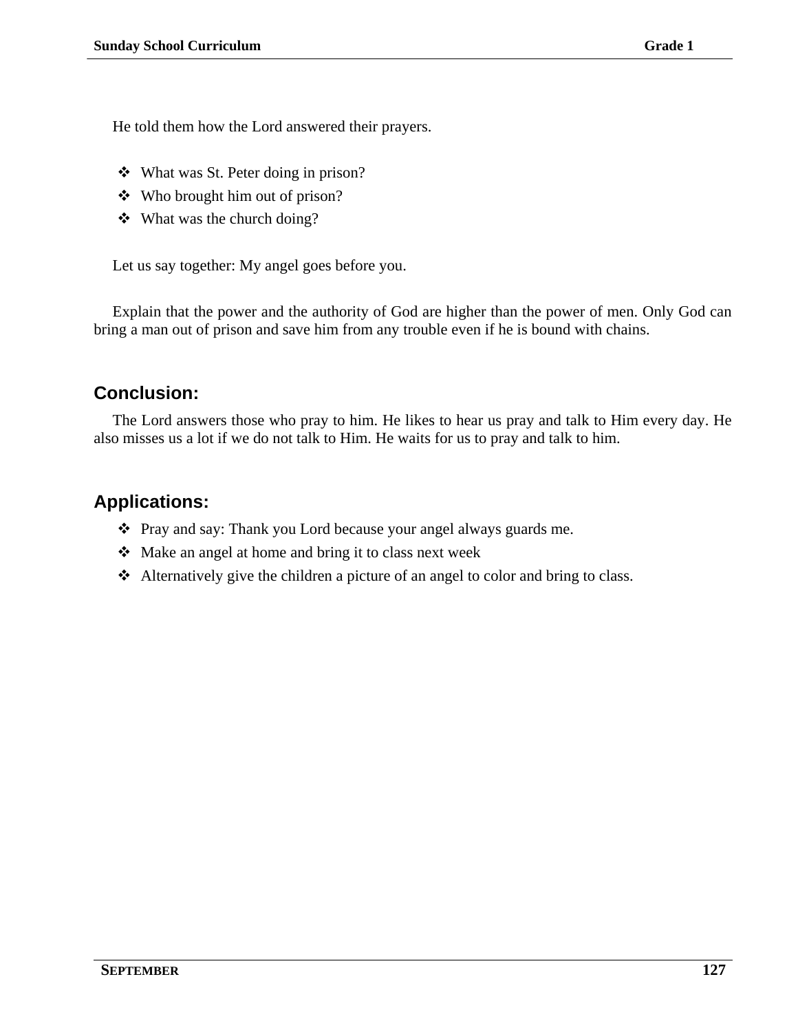He told them how the Lord answered their prayers.

- What was St. Peter doing in prison?
- Who brought him out of prison?
- What was the church doing?

Let us say together: My angel goes before you.

Explain that the power and the authority of God are higher than the power of men. Only God can bring a man out of prison and save him from any trouble even if he is bound with chains.

## Conclusion:

The Lord answers those who pray to him. He likes to hear us pray and talk to Him every day. He also misses us a lot if we do not talk to Him. He waits for us to pray and talk to him.

## Applications:

- Pray and say: Thank you Lord because your angel always guards me.
- Make an angel at home and bring it to class next week
- Alternatively give the children a picture of an angel to color and bring to class.